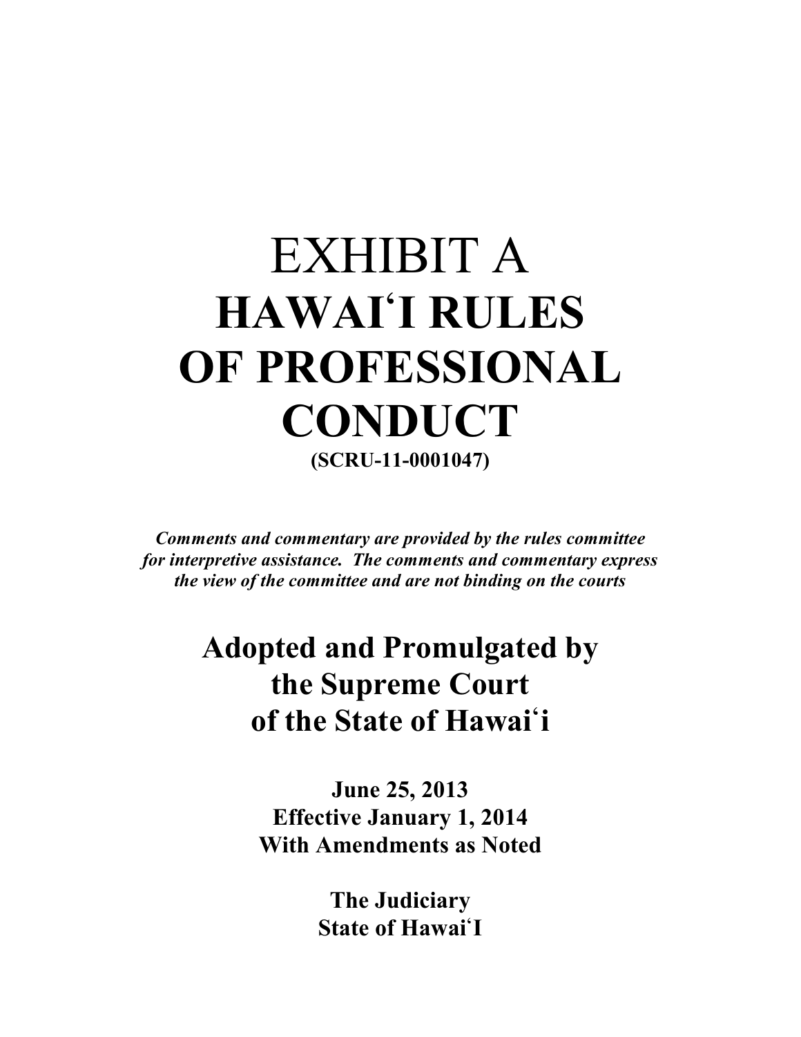# EXHIBIT A
# HAWAIʻI RULES OF PROFESSIONAL CONDUCT

**(SCRU-11-0001047)**

***Comments and commentary are provided by the rules committee for interpretive assistance. The comments and commentary express the view of the committee and are not binding on the courts***

## Adopted and Promulgated by the Supreme Court of the State of Hawaiʻi

**June 25, 2013**
**Effective January 1, 2014**
**With Amendments as Noted**

**The Judiciary**
**State of HawaiʻI**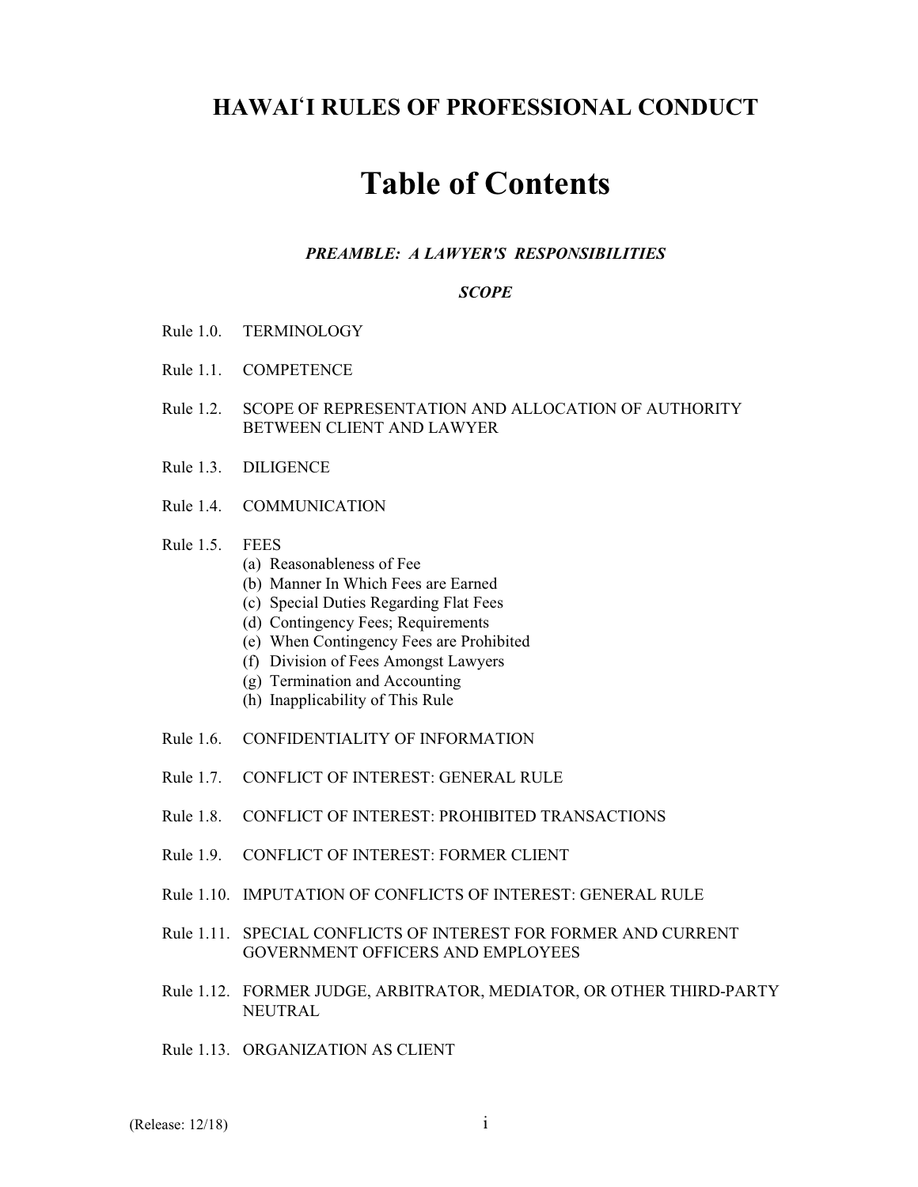# HAWAIʻI RULES OF PROFESSIONAL CONDUCT

## Table of Contents

***PREAMBLE: A LAWYER'S RESPONSIBILITIES***

***SCOPE***

Rule 1.0. TERMINOLOGY

Rule 1.1. COMPETENCE

Rule 1.2. SCOPE OF REPRESENTATION AND ALLOCATION OF AUTHORITY BETWEEN CLIENT AND LAWYER

Rule 1.3. DILIGENCE

Rule 1.4. COMMUNICATION

Rule 1.5. FEES
- (a) Reasonableness of Fee
- (b) Manner In Which Fees are Earned
- (c) Special Duties Regarding Flat Fees
- (d) Contingency Fees; Requirements
- (e) When Contingency Fees are Prohibited
- (f) Division of Fees Amongst Lawyers
- (g) Termination and Accounting
- (h) Inapplicability of This Rule

Rule 1.6. CONFIDENTIALITY OF INFORMATION

Rule 1.7. CONFLICT OF INTEREST: GENERAL RULE

Rule 1.8. CONFLICT OF INTEREST: PROHIBITED TRANSACTIONS

Rule 1.9. CONFLICT OF INTEREST: FORMER CLIENT

Rule 1.10. IMPUTATION OF CONFLICTS OF INTEREST: GENERAL RULE

Rule 1.11. SPECIAL CONFLICTS OF INTEREST FOR FORMER AND CURRENT GOVERNMENT OFFICERS AND EMPLOYEES

Rule 1.12. FORMER JUDGE, ARBITRATOR, MEDIATOR, OR OTHER THIRD-PARTY NEUTRAL

Rule 1.13. ORGANIZATION AS CLIENT

(Release: 12/18)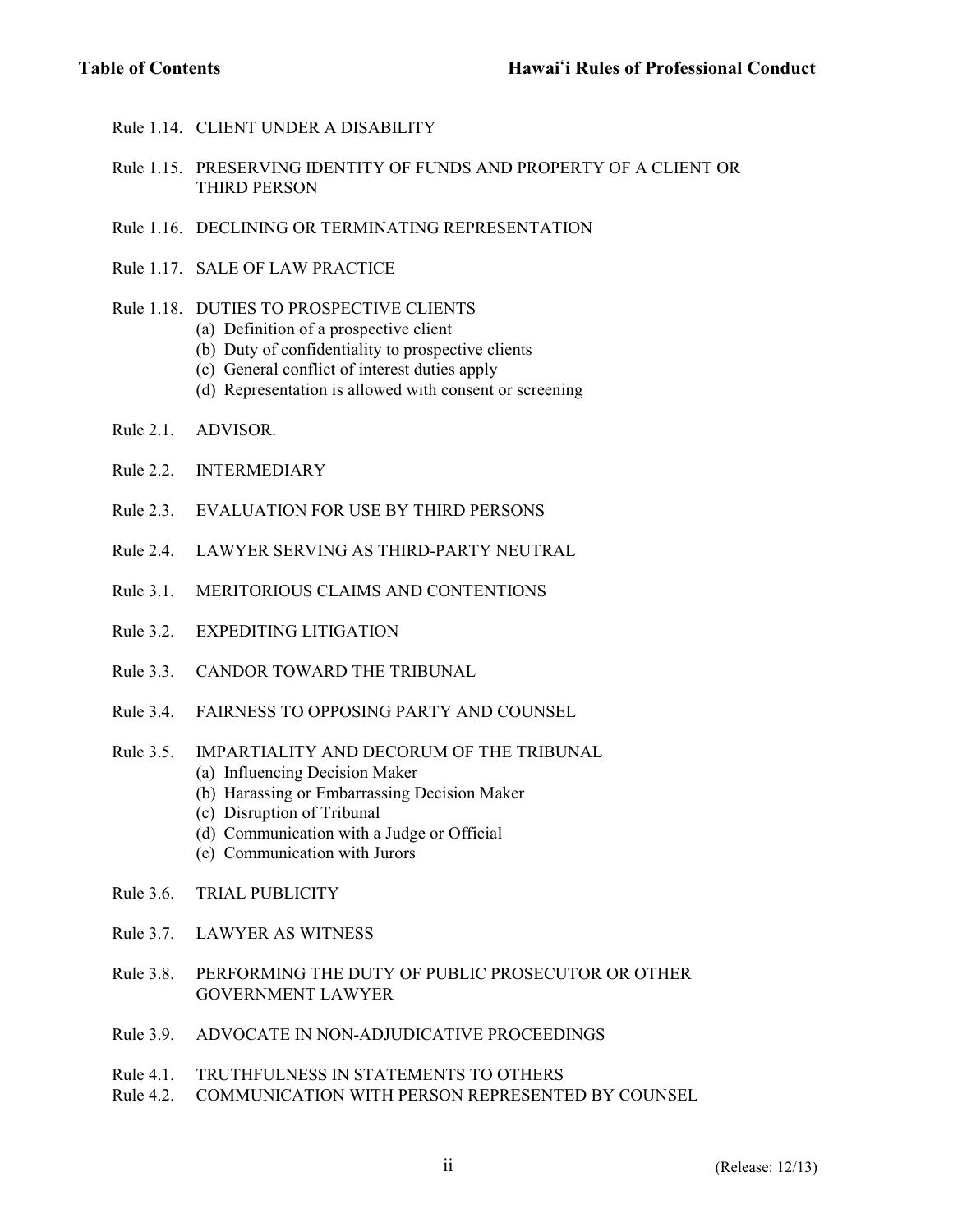Rule 1.14. CLIENT UNDER A DISABILITY

Rule 1.15. PRESERVING IDENTITY OF FUNDS AND PROPERTY OF A CLIENT OR THIRD PERSON

Rule 1.16. DECLINING OR TERMINATING REPRESENTATION

Rule 1.17. SALE OF LAW PRACTICE

Rule 1.18. DUTIES TO PROSPECTIVE CLIENTS
- (a) Definition of a prospective client
- (b) Duty of confidentiality to prospective clients
- (c) General conflict of interest duties apply
- (d) Representation is allowed with consent or screening

Rule 2.1. ADVISOR.

Rule 2.2. INTERMEDIARY

Rule 2.3. EVALUATION FOR USE BY THIRD PERSONS

Rule 2.4. LAWYER SERVING AS THIRD-PARTY NEUTRAL

Rule 3.1. MERITORIOUS CLAIMS AND CONTENTIONS

Rule 3.2. EXPEDITING LITIGATION

Rule 3.3. CANDOR TOWARD THE TRIBUNAL

Rule 3.4. FAIRNESS TO OPPOSING PARTY AND COUNSEL

Rule 3.5. IMPARTIALITY AND DECORUM OF THE TRIBUNAL
- (a) Influencing Decision Maker
- (b) Harassing or Embarrassing Decision Maker
- (c) Disruption of Tribunal
- (d) Communication with a Judge or Official
- (e) Communication with Jurors

Rule 3.6. TRIAL PUBLICITY

Rule 3.7. LAWYER AS WITNESS

Rule 3.8. PERFORMING THE DUTY OF PUBLIC PROSECUTOR OR OTHER GOVERNMENT LAWYER

Rule 3.9. ADVOCATE IN NON-ADJUDICATIVE PROCEEDINGS

Rule 4.1. TRUTHFULNESS IN STATEMENTS TO OTHERS

Rule 4.2. COMMUNICATION WITH PERSON REPRESENTED BY COUNSEL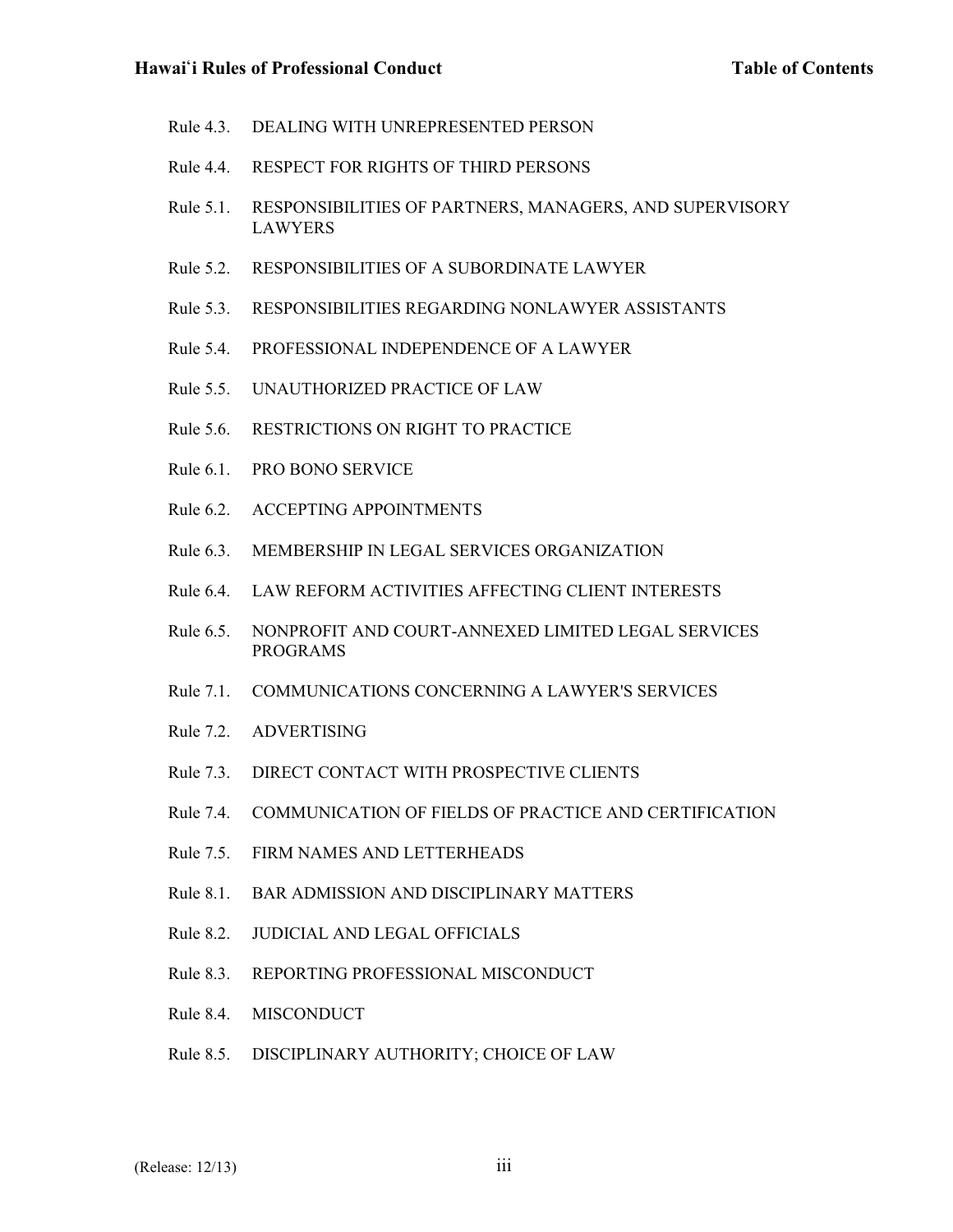Rule 4.3. DEALING WITH UNREPRESENTED PERSON

Rule 4.4. RESPECT FOR RIGHTS OF THIRD PERSONS

Rule 5.1. RESPONSIBILITIES OF PARTNERS, MANAGERS, AND SUPERVISORY LAWYERS

Rule 5.2. RESPONSIBILITIES OF A SUBORDINATE LAWYER

Rule 5.3. RESPONSIBILITIES REGARDING NONLAWYER ASSISTANTS

Rule 5.4. PROFESSIONAL INDEPENDENCE OF A LAWYER

Rule 5.5. UNAUTHORIZED PRACTICE OF LAW

Rule 5.6. RESTRICTIONS ON RIGHT TO PRACTICE

Rule 6.1. PRO BONO SERVICE

Rule 6.2. ACCEPTING APPOINTMENTS

Rule 6.3. MEMBERSHIP IN LEGAL SERVICES ORGANIZATION

Rule 6.4. LAW REFORM ACTIVITIES AFFECTING CLIENT INTERESTS

Rule 6.5. NONPROFIT AND COURT-ANNEXED LIMITED LEGAL SERVICES PROGRAMS

Rule 7.1. COMMUNICATIONS CONCERNING A LAWYER'S SERVICES

Rule 7.2. ADVERTISING

Rule 7.3. DIRECT CONTACT WITH PROSPECTIVE CLIENTS

Rule 7.4. COMMUNICATION OF FIELDS OF PRACTICE AND CERTIFICATION

Rule 7.5. FIRM NAMES AND LETTERHEADS

Rule 8.1. BAR ADMISSION AND DISCIPLINARY MATTERS

Rule 8.2. JUDICIAL AND LEGAL OFFICIALS

Rule 8.3. REPORTING PROFESSIONAL MISCONDUCT

Rule 8.4. MISCONDUCT

Rule 8.5. DISCIPLINARY AUTHORITY; CHOICE OF LAW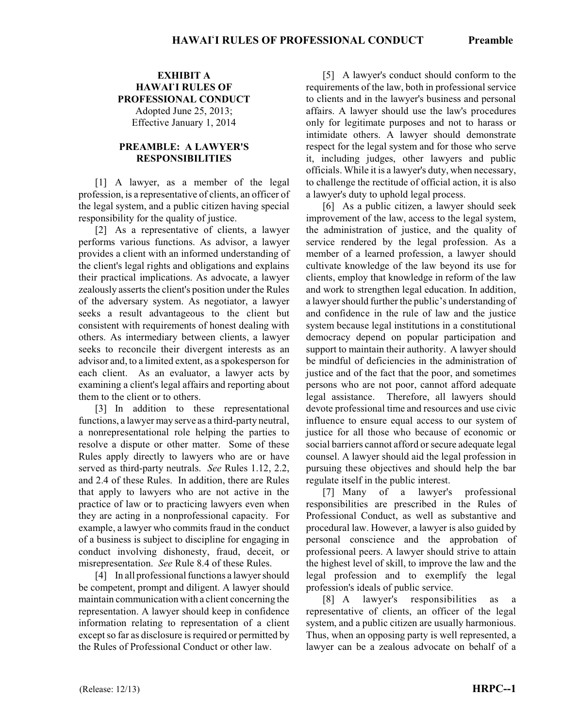**EXHIBIT A**
**HAWAIʻI RULES OF PROFESSIONAL CONDUCT**
Adopted June 25, 2013;
Effective January 1, 2014

## PREAMBLE: A LAWYER'S RESPONSIBILITIES

[1] A lawyer, as a member of the legal profession, is a representative of clients, an officer of the legal system, and a public citizen having special responsibility for the quality of justice.

[2] As a representative of clients, a lawyer performs various functions. As advisor, a lawyer provides a client with an informed understanding of the client's legal rights and obligations and explains their practical implications. As advocate, a lawyer zealously asserts the client's position under the Rules of the adversary system. As negotiator, a lawyer seeks a result advantageous to the client but consistent with requirements of honest dealing with others. As intermediary between clients, a lawyer seeks to reconcile their divergent interests as an advisor and, to a limited extent, as a spokesperson for each client. As an evaluator, a lawyer acts by examining a client's legal affairs and reporting about them to the client or to others.

[3] In addition to these representational functions, a lawyer may serve as a third-party neutral, a nonrepresentational role helping the parties to resolve a dispute or other matter. Some of these Rules apply directly to lawyers who are or have served as third-party neutrals. *See* Rules 1.12, 2.2, and 2.4 of these Rules. In addition, there are Rules that apply to lawyers who are not active in the practice of law or to practicing lawyers even when they are acting in a nonprofessional capacity. For example, a lawyer who commits fraud in the conduct of a business is subject to discipline for engaging in conduct involving dishonesty, fraud, deceit, or misrepresentation. *See* Rule 8.4 of these Rules.

[4] In all professional functions a lawyer should be competent, prompt and diligent. A lawyer should maintain communication with a client concerning the representation. A lawyer should keep in confidence information relating to representation of a client except so far as disclosure is required or permitted by the Rules of Professional Conduct or other law.

[5] A lawyer's conduct should conform to the requirements of the law, both in professional service to clients and in the lawyer's business and personal affairs. A lawyer should use the law's procedures only for legitimate purposes and not to harass or intimidate others. A lawyer should demonstrate respect for the legal system and for those who serve it, including judges, other lawyers and public officials. While it is a lawyer's duty, when necessary, to challenge the rectitude of official action, it is also a lawyer's duty to uphold legal process.

[6] As a public citizen, a lawyer should seek improvement of the law, access to the legal system, the administration of justice, and the quality of service rendered by the legal profession. As a member of a learned profession, a lawyer should cultivate knowledge of the law beyond its use for clients, employ that knowledge in reform of the law and work to strengthen legal education. In addition, a lawyer should further the public's understanding of and confidence in the rule of law and the justice system because legal institutions in a constitutional democracy depend on popular participation and support to maintain their authority. A lawyer should be mindful of deficiencies in the administration of justice and of the fact that the poor, and sometimes persons who are not poor, cannot afford adequate legal assistance. Therefore, all lawyers should devote professional time and resources and use civic influence to ensure equal access to our system of justice for all those who because of economic or social barriers cannot afford or secure adequate legal counsel. A lawyer should aid the legal profession in pursuing these objectives and should help the bar regulate itself in the public interest.

[7] Many of a lawyer's professional responsibilities are prescribed in the Rules of Professional Conduct, as well as substantive and procedural law. However, a lawyer is also guided by personal conscience and the approbation of professional peers. A lawyer should strive to attain the highest level of skill, to improve the law and the legal profession and to exemplify the legal profession's ideals of public service.

[8] A lawyer's responsibilities as a representative of clients, an officer of the legal system, and a public citizen are usually harmonious. Thus, when an opposing party is well represented, a lawyer can be a zealous advocate on behalf of a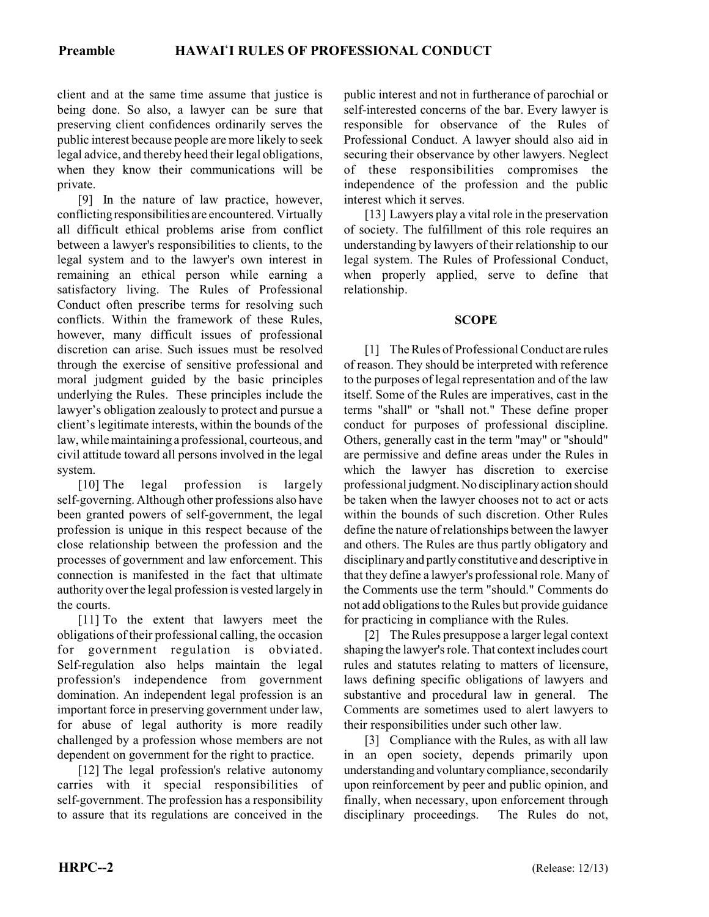client and at the same time assume that justice is being done. So also, a lawyer can be sure that preserving client confidences ordinarily serves the public interest because people are more likely to seek legal advice, and thereby heed their legal obligations, when they know their communications will be private.

[9] In the nature of law practice, however, conflicting responsibilities are encountered. Virtually all difficult ethical problems arise from conflict between a lawyer's responsibilities to clients, to the legal system and to the lawyer's own interest in remaining an ethical person while earning a satisfactory living. The Rules of Professional Conduct often prescribe terms for resolving such conflicts. Within the framework of these Rules, however, many difficult issues of professional discretion can arise. Such issues must be resolved through the exercise of sensitive professional and moral judgment guided by the basic principles underlying the Rules. These principles include the lawyer's obligation zealously to protect and pursue a client's legitimate interests, within the bounds of the law, while maintaining a professional, courteous, and civil attitude toward all persons involved in the legal system.

[10] The legal profession is largely self-governing. Although other professions also have been granted powers of self-government, the legal profession is unique in this respect because of the close relationship between the profession and the processes of government and law enforcement. This connection is manifested in the fact that ultimate authority over the legal profession is vested largely in the courts.

[11] To the extent that lawyers meet the obligations of their professional calling, the occasion for government regulation is obviated. Self-regulation also helps maintain the legal profession's independence from government domination. An independent legal profession is an important force in preserving government under law, for abuse of legal authority is more readily challenged by a profession whose members are not dependent on government for the right to practice.

[12] The legal profession's relative autonomy carries with it special responsibilities of self-government. The profession has a responsibility to assure that its regulations are conceived in the public interest and not in furtherance of parochial or self-interested concerns of the bar. Every lawyer is responsible for observance of the Rules of Professional Conduct. A lawyer should also aid in securing their observance by other lawyers. Neglect of these responsibilities compromises the independence of the profession and the public interest which it serves.

[13] Lawyers play a vital role in the preservation of society. The fulfillment of this role requires an understanding by lawyers of their relationship to our legal system. The Rules of Professional Conduct, when properly applied, serve to define that relationship.

## SCOPE

[1] The Rules of Professional Conduct are rules of reason. They should be interpreted with reference to the purposes of legal representation and of the law itself. Some of the Rules are imperatives, cast in the terms "shall" or "shall not." These define proper conduct for purposes of professional discipline. Others, generally cast in the term "may" or "should" are permissive and define areas under the Rules in which the lawyer has discretion to exercise professional judgment. No disciplinary action should be taken when the lawyer chooses not to act or acts within the bounds of such discretion. Other Rules define the nature of relationships between the lawyer and others. The Rules are thus partly obligatory and disciplinary and partly constitutive and descriptive in that they define a lawyer's professional role. Many of the Comments use the term "should." Comments do not add obligations to the Rules but provide guidance for practicing in compliance with the Rules.

[2] The Rules presuppose a larger legal context shaping the lawyer's role. That context includes court rules and statutes relating to matters of licensure, laws defining specific obligations of lawyers and substantive and procedural law in general. The Comments are sometimes used to alert lawyers to their responsibilities under such other law.

[3] Compliance with the Rules, as with all law in an open society, depends primarily upon understanding and voluntary compliance, secondarily upon reinforcement by peer and public opinion, and finally, when necessary, upon enforcement through disciplinary proceedings. The Rules do not,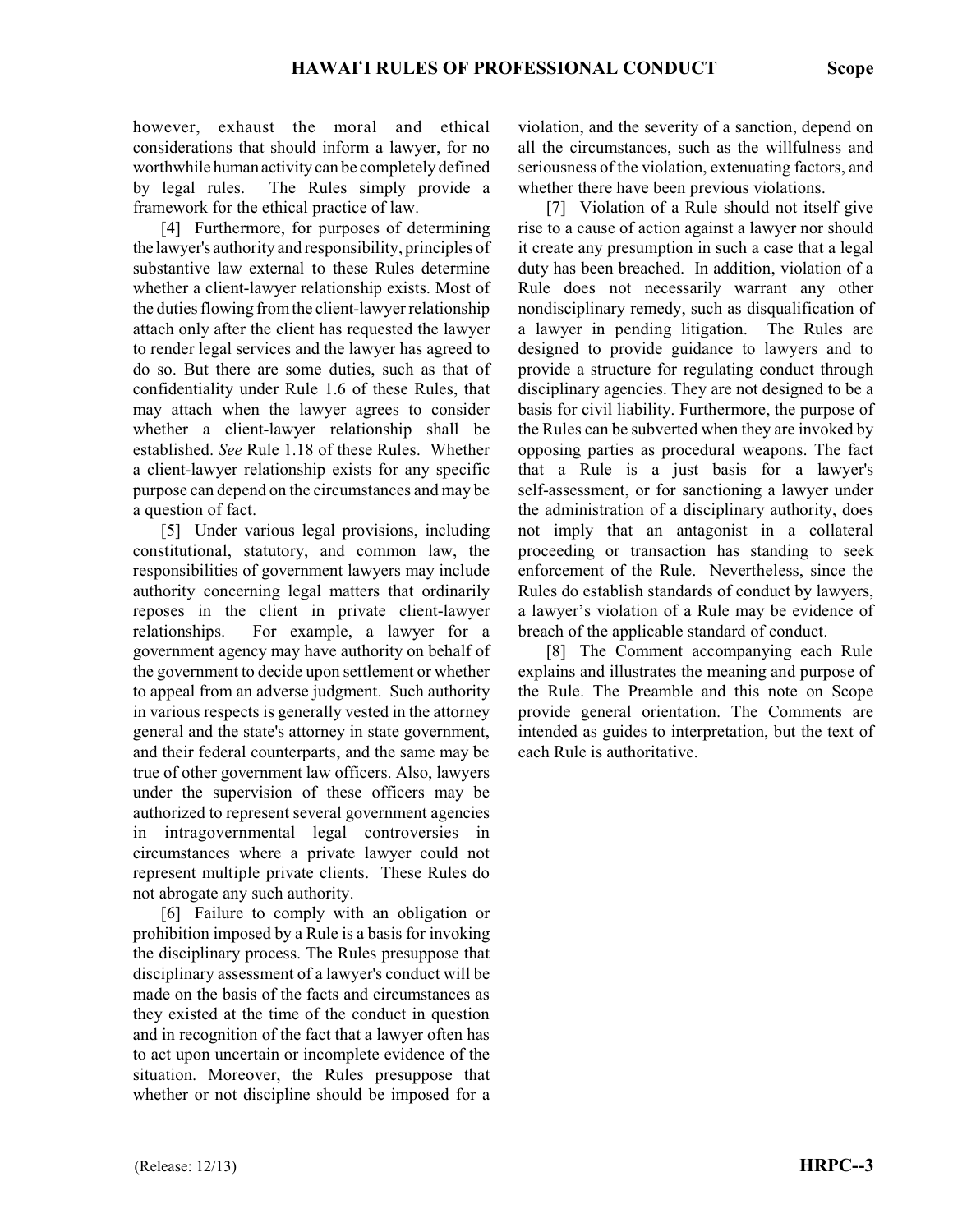however, exhaust the moral and ethical considerations that should inform a lawyer, for no worthwhile human activity can be completely defined by legal rules. The Rules simply provide a framework for the ethical practice of law.

[4] Furthermore, for purposes of determining the lawyer's authority and responsibility, principles of substantive law external to these Rules determine whether a client-lawyer relationship exists. Most of the duties flowing from the client-lawyer relationship attach only after the client has requested the lawyer to render legal services and the lawyer has agreed to do so. But there are some duties, such as that of confidentiality under Rule 1.6 of these Rules, that may attach when the lawyer agrees to consider whether a client-lawyer relationship shall be established. *See* Rule 1.18 of these Rules. Whether a client-lawyer relationship exists for any specific purpose can depend on the circumstances and may be a question of fact.

[5] Under various legal provisions, including constitutional, statutory, and common law, the responsibilities of government lawyers may include authority concerning legal matters that ordinarily reposes in the client in private client-lawyer relationships. For example, a lawyer for a government agency may have authority on behalf of the government to decide upon settlement or whether to appeal from an adverse judgment. Such authority in various respects is generally vested in the attorney general and the state's attorney in state government, and their federal counterparts, and the same may be true of other government law officers. Also, lawyers under the supervision of these officers may be authorized to represent several government agencies in intragovernmental legal controversies in circumstances where a private lawyer could not represent multiple private clients. These Rules do not abrogate any such authority.

[6] Failure to comply with an obligation or prohibition imposed by a Rule is a basis for invoking the disciplinary process. The Rules presuppose that disciplinary assessment of a lawyer's conduct will be made on the basis of the facts and circumstances as they existed at the time of the conduct in question and in recognition of the fact that a lawyer often has to act upon uncertain or incomplete evidence of the situation. Moreover, the Rules presuppose that whether or not discipline should be imposed for a violation, and the severity of a sanction, depend on all the circumstances, such as the willfulness and seriousness of the violation, extenuating factors, and whether there have been previous violations.

[7] Violation of a Rule should not itself give rise to a cause of action against a lawyer nor should it create any presumption in such a case that a legal duty has been breached. In addition, violation of a Rule does not necessarily warrant any other nondisciplinary remedy, such as disqualification of a lawyer in pending litigation. The Rules are designed to provide guidance to lawyers and to provide a structure for regulating conduct through disciplinary agencies. They are not designed to be a basis for civil liability. Furthermore, the purpose of the Rules can be subverted when they are invoked by opposing parties as procedural weapons. The fact that a Rule is a just basis for a lawyer's self-assessment, or for sanctioning a lawyer under the administration of a disciplinary authority, does not imply that an antagonist in a collateral proceeding or transaction has standing to seek enforcement of the Rule. Nevertheless, since the Rules do establish standards of conduct by lawyers, a lawyer's violation of a Rule may be evidence of breach of the applicable standard of conduct.

[8] The Comment accompanying each Rule explains and illustrates the meaning and purpose of the Rule. The Preamble and this note on Scope provide general orientation. The Comments are intended as guides to interpretation, but the text of each Rule is authoritative.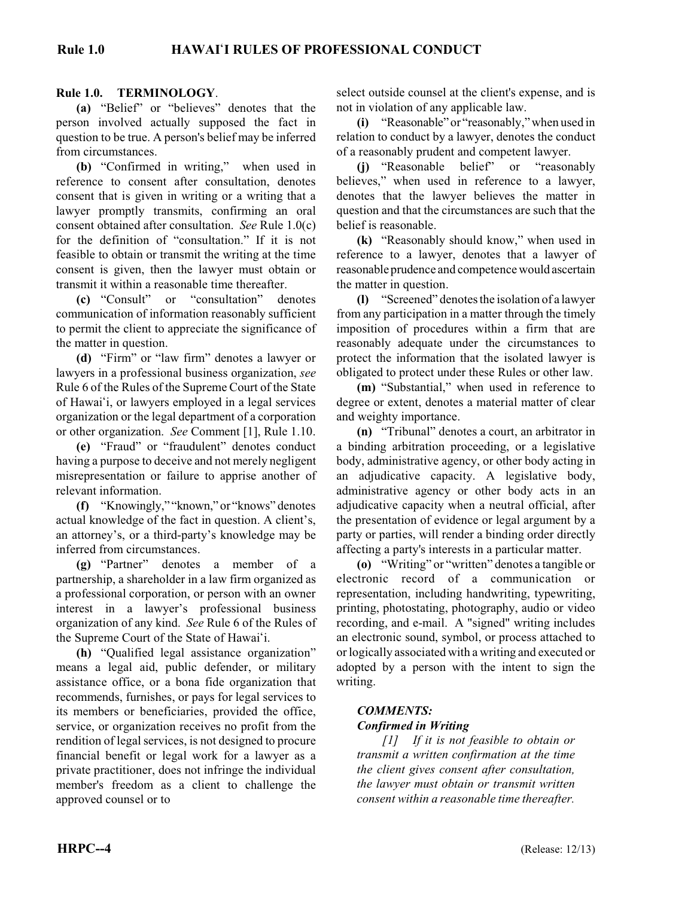## Rule 1.0. TERMINOLOGY.

**(a)** "Belief" or "believes" denotes that the person involved actually supposed the fact in question to be true. A person's belief may be inferred from circumstances.

**(b)** "Confirmed in writing," when used in reference to consent after consultation, denotes consent that is given in writing or a writing that a lawyer promptly transmits, confirming an oral consent obtained after consultation. *See* Rule 1.0(c) for the definition of "consultation." If it is not feasible to obtain or transmit the writing at the time consent is given, then the lawyer must obtain or transmit it within a reasonable time thereafter.

**(c)** "Consult" or "consultation" denotes communication of information reasonably sufficient to permit the client to appreciate the significance of the matter in question.

**(d)** "Firm" or "law firm" denotes a lawyer or lawyers in a professional business organization, *see* Rule 6 of the Rules of the Supreme Court of the State of Hawaiʻi, or lawyers employed in a legal services organization or the legal department of a corporation or other organization. *See* Comment [1], Rule 1.10.

**(e)** "Fraud" or "fraudulent" denotes conduct having a purpose to deceive and not merely negligent misrepresentation or failure to apprise another of relevant information.

**(f)** "Knowingly," "known," or "knows" denotes actual knowledge of the fact in question. A client's, an attorney's, or a third-party's knowledge may be inferred from circumstances.

**(g)** "Partner" denotes a member of a partnership, a shareholder in a law firm organized as a professional corporation, or person with an owner interest in a lawyer's professional business organization of any kind. *See* Rule 6 of the Rules of the Supreme Court of the State of Hawaiʻi.

**(h)** "Qualified legal assistance organization" means a legal aid, public defender, or military assistance office, or a bona fide organization that recommends, furnishes, or pays for legal services to its members or beneficiaries, provided the office, service, or organization receives no profit from the rendition of legal services, is not designed to procure financial benefit or legal work for a lawyer as a private practitioner, does not infringe the individual member's freedom as a client to challenge the approved counsel or to select outside counsel at the client's expense, and is not in violation of any applicable law.

**(i)** "Reasonable" or "reasonably," when used in relation to conduct by a lawyer, denotes the conduct of a reasonably prudent and competent lawyer.

**(j)** "Reasonable belief" or "reasonably believes," when used in reference to a lawyer, denotes that the lawyer believes the matter in question and that the circumstances are such that the belief is reasonable.

**(k)** "Reasonably should know," when used in reference to a lawyer, denotes that a lawyer of reasonable prudence and competence would ascertain the matter in question.

**(l)** "Screened" denotes the isolation of a lawyer from any participation in a matter through the timely imposition of procedures within a firm that are reasonably adequate under the circumstances to protect the information that the isolated lawyer is obligated to protect under these Rules or other law.

**(m)** "Substantial," when used in reference to degree or extent, denotes a material matter of clear and weighty importance.

**(n)** "Tribunal" denotes a court, an arbitrator in a binding arbitration proceeding, or a legislative body, administrative agency, or other body acting in an adjudicative capacity. A legislative body, administrative agency or other body acts in an adjudicative capacity when a neutral official, after the presentation of evidence or legal argument by a party or parties, will render a binding order directly affecting a party's interests in a particular matter.

**(o)** "Writing" or "written" denotes a tangible or electronic record of a communication or representation, including handwriting, typewriting, printing, photostating, photography, audio or video recording, and e-mail. A "signed" writing includes an electronic sound, symbol, or process attached to or logically associated with a writing and executed or adopted by a person with the intent to sign the writing.

### *COMMENTS:*

#### *Confirmed in Writing*

*[1] If it is not feasible to obtain or transmit a written confirmation at the time the client gives consent after consultation, the lawyer must obtain or transmit written consent within a reasonable time thereafter.*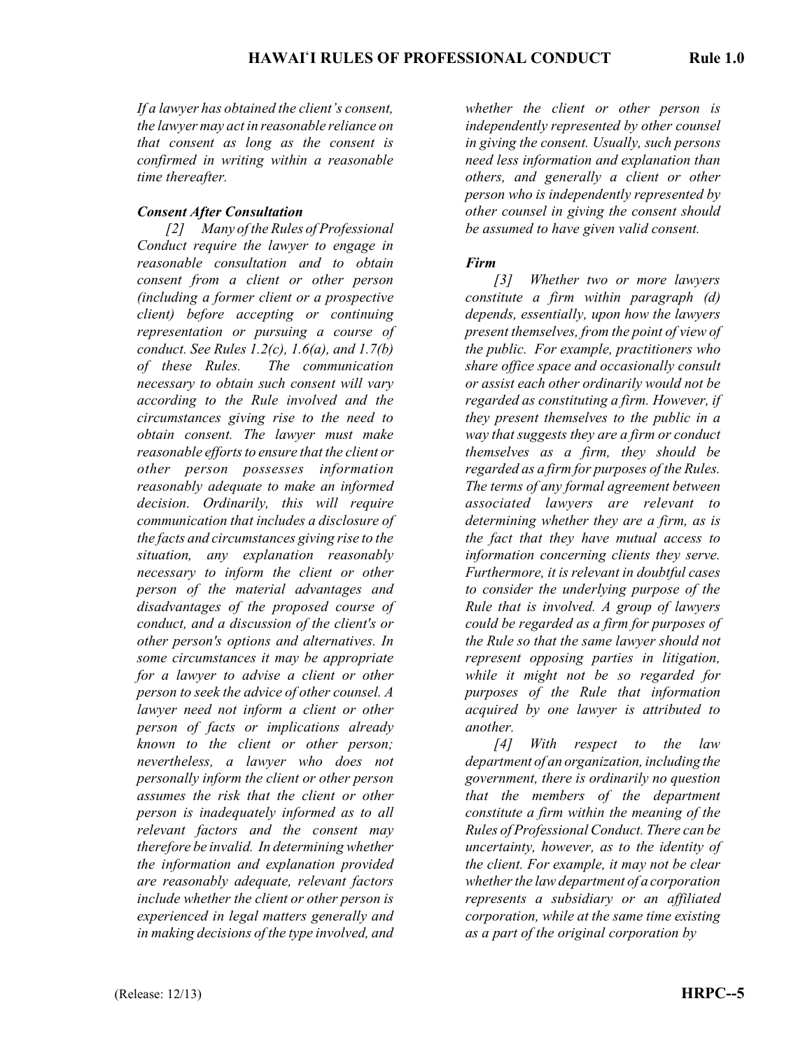*If a lawyer has obtained the client's consent, the lawyer may act in reasonable reliance on that consent as long as the consent is confirmed in writing within a reasonable time thereafter.*

***Consent After Consultation***

*[2] Many of the Rules of Professional Conduct require the lawyer to engage in reasonable consultation and to obtain consent from a client or other person (including a former client or a prospective client) before accepting or continuing representation or pursuing a course of conduct. See Rules 1.2(c), 1.6(a), and 1.7(b) of these Rules. The communication necessary to obtain such consent will vary according to the Rule involved and the circumstances giving rise to the need to obtain consent. The lawyer must make reasonable efforts to ensure that the client or other person possesses information reasonably adequate to make an informed decision. Ordinarily, this will require communication that includes a disclosure of the facts and circumstances giving rise to the situation, any explanation reasonably necessary to inform the client or other person of the material advantages and disadvantages of the proposed course of conduct, and a discussion of the client's or other person's options and alternatives. In some circumstances it may be appropriate for a lawyer to advise a client or other person to seek the advice of other counsel. A lawyer need not inform a client or other person of facts or implications already known to the client or other person; nevertheless, a lawyer who does not personally inform the client or other person assumes the risk that the client or other person is inadequately informed as to all relevant factors and the consent may therefore be invalid. In determining whether the information and explanation provided are reasonably adequate, relevant factors include whether the client or other person is experienced in legal matters generally and in making decisions of the type involved, and whether the client or other person is independently represented by other counsel in giving the consent. Usually, such persons need less information and explanation than others, and generally a client or other person who is independently represented by other counsel in giving the consent should be assumed to have given valid consent.*

***Firm***

*[3] Whether two or more lawyers constitute a firm within paragraph (d) depends, essentially, upon how the lawyers present themselves, from the point of view of the public. For example, practitioners who share office space and occasionally consult or assist each other ordinarily would not be regarded as constituting a firm. However, if they present themselves to the public in a way that suggests they are a firm or conduct themselves as a firm, they should be regarded as a firm for purposes of the Rules. The terms of any formal agreement between associated lawyers are relevant to determining whether they are a firm, as is the fact that they have mutual access to information concerning clients they serve. Furthermore, it is relevant in doubtful cases to consider the underlying purpose of the Rule that is involved. A group of lawyers could be regarded as a firm for purposes of the Rule so that the same lawyer should not represent opposing parties in litigation, while it might not be so regarded for purposes of the Rule that information acquired by one lawyer is attributed to another.*

*[4] With respect to the law department of an organization, including the government, there is ordinarily no question that the members of the department constitute a firm within the meaning of the Rules of Professional Conduct. There can be uncertainty, however, as to the identity of the client. For example, it may not be clear whether the law department of a corporation represents a subsidiary or an affiliated corporation, while at the same time existing as a part of the original corporation by*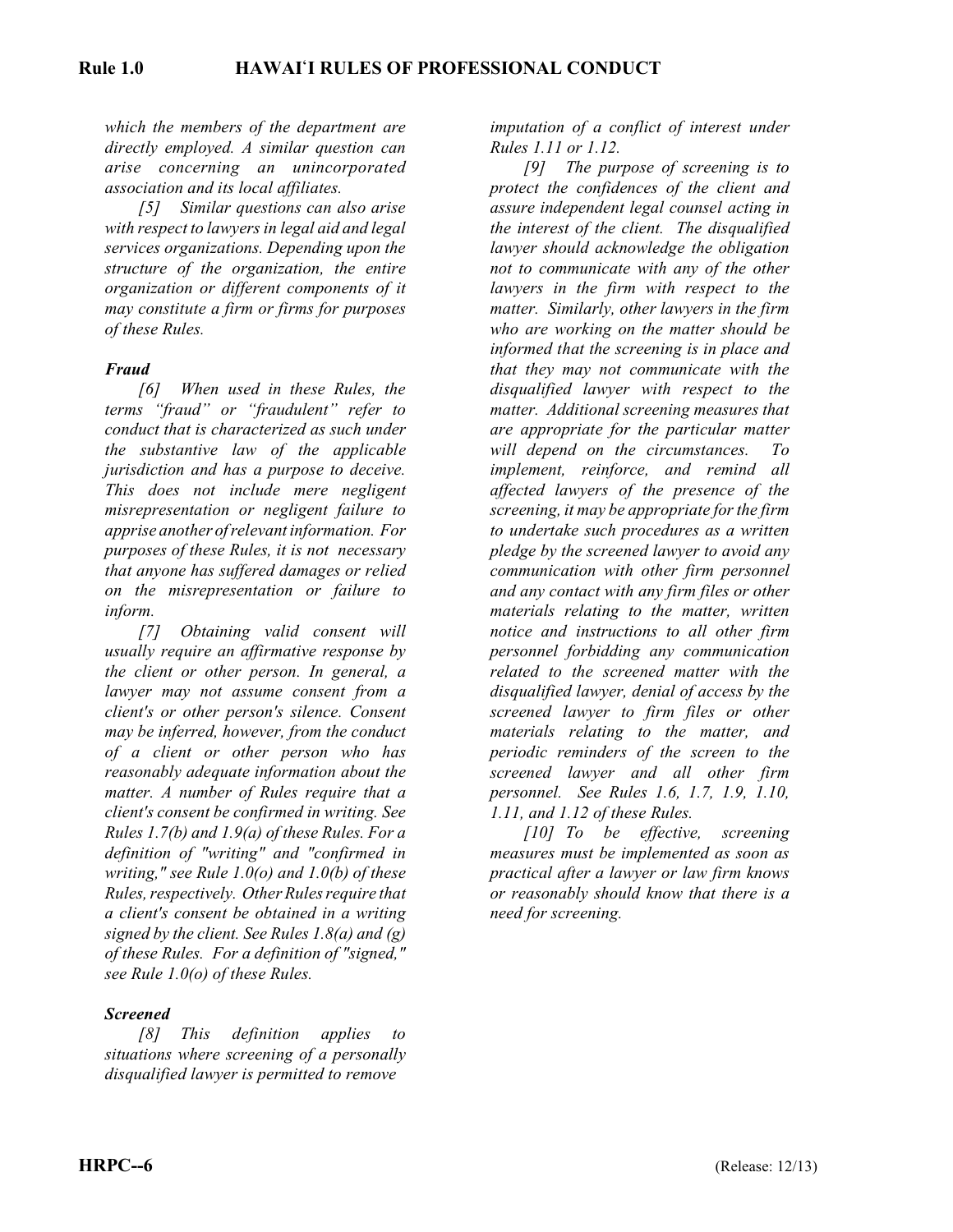*which the members of the department are directly employed. A similar question can arise concerning an unincorporated association and its local affiliates.*

*[5] Similar questions can also arise with respect to lawyers in legal aid and legal services organizations. Depending upon the structure of the organization, the entire organization or different components of it may constitute a firm or firms for purposes of these Rules.*

***Fraud***

*[6] When used in these Rules, the terms "fraud" or "fraudulent" refer to conduct that is characterized as such under the substantive law of the applicable jurisdiction and has a purpose to deceive. This does not include mere negligent misrepresentation or negligent failure to apprise another of relevant information. For purposes of these Rules, it is not necessary that anyone has suffered damages or relied on the misrepresentation or failure to inform.*

*[7] Obtaining valid consent will usually require an affirmative response by the client or other person. In general, a lawyer may not assume consent from a client's or other person's silence. Consent may be inferred, however, from the conduct of a client or other person who has reasonably adequate information about the matter. A number of Rules require that a client's consent be confirmed in writing. See Rules 1.7(b) and 1.9(a) of these Rules. For a definition of "writing" and "confirmed in writing," see Rule 1.0(o) and 1.0(b) of these Rules, respectively. Other Rules require that a client's consent be obtained in a writing signed by the client. See Rules 1.8(a) and (g) of these Rules. For a definition of "signed," see Rule 1.0(o) of these Rules.*

***Screened***

*[8] This definition applies to situations where screening of a personally disqualified lawyer is permitted to remove imputation of a conflict of interest under Rules 1.11 or 1.12.*

*[9] The purpose of screening is to protect the confidences of the client and assure independent legal counsel acting in the interest of the client. The disqualified lawyer should acknowledge the obligation not to communicate with any of the other lawyers in the firm with respect to the matter. Similarly, other lawyers in the firm who are working on the matter should be informed that the screening is in place and that they may not communicate with the disqualified lawyer with respect to the matter. Additional screening measures that are appropriate for the particular matter will depend on the circumstances. To implement, reinforce, and remind all affected lawyers of the presence of the screening, it may be appropriate for the firm to undertake such procedures as a written pledge by the screened lawyer to avoid any communication with other firm personnel and any contact with any firm files or other materials relating to the matter, written notice and instructions to all other firm personnel forbidding any communication related to the screened matter with the disqualified lawyer, denial of access by the screened lawyer to firm files or other materials relating to the matter, and periodic reminders of the screen to the screened lawyer and all other firm personnel. See Rules 1.6, 1.7, 1.9, 1.10, 1.11, and 1.12 of these Rules.*

*[10] To be effective, screening measures must be implemented as soon as practical after a lawyer or law firm knows or reasonably should know that there is a need for screening.*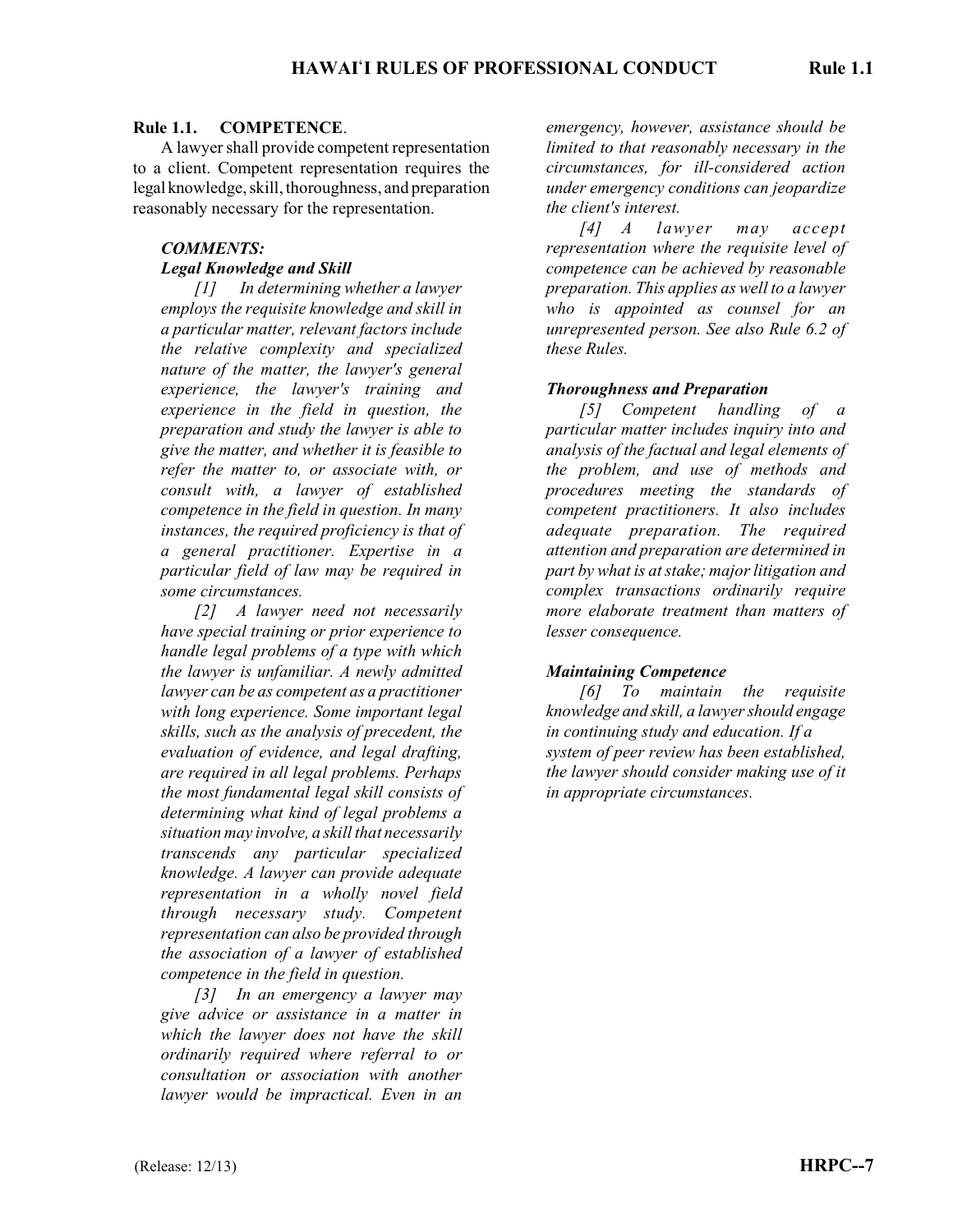## Rule 1.1. COMPETENCE.

A lawyer shall provide competent representation to a client. Competent representation requires the legal knowledge, skill, thoroughness, and preparation reasonably necessary for the representation.

### *COMMENTS:*

#### *Legal Knowledge and Skill*

*[1] In determining whether a lawyer employs the requisite knowledge and skill in a particular matter, relevant factors include the relative complexity and specialized nature of the matter, the lawyer's general experience, the lawyer's training and experience in the field in question, the preparation and study the lawyer is able to give the matter, and whether it is feasible to refer the matter to, or associate with, or consult with, a lawyer of established competence in the field in question. In many instances, the required proficiency is that of a general practitioner. Expertise in a particular field of law may be required in some circumstances.*

*[2] A lawyer need not necessarily have special training or prior experience to handle legal problems of a type with which the lawyer is unfamiliar. A newly admitted lawyer can be as competent as a practitioner with long experience. Some important legal skills, such as the analysis of precedent, the evaluation of evidence, and legal drafting, are required in all legal problems. Perhaps the most fundamental legal skill consists of determining what kind of legal problems a situation may involve, a skill that necessarily transcends any particular specialized knowledge. A lawyer can provide adequate representation in a wholly novel field through necessary study. Competent representation can also be provided through the association of a lawyer of established competence in the field in question.*

*[3] In an emergency a lawyer may give advice or assistance in a matter in which the lawyer does not have the skill ordinarily required where referral to or consultation or association with another lawyer would be impractical. Even in an emergency, however, assistance should be limited to that reasonably necessary in the circumstances, for ill-considered action under emergency conditions can jeopardize the client's interest.*

*[4] A lawyer may accept representation where the requisite level of competence can be achieved by reasonable preparation. This applies as well to a lawyer who is appointed as counsel for an unrepresented person. See also Rule 6.2 of these Rules.*

#### *Thoroughness and Preparation*

*[5] Competent handling of a particular matter includes inquiry into and analysis of the factual and legal elements of the problem, and use of methods and procedures meeting the standards of competent practitioners. It also includes adequate preparation. The required attention and preparation are determined in part by what is at stake; major litigation and complex transactions ordinarily require more elaborate treatment than matters of lesser consequence.*

#### *Maintaining Competence*

*[6] To maintain the requisite knowledge and skill, a lawyer should engage in continuing study and education. If a system of peer review has been established, the lawyer should consider making use of it in appropriate circumstances.*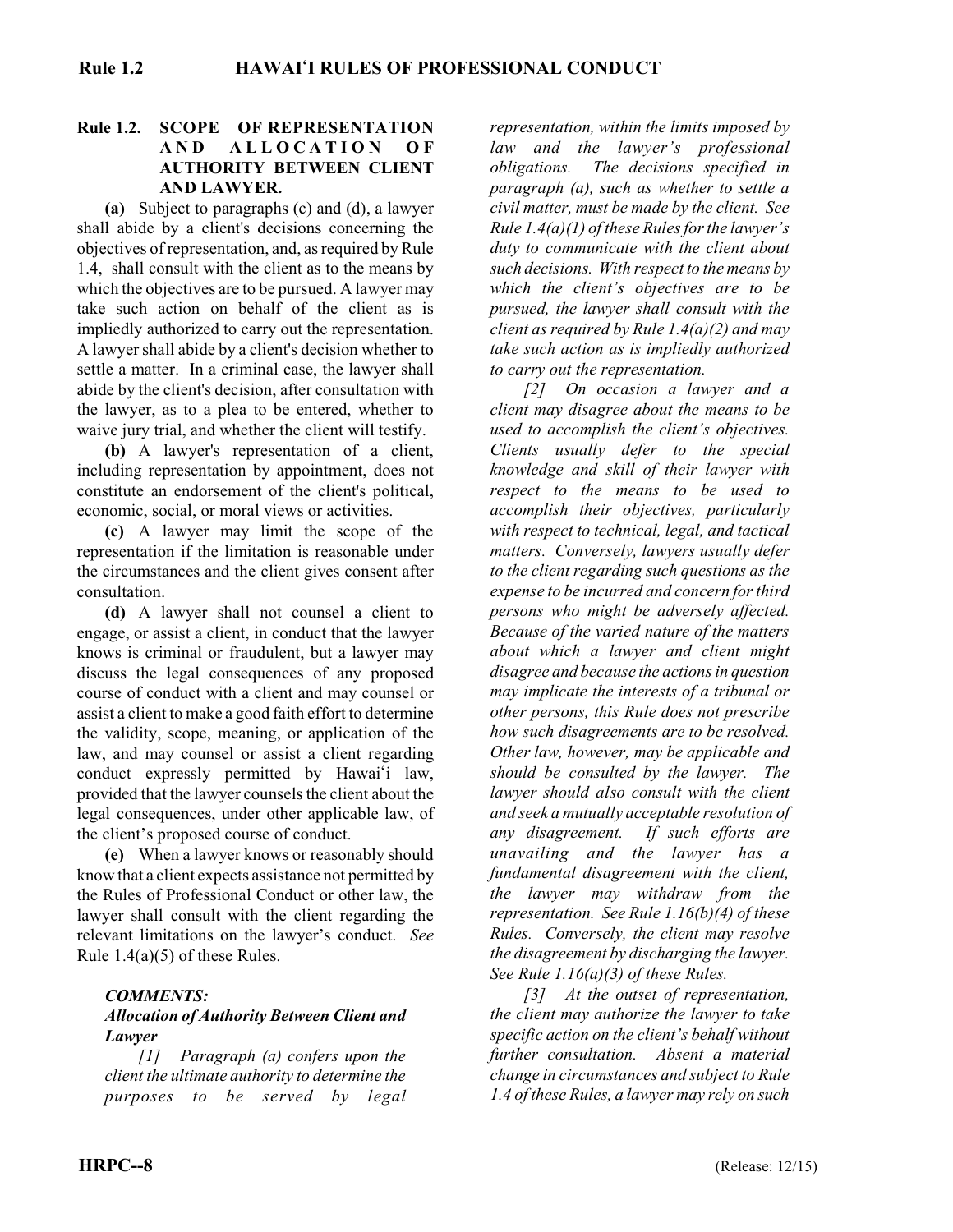## Rule 1.2. SCOPE OF REPRESENTATION AND ALLOCATION OF AUTHORITY BETWEEN CLIENT AND LAWYER.

**(a)** Subject to paragraphs (c) and (d), a lawyer shall abide by a client's decisions concerning the objectives of representation, and, as required by Rule 1.4, shall consult with the client as to the means by which the objectives are to be pursued. A lawyer may take such action on behalf of the client as is impliedly authorized to carry out the representation. A lawyer shall abide by a client's decision whether to settle a matter. In a criminal case, the lawyer shall abide by the client's decision, after consultation with the lawyer, as to a plea to be entered, whether to waive jury trial, and whether the client will testify.

**(b)** A lawyer's representation of a client, including representation by appointment, does not constitute an endorsement of the client's political, economic, social, or moral views or activities.

**(c)** A lawyer may limit the scope of the representation if the limitation is reasonable under the circumstances and the client gives consent after consultation.

**(d)** A lawyer shall not counsel a client to engage, or assist a client, in conduct that the lawyer knows is criminal or fraudulent, but a lawyer may discuss the legal consequences of any proposed course of conduct with a client and may counsel or assist a client to make a good faith effort to determine the validity, scope, meaning, or application of the law, and may counsel or assist a client regarding conduct expressly permitted by Hawai‘i law, provided that the lawyer counsels the client about the legal consequences, under other applicable law, of the client's proposed course of conduct.

**(e)** When a lawyer knows or reasonably should know that a client expects assistance not permitted by the Rules of Professional Conduct or other law, the lawyer shall consult with the client regarding the relevant limitations on the lawyer's conduct. *See* Rule 1.4(a)(5) of these Rules.

### *COMMENTS:*

#### *Allocation of Authority Between Client and Lawyer*

*[1] Paragraph (a) confers upon the client the ultimate authority to determine the purposes to be served by legal representation, within the limits imposed by law and the lawyer's professional obligations. The decisions specified in paragraph (a), such as whether to settle a civil matter, must be made by the client. See Rule 1.4(a)(1) of these Rules for the lawyer's duty to communicate with the client about such decisions. With respect to the means by which the client's objectives are to be pursued, the lawyer shall consult with the client as required by Rule 1.4(a)(2) and may take such action as is impliedly authorized to carry out the representation.*

*[2] On occasion a lawyer and a client may disagree about the means to be used to accomplish the client's objectives. Clients usually defer to the special knowledge and skill of their lawyer with respect to the means to be used to accomplish their objectives, particularly with respect to technical, legal, and tactical matters. Conversely, lawyers usually defer to the client regarding such questions as the expense to be incurred and concern for third persons who might be adversely affected. Because of the varied nature of the matters about which a lawyer and client might disagree and because the actions in question may implicate the interests of a tribunal or other persons, this Rule does not prescribe how such disagreements are to be resolved. Other law, however, may be applicable and should be consulted by the lawyer. The lawyer should also consult with the client and seek a mutually acceptable resolution of any disagreement. If such efforts are unavailing and the lawyer has a fundamental disagreement with the client, the lawyer may withdraw from the representation. See Rule 1.16(b)(4) of these Rules. Conversely, the client may resolve the disagreement by discharging the lawyer. See Rule 1.16(a)(3) of these Rules.*

*[3] At the outset of representation, the client may authorize the lawyer to take specific action on the client's behalf without further consultation. Absent a material change in circumstances and subject to Rule 1.4 of these Rules, a lawyer may rely on such*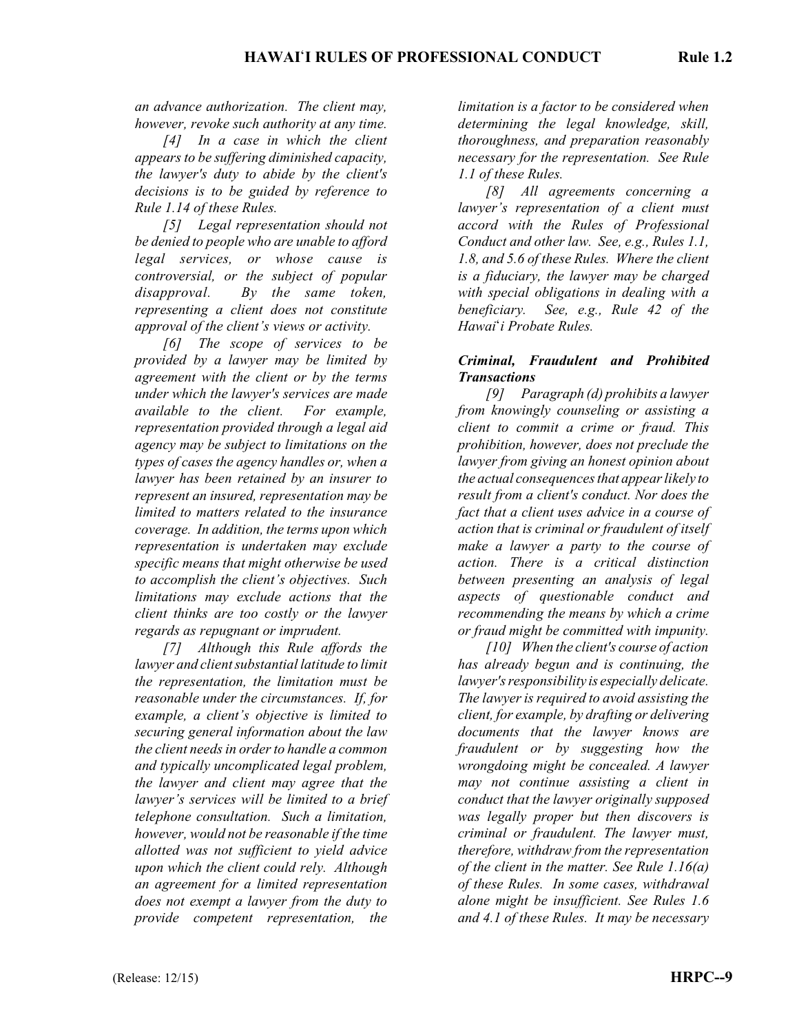*an advance authorization. The client may, however, revoke such authority at any time.*

*[4] In a case in which the client appears to be suffering diminished capacity, the lawyer's duty to abide by the client's decisions is to be guided by reference to Rule 1.14 of these Rules.*

*[5] Legal representation should not be denied to people who are unable to afford legal services, or whose cause is controversial, or the subject of popular disapproval. By the same token, representing a client does not constitute approval of the client's views or activity.*

*[6] The scope of services to be provided by a lawyer may be limited by agreement with the client or by the terms under which the lawyer's services are made available to the client. For example, representation provided through a legal aid agency may be subject to limitations on the types of cases the agency handles or, when a lawyer has been retained by an insurer to represent an insured, representation may be limited to matters related to the insurance coverage. In addition, the terms upon which representation is undertaken may exclude specific means that might otherwise be used to accomplish the client's objectives. Such limitations may exclude actions that the client thinks are too costly or the lawyer regards as repugnant or imprudent.*

*[7] Although this Rule affords the lawyer and client substantial latitude to limit the representation, the limitation must be reasonable under the circumstances. If, for example, a client's objective is limited to securing general information about the law the client needs in order to handle a common and typically uncomplicated legal problem, the lawyer and client may agree that the lawyer's services will be limited to a brief telephone consultation. Such a limitation, however, would not be reasonable if the time allotted was not sufficient to yield advice upon which the client could rely. Although an agreement for a limited representation does not exempt a lawyer from the duty to provide competent representation, the limitation is a factor to be considered when determining the legal knowledge, skill, thoroughness, and preparation reasonably necessary for the representation. See Rule 1.1 of these Rules.*

*[8] All agreements concerning a lawyer's representation of a client must accord with the Rules of Professional Conduct and other law. See, e.g., Rules 1.1, 1.8, and 5.6 of these Rules. Where the client is a fiduciary, the lawyer may be charged with special obligations in dealing with a beneficiary. See, e.g., Rule 42 of the Hawai'i Probate Rules.*

***Criminal, Fraudulent and Prohibited Transactions***

*[9] Paragraph (d) prohibits a lawyer from knowingly counseling or assisting a client to commit a crime or fraud. This prohibition, however, does not preclude the lawyer from giving an honest opinion about the actual consequences that appear likely to result from a client's conduct. Nor does the fact that a client uses advice in a course of action that is criminal or fraudulent of itself make a lawyer a party to the course of action. There is a critical distinction between presenting an analysis of legal aspects of questionable conduct and recommending the means by which a crime or fraud might be committed with impunity.*

*[10] When the client's course of action has already begun and is continuing, the lawyer's responsibility is especially delicate. The lawyer is required to avoid assisting the client, for example, by drafting or delivering documents that the lawyer knows are fraudulent or by suggesting how the wrongdoing might be concealed. A lawyer may not continue assisting a client in conduct that the lawyer originally supposed was legally proper but then discovers is criminal or fraudulent. The lawyer must, therefore, withdraw from the representation of the client in the matter. See Rule 1.16(a) of these Rules. In some cases, withdrawal alone might be insufficient. See Rules 1.6 and 4.1 of these Rules. It may be necessary*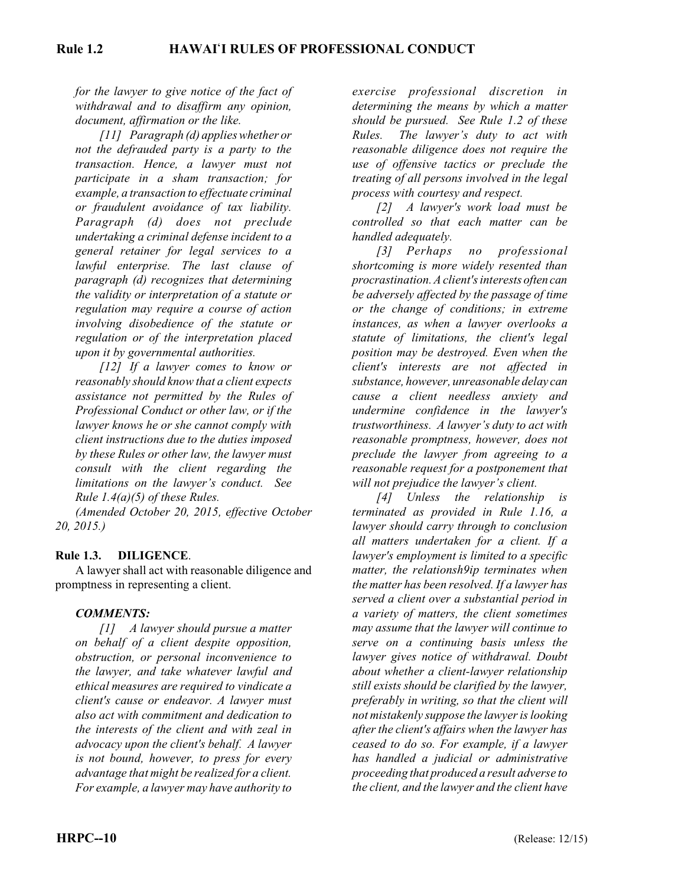*for the lawyer to give notice of the fact of withdrawal and to disaffirm any opinion, document, affirmation or the like.*

*[11] Paragraph (d) applies whether or not the defrauded party is a party to the transaction. Hence, a lawyer must not participate in a sham transaction; for example, a transaction to effectuate criminal or fraudulent avoidance of tax liability. Paragraph (d) does not preclude undertaking a criminal defense incident to a general retainer for legal services to a lawful enterprise. The last clause of paragraph (d) recognizes that determining the validity or interpretation of a statute or regulation may require a course of action involving disobedience of the statute or regulation or of the interpretation placed upon it by governmental authorities.*

*[12] If a lawyer comes to know or reasonably should know that a client expects assistance not permitted by the Rules of Professional Conduct or other law, or if the lawyer knows he or she cannot comply with client instructions due to the duties imposed by these Rules or other law, the lawyer must consult with the client regarding the limitations on the lawyer's conduct. See Rule 1.4(a)(5) of these Rules.*

*(Amended October 20, 2015, effective October 20, 2015.)*

**Rule 1.3. DILIGENCE**.

A lawyer shall act with reasonable diligence and promptness in representing a client.

***COMMENTS:***

*[1] A lawyer should pursue a matter on behalf of a client despite opposition, obstruction, or personal inconvenience to the lawyer, and take whatever lawful and ethical measures are required to vindicate a client's cause or endeavor. A lawyer must also act with commitment and dedication to the interests of the client and with zeal in advocacy upon the client's behalf. A lawyer is not bound, however, to press for every advantage that might be realized for a client. For example, a lawyer may have authority to exercise professional discretion in determining the means by which a matter should be pursued. See Rule 1.2 of these Rules. The lawyer's duty to act with reasonable diligence does not require the use of offensive tactics or preclude the treating of all persons involved in the legal process with courtesy and respect.*

*[2] A lawyer's work load must be controlled so that each matter can be handled adequately.*

*[3] Perhaps no professional shortcoming is more widely resented than procrastination. A client's interests often can be adversely affected by the passage of time or the change of conditions; in extreme instances, as when a lawyer overlooks a statute of limitations, the client's legal position may be destroyed. Even when the client's interests are not affected in substance, however, unreasonable delay can cause a client needless anxiety and undermine confidence in the lawyer's trustworthiness. A lawyer's duty to act with reasonable promptness, however, does not preclude the lawyer from agreeing to a reasonable request for a postponement that will not prejudice the lawyer's client.*

*[4] Unless the relationship is terminated as provided in Rule 1.16, a lawyer should carry through to conclusion all matters undertaken for a client. If a lawyer's employment is limited to a specific matter, the relationsh9ip terminates when the matter has been resolved. If a lawyer has served a client over a substantial period in a variety of matters, the client sometimes may assume that the lawyer will continue to serve on a continuing basis unless the lawyer gives notice of withdrawal. Doubt about whether a client-lawyer relationship still exists should be clarified by the lawyer, preferably in writing, so that the client will not mistakenly suppose the lawyer is looking after the client's affairs when the lawyer has ceased to do so. For example, if a lawyer has handled a judicial or administrative proceeding that produced a result adverse to the client, and the lawyer and the client have*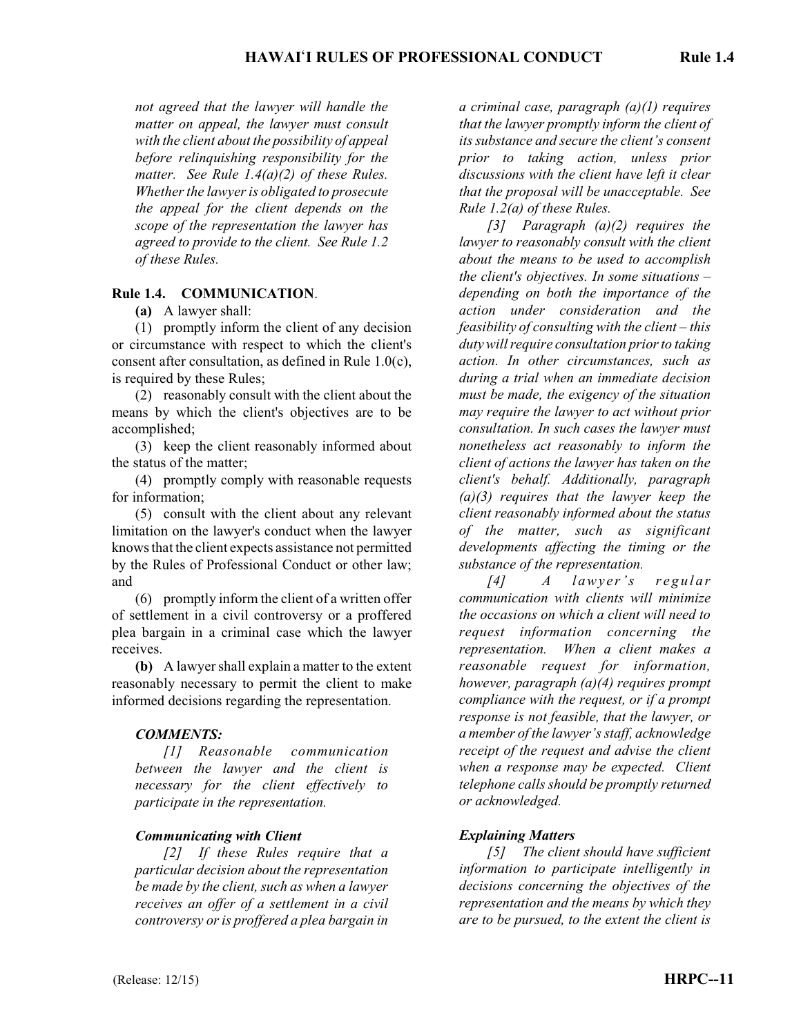*not agreed that the lawyer will handle the matter on appeal, the lawyer must consult with the client about the possibility of appeal before relinquishing responsibility for the matter. See Rule 1.4(a)(2) of these Rules. Whether the lawyer is obligated to prosecute the appeal for the client depends on the scope of the representation the lawyer has agreed to provide to the client. See Rule 1.2 of these Rules.*

## Rule 1.4. COMMUNICATION.

**(a)** A lawyer shall:

(1) promptly inform the client of any decision or circumstance with respect to which the client's consent after consultation, as defined in Rule 1.0(c), is required by these Rules;

(2) reasonably consult with the client about the means by which the client's objectives are to be accomplished;

(3) keep the client reasonably informed about the status of the matter;

(4) promptly comply with reasonable requests for information;

(5) consult with the client about any relevant limitation on the lawyer's conduct when the lawyer knows that the client expects assistance not permitted by the Rules of Professional Conduct or other law; and

(6) promptly inform the client of a written offer of settlement in a civil controversy or a proffered plea bargain in a criminal case which the lawyer receives.

**(b)** A lawyer shall explain a matter to the extent reasonably necessary to permit the client to make informed decisions regarding the representation.

### *COMMENTS:*

*[1] Reasonable communication between the lawyer and the client is necessary for the client effectively to participate in the representation.*

### *Communicating with Client*

*[2] If these Rules require that a particular decision about the representation be made by the client, such as when a lawyer receives an offer of a settlement in a civil controversy or is proffered a plea bargain in a criminal case, paragraph (a)(1) requires that the lawyer promptly inform the client of its substance and secure the client's consent prior to taking action, unless prior discussions with the client have left it clear that the proposal will be unacceptable. See Rule 1.2(a) of these Rules.*

*[3] Paragraph (a)(2) requires the lawyer to reasonably consult with the client about the means to be used to accomplish the client's objectives. In some situations – depending on both the importance of the action under consideration and the feasibility of consulting with the client – this duty will require consultation prior to taking action. In other circumstances, such as during a trial when an immediate decision must be made, the exigency of the situation may require the lawyer to act without prior consultation. In such cases the lawyer must nonetheless act reasonably to inform the client of actions the lawyer has taken on the client's behalf. Additionally, paragraph (a)(3) requires that the lawyer keep the client reasonably informed about the status of the matter, such as significant developments affecting the timing or the substance of the representation.*

*[4] A lawyer's regular communication with clients will minimize the occasions on which a client will need to request information concerning the representation. When a client makes a reasonable request for information, however, paragraph (a)(4) requires prompt compliance with the request, or if a prompt response is not feasible, that the lawyer, or a member of the lawyer's staff, acknowledge receipt of the request and advise the client when a response may be expected. Client telephone calls should be promptly returned or acknowledged.*

### *Explaining Matters*

*[5] The client should have sufficient information to participate intelligently in decisions concerning the objectives of the representation and the means by which they are to be pursued, to the extent the client is*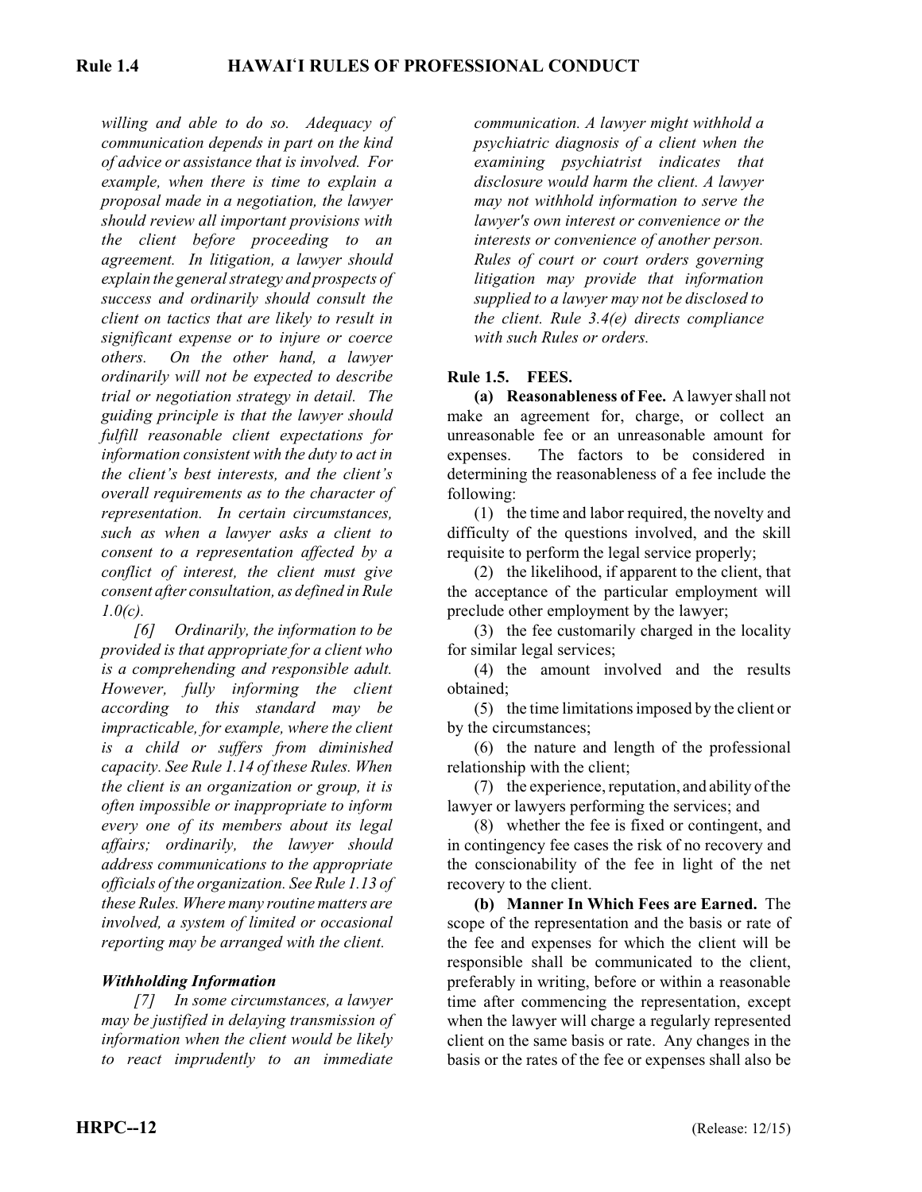*willing and able to do so. Adequacy of communication depends in part on the kind of advice or assistance that is involved. For example, when there is time to explain a proposal made in a negotiation, the lawyer should review all important provisions with the client before proceeding to an agreement. In litigation, a lawyer should explain the general strategy and prospects of success and ordinarily should consult the client on tactics that are likely to result in significant expense or to injure or coerce others. On the other hand, a lawyer ordinarily will not be expected to describe trial or negotiation strategy in detail. The guiding principle is that the lawyer should fulfill reasonable client expectations for information consistent with the duty to act in the client's best interests, and the client's overall requirements as to the character of representation. In certain circumstances, such as when a lawyer asks a client to consent to a representation affected by a conflict of interest, the client must give consent after consultation, as defined in Rule 1.0(c).*

*[6] Ordinarily, the information to be provided is that appropriate for a client who is a comprehending and responsible adult. However, fully informing the client according to this standard may be impracticable, for example, where the client is a child or suffers from diminished capacity. See Rule 1.14 of these Rules. When the client is an organization or group, it is often impossible or inappropriate to inform every one of its members about its legal affairs; ordinarily, the lawyer should address communications to the appropriate officials of the organization. See Rule 1.13 of these Rules. Where many routine matters are involved, a system of limited or occasional reporting may be arranged with the client.*

***Withholding Information***

*[7] In some circumstances, a lawyer may be justified in delaying transmission of information when the client would be likely to react imprudently to an immediate communication. A lawyer might withhold a psychiatric diagnosis of a client when the examining psychiatrist indicates that disclosure would harm the client. A lawyer may not withhold information to serve the lawyer's own interest or convenience or the interests or convenience of another person. Rules of court or court orders governing litigation may provide that information supplied to a lawyer may not be disclosed to the client. Rule 3.4(e) directs compliance with such Rules or orders.*

## Rule 1.5. FEES.

**(a) Reasonableness of Fee.** A lawyer shall not make an agreement for, charge, or collect an unreasonable fee or an unreasonable amount for expenses. The factors to be considered in determining the reasonableness of a fee include the following:

(1) the time and labor required, the novelty and difficulty of the questions involved, and the skill requisite to perform the legal service properly;

(2) the likelihood, if apparent to the client, that the acceptance of the particular employment will preclude other employment by the lawyer;

(3) the fee customarily charged in the locality for similar legal services;

(4) the amount involved and the results obtained;

(5) the time limitations imposed by the client or by the circumstances;

(6) the nature and length of the professional relationship with the client;

(7) the experience, reputation, and ability of the lawyer or lawyers performing the services; and

(8) whether the fee is fixed or contingent, and in contingency fee cases the risk of no recovery and the conscionability of the fee in light of the net recovery to the client.

**(b) Manner In Which Fees are Earned.** The scope of the representation and the basis or rate of the fee and expenses for which the client will be responsible shall be communicated to the client, preferably in writing, before or within a reasonable time after commencing the representation, except when the lawyer will charge a regularly represented client on the same basis or rate. Any changes in the basis or the rates of the fee or expenses shall also be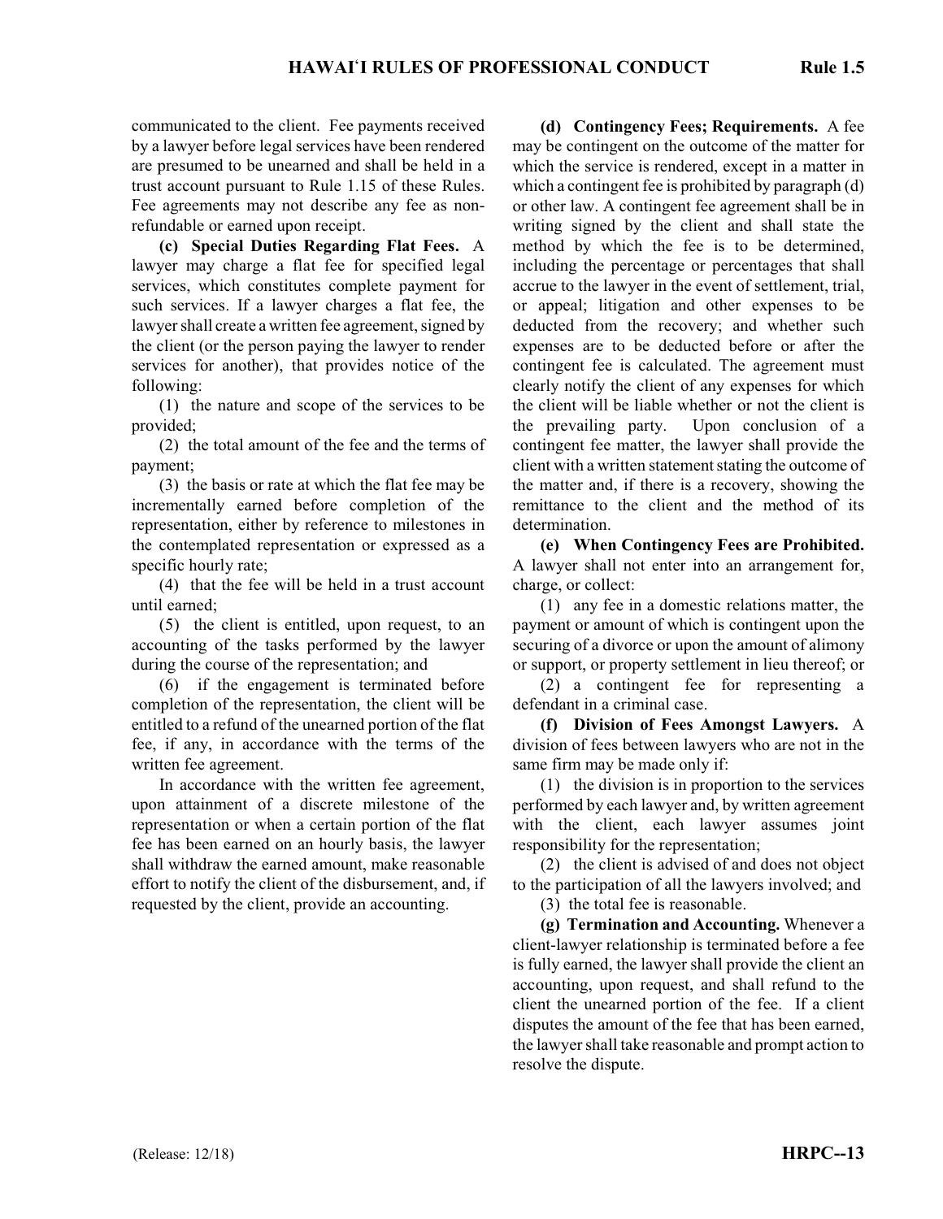communicated to the client. Fee payments received by a lawyer before legal services have been rendered are presumed to be unearned and shall be held in a trust account pursuant to Rule 1.15 of these Rules. Fee agreements may not describe any fee as non-refundable or earned upon receipt.

**(c) Special Duties Regarding Flat Fees.** A lawyer may charge a flat fee for specified legal services, which constitutes complete payment for such services. If a lawyer charges a flat fee, the lawyer shall create a written fee agreement, signed by the client (or the person paying the lawyer to render services for another), that provides notice of the following:

(1) the nature and scope of the services to be provided;

(2) the total amount of the fee and the terms of payment;

(3) the basis or rate at which the flat fee may be incrementally earned before completion of the representation, either by reference to milestones in the contemplated representation or expressed as a specific hourly rate;

(4) that the fee will be held in a trust account until earned;

(5) the client is entitled, upon request, to an accounting of the tasks performed by the lawyer during the course of the representation; and

(6) if the engagement is terminated before completion of the representation, the client will be entitled to a refund of the unearned portion of the flat fee, if any, in accordance with the terms of the written fee agreement.

In accordance with the written fee agreement, upon attainment of a discrete milestone of the representation or when a certain portion of the flat fee has been earned on an hourly basis, the lawyer shall withdraw the earned amount, make reasonable effort to notify the client of the disbursement, and, if requested by the client, provide an accounting.

**(d) Contingency Fees; Requirements.** A fee may be contingent on the outcome of the matter for which the service is rendered, except in a matter in which a contingent fee is prohibited by paragraph (d) or other law. A contingent fee agreement shall be in writing signed by the client and shall state the method by which the fee is to be determined, including the percentage or percentages that shall accrue to the lawyer in the event of settlement, trial, or appeal; litigation and other expenses to be deducted from the recovery; and whether such expenses are to be deducted before or after the contingent fee is calculated. The agreement must clearly notify the client of any expenses for which the client will be liable whether or not the client is the prevailing party. Upon conclusion of a contingent fee matter, the lawyer shall provide the client with a written statement stating the outcome of the matter and, if there is a recovery, showing the remittance to the client and the method of its determination.

**(e) When Contingency Fees are Prohibited.** A lawyer shall not enter into an arrangement for, charge, or collect:

(1) any fee in a domestic relations matter, the payment or amount of which is contingent upon the securing of a divorce or upon the amount of alimony or support, or property settlement in lieu thereof; or

(2) a contingent fee for representing a defendant in a criminal case.

**(f) Division of Fees Amongst Lawyers.** A division of fees between lawyers who are not in the same firm may be made only if:

(1) the division is in proportion to the services performed by each lawyer and, by written agreement with the client, each lawyer assumes joint responsibility for the representation;

(2) the client is advised of and does not object to the participation of all the lawyers involved; and

(3) the total fee is reasonable.

**(g) Termination and Accounting.** Whenever a client-lawyer relationship is terminated before a fee is fully earned, the lawyer shall provide the client an accounting, upon request, and shall refund to the client the unearned portion of the fee. If a client disputes the amount of the fee that has been earned, the lawyer shall take reasonable and prompt action to resolve the dispute.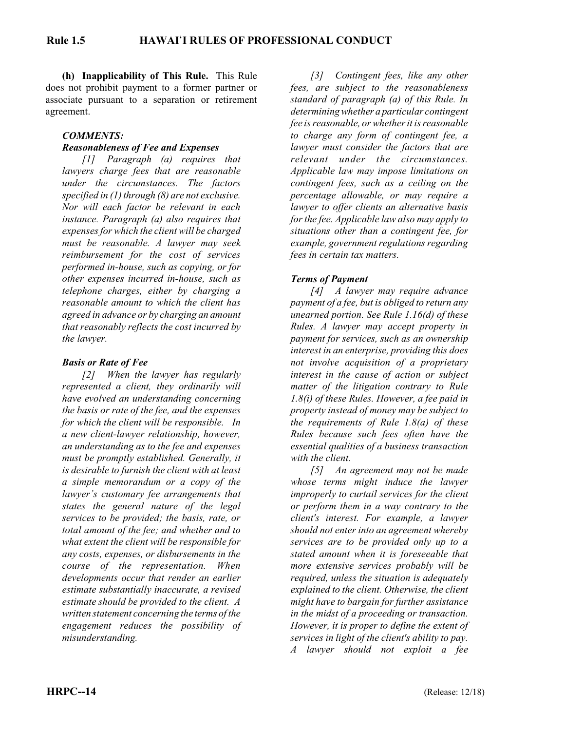**(h) Inapplicability of This Rule.** This Rule does not prohibit payment to a former partner or associate pursuant to a separation or retirement agreement.

***COMMENTS:***

***Reasonableness of Fee and Expenses***

*[1] Paragraph (a) requires that lawyers charge fees that are reasonable under the circumstances. The factors specified in (1) through (8) are not exclusive. Nor will each factor be relevant in each instance. Paragraph (a) also requires that expenses for which the client will be charged must be reasonable. A lawyer may seek reimbursement for the cost of services performed in-house, such as copying, or for other expenses incurred in-house, such as telephone charges, either by charging a reasonable amount to which the client has agreed in advance or by charging an amount that reasonably reflects the cost incurred by the lawyer.*

***Basis or Rate of Fee***

*[2] When the lawyer has regularly represented a client, they ordinarily will have evolved an understanding concerning the basis or rate of the fee, and the expenses for which the client will be responsible. In a new client-lawyer relationship, however, an understanding as to the fee and expenses must be promptly established. Generally, it is desirable to furnish the client with at least a simple memorandum or a copy of the lawyer's customary fee arrangements that states the general nature of the legal services to be provided; the basis, rate, or total amount of the fee; and whether and to what extent the client will be responsible for any costs, expenses, or disbursements in the course of the representation. When developments occur that render an earlier estimate substantially inaccurate, a revised estimate should be provided to the client. A written statement concerning the terms of the engagement reduces the possibility of misunderstanding.*

*[3] Contingent fees, like any other fees, are subject to the reasonableness standard of paragraph (a) of this Rule. In determining whether a particular contingent fee is reasonable, or whether it is reasonable to charge any form of contingent fee, a lawyer must consider the factors that are relevant under the circumstances. Applicable law may impose limitations on contingent fees, such as a ceiling on the percentage allowable, or may require a lawyer to offer clients an alternative basis for the fee. Applicable law also may apply to situations other than a contingent fee, for example, government regulations regarding fees in certain tax matters.*

***Terms of Payment***

*[4] A lawyer may require advance payment of a fee, but is obliged to return any unearned portion. See Rule 1.16(d) of these Rules. A lawyer may accept property in payment for services, such as an ownership interest in an enterprise, providing this does not involve acquisition of a proprietary interest in the cause of action or subject matter of the litigation contrary to Rule 1.8(i) of these Rules. However, a fee paid in property instead of money may be subject to the requirements of Rule 1.8(a) of these Rules because such fees often have the essential qualities of a business transaction with the client.*

*[5] An agreement may not be made whose terms might induce the lawyer improperly to curtail services for the client or perform them in a way contrary to the client's interest. For example, a lawyer should not enter into an agreement whereby services are to be provided only up to a stated amount when it is foreseeable that more extensive services probably will be required, unless the situation is adequately explained to the client. Otherwise, the client might have to bargain for further assistance in the midst of a proceeding or transaction. However, it is proper to define the extent of services in light of the client's ability to pay. A lawyer should not exploit a fee*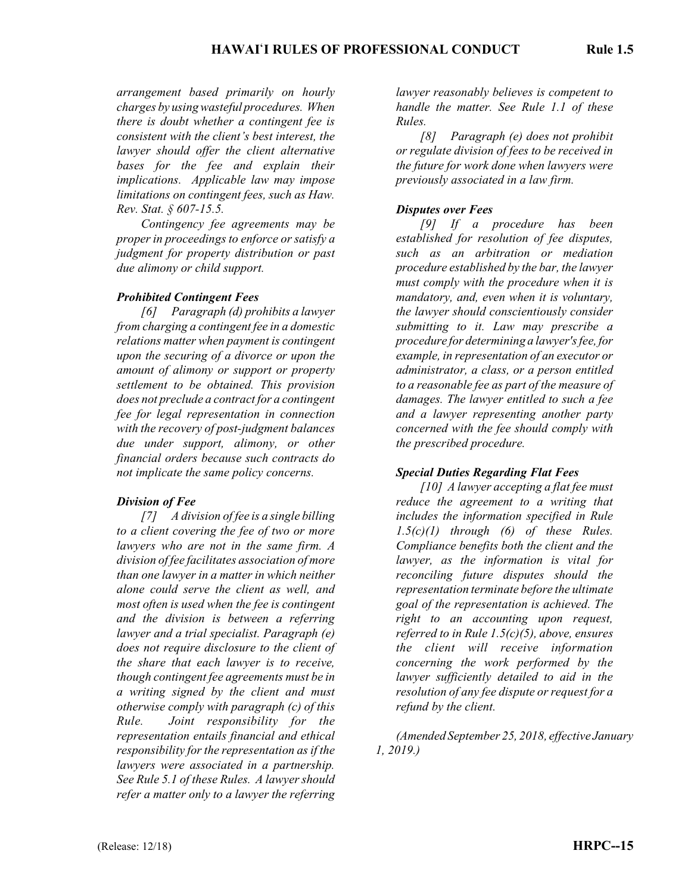*arrangement based primarily on hourly charges by using wasteful procedures. When there is doubt whether a contingent fee is consistent with the client's best interest, the lawyer should offer the client alternative bases for the fee and explain their implications. Applicable law may impose limitations on contingent fees, such as Haw. Rev. Stat. § 607-15.5.*

*Contingency fee agreements may be proper in proceedings to enforce or satisfy a judgment for property distribution or past due alimony or child support.*

***Prohibited Contingent Fees***

*[6] Paragraph (d) prohibits a lawyer from charging a contingent fee in a domestic relations matter when payment is contingent upon the securing of a divorce or upon the amount of alimony or support or property settlement to be obtained. This provision does not preclude a contract for a contingent fee for legal representation in connection with the recovery of post-judgment balances due under support, alimony, or other financial orders because such contracts do not implicate the same policy concerns.*

***Division of Fee***

*[7] A division of fee is a single billing to a client covering the fee of two or more lawyers who are not in the same firm. A division of fee facilitates association of more than one lawyer in a matter in which neither alone could serve the client as well, and most often is used when the fee is contingent and the division is between a referring lawyer and a trial specialist. Paragraph (e) does not require disclosure to the client of the share that each lawyer is to receive, though contingent fee agreements must be in a writing signed by the client and must otherwise comply with paragraph (c) of this Rule. Joint responsibility for the representation entails financial and ethical responsibility for the representation as if the lawyers were associated in a partnership. See Rule 5.1 of these Rules. A lawyer should refer a matter only to a lawyer the referring lawyer reasonably believes is competent to handle the matter. See Rule 1.1 of these Rules.*

*[8] Paragraph (e) does not prohibit or regulate division of fees to be received in the future for work done when lawyers were previously associated in a law firm.*

***Disputes over Fees***

*[9] If a procedure has been established for resolution of fee disputes, such as an arbitration or mediation procedure established by the bar, the lawyer must comply with the procedure when it is mandatory, and, even when it is voluntary, the lawyer should conscientiously consider submitting to it. Law may prescribe a procedure for determining a lawyer's fee, for example, in representation of an executor or administrator, a class, or a person entitled to a reasonable fee as part of the measure of damages. The lawyer entitled to such a fee and a lawyer representing another party concerned with the fee should comply with the prescribed procedure.*

***Special Duties Regarding Flat Fees***

*[10] A lawyer accepting a flat fee must reduce the agreement to a writing that includes the information specified in Rule 1.5(c)(1) through (6) of these Rules. Compliance benefits both the client and the lawyer, as the information is vital for reconciling future disputes should the representation terminate before the ultimate goal of the representation is achieved. The right to an accounting upon request, referred to in Rule 1.5(c)(5), above, ensures the client will receive information concerning the work performed by the lawyer sufficiently detailed to aid in the resolution of any fee dispute or request for a refund by the client.*

*(Amended September 25, 2018, effective January 1, 2019.)*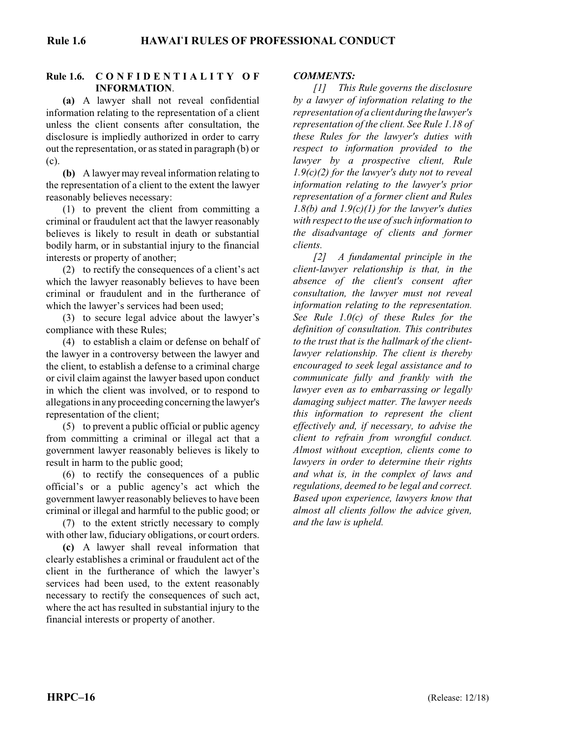## Rule 1.6. CONFIDENTIALITY OF INFORMATION.

**(a)** A lawyer shall not reveal confidential information relating to the representation of a client unless the client consents after consultation, the disclosure is impliedly authorized in order to carry out the representation, or as stated in paragraph (b) or (c).

**(b)** A lawyer may reveal information relating to the representation of a client to the extent the lawyer reasonably believes necessary:

(1) to prevent the client from committing a criminal or fraudulent act that the lawyer reasonably believes is likely to result in death or substantial bodily harm, or in substantial injury to the financial interests or property of another;

(2) to rectify the consequences of a client's act which the lawyer reasonably believes to have been criminal or fraudulent and in the furtherance of which the lawyer's services had been used;

(3) to secure legal advice about the lawyer's compliance with these Rules;

(4) to establish a claim or defense on behalf of the lawyer in a controversy between the lawyer and the client, to establish a defense to a criminal charge or civil claim against the lawyer based upon conduct in which the client was involved, or to respond to allegations in any proceeding concerning the lawyer's representation of the client;

(5) to prevent a public official or public agency from committing a criminal or illegal act that a government lawyer reasonably believes is likely to result in harm to the public good;

(6) to rectify the consequences of a public official's or a public agency's act which the government lawyer reasonably believes to have been criminal or illegal and harmful to the public good; or

(7) to the extent strictly necessary to comply with other law, fiduciary obligations, or court orders.

**(c)** A lawyer shall reveal information that clearly establishes a criminal or fraudulent act of the client in the furtherance of which the lawyer's services had been used, to the extent reasonably necessary to rectify the consequences of such act, where the act has resulted in substantial injury to the financial interests or property of another.

***COMMENTS:***

*[1] This Rule governs the disclosure by a lawyer of information relating to the representation of a client during the lawyer's representation of the client. See Rule 1.18 of these Rules for the lawyer's duties with respect to information provided to the lawyer by a prospective client, Rule 1.9(c)(2) for the lawyer's duty not to reveal information relating to the lawyer's prior representation of a former client and Rules 1.8(b) and 1.9(c)(1) for the lawyer's duties with respect to the use of such information to the disadvantage of clients and former clients.*

*[2] A fundamental principle in the client-lawyer relationship is that, in the absence of the client's consent after consultation, the lawyer must not reveal information relating to the representation. See Rule 1.0(c) of these Rules for the definition of consultation. This contributes to the trust that is the hallmark of the client-lawyer relationship. The client is thereby encouraged to seek legal assistance and to communicate fully and frankly with the lawyer even as to embarrassing or legally damaging subject matter. The lawyer needs this information to represent the client effectively and, if necessary, to advise the client to refrain from wrongful conduct. Almost without exception, clients come to lawyers in order to determine their rights and what is, in the complex of laws and regulations, deemed to be legal and correct. Based upon experience, lawyers know that almost all clients follow the advice given, and the law is upheld.*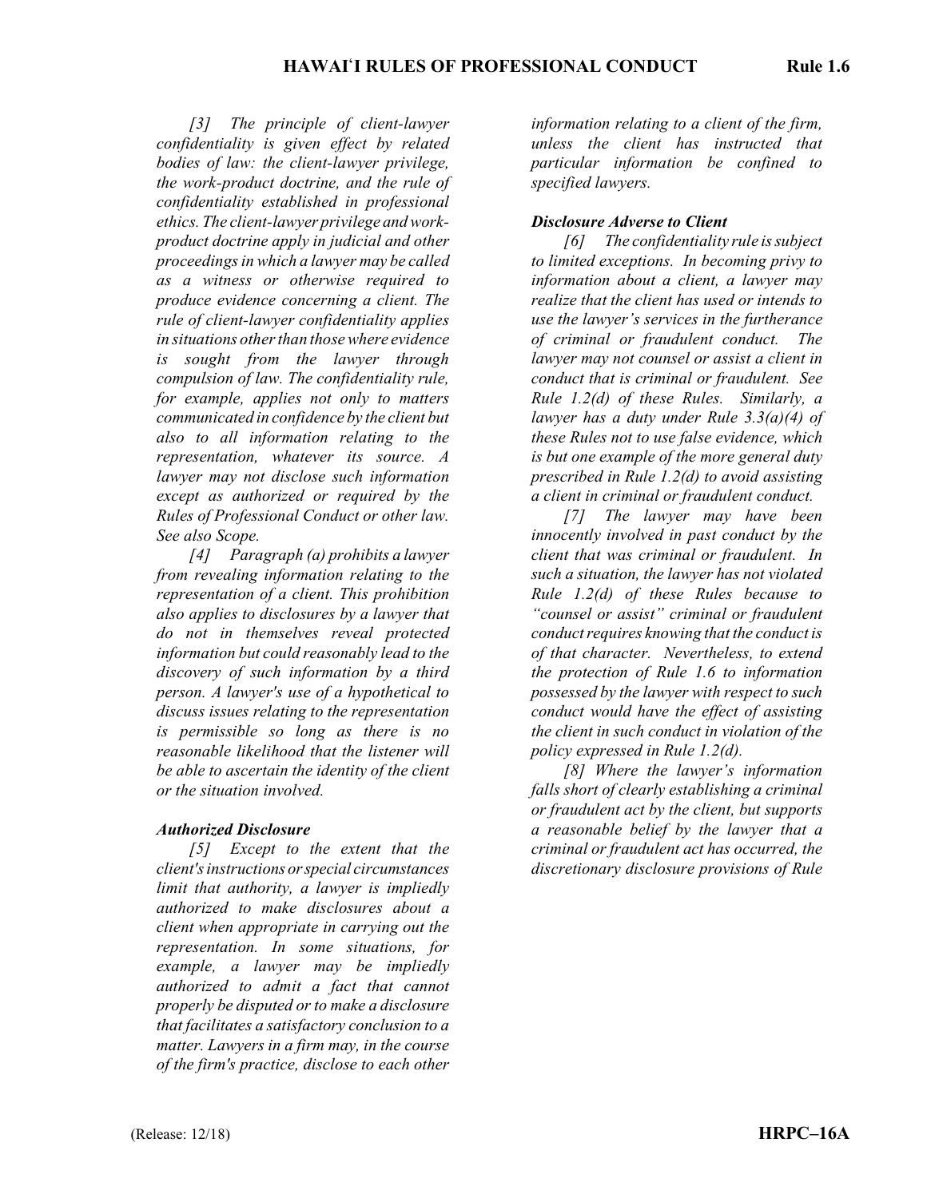*[3] The principle of client-lawyer confidentiality is given effect by related bodies of law: the client-lawyer privilege, the work-product doctrine, and the rule of confidentiality established in professional ethics. The client-lawyer privilege and work-product doctrine apply in judicial and other proceedings in which a lawyer may be called as a witness or otherwise required to produce evidence concerning a client. The rule of client-lawyer confidentiality applies in situations other than those where evidence is sought from the lawyer through compulsion of law. The confidentiality rule, for example, applies not only to matters communicated in confidence by the client but also to all information relating to the representation, whatever its source. A lawyer may not disclose such information except as authorized or required by the Rules of Professional Conduct or other law. See also Scope.*

*[4] Paragraph (a) prohibits a lawyer from revealing information relating to the representation of a client. This prohibition also applies to disclosures by a lawyer that do not in themselves reveal protected information but could reasonably lead to the discovery of such information by a third person. A lawyer's use of a hypothetical to discuss issues relating to the representation is permissible so long as there is no reasonable likelihood that the listener will be able to ascertain the identity of the client or the situation involved.*

***Authorized Disclosure***

*[5] Except to the extent that the client's instructions or special circumstances limit that authority, a lawyer is impliedly authorized to make disclosures about a client when appropriate in carrying out the representation. In some situations, for example, a lawyer may be impliedly authorized to admit a fact that cannot properly be disputed or to make a disclosure that facilitates a satisfactory conclusion to a matter. Lawyers in a firm may, in the course of the firm's practice, disclose to each other information relating to a client of the firm, unless the client has instructed that particular information be confined to specified lawyers.*

***Disclosure Adverse to Client***

*[6] The confidentiality rule is subject to limited exceptions. In becoming privy to information about a client, a lawyer may realize that the client has used or intends to use the lawyer's services in the furtherance of criminal or fraudulent conduct. The lawyer may not counsel or assist a client in conduct that is criminal or fraudulent. See Rule 1.2(d) of these Rules. Similarly, a lawyer has a duty under Rule 3.3(a)(4) of these Rules not to use false evidence, which is but one example of the more general duty prescribed in Rule 1.2(d) to avoid assisting a client in criminal or fraudulent conduct.*

*[7] The lawyer may have been innocently involved in past conduct by the client that was criminal or fraudulent. In such a situation, the lawyer has not violated Rule 1.2(d) of these Rules because to "counsel or assist" criminal or fraudulent conduct requires knowing that the conduct is of that character. Nevertheless, to extend the protection of Rule 1.6 to information possessed by the lawyer with respect to such conduct would have the effect of assisting the client in such conduct in violation of the policy expressed in Rule 1.2(d).*

*[8] Where the lawyer's information falls short of clearly establishing a criminal or fraudulent act by the client, but supports a reasonable belief by the lawyer that a criminal or fraudulent act has occurred, the discretionary disclosure provisions of Rule*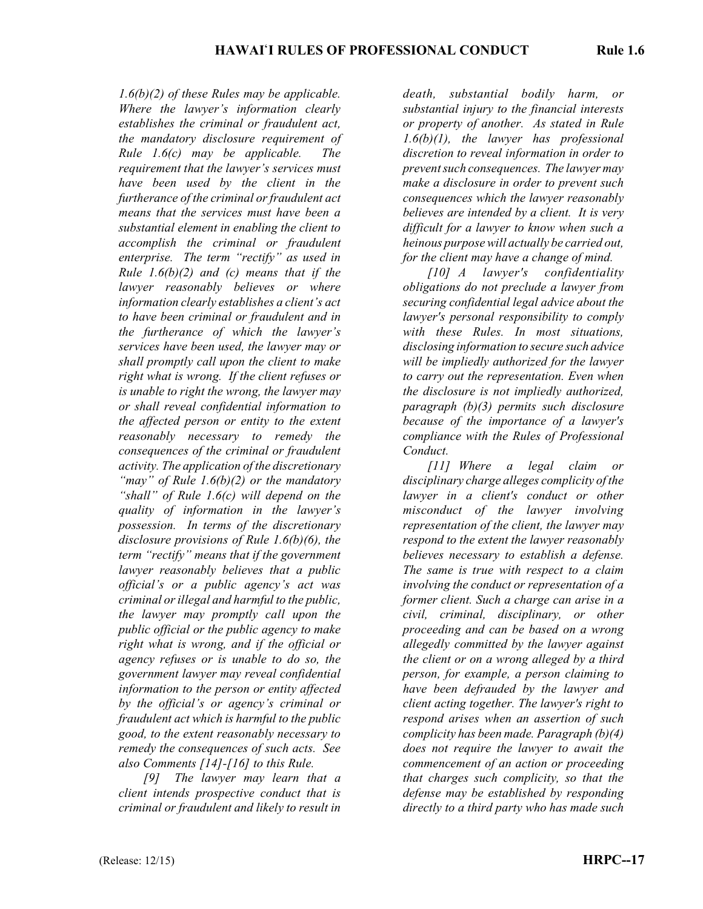*1.6(b)(2) of these Rules may be applicable. Where the lawyer's information clearly establishes the criminal or fraudulent act, the mandatory disclosure requirement of Rule 1.6(c) may be applicable. The requirement that the lawyer's services must have been used by the client in the furtherance of the criminal or fraudulent act means that the services must have been a substantial element in enabling the client to accomplish the criminal or fraudulent enterprise. The term "rectify" as used in Rule 1.6(b)(2) and (c) means that if the lawyer reasonably believes or where information clearly establishes a client's act to have been criminal or fraudulent and in the furtherance of which the lawyer's services have been used, the lawyer may or shall promptly call upon the client to make right what is wrong. If the client refuses or is unable to right the wrong, the lawyer may or shall reveal confidential information to the affected person or entity to the extent reasonably necessary to remedy the consequences of the criminal or fraudulent activity. The application of the discretionary "may" of Rule 1.6(b)(2) or the mandatory "shall" of Rule 1.6(c) will depend on the quality of information in the lawyer's possession. In terms of the discretionary disclosure provisions of Rule 1.6(b)(6), the term "rectify" means that if the government lawyer reasonably believes that a public official's or a public agency's act was criminal or illegal and harmful to the public, the lawyer may promptly call upon the public official or the public agency to make right what is wrong, and if the official or agency refuses or is unable to do so, the government lawyer may reveal confidential information to the person or entity affected by the official's or agency's criminal or fraudulent act which is harmful to the public good, to the extent reasonably necessary to remedy the consequences of such acts. See also Comments [14]-[16] to this Rule.*

*[9] The lawyer may learn that a client intends prospective conduct that is criminal or fraudulent and likely to result in death, substantial bodily harm, or substantial injury to the financial interests or property of another. As stated in Rule 1.6(b)(1), the lawyer has professional discretion to reveal information in order to prevent such consequences. The lawyer may make a disclosure in order to prevent such consequences which the lawyer reasonably believes are intended by a client. It is very difficult for a lawyer to know when such a heinous purpose will actually be carried out, for the client may have a change of mind.*

*[10] A lawyer's confidentiality obligations do not preclude a lawyer from securing confidential legal advice about the lawyer's personal responsibility to comply with these Rules. In most situations, disclosing information to secure such advice will be impliedly authorized for the lawyer to carry out the representation. Even when the disclosure is not impliedly authorized, paragraph (b)(3) permits such disclosure because of the importance of a lawyer's compliance with the Rules of Professional Conduct.*

*[11] Where a legal claim or disciplinary charge alleges complicity of the lawyer in a client's conduct or other misconduct of the lawyer involving representation of the client, the lawyer may respond to the extent the lawyer reasonably believes necessary to establish a defense. The same is true with respect to a claim involving the conduct or representation of a former client. Such a charge can arise in a civil, criminal, disciplinary, or other proceeding and can be based on a wrong allegedly committed by the lawyer against the client or on a wrong alleged by a third person, for example, a person claiming to have been defrauded by the lawyer and client acting together. The lawyer's right to respond arises when an assertion of such complicity has been made. Paragraph (b)(4) does not require the lawyer to await the commencement of an action or proceeding that charges such complicity, so that the defense may be established by responding directly to a third party who has made such*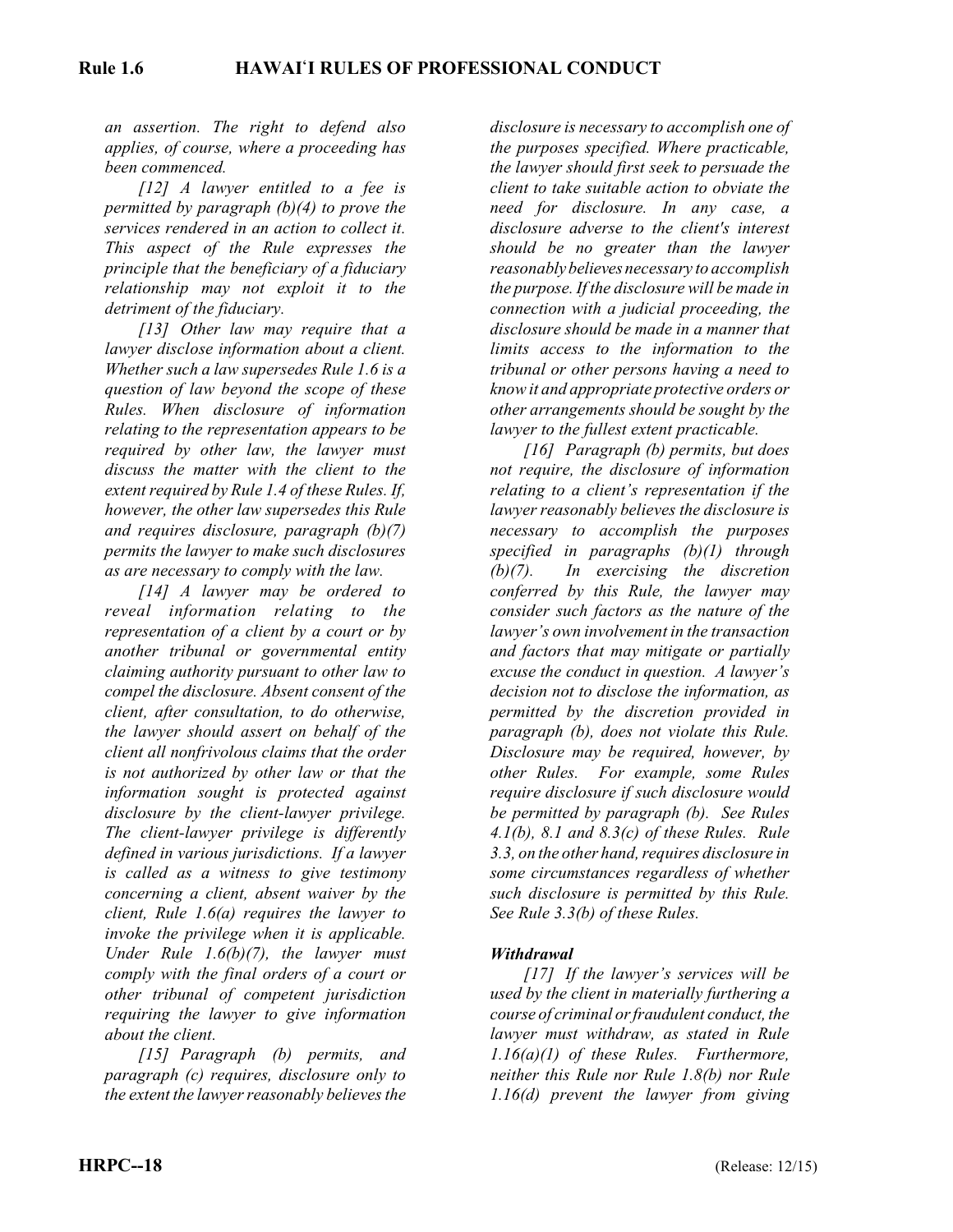*an assertion. The right to defend also applies, of course, where a proceeding has been commenced.*

*[12] A lawyer entitled to a fee is permitted by paragraph (b)(4) to prove the services rendered in an action to collect it. This aspect of the Rule expresses the principle that the beneficiary of a fiduciary relationship may not exploit it to the detriment of the fiduciary.*

*[13] Other law may require that a lawyer disclose information about a client. Whether such a law supersedes Rule 1.6 is a question of law beyond the scope of these Rules. When disclosure of information relating to the representation appears to be required by other law, the lawyer must discuss the matter with the client to the extent required by Rule 1.4 of these Rules. If, however, the other law supersedes this Rule and requires disclosure, paragraph (b)(7) permits the lawyer to make such disclosures as are necessary to comply with the law.*

*[14] A lawyer may be ordered to reveal information relating to the representation of a client by a court or by another tribunal or governmental entity claiming authority pursuant to other law to compel the disclosure. Absent consent of the client, after consultation, to do otherwise, the lawyer should assert on behalf of the client all nonfrivolous claims that the order is not authorized by other law or that the information sought is protected against disclosure by the client-lawyer privilege. The client-lawyer privilege is differently defined in various jurisdictions. If a lawyer is called as a witness to give testimony concerning a client, absent waiver by the client, Rule 1.6(a) requires the lawyer to invoke the privilege when it is applicable. Under Rule 1.6(b)(7), the lawyer must comply with the final orders of a court or other tribunal of competent jurisdiction requiring the lawyer to give information about the client.*

*[15] Paragraph (b) permits, and paragraph (c) requires, disclosure only to the extent the lawyer reasonably believes the disclosure is necessary to accomplish one of the purposes specified. Where practicable, the lawyer should first seek to persuade the client to take suitable action to obviate the need for disclosure. In any case, a disclosure adverse to the client's interest should be no greater than the lawyer reasonably believes necessary to accomplish the purpose. If the disclosure will be made in connection with a judicial proceeding, the disclosure should be made in a manner that limits access to the information to the tribunal or other persons having a need to know it and appropriate protective orders or other arrangements should be sought by the lawyer to the fullest extent practicable.*

*[16] Paragraph (b) permits, but does not require, the disclosure of information relating to a client's representation if the lawyer reasonably believes the disclosure is necessary to accomplish the purposes specified in paragraphs (b)(1) through (b)(7). In exercising the discretion conferred by this Rule, the lawyer may consider such factors as the nature of the lawyer's own involvement in the transaction and factors that may mitigate or partially excuse the conduct in question. A lawyer's decision not to disclose the information, as permitted by the discretion provided in paragraph (b), does not violate this Rule. Disclosure may be required, however, by other Rules. For example, some Rules require disclosure if such disclosure would be permitted by paragraph (b). See Rules 4.1(b), 8.1 and 8.3(c) of these Rules. Rule 3.3, on the other hand, requires disclosure in some circumstances regardless of whether such disclosure is permitted by this Rule. See Rule 3.3(b) of these Rules.*

***Withdrawal***

*[17] If the lawyer's services will be used by the client in materially furthering a course of criminal or fraudulent conduct, the lawyer must withdraw, as stated in Rule 1.16(a)(1) of these Rules. Furthermore, neither this Rule nor Rule 1.8(b) nor Rule 1.16(d) prevent the lawyer from giving*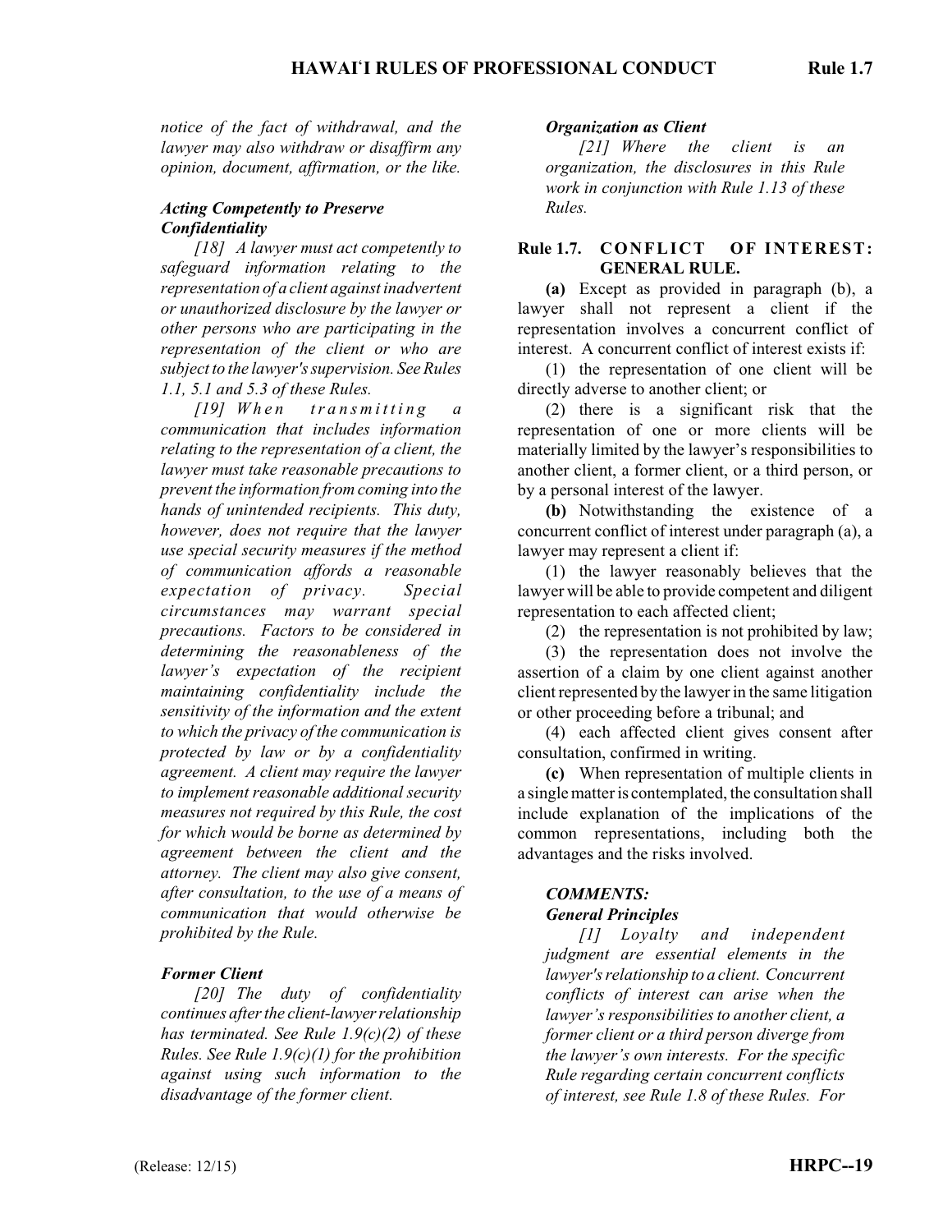*notice of the fact of withdrawal, and the lawyer may also withdraw or disaffirm any opinion, document, affirmation, or the like.*

***Acting Competently to Preserve Confidentiality***

*[18] A lawyer must act competently to safeguard information relating to the representation of a client against inadvertent or unauthorized disclosure by the lawyer or other persons who are participating in the representation of the client or who are subject to the lawyer's supervision. See Rules 1.1, 5.1 and 5.3 of these Rules.*

*[19] When transmitting a communication that includes information relating to the representation of a client, the lawyer must take reasonable precautions to prevent the information from coming into the hands of unintended recipients. This duty, however, does not require that the lawyer use special security measures if the method of communication affords a reasonable expectation of privacy. Special circumstances may warrant special precautions. Factors to be considered in determining the reasonableness of the lawyer's expectation of the recipient maintaining confidentiality include the sensitivity of the information and the extent to which the privacy of the communication is protected by law or by a confidentiality agreement. A client may require the lawyer to implement reasonable additional security measures not required by this Rule, the cost for which would be borne as determined by agreement between the client and the attorney. The client may also give consent, after consultation, to the use of a means of communication that would otherwise be prohibited by the Rule.*

***Former Client***

*[20] The duty of confidentiality continues after the client-lawyer relationship has terminated. See Rule 1.9(c)(2) of these Rules. See Rule 1.9(c)(1) for the prohibition against using such information to the disadvantage of the former client.*

***Organization as Client***

*[21] Where the client is an organization, the disclosures in this Rule work in conjunction with Rule 1.13 of these Rules.*

## Rule 1.7. CONFLICT OF INTEREST: GENERAL RULE.

**(a)** Except as provided in paragraph (b), a lawyer shall not represent a client if the representation involves a concurrent conflict of interest. A concurrent conflict of interest exists if:

(1) the representation of one client will be directly adverse to another client; or

(2) there is a significant risk that the representation of one or more clients will be materially limited by the lawyer's responsibilities to another client, a former client, or a third person, or by a personal interest of the lawyer.

**(b)** Notwithstanding the existence of a concurrent conflict of interest under paragraph (a), a lawyer may represent a client if:

(1) the lawyer reasonably believes that the lawyer will be able to provide competent and diligent representation to each affected client;

(2) the representation is not prohibited by law;

(3) the representation does not involve the assertion of a claim by one client against another client represented by the lawyer in the same litigation or other proceeding before a tribunal; and

(4) each affected client gives consent after consultation, confirmed in writing.

**(c)** When representation of multiple clients in a single matter is contemplated, the consultation shall include explanation of the implications of the common representations, including both the advantages and the risks involved.

***COMMENTS:***

***General Principles***

*[1] Loyalty and independent judgment are essential elements in the lawyer's relationship to a client. Concurrent conflicts of interest can arise when the lawyer's responsibilities to another client, a former client or a third person diverge from the lawyer's own interests. For the specific Rule regarding certain concurrent conflicts of interest, see Rule 1.8 of these Rules. For*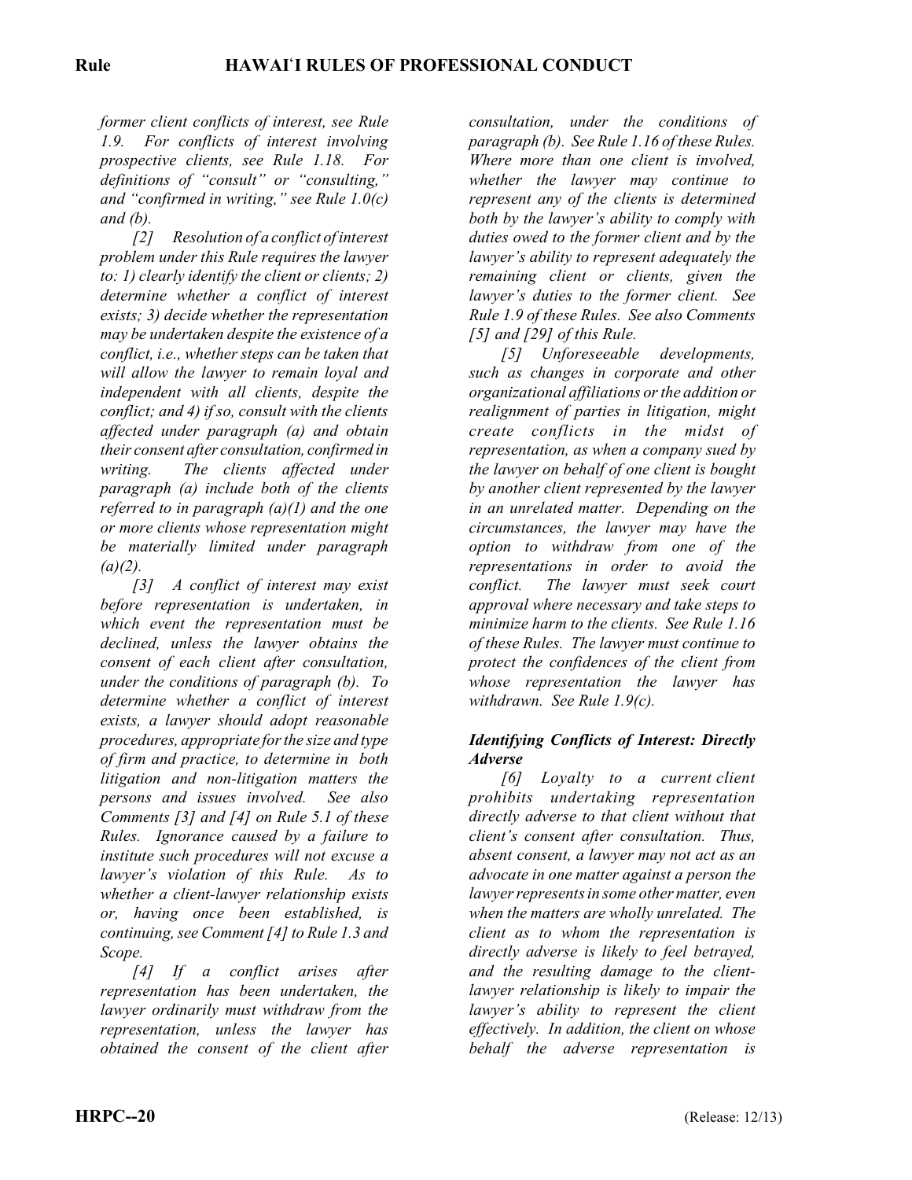*former client conflicts of interest, see Rule 1.9. For conflicts of interest involving prospective clients, see Rule 1.18. For definitions of "consult" or "consulting," and "confirmed in writing," see Rule 1.0(c) and (b).*

*[2] Resolution of a conflict of interest problem under this Rule requires the lawyer to: 1) clearly identify the client or clients; 2) determine whether a conflict of interest exists; 3) decide whether the representation may be undertaken despite the existence of a conflict, i.e., whether steps can be taken that will allow the lawyer to remain loyal and independent with all clients, despite the conflict; and 4) if so, consult with the clients affected under paragraph (a) and obtain their consent after consultation, confirmed in writing. The clients affected under paragraph (a) include both of the clients referred to in paragraph (a)(1) and the one or more clients whose representation might be materially limited under paragraph (a)(2).*

*[3] A conflict of interest may exist before representation is undertaken, in which event the representation must be declined, unless the lawyer obtains the consent of each client after consultation, under the conditions of paragraph (b). To determine whether a conflict of interest exists, a lawyer should adopt reasonable procedures, appropriate for the size and type of firm and practice, to determine in both litigation and non-litigation matters the persons and issues involved. See also Comments [3] and [4] on Rule 5.1 of these Rules. Ignorance caused by a failure to institute such procedures will not excuse a lawyer's violation of this Rule. As to whether a client-lawyer relationship exists or, having once been established, is continuing, see Comment [4] to Rule 1.3 and Scope.*

*[4] If a conflict arises after representation has been undertaken, the lawyer ordinarily must withdraw from the representation, unless the lawyer has obtained the consent of the client after consultation, under the conditions of paragraph (b). See Rule 1.16 of these Rules. Where more than one client is involved, whether the lawyer may continue to represent any of the clients is determined both by the lawyer's ability to comply with duties owed to the former client and by the lawyer's ability to represent adequately the remaining client or clients, given the lawyer's duties to the former client. See Rule 1.9 of these Rules. See also Comments [5] and [29] of this Rule.*

*[5] Unforeseeable developments, such as changes in corporate and other organizational affiliations or the addition or realignment of parties in litigation, might create conflicts in the midst of representation, as when a company sued by the lawyer on behalf of one client is bought by another client represented by the lawyer in an unrelated matter. Depending on the circumstances, the lawyer may have the option to withdraw from one of the representations in order to avoid the conflict. The lawyer must seek court approval where necessary and take steps to minimize harm to the clients. See Rule 1.16 of these Rules. The lawyer must continue to protect the confidences of the client from whose representation the lawyer has withdrawn. See Rule 1.9(c).*

### *Identifying Conflicts of Interest: Directly Adverse*

*[6] Loyalty to a current client prohibits undertaking representation directly adverse to that client without that client's consent after consultation. Thus, absent consent, a lawyer may not act as an advocate in one matter against a person the lawyer represents in some other matter, even when the matters are wholly unrelated. The client as to whom the representation is directly adverse is likely to feel betrayed, and the resulting damage to the client-lawyer relationship is likely to impair the lawyer's ability to represent the client effectively. In addition, the client on whose behalf the adverse representation is*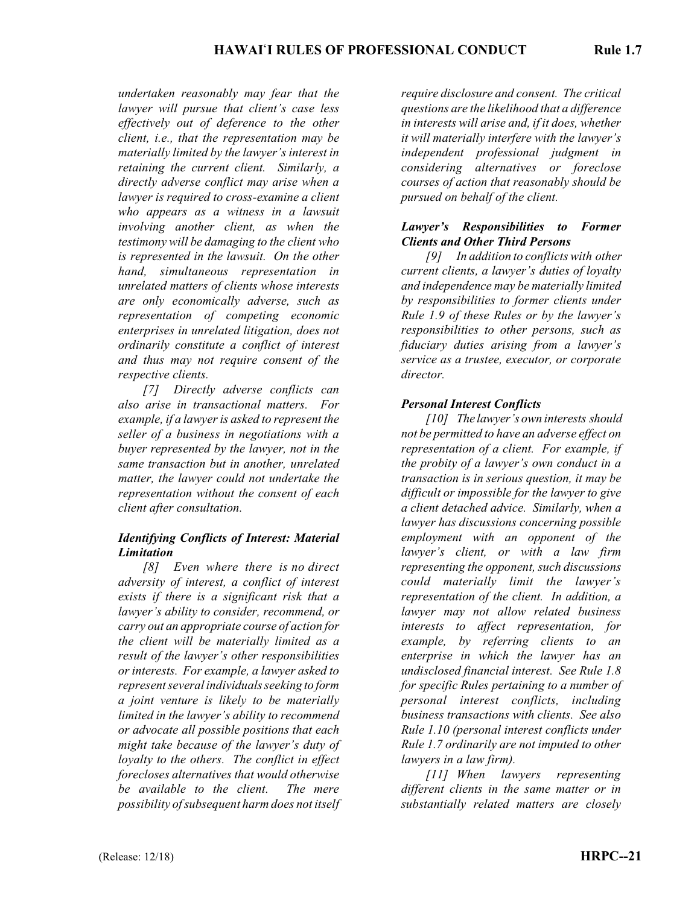*undertaken reasonably may fear that the lawyer will pursue that client's case less effectively out of deference to the other client, i.e., that the representation may be materially limited by the lawyer's interest in retaining the current client. Similarly, a directly adverse conflict may arise when a lawyer is required to cross-examine a client who appears as a witness in a lawsuit involving another client, as when the testimony will be damaging to the client who is represented in the lawsuit. On the other hand, simultaneous representation in unrelated matters of clients whose interests are only economically adverse, such as representation of competing economic enterprises in unrelated litigation, does not ordinarily constitute a conflict of interest and thus may not require consent of the respective clients.*

*[7] Directly adverse conflicts can also arise in transactional matters. For example, if a lawyer is asked to represent the seller of a business in negotiations with a buyer represented by the lawyer, not in the same transaction but in another, unrelated matter, the lawyer could not undertake the representation without the consent of each client after consultation.*

***Identifying Conflicts of Interest: Material Limitation***

*[8] Even where there is no direct adversity of interest, a conflict of interest exists if there is a significant risk that a lawyer's ability to consider, recommend, or carry out an appropriate course of action for the client will be materially limited as a result of the lawyer's other responsibilities or interests. For example, a lawyer asked to represent several individuals seeking to form a joint venture is likely to be materially limited in the lawyer's ability to recommend or advocate all possible positions that each might take because of the lawyer's duty of loyalty to the others. The conflict in effect forecloses alternatives that would otherwise be available to the client. The mere possibility of subsequent harm does not itself require disclosure and consent. The critical questions are the likelihood that a difference in interests will arise and, if it does, whether it will materially interfere with the lawyer's independent professional judgment in considering alternatives or foreclose courses of action that reasonably should be pursued on behalf of the client.*

***Lawyer's Responsibilities to Former Clients and Other Third Persons***

*[9] In addition to conflicts with other current clients, a lawyer's duties of loyalty and independence may be materially limited by responsibilities to former clients under Rule 1.9 of these Rules or by the lawyer's responsibilities to other persons, such as fiduciary duties arising from a lawyer's service as a trustee, executor, or corporate director.*

***Personal Interest Conflicts***

*[10] The lawyer's own interests should not be permitted to have an adverse effect on representation of a client. For example, if the probity of a lawyer's own conduct in a transaction is in serious question, it may be difficult or impossible for the lawyer to give a client detached advice. Similarly, when a lawyer has discussions concerning possible employment with an opponent of the lawyer's client, or with a law firm representing the opponent, such discussions could materially limit the lawyer's representation of the client. In addition, a lawyer may not allow related business interests to affect representation, for example, by referring clients to an enterprise in which the lawyer has an undisclosed financial interest. See Rule 1.8 for specific Rules pertaining to a number of personal interest conflicts, including business transactions with clients. See also Rule 1.10 (personal interest conflicts under Rule 1.7 ordinarily are not imputed to other lawyers in a law firm).*

*[11] When lawyers representing different clients in the same matter or in substantially related matters are closely*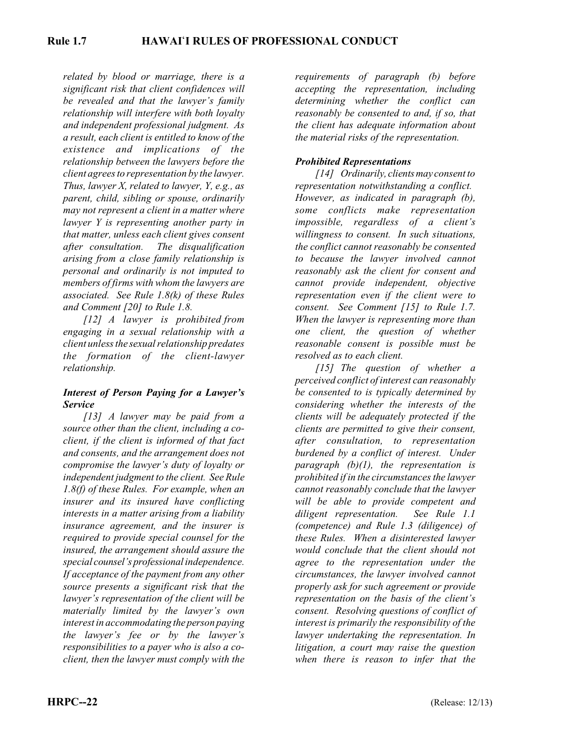*related by blood or marriage, there is a significant risk that client confidences will be revealed and that the lawyer's family relationship will interfere with both loyalty and independent professional judgment. As a result, each client is entitled to know of the existence and implications of the relationship between the lawyers before the client agrees to representation by the lawyer. Thus, lawyer X, related to lawyer, Y, e.g., as parent, child, sibling or spouse, ordinarily may not represent a client in a matter where lawyer Y is representing another party in that matter, unless each client gives consent after consultation. The disqualification arising from a close family relationship is personal and ordinarily is not imputed to members of firms with whom the lawyers are associated. See Rule 1.8(k) of these Rules and Comment [20] to Rule 1.8.*

*[12] A lawyer is prohibited from engaging in a sexual relationship with a client unless the sexual relationship predates the formation of the client-lawyer relationship.*

***Interest of Person Paying for a Lawyer's Service***

*[13] A lawyer may be paid from a source other than the client, including a co-client, if the client is informed of that fact and consents, and the arrangement does not compromise the lawyer's duty of loyalty or independent judgment to the client. See Rule 1.8(f) of these Rules. For example, when an insurer and its insured have conflicting interests in a matter arising from a liability insurance agreement, and the insurer is required to provide special counsel for the insured, the arrangement should assure the special counsel's professional independence. If acceptance of the payment from any other source presents a significant risk that the lawyer's representation of the client will be materially limited by the lawyer's own interest in accommodating the person paying the lawyer's fee or by the lawyer's responsibilities to a payer who is also a co-client, then the lawyer must comply with the requirements of paragraph (b) before accepting the representation, including determining whether the conflict can reasonably be consented to and, if so, that the client has adequate information about the material risks of the representation.*

***Prohibited Representations***

*[14] Ordinarily, clients may consent to representation notwithstanding a conflict. However, as indicated in paragraph (b), some conflicts make representation impossible, regardless of a client's willingness to consent. In such situations, the conflict cannot reasonably be consented to because the lawyer involved cannot reasonably ask the client for consent and cannot provide independent, objective representation even if the client were to consent. See Comment [15] to Rule 1.7. When the lawyer is representing more than one client, the question of whether reasonable consent is possible must be resolved as to each client.*

*[15] The question of whether a perceived conflict of interest can reasonably be consented to is typically determined by considering whether the interests of the clients will be adequately protected if the clients are permitted to give their consent, after consultation, to representation burdened by a conflict of interest. Under paragraph (b)(1), the representation is prohibited if in the circumstances the lawyer cannot reasonably conclude that the lawyer will be able to provide competent and diligent representation. See Rule 1.1 (competence) and Rule 1.3 (diligence) of these Rules. When a disinterested lawyer would conclude that the client should not agree to the representation under the circumstances, the lawyer involved cannot properly ask for such agreement or provide representation on the basis of the client's consent. Resolving questions of conflict of interest is primarily the responsibility of the lawyer undertaking the representation. In litigation, a court may raise the question when there is reason to infer that the*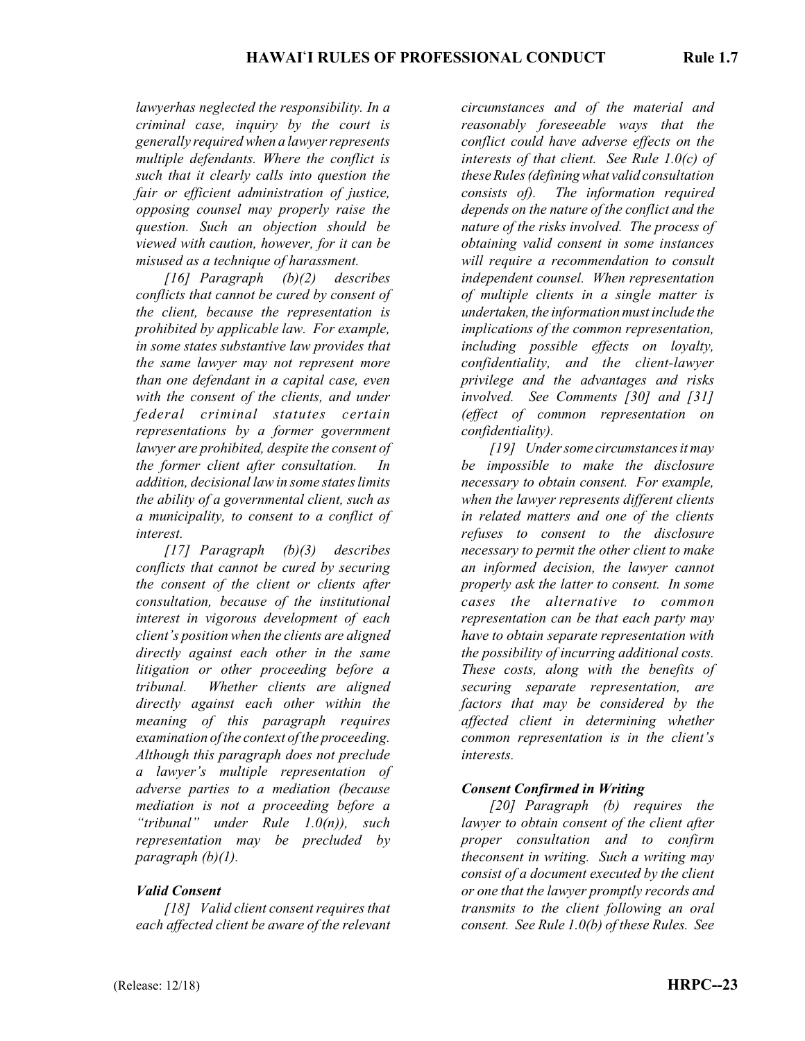*lawyerhas neglected the responsibility. In a criminal case, inquiry by the court is generally required when a lawyer represents multiple defendants. Where the conflict is such that it clearly calls into question the fair or efficient administration of justice, opposing counsel may properly raise the question. Such an objection should be viewed with caution, however, for it can be misused as a technique of harassment.*

*[16] Paragraph (b)(2) describes conflicts that cannot be cured by consent of the client, because the representation is prohibited by applicable law. For example, in some states substantive law provides that the same lawyer may not represent more than one defendant in a capital case, even with the consent of the clients, and under federal criminal statutes certain representations by a former government lawyer are prohibited, despite the consent of the former client after consultation. In addition, decisional law in some states limits the ability of a governmental client, such as a municipality, to consent to a conflict of interest.*

*[17] Paragraph (b)(3) describes conflicts that cannot be cured by securing the consent of the client or clients after consultation, because of the institutional interest in vigorous development of each client's position when the clients are aligned directly against each other in the same litigation or other proceeding before a tribunal. Whether clients are aligned directly against each other within the meaning of this paragraph requires examination of the context of the proceeding. Although this paragraph does not preclude a lawyer's multiple representation of adverse parties to a mediation (because mediation is not a proceeding before a "tribunal" under Rule 1.0(n)), such representation may be precluded by paragraph (b)(1).*

***Valid Consent***

*[18] Valid client consent requires that each affected client be aware of the relevant circumstances and of the material and reasonably foreseeable ways that the conflict could have adverse effects on the interests of that client. See Rule 1.0(c) of these Rules (defining what valid consultation consists of). The information required depends on the nature of the conflict and the nature of the risks involved. The process of obtaining valid consent in some instances will require a recommendation to consult independent counsel. When representation of multiple clients in a single matter is undertaken, the information must include the implications of the common representation, including possible effects on loyalty, confidentiality, and the client-lawyer privilege and the advantages and risks involved. See Comments [30] and [31] (effect of common representation on confidentiality).*

*[19] Under some circumstances it may be impossible to make the disclosure necessary to obtain consent. For example, when the lawyer represents different clients in related matters and one of the clients refuses to consent to the disclosure necessary to permit the other client to make an informed decision, the lawyer cannot properly ask the latter to consent. In some cases the alternative to common representation can be that each party may have to obtain separate representation with the possibility of incurring additional costs. These costs, along with the benefits of securing separate representation, are factors that may be considered by the affected client in determining whether common representation is in the client's interests.*

***Consent Confirmed in Writing***

*[20] Paragraph (b) requires the lawyer to obtain consent of the client after proper consultation and to confirm theconsent in writing. Such a writing may consist of a document executed by the client or one that the lawyer promptly records and transmits to the client following an oral consent. See Rule 1.0(b) of these Rules. See*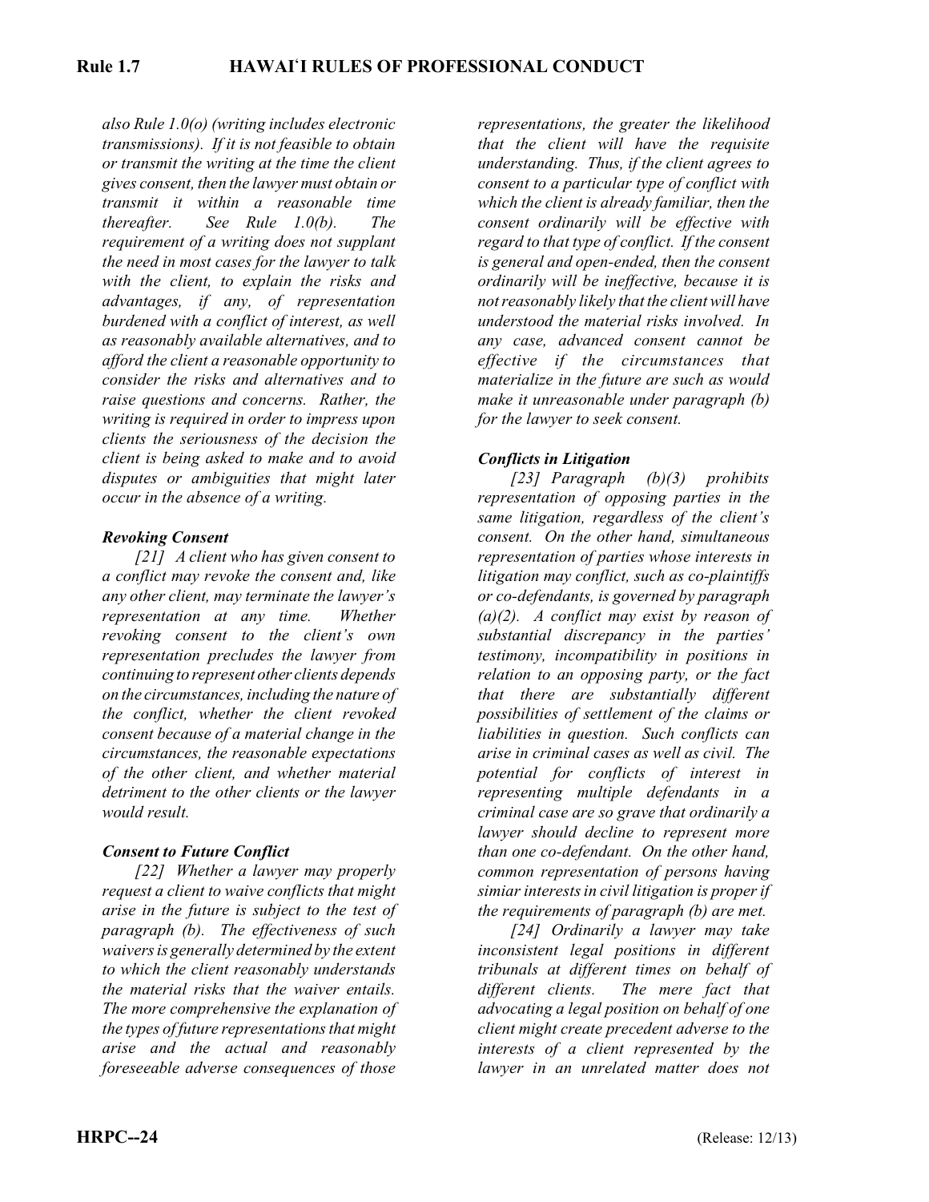*also Rule 1.0(o) (writing includes electronic transmissions). If it is not feasible to obtain or transmit the writing at the time the client gives consent, then the lawyer must obtain or transmit it within a reasonable time thereafter. See Rule 1.0(b). The requirement of a writing does not supplant the need in most cases for the lawyer to talk with the client, to explain the risks and advantages, if any, of representation burdened with a conflict of interest, as well as reasonably available alternatives, and to afford the client a reasonable opportunity to consider the risks and alternatives and to raise questions and concerns. Rather, the writing is required in order to impress upon clients the seriousness of the decision the client is being asked to make and to avoid disputes or ambiguities that might later occur in the absence of a writing.*

***Revoking Consent***

*[21] A client who has given consent to a conflict may revoke the consent and, like any other client, may terminate the lawyer's representation at any time. Whether revoking consent to the client's own representation precludes the lawyer from continuing to represent other clients depends on the circumstances, including the nature of the conflict, whether the client revoked consent because of a material change in the circumstances, the reasonable expectations of the other client, and whether material detriment to the other clients or the lawyer would result.*

***Consent to Future Conflict***

*[22] Whether a lawyer may properly request a client to waive conflicts that might arise in the future is subject to the test of paragraph (b). The effectiveness of such waivers is generally determined by the extent to which the client reasonably understands the material risks that the waiver entails. The more comprehensive the explanation of the types of future representations that might arise and the actual and reasonably foreseeable adverse consequences of those representations, the greater the likelihood that the client will have the requisite understanding. Thus, if the client agrees to consent to a particular type of conflict with which the client is already familiar, then the consent ordinarily will be effective with regard to that type of conflict. If the consent is general and open-ended, then the consent ordinarily will be ineffective, because it is not reasonably likely that the client will have understood the material risks involved. In any case, advanced consent cannot be effective if the circumstances that materialize in the future are such as would make it unreasonable under paragraph (b) for the lawyer to seek consent.*

***Conflicts in Litigation***

*[23] Paragraph (b)(3) prohibits representation of opposing parties in the same litigation, regardless of the client's consent. On the other hand, simultaneous representation of parties whose interests in litigation may conflict, such as co-plaintiffs or co-defendants, is governed by paragraph (a)(2). A conflict may exist by reason of substantial discrepancy in the parties' testimony, incompatibility in positions in relation to an opposing party, or the fact that there are substantially different possibilities of settlement of the claims or liabilities in question. Such conflicts can arise in criminal cases as well as civil. The potential for conflicts of interest in representing multiple defendants in a criminal case are so grave that ordinarily a lawyer should decline to represent more than one co-defendant. On the other hand, common representation of persons having simiar interests in civil litigation is proper if the requirements of paragraph (b) are met.*

*[24] Ordinarily a lawyer may take inconsistent legal positions in different tribunals at different times on behalf of different clients. The mere fact that advocating a legal position on behalf of one client might create precedent adverse to the interests of a client represented by the lawyer in an unrelated matter does not*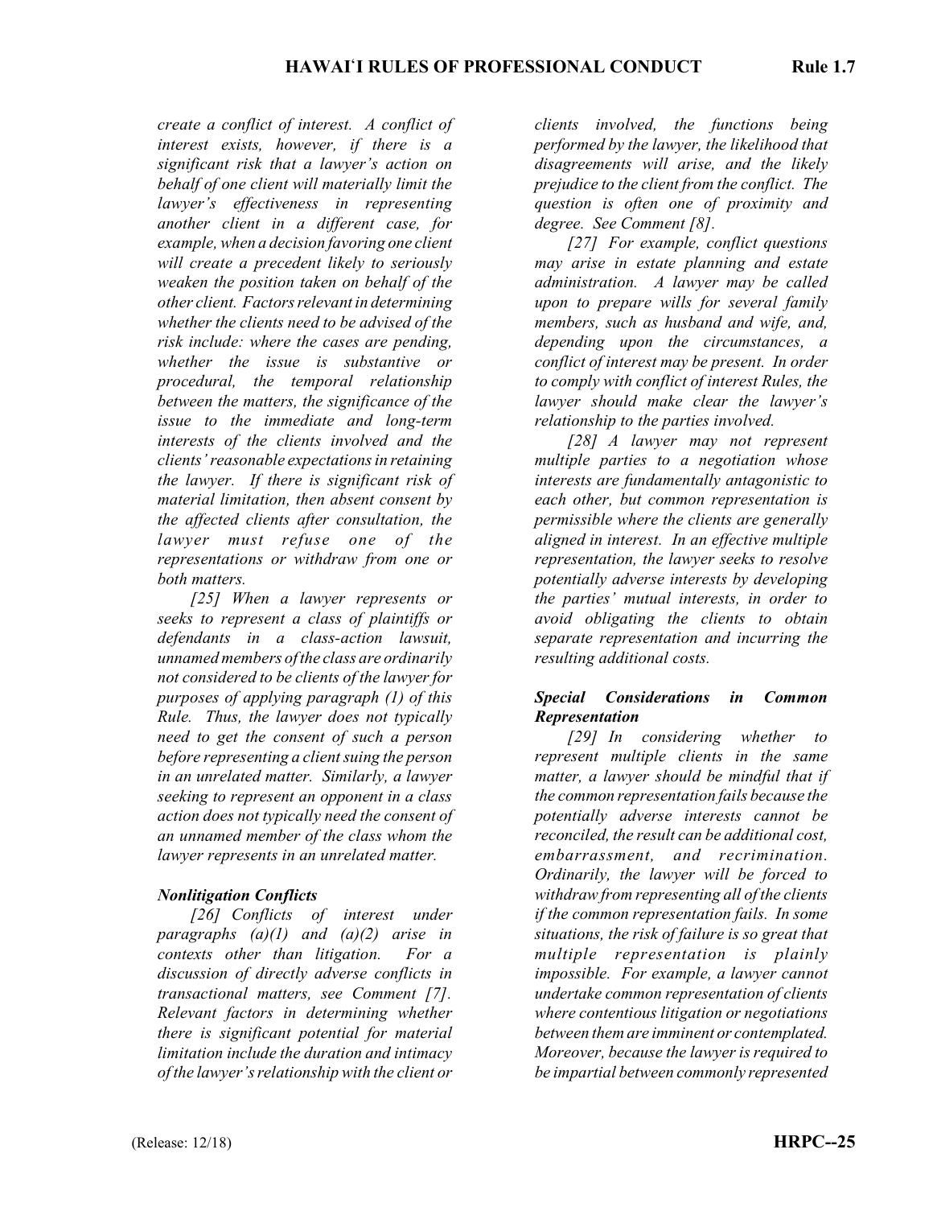*create a conflict of interest. A conflict of interest exists, however, if there is a significant risk that a lawyer's action on behalf of one client will materially limit the lawyer's effectiveness in representing another client in a different case, for example, when a decision favoring one client will create a precedent likely to seriously weaken the position taken on behalf of the other client. Factors relevant in determining whether the clients need to be advised of the risk include: where the cases are pending, whether the issue is substantive or procedural, the temporal relationship between the matters, the significance of the issue to the immediate and long-term interests of the clients involved and the clients' reasonable expectations in retaining the lawyer. If there is significant risk of material limitation, then absent consent by the affected clients after consultation, the lawyer must refuse one of the representations or withdraw from one or both matters.*

*[25] When a lawyer represents or seeks to represent a class of plaintiffs or defendants in a class-action lawsuit, unnamed members of the class are ordinarily not considered to be clients of the lawyer for purposes of applying paragraph (1) of this Rule. Thus, the lawyer does not typically need to get the consent of such a person before representing a client suing the person in an unrelated matter. Similarly, a lawyer seeking to represent an opponent in a class action does not typically need the consent of an unnamed member of the class whom the lawyer represents in an unrelated matter.*

***Nonlitigation Conflicts***

*[26] Conflicts of interest under paragraphs (a)(1) and (a)(2) arise in contexts other than litigation. For a discussion of directly adverse conflicts in transactional matters, see Comment [7]. Relevant factors in determining whether there is significant potential for material limitation include the duration and intimacy of the lawyer's relationship with the client or clients involved, the functions being performed by the lawyer, the likelihood that disagreements will arise, and the likely prejudice to the client from the conflict. The question is often one of proximity and degree. See Comment [8].*

*[27] For example, conflict questions may arise in estate planning and estate administration. A lawyer may be called upon to prepare wills for several family members, such as husband and wife, and, depending upon the circumstances, a conflict of interest may be present. In order to comply with conflict of interest Rules, the lawyer should make clear the lawyer's relationship to the parties involved.*

*[28] A lawyer may not represent multiple parties to a negotiation whose interests are fundamentally antagonistic to each other, but common representation is permissible where the clients are generally aligned in interest. In an effective multiple representation, the lawyer seeks to resolve potentially adverse interests by developing the parties' mutual interests, in order to avoid obligating the clients to obtain separate representation and incurring the resulting additional costs.*

***Special Considerations in Common Representation***

*[29] In considering whether to represent multiple clients in the same matter, a lawyer should be mindful that if the common representation fails because the potentially adverse interests cannot be reconciled, the result can be additional cost, embarrassment, and recrimination. Ordinarily, the lawyer will be forced to withdraw from representing all of the clients if the common representation fails. In some situations, the risk of failure is so great that multiple representation is plainly impossible. For example, a lawyer cannot undertake common representation of clients where contentious litigation or negotiations between them are imminent or contemplated. Moreover, because the lawyer is required to be impartial between commonly represented*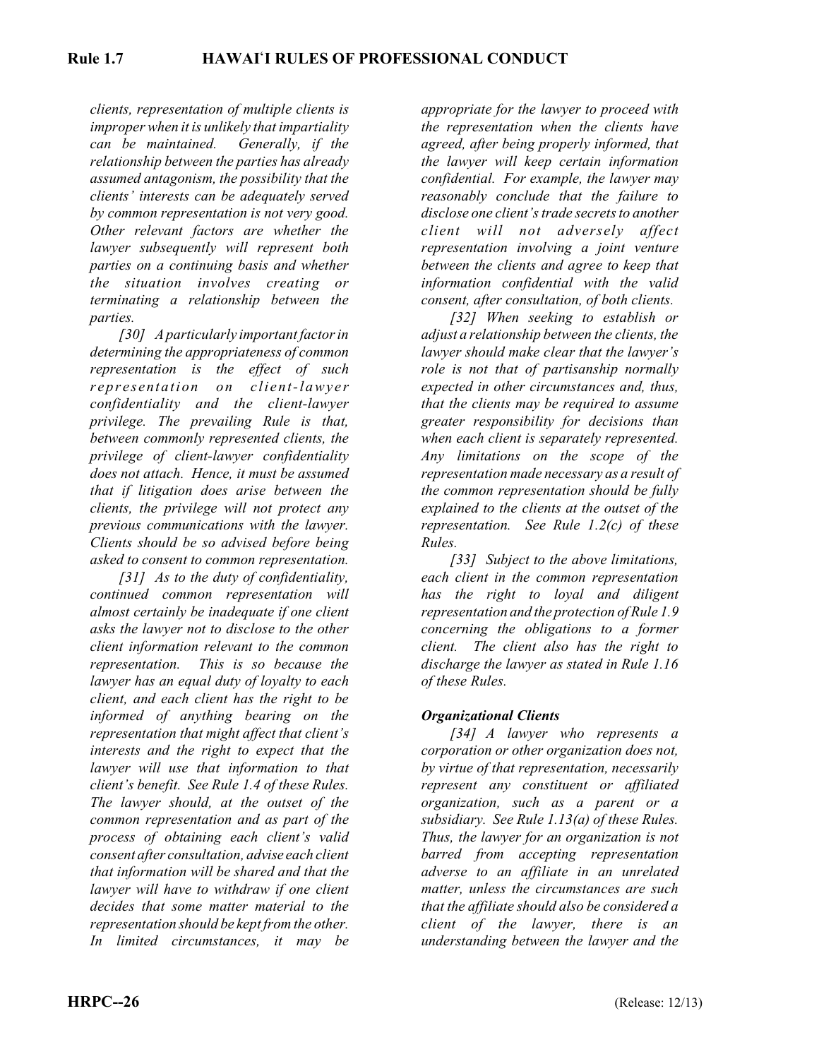*clients, representation of multiple clients is improper when it is unlikely that impartiality can be maintained. Generally, if the relationship between the parties has already assumed antagonism, the possibility that the clients' interests can be adequately served by common representation is not very good. Other relevant factors are whether the lawyer subsequently will represent both parties on a continuing basis and whether the situation involves creating or terminating a relationship between the parties.*

*[30] A particularly important factor in determining the appropriateness of common representation is the effect of such representation on client-lawyer confidentiality and the client-lawyer privilege. The prevailing Rule is that, between commonly represented clients, the privilege of client-lawyer confidentiality does not attach. Hence, it must be assumed that if litigation does arise between the clients, the privilege will not protect any previous communications with the lawyer. Clients should be so advised before being asked to consent to common representation.*

*[31] As to the duty of confidentiality, continued common representation will almost certainly be inadequate if one client asks the lawyer not to disclose to the other client information relevant to the common representation. This is so because the lawyer has an equal duty of loyalty to each client, and each client has the right to be informed of anything bearing on the representation that might affect that client's interests and the right to expect that the lawyer will use that information to that client's benefit. See Rule 1.4 of these Rules. The lawyer should, at the outset of the common representation and as part of the process of obtaining each client's valid consent after consultation, advise each client that information will be shared and that the lawyer will have to withdraw if one client decides that some matter material to the representation should be kept from the other. In limited circumstances, it may be appropriate for the lawyer to proceed with the representation when the clients have agreed, after being properly informed, that the lawyer will keep certain information confidential. For example, the lawyer may reasonably conclude that the failure to disclose one client's trade secrets to another client will not adversely affect representation involving a joint venture between the clients and agree to keep that information confidential with the valid consent, after consultation, of both clients.*

*[32] When seeking to establish or adjust a relationship between the clients, the lawyer should make clear that the lawyer's role is not that of partisanship normally expected in other circumstances and, thus, that the clients may be required to assume greater responsibility for decisions than when each client is separately represented. Any limitations on the scope of the representation made necessary as a result of the common representation should be fully explained to the clients at the outset of the representation. See Rule 1.2(c) of these Rules.*

*[33] Subject to the above limitations, each client in the common representation has the right to loyal and diligent representation and the protection of Rule 1.9 concerning the obligations to a former client. The client also has the right to discharge the lawyer as stated in Rule 1.16 of these Rules.*

***Organizational Clients***

*[34] A lawyer who represents a corporation or other organization does not, by virtue of that representation, necessarily represent any constituent or affiliated organization, such as a parent or a subsidiary. See Rule 1.13(a) of these Rules. Thus, the lawyer for an organization is not barred from accepting representation adverse to an affiliate in an unrelated matter, unless the circumstances are such that the affiliate should also be considered a client of the lawyer, there is an understanding between the lawyer and the*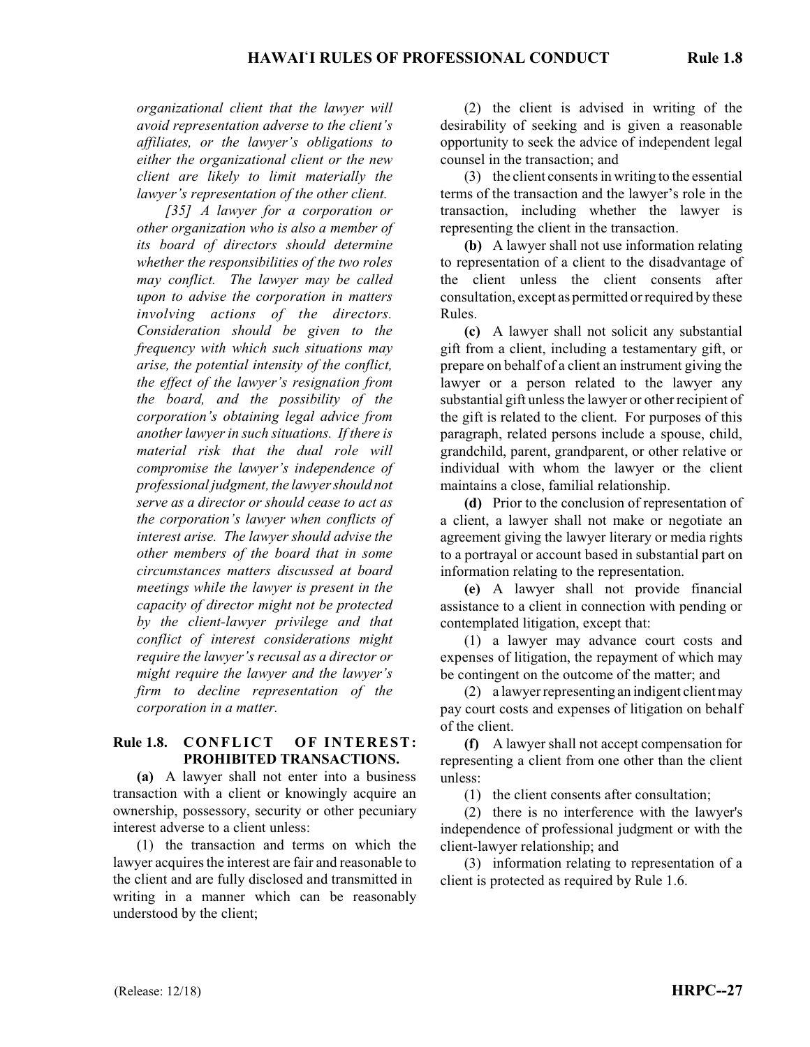*organizational client that the lawyer will avoid representation adverse to the client's affiliates, or the lawyer's obligations to either the organizational client or the new client are likely to limit materially the lawyer's representation of the other client.*

*[35] A lawyer for a corporation or other organization who is also a member of its board of directors should determine whether the responsibilities of the two roles may conflict. The lawyer may be called upon to advise the corporation in matters involving actions of the directors. Consideration should be given to the frequency with which such situations may arise, the potential intensity of the conflict, the effect of the lawyer's resignation from the board, and the possibility of the corporation's obtaining legal advice from another lawyer in such situations. If there is material risk that the dual role will compromise the lawyer's independence of professional judgment, the lawyer should not serve as a director or should cease to act as the corporation's lawyer when conflicts of interest arise. The lawyer should advise the other members of the board that in some circumstances matters discussed at board meetings while the lawyer is present in the capacity of director might not be protected by the client-lawyer privilege and that conflict of interest considerations might require the lawyer's recusal as a director or might require the lawyer and the lawyer's firm to decline representation of the corporation in a matter.*

## Rule 1.8. CONFLICT OF INTEREST: PROHIBITED TRANSACTIONS.

**(a)** A lawyer shall not enter into a business transaction with a client or knowingly acquire an ownership, possessory, security or other pecuniary interest adverse to a client unless:

(1) the transaction and terms on which the lawyer acquires the interest are fair and reasonable to the client and are fully disclosed and transmitted in writing in a manner which can be reasonably understood by the client;

(2) the client is advised in writing of the desirability of seeking and is given a reasonable opportunity to seek the advice of independent legal counsel in the transaction; and

(3) the client consents in writing to the essential terms of the transaction and the lawyer's role in the transaction, including whether the lawyer is representing the client in the transaction.

**(b)** A lawyer shall not use information relating to representation of a client to the disadvantage of the client unless the client consents after consultation, except as permitted or required by these Rules.

**(c)** A lawyer shall not solicit any substantial gift from a client, including a testamentary gift, or prepare on behalf of a client an instrument giving the lawyer or a person related to the lawyer any substantial gift unless the lawyer or other recipient of the gift is related to the client. For purposes of this paragraph, related persons include a spouse, child, grandchild, parent, grandparent, or other relative or individual with whom the lawyer or the client maintains a close, familial relationship.

**(d)** Prior to the conclusion of representation of a client, a lawyer shall not make or negotiate an agreement giving the lawyer literary or media rights to a portrayal or account based in substantial part on information relating to the representation.

**(e)** A lawyer shall not provide financial assistance to a client in connection with pending or contemplated litigation, except that:

(1) a lawyer may advance court costs and expenses of litigation, the repayment of which may be contingent on the outcome of the matter; and

(2) a lawyer representing an indigent client may pay court costs and expenses of litigation on behalf of the client.

**(f)** A lawyer shall not accept compensation for representing a client from one other than the client unless:

(1) the client consents after consultation;

(2) there is no interference with the lawyer's independence of professional judgment or with the client-lawyer relationship; and

(3) information relating to representation of a client is protected as required by Rule 1.6.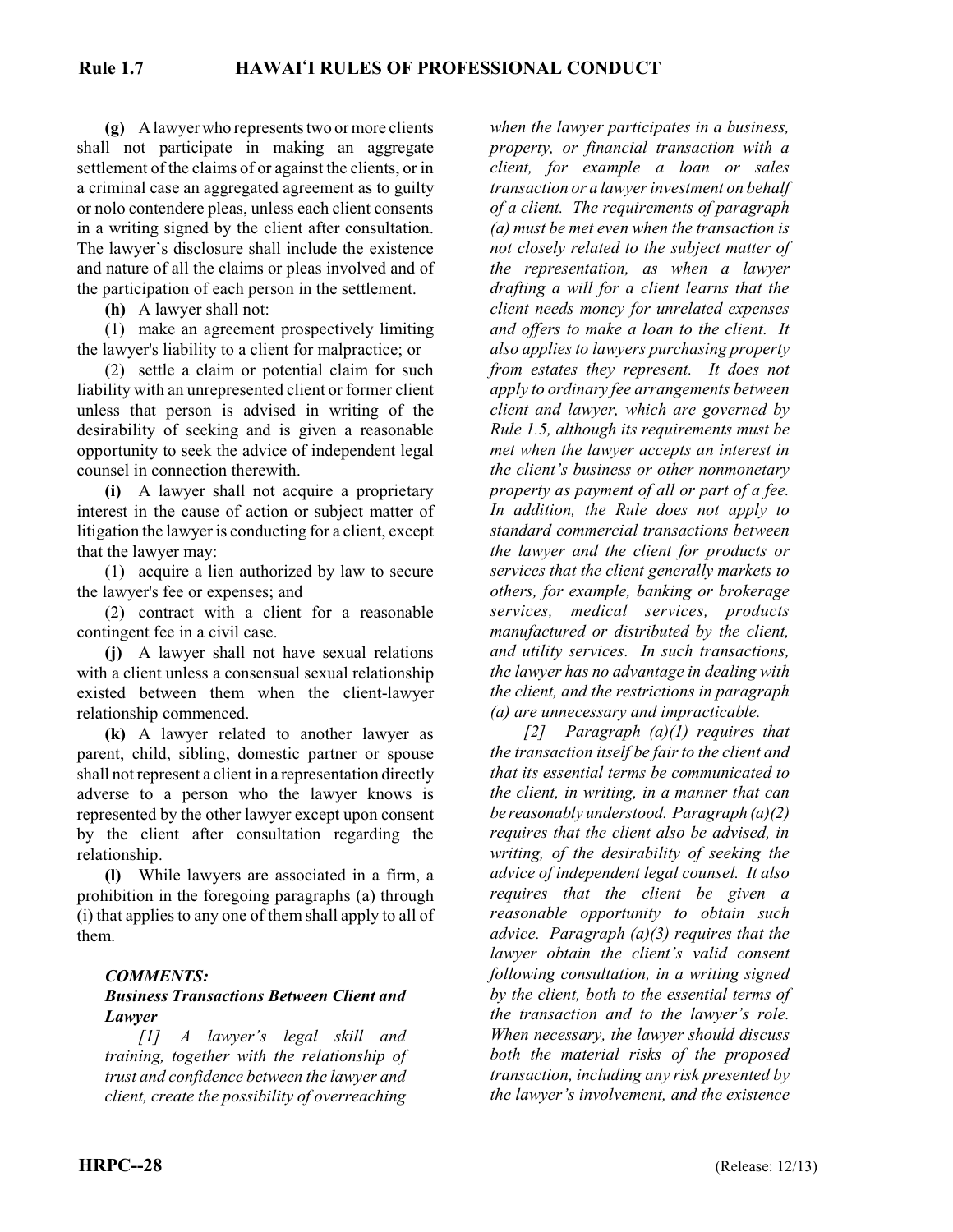**(g)** A lawyer who represents two or more clients shall not participate in making an aggregate settlement of the claims of or against the clients, or in a criminal case an aggregated agreement as to guilty or nolo contendere pleas, unless each client consents in a writing signed by the client after consultation. The lawyer's disclosure shall include the existence and nature of all the claims or pleas involved and of the participation of each person in the settlement.

**(h)** A lawyer shall not:

(1) make an agreement prospectively limiting the lawyer's liability to a client for malpractice; or

(2) settle a claim or potential claim for such liability with an unrepresented client or former client unless that person is advised in writing of the desirability of seeking and is given a reasonable opportunity to seek the advice of independent legal counsel in connection therewith.

**(i)** A lawyer shall not acquire a proprietary interest in the cause of action or subject matter of litigation the lawyer is conducting for a client, except that the lawyer may:

(1) acquire a lien authorized by law to secure the lawyer's fee or expenses; and

(2) contract with a client for a reasonable contingent fee in a civil case.

**(j)** A lawyer shall not have sexual relations with a client unless a consensual sexual relationship existed between them when the client-lawyer relationship commenced.

**(k)** A lawyer related to another lawyer as parent, child, sibling, domestic partner or spouse shall not represent a client in a representation directly adverse to a person who the lawyer knows is represented by the other lawyer except upon consent by the client after consultation regarding the relationship.

**(l)** While lawyers are associated in a firm, a prohibition in the foregoing paragraphs (a) through (i) that applies to any one of them shall apply to all of them.

***COMMENTS:***

***Business Transactions Between Client and Lawyer***

*[1] A lawyer's legal skill and training, together with the relationship of trust and confidence between the lawyer and client, create the possibility of overreaching when the lawyer participates in a business, property, or financial transaction with a client, for example a loan or sales transaction or a lawyer investment on behalf of a client. The requirements of paragraph (a) must be met even when the transaction is not closely related to the subject matter of the representation, as when a lawyer drafting a will for a client learns that the client needs money for unrelated expenses and offers to make a loan to the client. It also applies to lawyers purchasing property from estates they represent. It does not apply to ordinary fee arrangements between client and lawyer, which are governed by Rule 1.5, although its requirements must be met when the lawyer accepts an interest in the client's business or other nonmonetary property as payment of all or part of a fee. In addition, the Rule does not apply to standard commercial transactions between the lawyer and the client for products or services that the client generally markets to others, for example, banking or brokerage services, medical services, products manufactured or distributed by the client, and utility services. In such transactions, the lawyer has no advantage in dealing with the client, and the restrictions in paragraph (a) are unnecessary and impracticable.*

*[2] Paragraph (a)(1) requires that the transaction itself be fair to the client and that its essential terms be communicated to the client, in writing, in a manner that can be reasonably understood. Paragraph (a)(2) requires that the client also be advised, in writing, of the desirability of seeking the advice of independent legal counsel. It also requires that the client be given a reasonable opportunity to obtain such advice. Paragraph (a)(3) requires that the lawyer obtain the client's valid consent following consultation, in a writing signed by the client, both to the essential terms of the transaction and to the lawyer's role. When necessary, the lawyer should discuss both the material risks of the proposed transaction, including any risk presented by the lawyer's involvement, and the existence*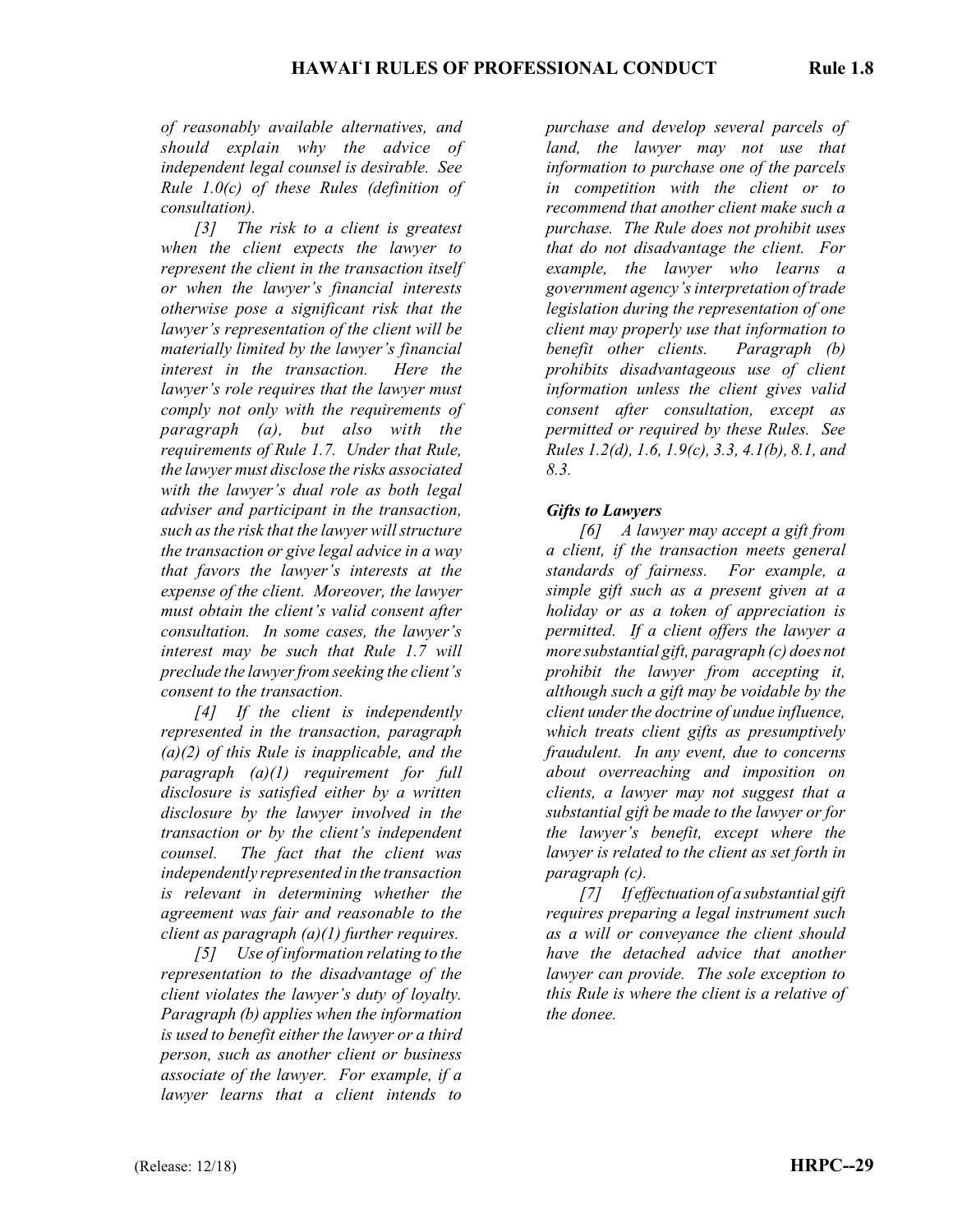*of reasonably available alternatives, and should explain why the advice of independent legal counsel is desirable. See Rule 1.0(c) of these Rules (definition of consultation).*

*[3] The risk to a client is greatest when the client expects the lawyer to represent the client in the transaction itself or when the lawyer's financial interests otherwise pose a significant risk that the lawyer's representation of the client will be materially limited by the lawyer's financial interest in the transaction. Here the lawyer's role requires that the lawyer must comply not only with the requirements of paragraph (a), but also with the requirements of Rule 1.7. Under that Rule, the lawyer must disclose the risks associated with the lawyer's dual role as both legal adviser and participant in the transaction, such as the risk that the lawyer will structure the transaction or give legal advice in a way that favors the lawyer's interests at the expense of the client. Moreover, the lawyer must obtain the client's valid consent after consultation. In some cases, the lawyer's interest may be such that Rule 1.7 will preclude the lawyer from seeking the client's consent to the transaction.*

*[4] If the client is independently represented in the transaction, paragraph (a)(2) of this Rule is inapplicable, and the paragraph (a)(1) requirement for full disclosure is satisfied either by a written disclosure by the lawyer involved in the transaction or by the client's independent counsel. The fact that the client was independently represented in the transaction is relevant in determining whether the agreement was fair and reasonable to the client as paragraph (a)(1) further requires.*

*[5] Use of information relating to the representation to the disadvantage of the client violates the lawyer's duty of loyalty. Paragraph (b) applies when the information is used to benefit either the lawyer or a third person, such as another client or business associate of the lawyer. For example, if a lawyer learns that a client intends to purchase and develop several parcels of land, the lawyer may not use that information to purchase one of the parcels in competition with the client or to recommend that another client make such a purchase. The Rule does not prohibit uses that do not disadvantage the client. For example, the lawyer who learns a government agency's interpretation of trade legislation during the representation of one client may properly use that information to benefit other clients. Paragraph (b) prohibits disadvantageous use of client information unless the client gives valid consent after consultation, except as permitted or required by these Rules. See Rules 1.2(d), 1.6, 1.9(c), 3.3, 4.1(b), 8.1, and 8.3.*

***Gifts to Lawyers***

*[6] A lawyer may accept a gift from a client, if the transaction meets general standards of fairness. For example, a simple gift such as a present given at a holiday or as a token of appreciation is permitted. If a client offers the lawyer a more substantial gift, paragraph (c) does not prohibit the lawyer from accepting it, although such a gift may be voidable by the client under the doctrine of undue influence, which treats client gifts as presumptively fraudulent. In any event, due to concerns about overreaching and imposition on clients, a lawyer may not suggest that a substantial gift be made to the lawyer or for the lawyer's benefit, except where the lawyer is related to the client as set forth in paragraph (c).*

*[7] If effectuation of a substantial gift requires preparing a legal instrument such as a will or conveyance the client should have the detached advice that another lawyer can provide. The sole exception to this Rule is where the client is a relative of the donee.*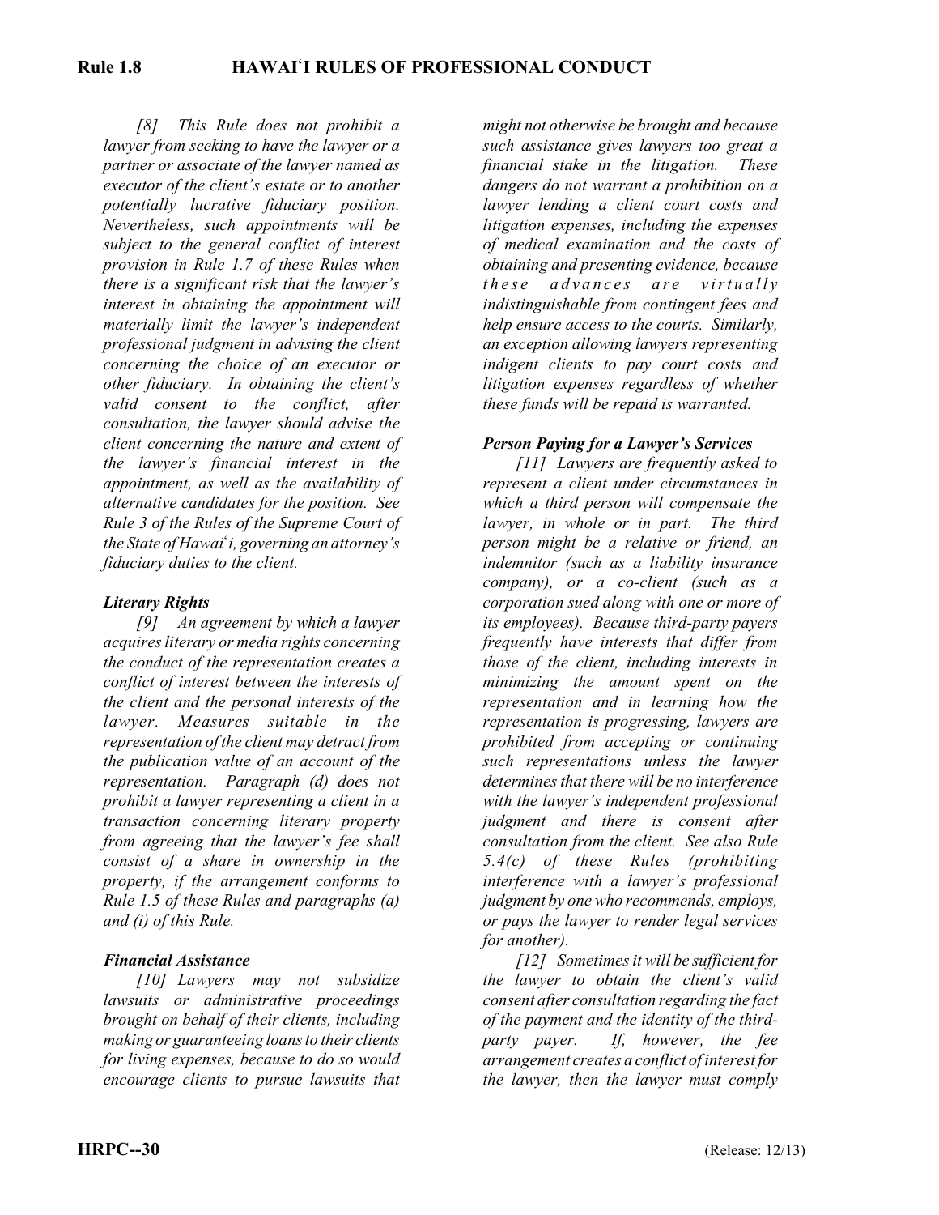*[8] This Rule does not prohibit a lawyer from seeking to have the lawyer or a partner or associate of the lawyer named as executor of the client's estate or to another potentially lucrative fiduciary position. Nevertheless, such appointments will be subject to the general conflict of interest provision in Rule 1.7 of these Rules when there is a significant risk that the lawyer's interest in obtaining the appointment will materially limit the lawyer's independent professional judgment in advising the client concerning the choice of an executor or other fiduciary. In obtaining the client's valid consent to the conflict, after consultation, the lawyer should advise the client concerning the nature and extent of the lawyer's financial interest in the appointment, as well as the availability of alternative candidates for the position. See Rule 3 of the Rules of the Supreme Court of the State of Hawai'i, governing an attorney's fiduciary duties to the client.*

***Literary Rights***

*[9] An agreement by which a lawyer acquires literary or media rights concerning the conduct of the representation creates a conflict of interest between the interests of the client and the personal interests of the lawyer. Measures suitable in the representation of the client may detract from the publication value of an account of the representation. Paragraph (d) does not prohibit a lawyer representing a client in a transaction concerning literary property from agreeing that the lawyer's fee shall consist of a share in ownership in the property, if the arrangement conforms to Rule 1.5 of these Rules and paragraphs (a) and (i) of this Rule.*

***Financial Assistance***

*[10] Lawyers may not subsidize lawsuits or administrative proceedings brought on behalf of their clients, including making or guaranteeing loans to their clients for living expenses, because to do so would encourage clients to pursue lawsuits that might not otherwise be brought and because such assistance gives lawyers too great a financial stake in the litigation. These dangers do not warrant a prohibition on a lawyer lending a client court costs and litigation expenses, including the expenses of medical examination and the costs of obtaining and presenting evidence, because these advances are virtually indistinguishable from contingent fees and help ensure access to the courts. Similarly, an exception allowing lawyers representing indigent clients to pay court costs and litigation expenses regardless of whether these funds will be repaid is warranted.*

***Person Paying for a Lawyer's Services***

*[11] Lawyers are frequently asked to represent a client under circumstances in which a third person will compensate the lawyer, in whole or in part. The third person might be a relative or friend, an indemnitor (such as a liability insurance company), or a co-client (such as a corporation sued along with one or more of its employees). Because third-party payers frequently have interests that differ from those of the client, including interests in minimizing the amount spent on the representation and in learning how the representation is progressing, lawyers are prohibited from accepting or continuing such representations unless the lawyer determines that there will be no interference with the lawyer's independent professional judgment and there is consent after consultation from the client. See also Rule 5.4(c) of these Rules (prohibiting interference with a lawyer's professional judgment by one who recommends, employs, or pays the lawyer to render legal services for another).*

*[12] Sometimes it will be sufficient for the lawyer to obtain the client's valid consent after consultation regarding the fact of the payment and the identity of the third-party payer. If, however, the fee arrangement creates a conflict of interest for the lawyer, then the lawyer must comply*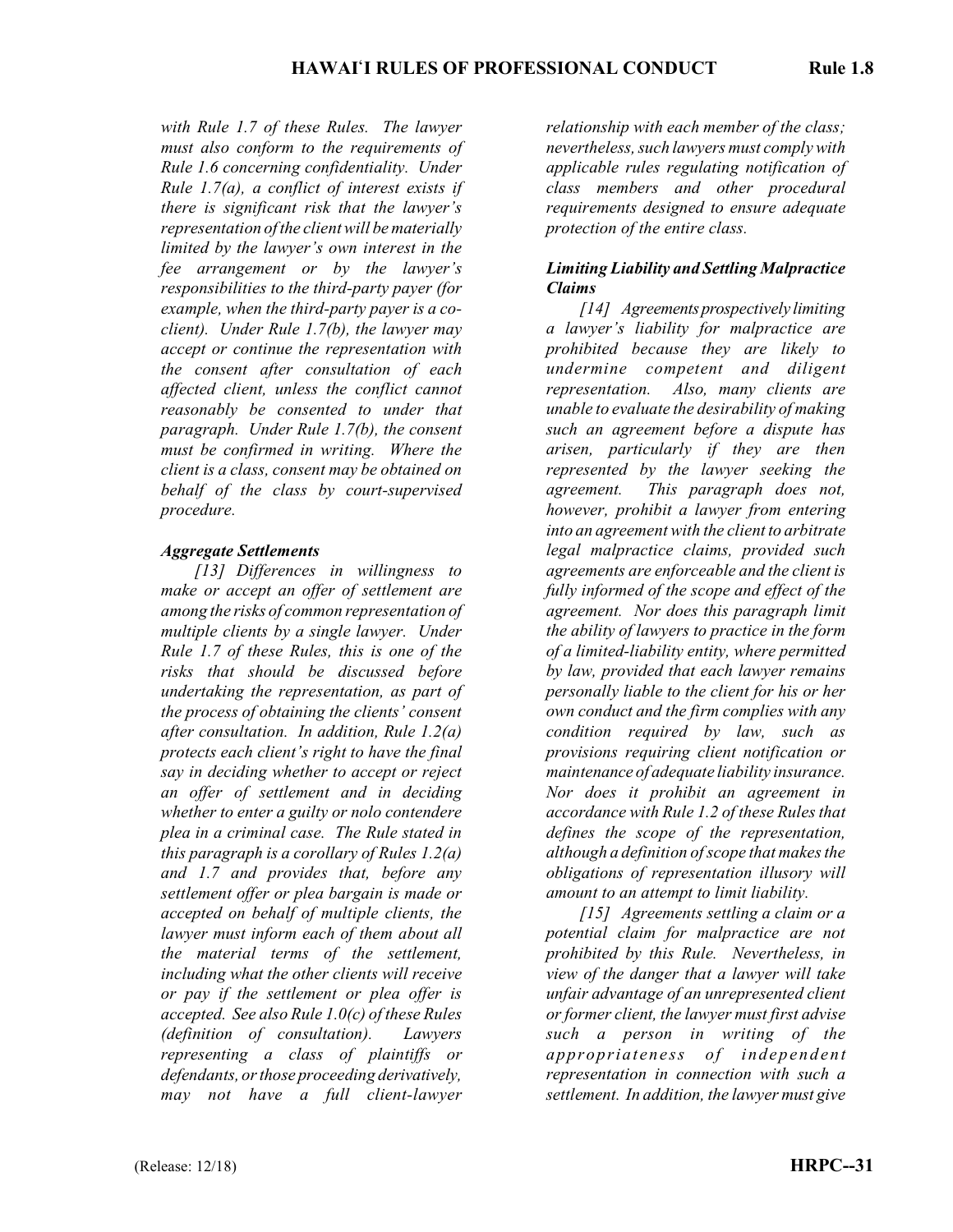*with Rule 1.7 of these Rules. The lawyer must also conform to the requirements of Rule 1.6 concerning confidentiality. Under Rule 1.7(a), a conflict of interest exists if there is significant risk that the lawyer's representation of the client will be materially limited by the lawyer's own interest in the fee arrangement or by the lawyer's responsibilities to the third-party payer (for example, when the third-party payer is a co-client). Under Rule 1.7(b), the lawyer may accept or continue the representation with the consent after consultation of each affected client, unless the conflict cannot reasonably be consented to under that paragraph. Under Rule 1.7(b), the consent must be confirmed in writing. Where the client is a class, consent may be obtained on behalf of the class by court-supervised procedure.*

***Aggregate Settlements***

*[13] Differences in willingness to make or accept an offer of settlement are among the risks of common representation of multiple clients by a single lawyer. Under Rule 1.7 of these Rules, this is one of the risks that should be discussed before undertaking the representation, as part of the process of obtaining the clients' consent after consultation. In addition, Rule 1.2(a) protects each client's right to have the final say in deciding whether to accept or reject an offer of settlement and in deciding whether to enter a guilty or nolo contendere plea in a criminal case. The Rule stated in this paragraph is a corollary of Rules 1.2(a) and 1.7 and provides that, before any settlement offer or plea bargain is made or accepted on behalf of multiple clients, the lawyer must inform each of them about all the material terms of the settlement, including what the other clients will receive or pay if the settlement or plea offer is accepted. See also Rule 1.0(c) of these Rules (definition of consultation). Lawyers representing a class of plaintiffs or defendants, or those proceeding derivatively, may not have a full client-lawyer relationship with each member of the class; nevertheless, such lawyers must comply with applicable rules regulating notification of class members and other procedural requirements designed to ensure adequate protection of the entire class.*

***Limiting Liability and Settling Malpractice Claims***

*[14] Agreements prospectively limiting a lawyer's liability for malpractice are prohibited because they are likely to undermine competent and diligent representation. Also, many clients are unable to evaluate the desirability of making such an agreement before a dispute has arisen, particularly if they are then represented by the lawyer seeking the agreement. This paragraph does not, however, prohibit a lawyer from entering into an agreement with the client to arbitrate legal malpractice claims, provided such agreements are enforceable and the client is fully informed of the scope and effect of the agreement. Nor does this paragraph limit the ability of lawyers to practice in the form of a limited-liability entity, where permitted by law, provided that each lawyer remains personally liable to the client for his or her own conduct and the firm complies with any condition required by law, such as provisions requiring client notification or maintenance of adequate liability insurance. Nor does it prohibit an agreement in accordance with Rule 1.2 of these Rules that defines the scope of the representation, although a definition of scope that makes the obligations of representation illusory will amount to an attempt to limit liability.*

*[15] Agreements settling a claim or a potential claim for malpractice are not prohibited by this Rule. Nevertheless, in view of the danger that a lawyer will take unfair advantage of an unrepresented client or former client, the lawyer must first advise such a person in writing of the appropriateness of independent representation in connection with such a settlement. In addition, the lawyer must give*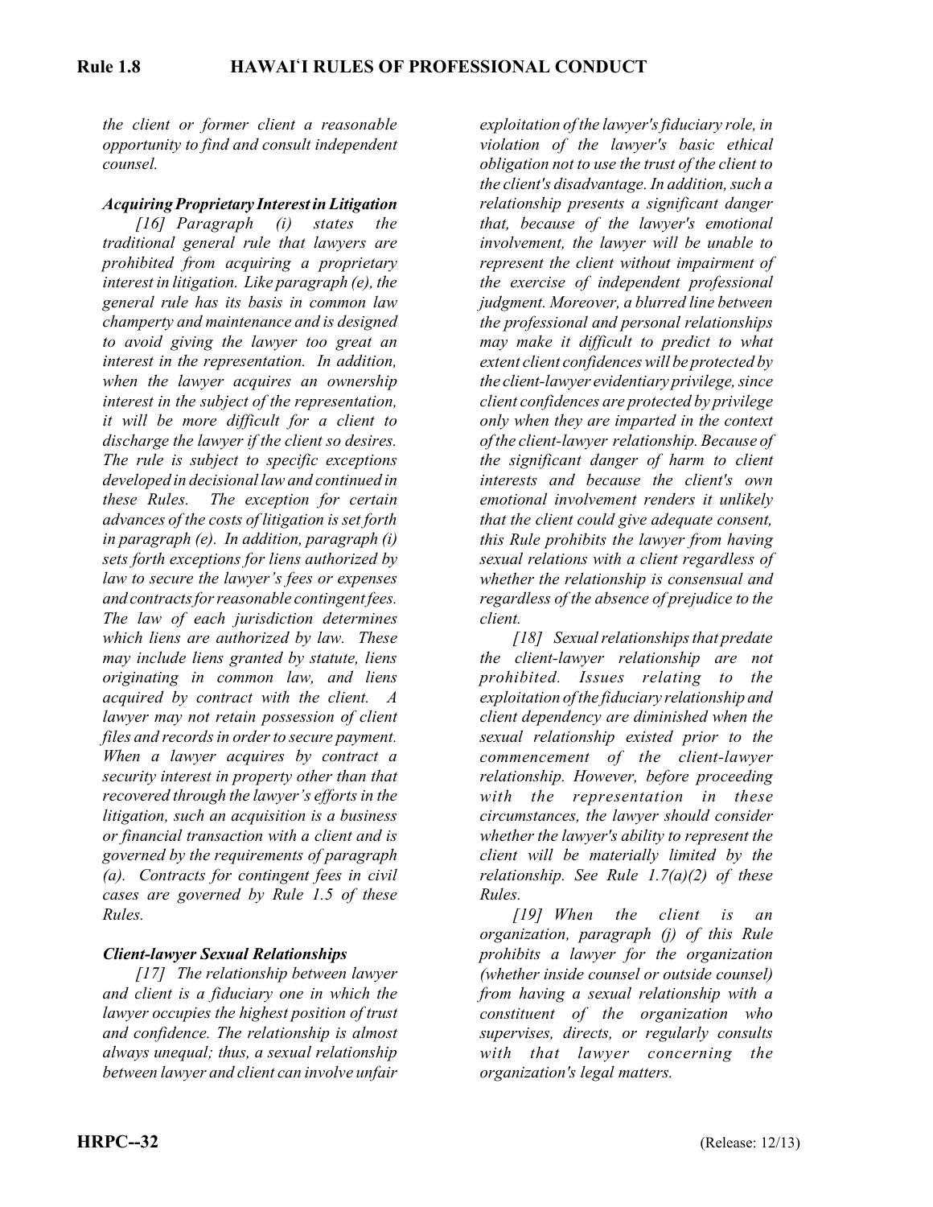*the client or former client a reasonable opportunity to find and consult independent counsel.*

***Acquiring Proprietary Interest in Litigation***

*[16] Paragraph (i) states the traditional general rule that lawyers are prohibited from acquiring a proprietary interest in litigation. Like paragraph (e), the general rule has its basis in common law champerty and maintenance and is designed to avoid giving the lawyer too great an interest in the representation. In addition, when the lawyer acquires an ownership interest in the subject of the representation, it will be more difficult for a client to discharge the lawyer if the client so desires. The rule is subject to specific exceptions developed in decisional law and continued in these Rules. The exception for certain advances of the costs of litigation is set forth in paragraph (e). In addition, paragraph (i) sets forth exceptions for liens authorized by law to secure the lawyer's fees or expenses and contracts for reasonable contingent fees. The law of each jurisdiction determines which liens are authorized by law. These may include liens granted by statute, liens originating in common law, and liens acquired by contract with the client. A lawyer may not retain possession of client files and records in order to secure payment. When a lawyer acquires by contract a security interest in property other than that recovered through the lawyer's efforts in the litigation, such an acquisition is a business or financial transaction with a client and is governed by the requirements of paragraph (a). Contracts for contingent fees in civil cases are governed by Rule 1.5 of these Rules.*

***Client-lawyer Sexual Relationships***

*[17] The relationship between lawyer and client is a fiduciary one in which the lawyer occupies the highest position of trust and confidence. The relationship is almost always unequal; thus, a sexual relationship between lawyer and client can involve unfair exploitation of the lawyer's fiduciary role, in violation of the lawyer's basic ethical obligation not to use the trust of the client to the client's disadvantage. In addition, such a relationship presents a significant danger that, because of the lawyer's emotional involvement, the lawyer will be unable to represent the client without impairment of the exercise of independent professional judgment. Moreover, a blurred line between the professional and personal relationships may make it difficult to predict to what extent client confidences will be protected by the client-lawyer evidentiary privilege, since client confidences are protected by privilege only when they are imparted in the context of the client-lawyer relationship. Because of the significant danger of harm to client interests and because the client's own emotional involvement renders it unlikely that the client could give adequate consent, this Rule prohibits the lawyer from having sexual relations with a client regardless of whether the relationship is consensual and regardless of the absence of prejudice to the client.*

*[18] Sexual relationships that predate the client-lawyer relationship are not prohibited. Issues relating to the exploitation of the fiduciary relationship and client dependency are diminished when the sexual relationship existed prior to the commencement of the client-lawyer relationship. However, before proceeding with the representation in these circumstances, the lawyer should consider whether the lawyer's ability to represent the client will be materially limited by the relationship. See Rule 1.7(a)(2) of these Rules.*

*[19] When the client is an organization, paragraph (j) of this Rule prohibits a lawyer for the organization (whether inside counsel or outside counsel) from having a sexual relationship with a constituent of the organization who supervises, directs, or regularly consults with that lawyer concerning the organization's legal matters.*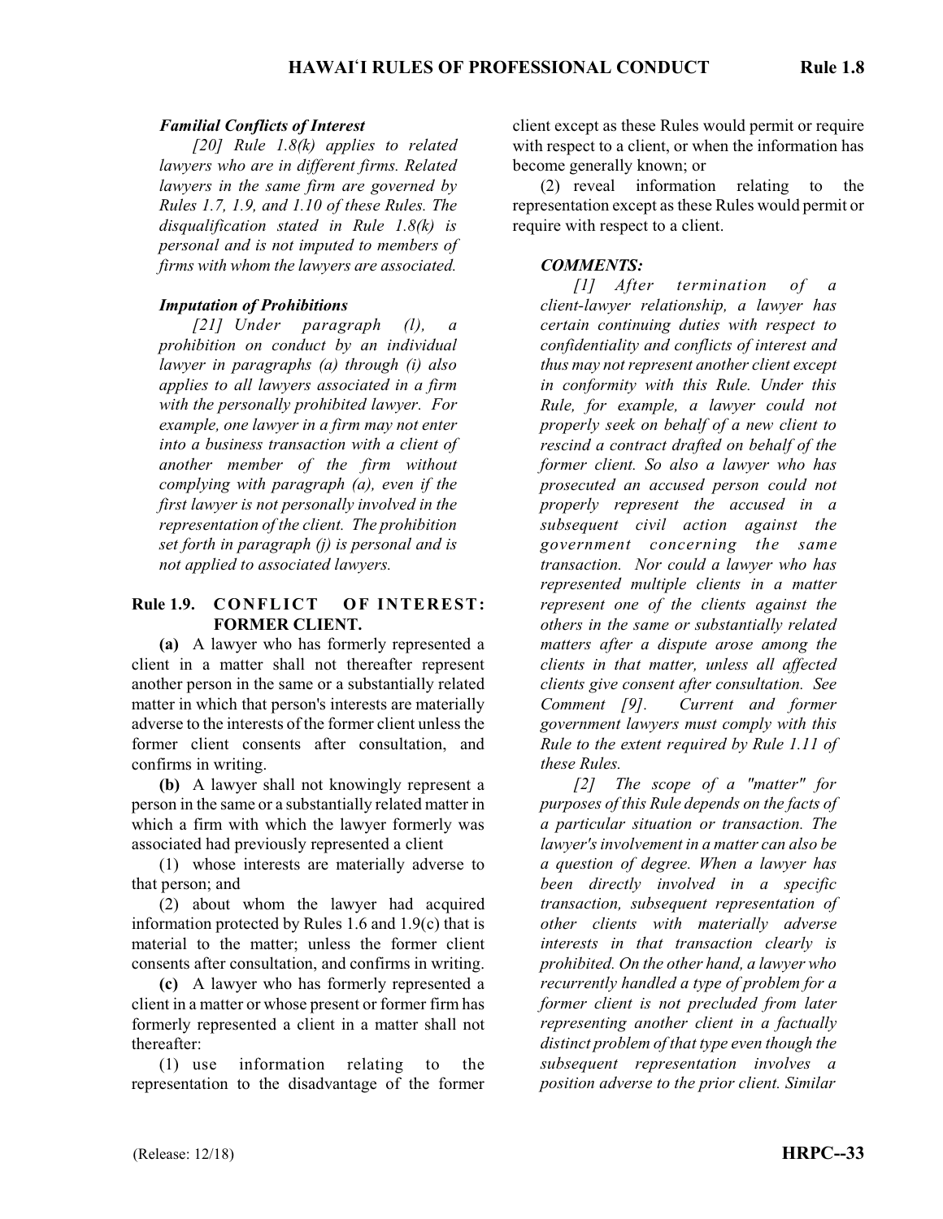***Familial Conflicts of Interest***

*[20] Rule 1.8(k) applies to related lawyers who are in different firms. Related lawyers in the same firm are governed by Rules 1.7, 1.9, and 1.10 of these Rules. The disqualification stated in Rule 1.8(k) is personal and is not imputed to members of firms with whom the lawyers are associated.*

***Imputation of Prohibitions***

*[21] Under paragraph (l), a prohibition on conduct by an individual lawyer in paragraphs (a) through (i) also applies to all lawyers associated in a firm with the personally prohibited lawyer. For example, one lawyer in a firm may not enter into a business transaction with a client of another member of the firm without complying with paragraph (a), even if the first lawyer is not personally involved in the representation of the client. The prohibition set forth in paragraph (j) is personal and is not applied to associated lawyers.*

## Rule 1.9. CONFLICT OF INTEREST: FORMER CLIENT.

**(a)** A lawyer who has formerly represented a client in a matter shall not thereafter represent another person in the same or a substantially related matter in which that person's interests are materially adverse to the interests of the former client unless the former client consents after consultation, and confirms in writing.

**(b)** A lawyer shall not knowingly represent a person in the same or a substantially related matter in which a firm with which the lawyer formerly was associated had previously represented a client

(1) whose interests are materially adverse to that person; and

(2) about whom the lawyer had acquired information protected by Rules 1.6 and 1.9(c) that is material to the matter; unless the former client consents after consultation, and confirms in writing.

**(c)** A lawyer who has formerly represented a client in a matter or whose present or former firm has formerly represented a client in a matter shall not thereafter:

(1) use information relating to the representation to the disadvantage of the former client except as these Rules would permit or require with respect to a client, or when the information has become generally known; or

(2) reveal information relating to the representation except as these Rules would permit or require with respect to a client.

***COMMENTS:***

*[1] After termination of a client-lawyer relationship, a lawyer has certain continuing duties with respect to confidentiality and conflicts of interest and thus may not represent another client except in conformity with this Rule. Under this Rule, for example, a lawyer could not properly seek on behalf of a new client to rescind a contract drafted on behalf of the former client. So also a lawyer who has prosecuted an accused person could not properly represent the accused in a subsequent civil action against the government concerning the same transaction. Nor could a lawyer who has represented multiple clients in a matter represent one of the clients against the others in the same or substantially related matters after a dispute arose among the clients in that matter, unless all affected clients give consent after consultation. See Comment [9]. Current and former government lawyers must comply with this Rule to the extent required by Rule 1.11 of these Rules.*

*[2] The scope of a "matter" for purposes of this Rule depends on the facts of a particular situation or transaction. The lawyer's involvement in a matter can also be a question of degree. When a lawyer has been directly involved in a specific transaction, subsequent representation of other clients with materially adverse interests in that transaction clearly is prohibited. On the other hand, a lawyer who recurrently handled a type of problem for a former client is not precluded from later representing another client in a factually distinct problem of that type even though the subsequent representation involves a position adverse to the prior client. Similar*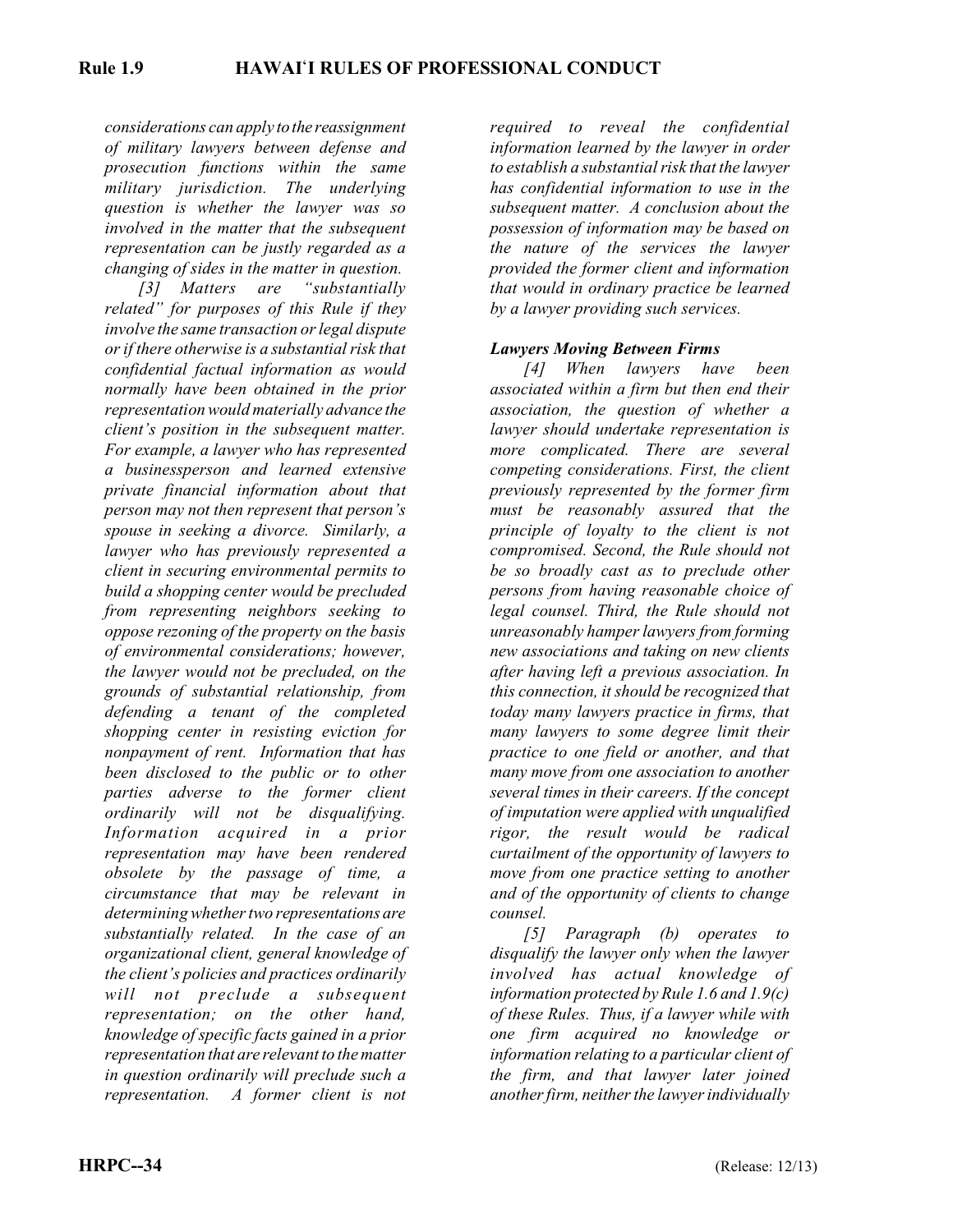*considerations can apply to the reassignment of military lawyers between defense and prosecution functions within the same military jurisdiction. The underlying question is whether the lawyer was so involved in the matter that the subsequent representation can be justly regarded as a changing of sides in the matter in question.*

*[3] Matters are "substantially related" for purposes of this Rule if they involve the same transaction or legal dispute or if there otherwise is a substantial risk that confidential factual information as would normally have been obtained in the prior representation would materially advance the client's position in the subsequent matter. For example, a lawyer who has represented a businessperson and learned extensive private financial information about that person may not then represent that person's spouse in seeking a divorce. Similarly, a lawyer who has previously represented a client in securing environmental permits to build a shopping center would be precluded from representing neighbors seeking to oppose rezoning of the property on the basis of environmental considerations; however, the lawyer would not be precluded, on the grounds of substantial relationship, from defending a tenant of the completed shopping center in resisting eviction for nonpayment of rent. Information that has been disclosed to the public or to other parties adverse to the former client ordinarily will not be disqualifying. Information acquired in a prior representation may have been rendered obsolete by the passage of time, a circumstance that may be relevant in determining whether two representations are substantially related. In the case of an organizational client, general knowledge of the client's policies and practices ordinarily will not preclude a subsequent representation; on the other hand, knowledge of specific facts gained in a prior representation that are relevant to the matter in question ordinarily will preclude such a representation. A former client is not required to reveal the confidential information learned by the lawyer in order to establish a substantial risk that the lawyer has confidential information to use in the subsequent matter. A conclusion about the possession of information may be based on the nature of the services the lawyer provided the former client and information that would in ordinary practice be learned by a lawyer providing such services.*

***Lawyers Moving Between Firms***

*[4] When lawyers have been associated within a firm but then end their association, the question of whether a lawyer should undertake representation is more complicated. There are several competing considerations. First, the client previously represented by the former firm must be reasonably assured that the principle of loyalty to the client is not compromised. Second, the Rule should not be so broadly cast as to preclude other persons from having reasonable choice of legal counsel. Third, the Rule should not unreasonably hamper lawyers from forming new associations and taking on new clients after having left a previous association. In this connection, it should be recognized that today many lawyers practice in firms, that many lawyers to some degree limit their practice to one field or another, and that many move from one association to another several times in their careers. If the concept of imputation were applied with unqualified rigor, the result would be radical curtailment of the opportunity of lawyers to move from one practice setting to another and of the opportunity of clients to change counsel.*

*[5] Paragraph (b) operates to disqualify the lawyer only when the lawyer involved has actual knowledge of information protected by Rule 1.6 and 1.9(c) of these Rules. Thus, if a lawyer while with one firm acquired no knowledge or information relating to a particular client of the firm, and that lawyer later joined another firm, neither the lawyer individually*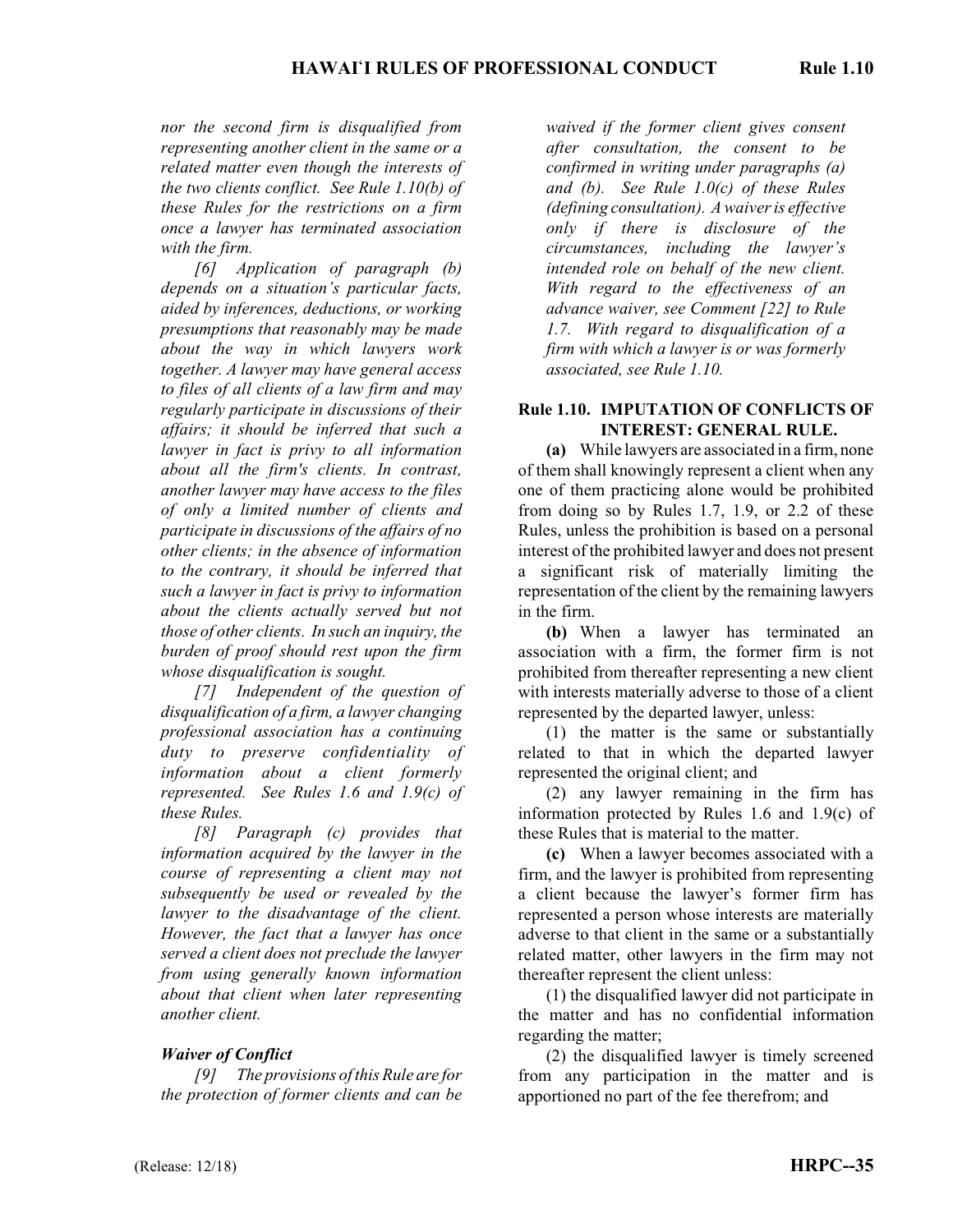*nor the second firm is disqualified from representing another client in the same or a related matter even though the interests of the two clients conflict. See Rule 1.10(b) of these Rules for the restrictions on a firm once a lawyer has terminated association with the firm.*

*[6] Application of paragraph (b) depends on a situation's particular facts, aided by inferences, deductions, or working presumptions that reasonably may be made about the way in which lawyers work together. A lawyer may have general access to files of all clients of a law firm and may regularly participate in discussions of their affairs; it should be inferred that such a lawyer in fact is privy to all information about all the firm's clients. In contrast, another lawyer may have access to the files of only a limited number of clients and participate in discussions of the affairs of no other clients; in the absence of information to the contrary, it should be inferred that such a lawyer in fact is privy to information about the clients actually served but not those of other clients. In such an inquiry, the burden of proof should rest upon the firm whose disqualification is sought.*

*[7] Independent of the question of disqualification of a firm, a lawyer changing professional association has a continuing duty to preserve confidentiality of information about a client formerly represented. See Rules 1.6 and 1.9(c) of these Rules.*

*[8] Paragraph (c) provides that information acquired by the lawyer in the course of representing a client may not subsequently be used or revealed by the lawyer to the disadvantage of the client. However, the fact that a lawyer has once served a client does not preclude the lawyer from using generally known information about that client when later representing another client.*

### *Waiver of Conflict*

*[9] The provisions of this Rule are for the protection of former clients and can be waived if the former client gives consent after consultation, the consent to be confirmed in writing under paragraphs (a) and (b). See Rule 1.0(c) of these Rules (defining consultation). A waiver is effective only if there is disclosure of the circumstances, including the lawyer's intended role on behalf of the new client. With regard to the effectiveness of an advance waiver, see Comment [22] to Rule 1.7. With regard to disqualification of a firm with which a lawyer is or was formerly associated, see Rule 1.10.*

## Rule 1.10. IMPUTATION OF CONFLICTS OF INTEREST: GENERAL RULE.

**(a)** While lawyers are associated in a firm, none of them shall knowingly represent a client when any one of them practicing alone would be prohibited from doing so by Rules 1.7, 1.9, or 2.2 of these Rules, unless the prohibition is based on a personal interest of the prohibited lawyer and does not present a significant risk of materially limiting the representation of the client by the remaining lawyers in the firm.

**(b)** When a lawyer has terminated an association with a firm, the former firm is not prohibited from thereafter representing a new client with interests materially adverse to those of a client represented by the departed lawyer, unless:

(1) the matter is the same or substantially related to that in which the departed lawyer represented the original client; and

(2) any lawyer remaining in the firm has information protected by Rules 1.6 and 1.9(c) of these Rules that is material to the matter.

**(c)** When a lawyer becomes associated with a firm, and the lawyer is prohibited from representing a client because the lawyer's former firm has represented a person whose interests are materially adverse to that client in the same or a substantially related matter, other lawyers in the firm may not thereafter represent the client unless:

(1) the disqualified lawyer did not participate in the matter and has no confidential information regarding the matter;

(2) the disqualified lawyer is timely screened from any participation in the matter and is apportioned no part of the fee therefrom; and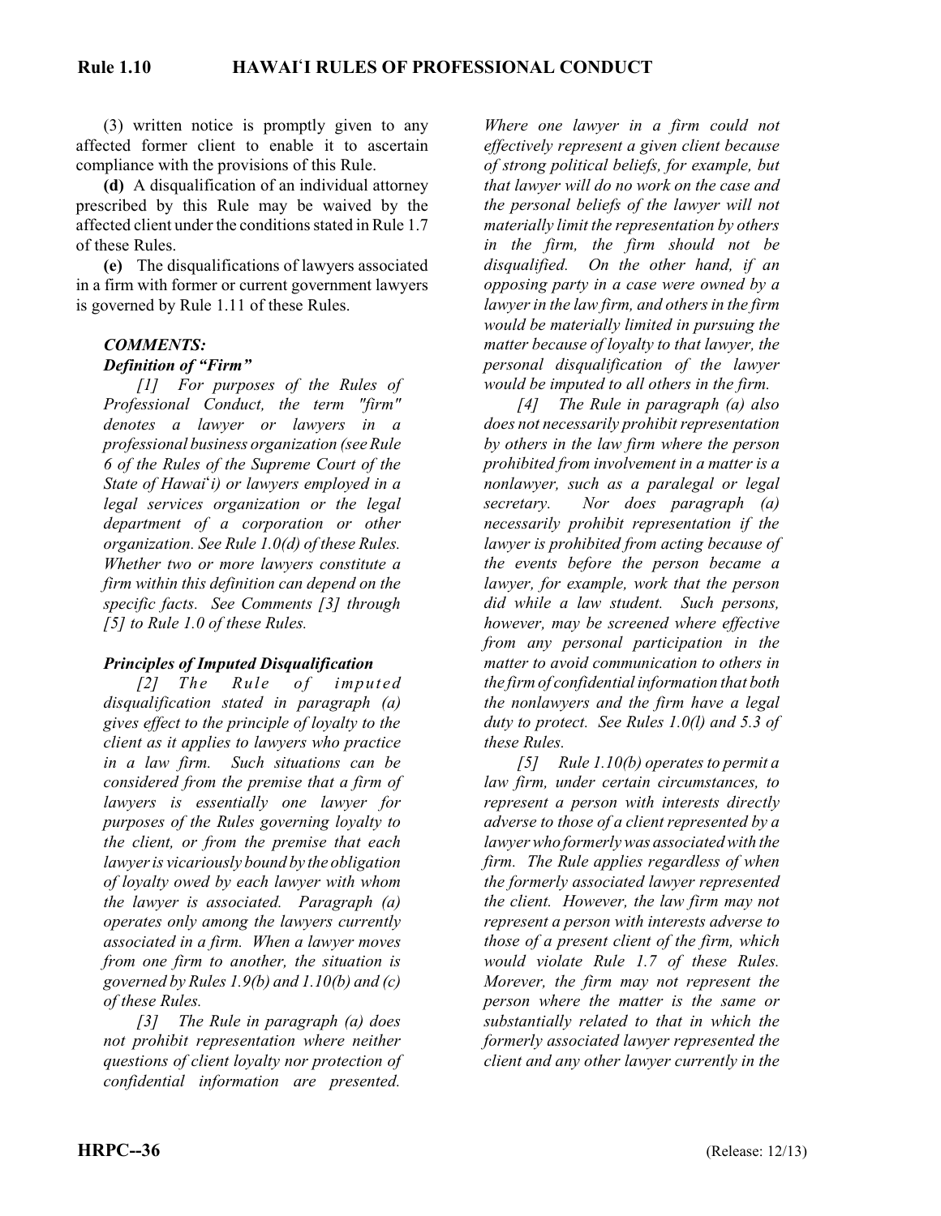(3) written notice is promptly given to any affected former client to enable it to ascertain compliance with the provisions of this Rule.

**(d)** A disqualification of an individual attorney prescribed by this Rule may be waived by the affected client under the conditions stated in Rule 1.7 of these Rules.

**(e)** The disqualifications of lawyers associated in a firm with former or current government lawyers is governed by Rule 1.11 of these Rules.

***COMMENTS:***

***Definition of "Firm"***

*[1] For purposes of the Rules of Professional Conduct, the term "firm" denotes a lawyer or lawyers in a professional business organization (see Rule 6 of the Rules of the Supreme Court of the State of Hawai'i) or lawyers employed in a legal services organization or the legal department of a corporation or other organization. See Rule 1.0(d) of these Rules. Whether two or more lawyers constitute a firm within this definition can depend on the specific facts. See Comments [3] through [5] to Rule 1.0 of these Rules.*

***Principles of Imputed Disqualification***

*[2] The Rule of imputed disqualification stated in paragraph (a) gives effect to the principle of loyalty to the client as it applies to lawyers who practice in a law firm. Such situations can be considered from the premise that a firm of lawyers is essentially one lawyer for purposes of the Rules governing loyalty to the client, or from the premise that each lawyer is vicariously bound by the obligation of loyalty owed by each lawyer with whom the lawyer is associated. Paragraph (a) operates only among the lawyers currently associated in a firm. When a lawyer moves from one firm to another, the situation is governed by Rules 1.9(b) and 1.10(b) and (c) of these Rules.*

*[3] The Rule in paragraph (a) does not prohibit representation where neither questions of client loyalty nor protection of confidential information are presented. Where one lawyer in a firm could not effectively represent a given client because of strong political beliefs, for example, but that lawyer will do no work on the case and the personal beliefs of the lawyer will not materially limit the representation by others in the firm, the firm should not be disqualified. On the other hand, if an opposing party in a case were owned by a lawyer in the law firm, and others in the firm would be materially limited in pursuing the matter because of loyalty to that lawyer, the personal disqualification of the lawyer would be imputed to all others in the firm.*

*[4] The Rule in paragraph (a) also does not necessarily prohibit representation by others in the law firm where the person prohibited from involvement in a matter is a nonlawyer, such as a paralegal or legal secretary. Nor does paragraph (a) necessarily prohibit representation if the lawyer is prohibited from acting because of the events before the person became a lawyer, for example, work that the person did while a law student. Such persons, however, may be screened where effective from any personal participation in the matter to avoid communication to others in the firm of confidential information that both the nonlawyers and the firm have a legal duty to protect. See Rules 1.0(l) and 5.3 of these Rules.*

*[5] Rule 1.10(b) operates to permit a law firm, under certain circumstances, to represent a person with interests directly adverse to those of a client represented by a lawyer who formerly was associated with the firm. The Rule applies regardless of when the formerly associated lawyer represented the client. However, the law firm may not represent a person with interests adverse to those of a present client of the firm, which would violate Rule 1.7 of these Rules. Morever, the firm may not represent the person where the matter is the same or substantially related to that in which the formerly associated lawyer represented the client and any other lawyer currently in the*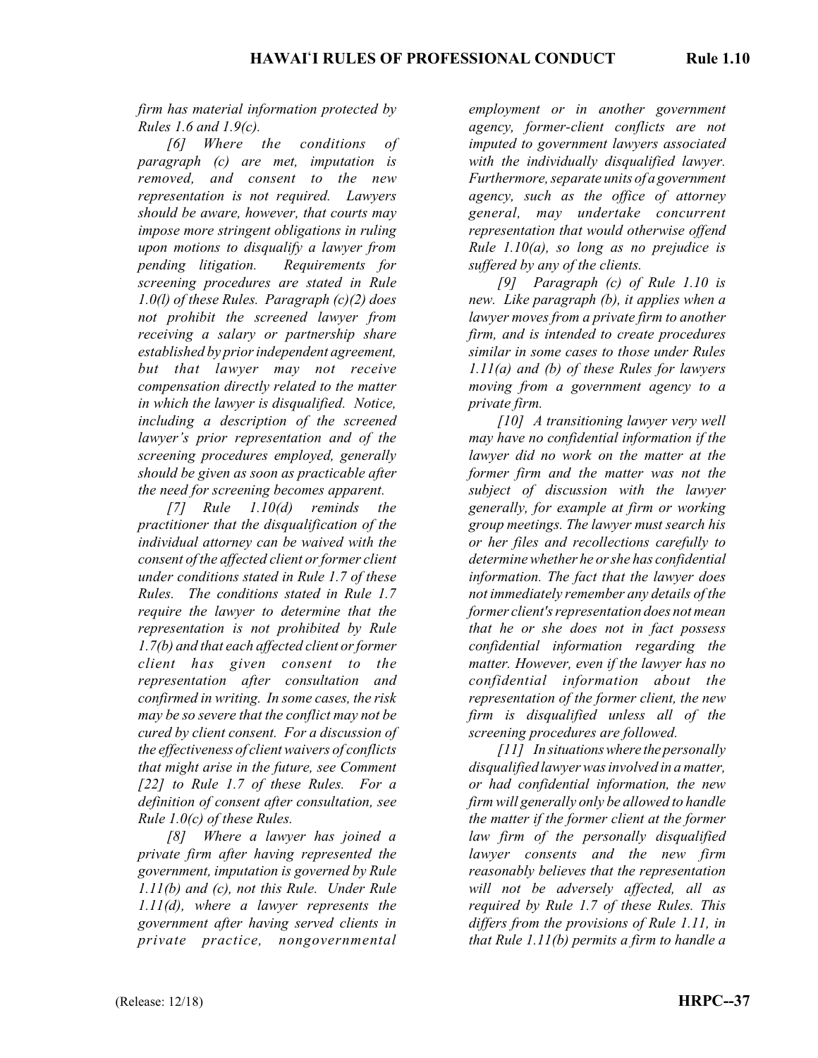*firm has material information protected by Rules 1.6 and 1.9(c).*

*[6] Where the conditions of paragraph (c) are met, imputation is removed, and consent to the new representation is not required. Lawyers should be aware, however, that courts may impose more stringent obligations in ruling upon motions to disqualify a lawyer from pending litigation. Requirements for screening procedures are stated in Rule 1.0(l) of these Rules. Paragraph (c)(2) does not prohibit the screened lawyer from receiving a salary or partnership share established by prior independent agreement, but that lawyer may not receive compensation directly related to the matter in which the lawyer is disqualified. Notice, including a description of the screened lawyer's prior representation and of the screening procedures employed, generally should be given as soon as practicable after the need for screening becomes apparent.*

*[7] Rule 1.10(d) reminds the practitioner that the disqualification of the individual attorney can be waived with the consent of the affected client or former client under conditions stated in Rule 1.7 of these Rules. The conditions stated in Rule 1.7 require the lawyer to determine that the representation is not prohibited by Rule 1.7(b) and that each affected client or former client has given consent to the representation after consultation and confirmed in writing. In some cases, the risk may be so severe that the conflict may not be cured by client consent. For a discussion of the effectiveness of client waivers of conflicts that might arise in the future, see Comment [22] to Rule 1.7 of these Rules. For a definition of consent after consultation, see Rule 1.0(c) of these Rules.*

*[8] Where a lawyer has joined a private firm after having represented the government, imputation is governed by Rule 1.11(b) and (c), not this Rule. Under Rule 1.11(d), where a lawyer represents the government after having served clients in private practice, nongovernmental employment or in another government agency, former-client conflicts are not imputed to government lawyers associated with the individually disqualified lawyer. Furthermore, separate units of a government agency, such as the office of attorney general, may undertake concurrent representation that would otherwise offend Rule 1.10(a), so long as no prejudice is suffered by any of the clients.*

*[9] Paragraph (c) of Rule 1.10 is new. Like paragraph (b), it applies when a lawyer moves from a private firm to another firm, and is intended to create procedures similar in some cases to those under Rules 1.11(a) and (b) of these Rules for lawyers moving from a government agency to a private firm.*

*[10] A transitioning lawyer very well may have no confidential information if the lawyer did no work on the matter at the former firm and the matter was not the subject of discussion with the lawyer generally, for example at firm or working group meetings. The lawyer must search his or her files and recollections carefully to determine whether he or she has confidential information. The fact that the lawyer does not immediately remember any details of the former client's representation does not mean that he or she does not in fact possess confidential information regarding the matter. However, even if the lawyer has no confidential information about the representation of the former client, the new firm is disqualified unless all of the screening procedures are followed.*

*[11] In situations where the personally disqualified lawyer was involved in a matter, or had confidential information, the new firm will generally only be allowed to handle the matter if the former client at the former law firm of the personally disqualified lawyer consents and the new firm reasonably believes that the representation will not be adversely affected, all as required by Rule 1.7 of these Rules. This differs from the provisions of Rule 1.11, in that Rule 1.11(b) permits a firm to handle a*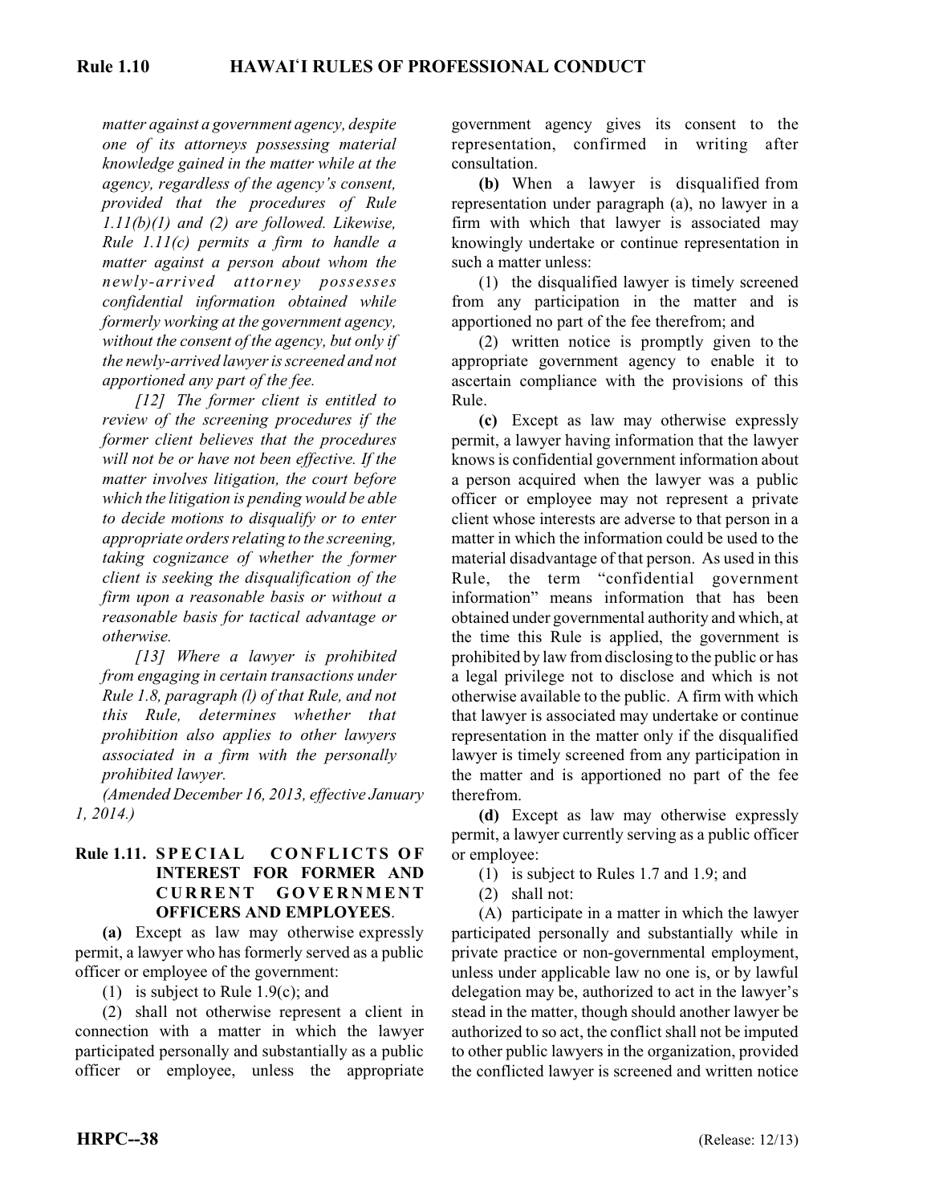*matter against a government agency, despite one of its attorneys possessing material knowledge gained in the matter while at the agency, regardless of the agency's consent, provided that the procedures of Rule 1.11(b)(1) and (2) are followed. Likewise, Rule 1.11(c) permits a firm to handle a matter against a person about whom the newly-arrived attorney possesses confidential information obtained while formerly working at the government agency, without the consent of the agency, but only if the newly-arrived lawyer is screened and not apportioned any part of the fee.*

*[12] The former client is entitled to review of the screening procedures if the former client believes that the procedures will not be or have not been effective. If the matter involves litigation, the court before which the litigation is pending would be able to decide motions to disqualify or to enter appropriate orders relating to the screening, taking cognizance of whether the former client is seeking the disqualification of the firm upon a reasonable basis or without a reasonable basis for tactical advantage or otherwise.*

*[13] Where a lawyer is prohibited from engaging in certain transactions under Rule 1.8, paragraph (l) of that Rule, and not this Rule, determines whether that prohibition also applies to other lawyers associated in a firm with the personally prohibited lawyer.*

*(Amended December 16, 2013, effective January 1, 2014.)*

## Rule 1.11. SPECIAL CONFLICTS OF INTEREST FOR FORMER AND CURRENT GOVERNMENT OFFICERS AND EMPLOYEES.

**(a)** Except as law may otherwise expressly permit, a lawyer who has formerly served as a public officer or employee of the government:

(1) is subject to Rule 1.9(c); and

(2) shall not otherwise represent a client in connection with a matter in which the lawyer participated personally and substantially as a public officer or employee, unless the appropriate government agency gives its consent to the representation, confirmed in writing after consultation.

**(b)** When a lawyer is disqualified from representation under paragraph (a), no lawyer in a firm with which that lawyer is associated may knowingly undertake or continue representation in such a matter unless:

(1) the disqualified lawyer is timely screened from any participation in the matter and is apportioned no part of the fee therefrom; and

(2) written notice is promptly given to the appropriate government agency to enable it to ascertain compliance with the provisions of this Rule.

**(c)** Except as law may otherwise expressly permit, a lawyer having information that the lawyer knows is confidential government information about a person acquired when the lawyer was a public officer or employee may not represent a private client whose interests are adverse to that person in a matter in which the information could be used to the material disadvantage of that person. As used in this Rule, the term "confidential government information" means information that has been obtained under governmental authority and which, at the time this Rule is applied, the government is prohibited by law from disclosing to the public or has a legal privilege not to disclose and which is not otherwise available to the public. A firm with which that lawyer is associated may undertake or continue representation in the matter only if the disqualified lawyer is timely screened from any participation in the matter and is apportioned no part of the fee therefrom.

**(d)** Except as law may otherwise expressly permit, a lawyer currently serving as a public officer or employee:

(1) is subject to Rules 1.7 and 1.9; and

(2) shall not:

(A) participate in a matter in which the lawyer participated personally and substantially while in private practice or non-governmental employment, unless under applicable law no one is, or by lawful delegation may be, authorized to act in the lawyer's stead in the matter, though should another lawyer be authorized to so act, the conflict shall not be imputed to other public lawyers in the organization, provided the conflicted lawyer is screened and written notice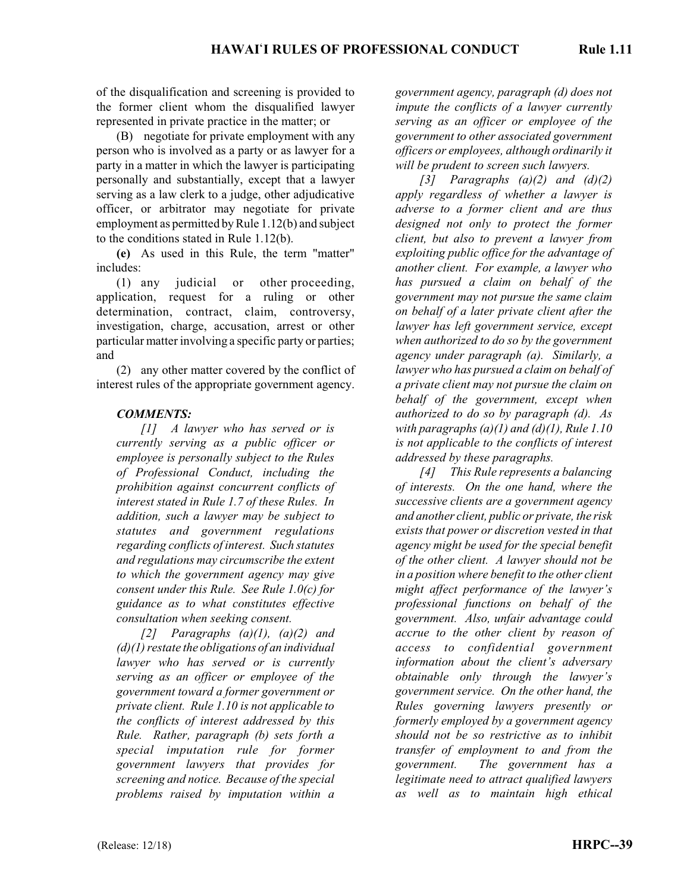of the disqualification and screening is provided to the former client whom the disqualified lawyer represented in private practice in the matter; or

(B) negotiate for private employment with any person who is involved as a party or as lawyer for a party in a matter in which the lawyer is participating personally and substantially, except that a lawyer serving as a law clerk to a judge, other adjudicative officer, or arbitrator may negotiate for private employment as permitted by Rule 1.12(b) and subject to the conditions stated in Rule 1.12(b).

**(e)** As used in this Rule, the term "matter" includes:

(1) any judicial or other proceeding, application, request for a ruling or other determination, contract, claim, controversy, investigation, charge, accusation, arrest or other particular matter involving a specific party or parties; and

(2) any other matter covered by the conflict of interest rules of the appropriate government agency.

***COMMENTS:***

*[1] A lawyer who has served or is currently serving as a public officer or employee is personally subject to the Rules of Professional Conduct, including the prohibition against concurrent conflicts of interest stated in Rule 1.7 of these Rules. In addition, such a lawyer may be subject to statutes and government regulations regarding conflicts of interest. Such statutes and regulations may circumscribe the extent to which the government agency may give consent under this Rule. See Rule 1.0(c) for guidance as to what constitutes effective consultation when seeking consent.*

*[2] Paragraphs (a)(1), (a)(2) and (d)(1) restate the obligations of an individual lawyer who has served or is currently serving as an officer or employee of the government toward a former government or private client. Rule 1.10 is not applicable to the conflicts of interest addressed by this Rule. Rather, paragraph (b) sets forth a special imputation rule for former government lawyers that provides for screening and notice. Because of the special problems raised by imputation within a government agency, paragraph (d) does not impute the conflicts of a lawyer currently serving as an officer or employee of the government to other associated government officers or employees, although ordinarily it will be prudent to screen such lawyers.*

*[3] Paragraphs (a)(2) and (d)(2) apply regardless of whether a lawyer is adverse to a former client and are thus designed not only to protect the former client, but also to prevent a lawyer from exploiting public office for the advantage of another client. For example, a lawyer who has pursued a claim on behalf of the government may not pursue the same claim on behalf of a later private client after the lawyer has left government service, except when authorized to do so by the government agency under paragraph (a). Similarly, a lawyer who has pursued a claim on behalf of a private client may not pursue the claim on behalf of the government, except when authorized to do so by paragraph (d). As with paragraphs (a)(1) and (d)(1), Rule 1.10 is not applicable to the conflicts of interest addressed by these paragraphs.*

*[4] This Rule represents a balancing of interests. On the one hand, where the successive clients are a government agency and another client, public or private, the risk exists that power or discretion vested in that agency might be used for the special benefit of the other client. A lawyer should not be in a position where benefit to the other client might affect performance of the lawyer's professional functions on behalf of the government. Also, unfair advantage could accrue to the other client by reason of access to confidential government information about the client's adversary obtainable only through the lawyer's government service. On the other hand, the Rules governing lawyers presently or formerly employed by a government agency should not be so restrictive as to inhibit transfer of employment to and from the government. The government has a legitimate need to attract qualified lawyers as well as to maintain high ethical*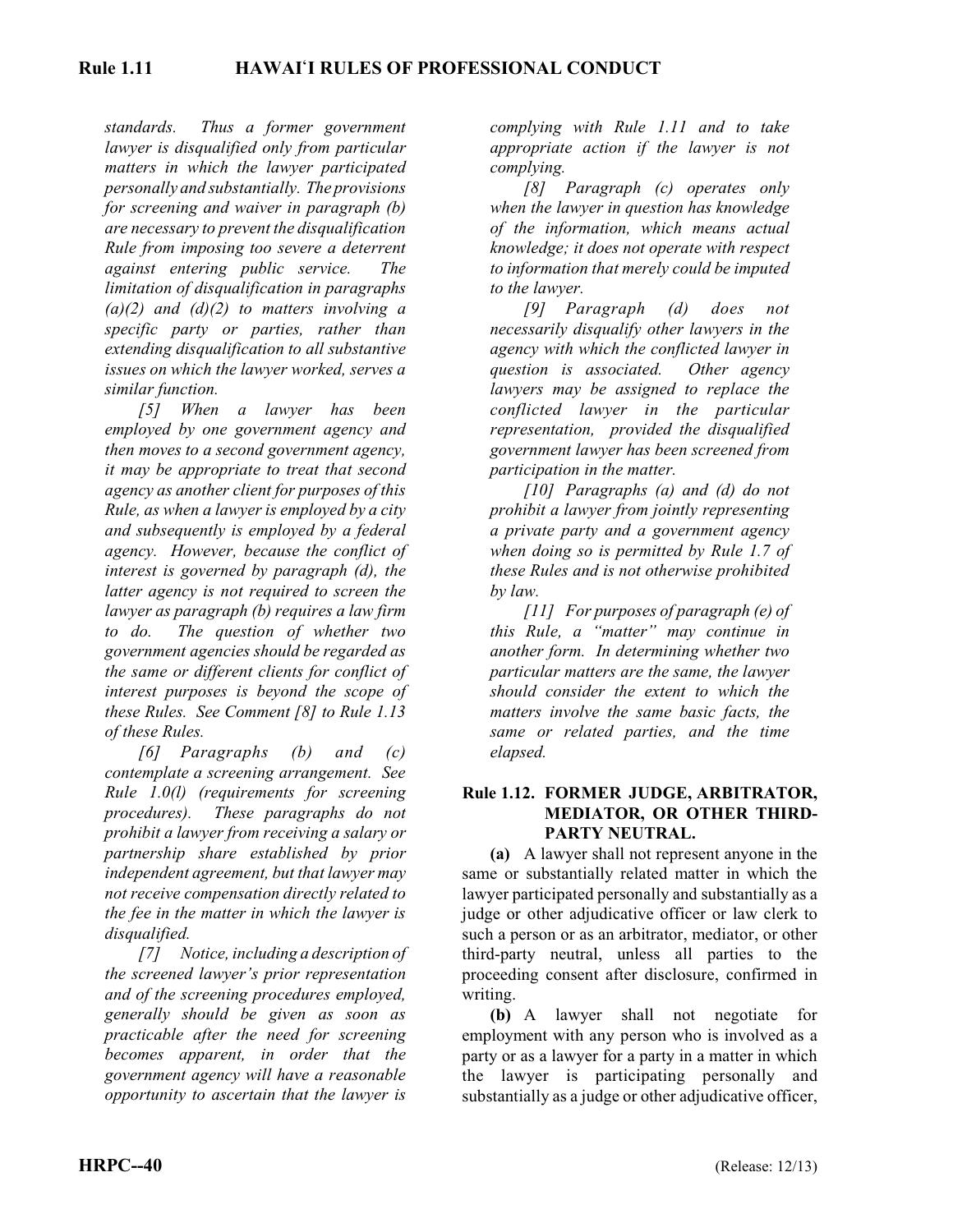*standards. Thus a former government lawyer is disqualified only from particular matters in which the lawyer participated personally and substantially. The provisions for screening and waiver in paragraph (b) are necessary to prevent the disqualification Rule from imposing too severe a deterrent against entering public service. The limitation of disqualification in paragraphs (a)(2) and (d)(2) to matters involving a specific party or parties, rather than extending disqualification to all substantive issues on which the lawyer worked, serves a similar function.*

*[5] When a lawyer has been employed by one government agency and then moves to a second government agency, it may be appropriate to treat that second agency as another client for purposes of this Rule, as when a lawyer is employed by a city and subsequently is employed by a federal agency. However, because the conflict of interest is governed by paragraph (d), the latter agency is not required to screen the lawyer as paragraph (b) requires a law firm to do. The question of whether two government agencies should be regarded as the same or different clients for conflict of interest purposes is beyond the scope of these Rules. See Comment [8] to Rule 1.13 of these Rules.*

*[6] Paragraphs (b) and (c) contemplate a screening arrangement. See Rule 1.0(l) (requirements for screening procedures). These paragraphs do not prohibit a lawyer from receiving a salary or partnership share established by prior independent agreement, but that lawyer may not receive compensation directly related to the fee in the matter in which the lawyer is disqualified.*

*[7] Notice, including a description of the screened lawyer's prior representation and of the screening procedures employed, generally should be given as soon as practicable after the need for screening becomes apparent, in order that the government agency will have a reasonable opportunity to ascertain that the lawyer is complying with Rule 1.11 and to take appropriate action if the lawyer is not complying.*

*[8] Paragraph (c) operates only when the lawyer in question has knowledge of the information, which means actual knowledge; it does not operate with respect to information that merely could be imputed to the lawyer.*

*[9] Paragraph (d) does not necessarily disqualify other lawyers in the agency with which the conflicted lawyer in question is associated. Other agency lawyers may be assigned to replace the conflicted lawyer in the particular representation, provided the disqualified government lawyer has been screened from participation in the matter.*

*[10] Paragraphs (a) and (d) do not prohibit a lawyer from jointly representing a private party and a government agency when doing so is permitted by Rule 1.7 of these Rules and is not otherwise prohibited by law.*

*[11] For purposes of paragraph (e) of this Rule, a "matter" may continue in another form. In determining whether two particular matters are the same, the lawyer should consider the extent to which the matters involve the same basic facts, the same or related parties, and the time elapsed.*

## Rule 1.12. FORMER JUDGE, ARBITRATOR, MEDIATOR, OR OTHER THIRD-PARTY NEUTRAL.

**(a)** A lawyer shall not represent anyone in the same or substantially related matter in which the lawyer participated personally and substantially as a judge or other adjudicative officer or law clerk to such a person or as an arbitrator, mediator, or other third-party neutral, unless all parties to the proceeding consent after disclosure, confirmed in writing.

**(b)** A lawyer shall not negotiate for employment with any person who is involved as a party or as a lawyer for a party in a matter in which the lawyer is participating personally and substantially as a judge or other adjudicative officer,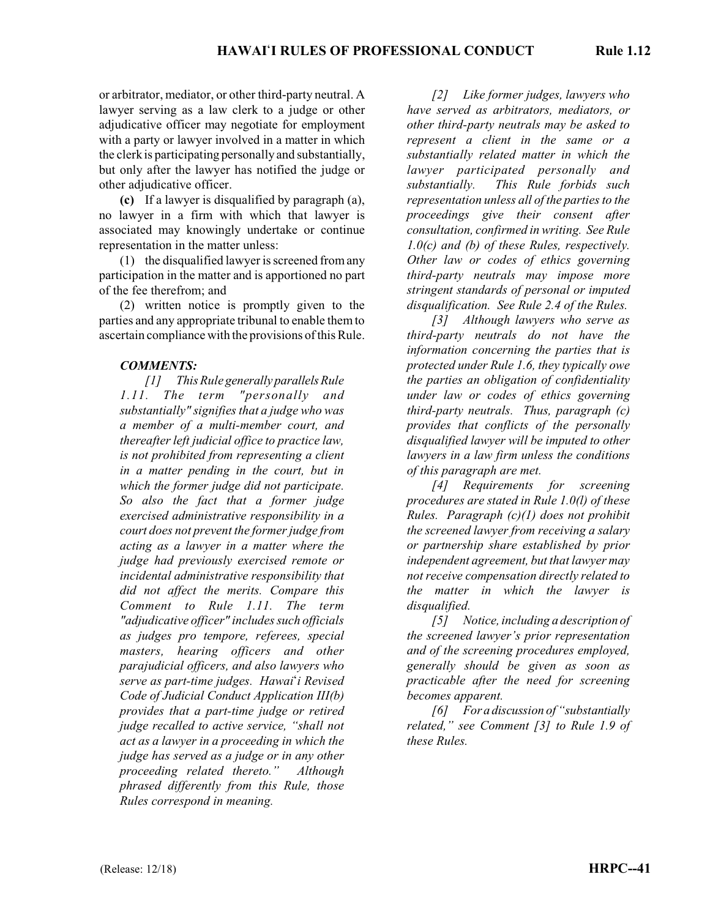or arbitrator, mediator, or other third-party neutral. A lawyer serving as a law clerk to a judge or other adjudicative officer may negotiate for employment with a party or lawyer involved in a matter in which the clerk is participating personally and substantially, but only after the lawyer has notified the judge or other adjudicative officer.

**(c)** If a lawyer is disqualified by paragraph (a), no lawyer in a firm with which that lawyer is associated may knowingly undertake or continue representation in the matter unless:

(1) the disqualified lawyer is screened from any participation in the matter and is apportioned no part of the fee therefrom; and

(2) written notice is promptly given to the parties and any appropriate tribunal to enable them to ascertain compliance with the provisions of this Rule.

***COMMENTS:***

*[1] This Rule generally parallels Rule 1.11. The term "personally and substantially" signifies that a judge who was a member of a multi-member court, and thereafter left judicial office to practice law, is not prohibited from representing a client in a matter pending in the court, but in which the former judge did not participate. So also the fact that a former judge exercised administrative responsibility in a court does not prevent the former judge from acting as a lawyer in a matter where the judge had previously exercised remote or incidental administrative responsibility that did not affect the merits. Compare this Comment to Rule 1.11. The term "adjudicative officer" includes such officials as judges pro tempore, referees, special masters, hearing officers and other parajudicial officers, and also lawyers who serve as part-time judges. Hawai'i Revised Code of Judicial Conduct Application III(b) provides that a part-time judge or retired judge recalled to active service, "shall not act as a lawyer in a proceeding in which the judge has served as a judge or in any other proceeding related thereto." Although phrased differently from this Rule, those Rules correspond in meaning.*

*[2] Like former judges, lawyers who have served as arbitrators, mediators, or other third-party neutrals may be asked to represent a client in the same or a substantially related matter in which the lawyer participated personally and substantially. This Rule forbids such representation unless all of the parties to the proceedings give their consent after consultation, confirmed in writing. See Rule 1.0(c) and (b) of these Rules, respectively. Other law or codes of ethics governing third-party neutrals may impose more stringent standards of personal or imputed disqualification. See Rule 2.4 of the Rules.*

*[3] Although lawyers who serve as third-party neutrals do not have the information concerning the parties that is protected under Rule 1.6, they typically owe the parties an obligation of confidentiality under law or codes of ethics governing third-party neutrals. Thus, paragraph (c) provides that conflicts of the personally disqualified lawyer will be imputed to other lawyers in a law firm unless the conditions of this paragraph are met.*

*[4] Requirements for screening procedures are stated in Rule 1.0(l) of these Rules. Paragraph (c)(1) does not prohibit the screened lawyer from receiving a salary or partnership share established by prior independent agreement, but that lawyer may not receive compensation directly related to the matter in which the lawyer is disqualified.*

*[5] Notice, including a description of the screened lawyer's prior representation and of the screening procedures employed, generally should be given as soon as practicable after the need for screening becomes apparent.*

*[6] For a discussion of "substantially related," see Comment [3] to Rule 1.9 of these Rules.*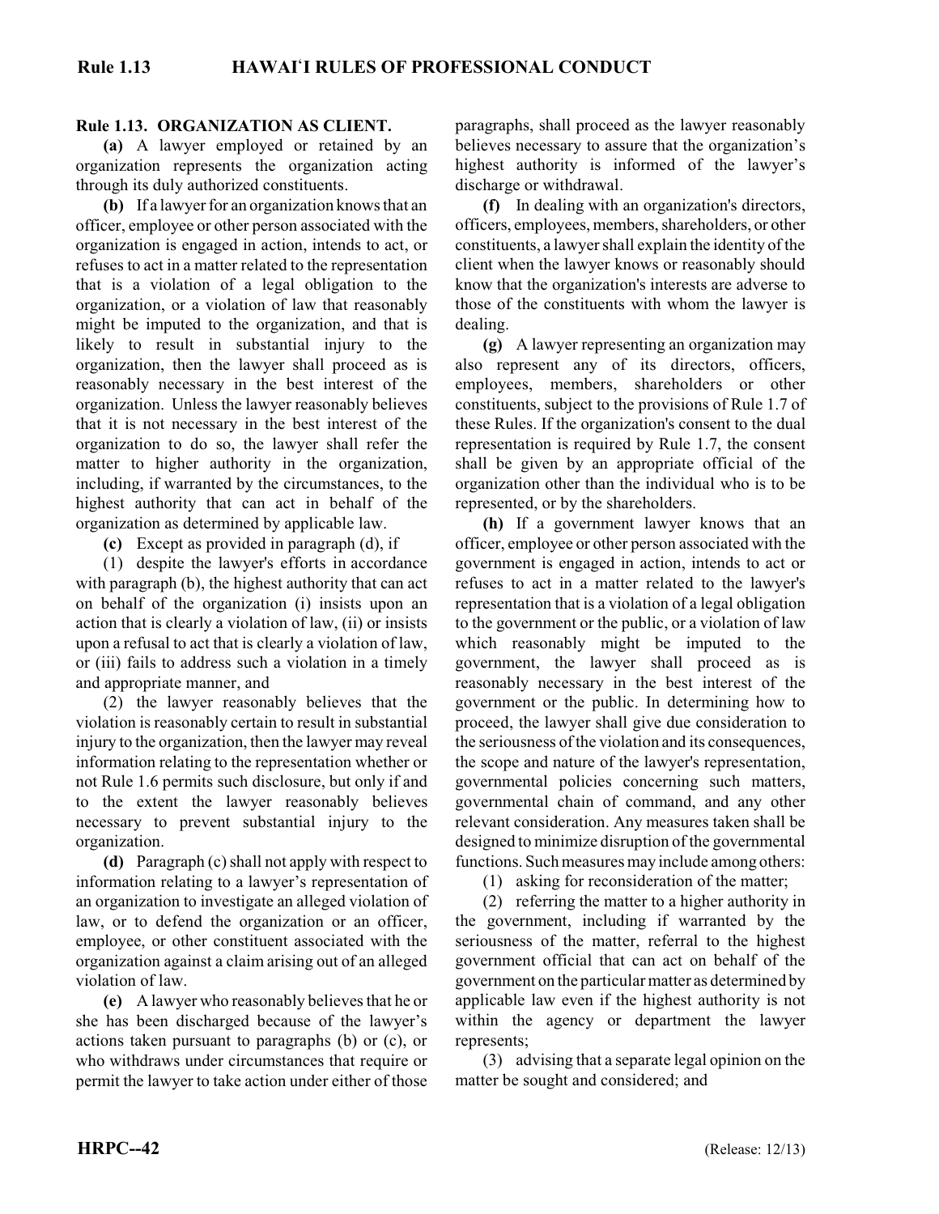**Rule 1.13. ORGANIZATION AS CLIENT.**

**(a)** A lawyer employed or retained by an organization represents the organization acting through its duly authorized constituents.

**(b)** If a lawyer for an organization knows that an officer, employee or other person associated with the organization is engaged in action, intends to act, or refuses to act in a matter related to the representation that is a violation of a legal obligation to the organization, or a violation of law that reasonably might be imputed to the organization, and that is likely to result in substantial injury to the organization, then the lawyer shall proceed as is reasonably necessary in the best interest of the organization. Unless the lawyer reasonably believes that it is not necessary in the best interest of the organization to do so, the lawyer shall refer the matter to higher authority in the organization, including, if warranted by the circumstances, to the highest authority that can act in behalf of the organization as determined by applicable law.

**(c)** Except as provided in paragraph (d), if

(1) despite the lawyer's efforts in accordance with paragraph (b), the highest authority that can act on behalf of the organization (i) insists upon an action that is clearly a violation of law, (ii) or insists upon a refusal to act that is clearly a violation of law, or (iii) fails to address such a violation in a timely and appropriate manner, and

(2) the lawyer reasonably believes that the violation is reasonably certain to result in substantial injury to the organization, then the lawyer may reveal information relating to the representation whether or not Rule 1.6 permits such disclosure, but only if and to the extent the lawyer reasonably believes necessary to prevent substantial injury to the organization.

**(d)** Paragraph (c) shall not apply with respect to information relating to a lawyer's representation of an organization to investigate an alleged violation of law, or to defend the organization or an officer, employee, or other constituent associated with the organization against a claim arising out of an alleged violation of law.

**(e)** A lawyer who reasonably believes that he or she has been discharged because of the lawyer's actions taken pursuant to paragraphs (b) or (c), or who withdraws under circumstances that require or permit the lawyer to take action under either of those paragraphs, shall proceed as the lawyer reasonably believes necessary to assure that the organization's highest authority is informed of the lawyer's discharge or withdrawal.

**(f)** In dealing with an organization's directors, officers, employees, members, shareholders, or other constituents, a lawyer shall explain the identity of the client when the lawyer knows or reasonably should know that the organization's interests are adverse to those of the constituents with whom the lawyer is dealing.

**(g)** A lawyer representing an organization may also represent any of its directors, officers, employees, members, shareholders or other constituents, subject to the provisions of Rule 1.7 of these Rules. If the organization's consent to the dual representation is required by Rule 1.7, the consent shall be given by an appropriate official of the organization other than the individual who is to be represented, or by the shareholders.

**(h)** If a government lawyer knows that an officer, employee or other person associated with the government is engaged in action, intends to act or refuses to act in a matter related to the lawyer's representation that is a violation of a legal obligation to the government or the public, or a violation of law which reasonably might be imputed to the government, the lawyer shall proceed as is reasonably necessary in the best interest of the government or the public. In determining how to proceed, the lawyer shall give due consideration to the seriousness of the violation and its consequences, the scope and nature of the lawyer's representation, governmental policies concerning such matters, governmental chain of command, and any other relevant consideration. Any measures taken shall be designed to minimize disruption of the governmental functions. Such measures may include among others:

(1) asking for reconsideration of the matter;

(2) referring the matter to a higher authority in the government, including if warranted by the seriousness of the matter, referral to the highest government official that can act on behalf of the government on the particular matter as determined by applicable law even if the highest authority is not within the agency or department the lawyer represents;

(3) advising that a separate legal opinion on the matter be sought and considered; and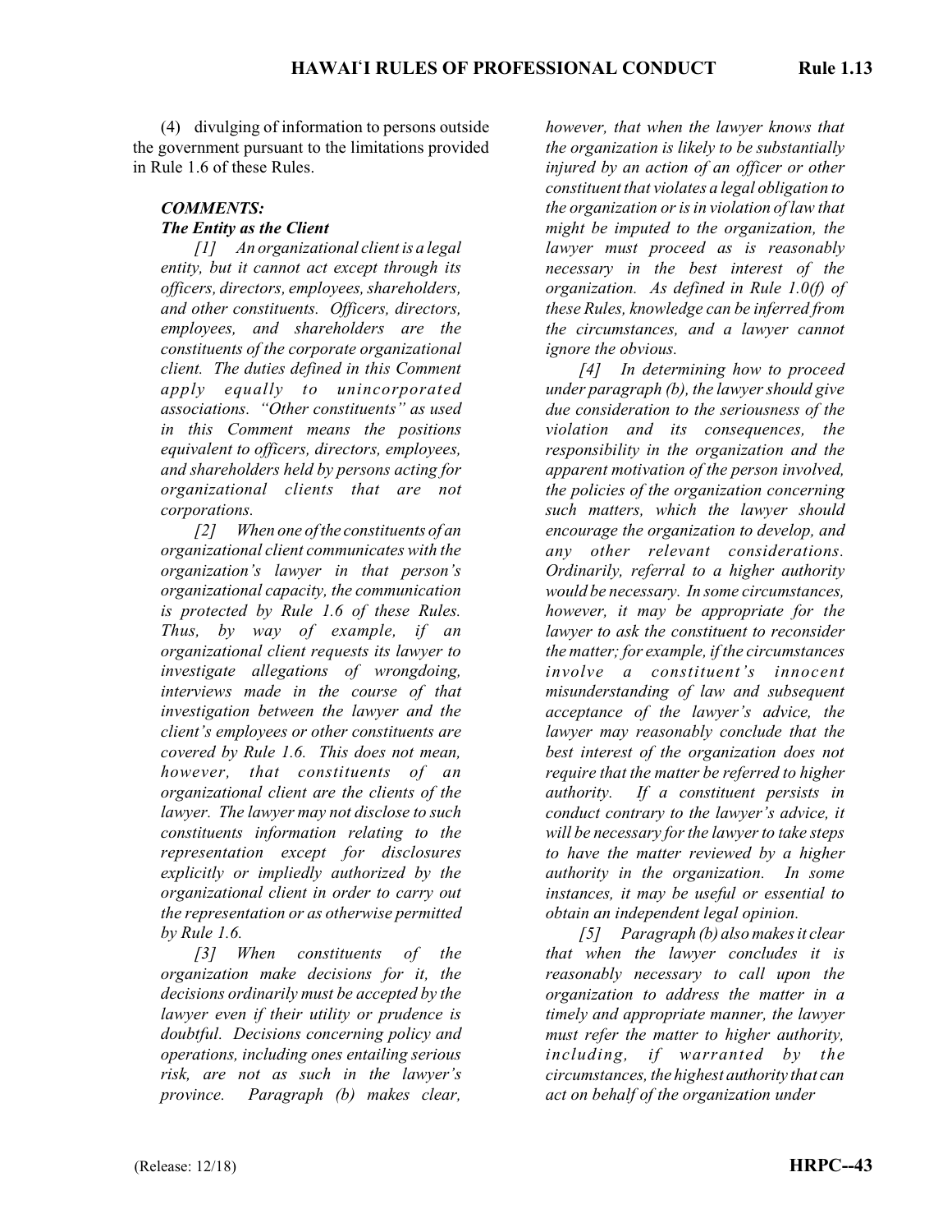(4) divulging of information to persons outside the government pursuant to the limitations provided in Rule 1.6 of these Rules.

### *COMMENTS:*

#### *The Entity as the Client*

*[1] An organizational client is a legal entity, but it cannot act except through its officers, directors, employees, shareholders, and other constituents. Officers, directors, employees, and shareholders are the constituents of the corporate organizational client. The duties defined in this Comment apply equally to unincorporated associations. "Other constituents" as used in this Comment means the positions equivalent to officers, directors, employees, and shareholders held by persons acting for organizational clients that are not corporations.*

*[2] When one of the constituents of an organizational client communicates with the organization's lawyer in that person's organizational capacity, the communication is protected by Rule 1.6 of these Rules. Thus, by way of example, if an organizational client requests its lawyer to investigate allegations of wrongdoing, interviews made in the course of that investigation between the lawyer and the client's employees or other constituents are covered by Rule 1.6. This does not mean, however, that constituents of an organizational client are the clients of the lawyer. The lawyer may not disclose to such constituents information relating to the representation except for disclosures explicitly or impliedly authorized by the organizational client in order to carry out the representation or as otherwise permitted by Rule 1.6.*

*[3] When constituents of the organization make decisions for it, the decisions ordinarily must be accepted by the lawyer even if their utility or prudence is doubtful. Decisions concerning policy and operations, including ones entailing serious risk, are not as such in the lawyer's province. Paragraph (b) makes clear, however, that when the lawyer knows that the organization is likely to be substantially injured by an action of an officer or other constituent that violates a legal obligation to the organization or is in violation of law that might be imputed to the organization, the lawyer must proceed as is reasonably necessary in the best interest of the organization. As defined in Rule 1.0(f) of these Rules, knowledge can be inferred from the circumstances, and a lawyer cannot ignore the obvious.*

*[4] In determining how to proceed under paragraph (b), the lawyer should give due consideration to the seriousness of the violation and its consequences, the responsibility in the organization and the apparent motivation of the person involved, the policies of the organization concerning such matters, which the lawyer should encourage the organization to develop, and any other relevant considerations. Ordinarily, referral to a higher authority would be necessary. In some circumstances, however, it may be appropriate for the lawyer to ask the constituent to reconsider the matter; for example, if the circumstances involve a constituent's innocent misunderstanding of law and subsequent acceptance of the lawyer's advice, the lawyer may reasonably conclude that the best interest of the organization does not require that the matter be referred to higher authority. If a constituent persists in conduct contrary to the lawyer's advice, it will be necessary for the lawyer to take steps to have the matter reviewed by a higher authority in the organization. In some instances, it may be useful or essential to obtain an independent legal opinion.*

*[5] Paragraph (b) also makes it clear that when the lawyer concludes it is reasonably necessary to call upon the organization to address the matter in a timely and appropriate manner, the lawyer must refer the matter to higher authority, including, if warranted by the circumstances, the highest authority that can act on behalf of the organization under*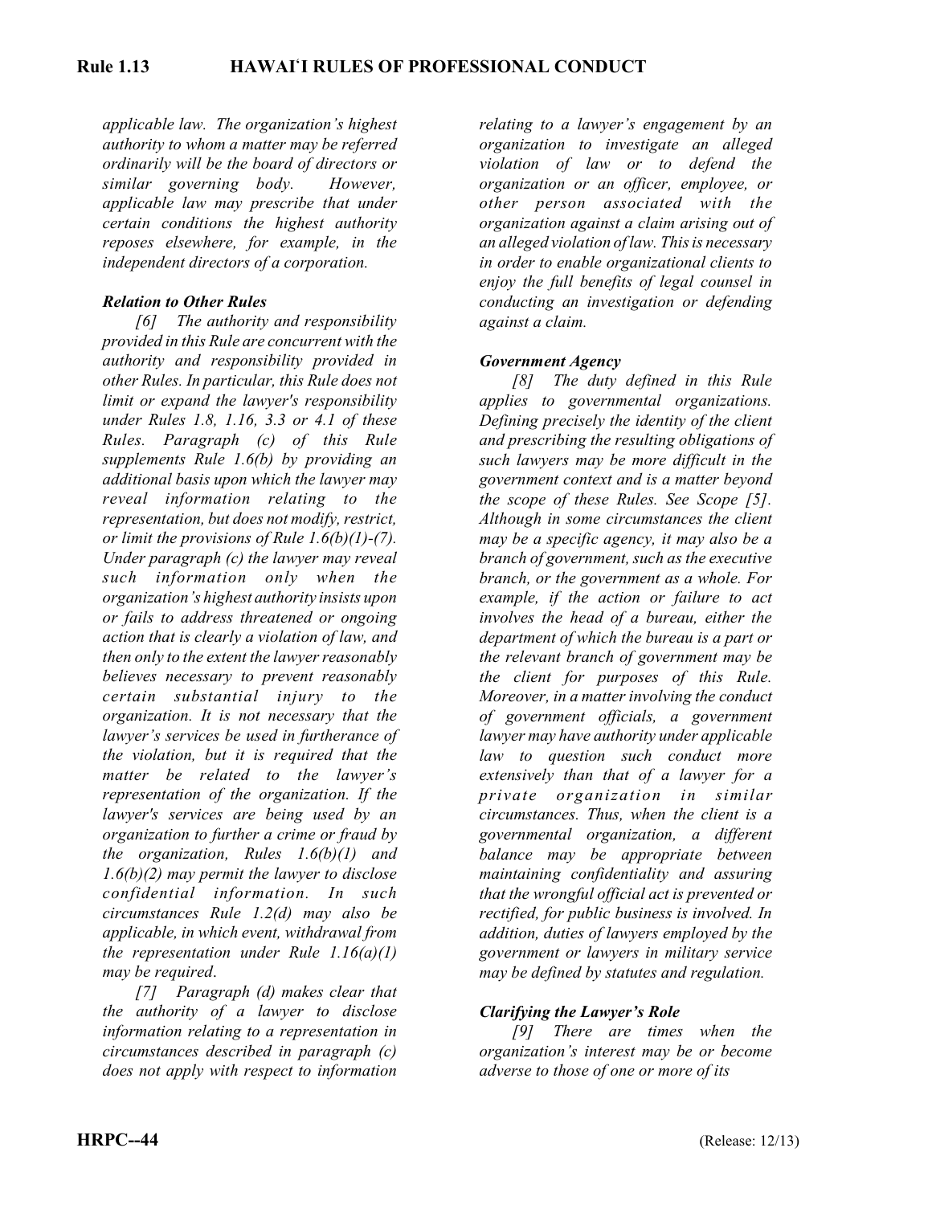*applicable law. The organization's highest authority to whom a matter may be referred ordinarily will be the board of directors or similar governing body. However, applicable law may prescribe that under certain conditions the highest authority reposes elsewhere, for example, in the independent directors of a corporation.*

***Relation to Other Rules***

*[6] The authority and responsibility provided in this Rule are concurrent with the authority and responsibility provided in other Rules. In particular, this Rule does not limit or expand the lawyer's responsibility under Rules 1.8, 1.16, 3.3 or 4.1 of these Rules. Paragraph (c) of this Rule supplements Rule 1.6(b) by providing an additional basis upon which the lawyer may reveal information relating to the representation, but does not modify, restrict, or limit the provisions of Rule 1.6(b)(1)-(7). Under paragraph (c) the lawyer may reveal such information only when the organization's highest authority insists upon or fails to address threatened or ongoing action that is clearly a violation of law, and then only to the extent the lawyer reasonably believes necessary to prevent reasonably certain substantial injury to the organization. It is not necessary that the lawyer's services be used in furtherance of the violation, but it is required that the matter be related to the lawyer's representation of the organization. If the lawyer's services are being used by an organization to further a crime or fraud by the organization, Rules 1.6(b)(1) and 1.6(b)(2) may permit the lawyer to disclose confidential information. In such circumstances Rule 1.2(d) may also be applicable, in which event, withdrawal from the representation under Rule 1.16(a)(1) may be required.*

*[7] Paragraph (d) makes clear that the authority of a lawyer to disclose information relating to a representation in circumstances described in paragraph (c) does not apply with respect to information relating to a lawyer's engagement by an organization to investigate an alleged violation of law or to defend the organization or an officer, employee, or other person associated with the organization against a claim arising out of an alleged violation of law. This is necessary in order to enable organizational clients to enjoy the full benefits of legal counsel in conducting an investigation or defending against a claim.*

***Government Agency***

*[8] The duty defined in this Rule applies to governmental organizations. Defining precisely the identity of the client and prescribing the resulting obligations of such lawyers may be more difficult in the government context and is a matter beyond the scope of these Rules. See Scope [5]. Although in some circumstances the client may be a specific agency, it may also be a branch of government, such as the executive branch, or the government as a whole. For example, if the action or failure to act involves the head of a bureau, either the department of which the bureau is a part or the relevant branch of government may be the client for purposes of this Rule. Moreover, in a matter involving the conduct of government officials, a government lawyer may have authority under applicable law to question such conduct more extensively than that of a lawyer for a private organization in similar circumstances. Thus, when the client is a governmental organization, a different balance may be appropriate between maintaining confidentiality and assuring that the wrongful official act is prevented or rectified, for public business is involved. In addition, duties of lawyers employed by the government or lawyers in military service may be defined by statutes and regulation.*

***Clarifying the Lawyer's Role***

*[9] There are times when the organization's interest may be or become adverse to those of one or more of its*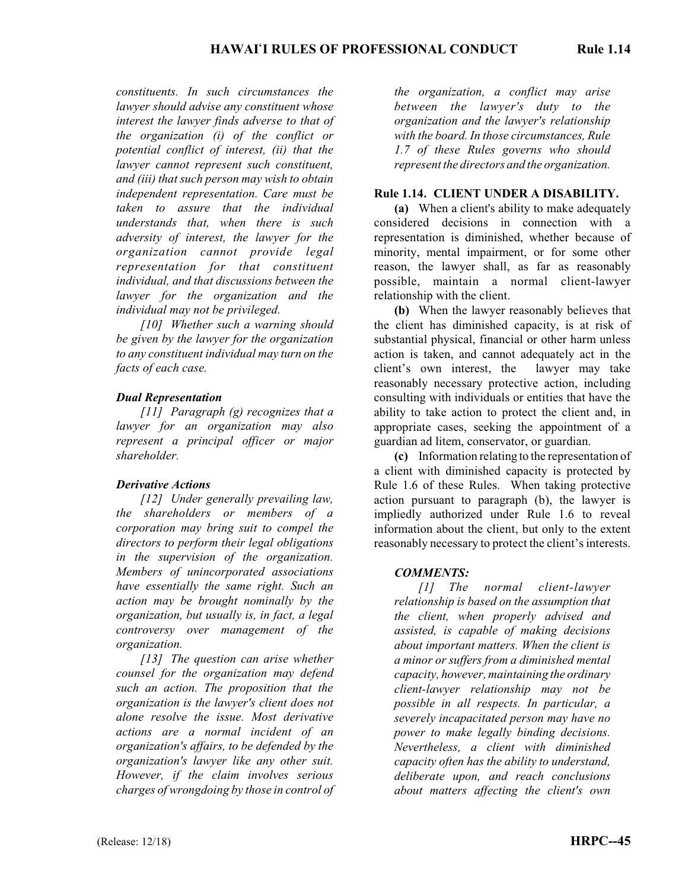*constituents. In such circumstances the lawyer should advise any constituent whose interest the lawyer finds adverse to that of the organization (i) of the conflict or potential conflict of interest, (ii) that the lawyer cannot represent such constituent, and (iii) that such person may wish to obtain independent representation. Care must be taken to assure that the individual understands that, when there is such adversity of interest, the lawyer for the organization cannot provide legal representation for that constituent individual, and that discussions between the lawyer for the organization and the individual may not be privileged.*

*[10] Whether such a warning should be given by the lawyer for the organization to any constituent individual may turn on the facts of each case.*

***Dual Representation***

*[11] Paragraph (g) recognizes that a lawyer for an organization may also represent a principal officer or major shareholder.*

***Derivative Actions***

*[12] Under generally prevailing law, the shareholders or members of a corporation may bring suit to compel the directors to perform their legal obligations in the supervision of the organization. Members of unincorporated associations have essentially the same right. Such an action may be brought nominally by the organization, but usually is, in fact, a legal controversy over management of the organization.*

*[13] The question can arise whether counsel for the organization may defend such an action. The proposition that the organization is the lawyer's client does not alone resolve the issue. Most derivative actions are a normal incident of an organization's affairs, to be defended by the organization's lawyer like any other suit. However, if the claim involves serious charges of wrongdoing by those in control of the organization, a conflict may arise between the lawyer's duty to the organization and the lawyer's relationship with the board. In those circumstances, Rule 1.7 of these Rules governs who should represent the directors and the organization.*

## Rule 1.14. CLIENT UNDER A DISABILITY.

**(a)** When a client's ability to make adequately considered decisions in connection with a representation is diminished, whether because of minority, mental impairment, or for some other reason, the lawyer shall, as far as reasonably possible, maintain a normal client-lawyer relationship with the client.

**(b)** When the lawyer reasonably believes that the client has diminished capacity, is at risk of substantial physical, financial or other harm unless action is taken, and cannot adequately act in the client's own interest, the lawyer may take reasonably necessary protective action, including consulting with individuals or entities that have the ability to take action to protect the client and, in appropriate cases, seeking the appointment of a guardian ad litem, conservator, or guardian.

**(c)** Information relating to the representation of a client with diminished capacity is protected by Rule 1.6 of these Rules. When taking protective action pursuant to paragraph (b), the lawyer is impliedly authorized under Rule 1.6 to reveal information about the client, but only to the extent reasonably necessary to protect the client's interests.

***COMMENTS:***

*[1] The normal client-lawyer relationship is based on the assumption that the client, when properly advised and assisted, is capable of making decisions about important matters. When the client is a minor or suffers from a diminished mental capacity, however, maintaining the ordinary client-lawyer relationship may not be possible in all respects. In particular, a severely incapacitated person may have no power to make legally binding decisions. Nevertheless, a client with diminished capacity often has the ability to understand, deliberate upon, and reach conclusions about matters affecting the client's own*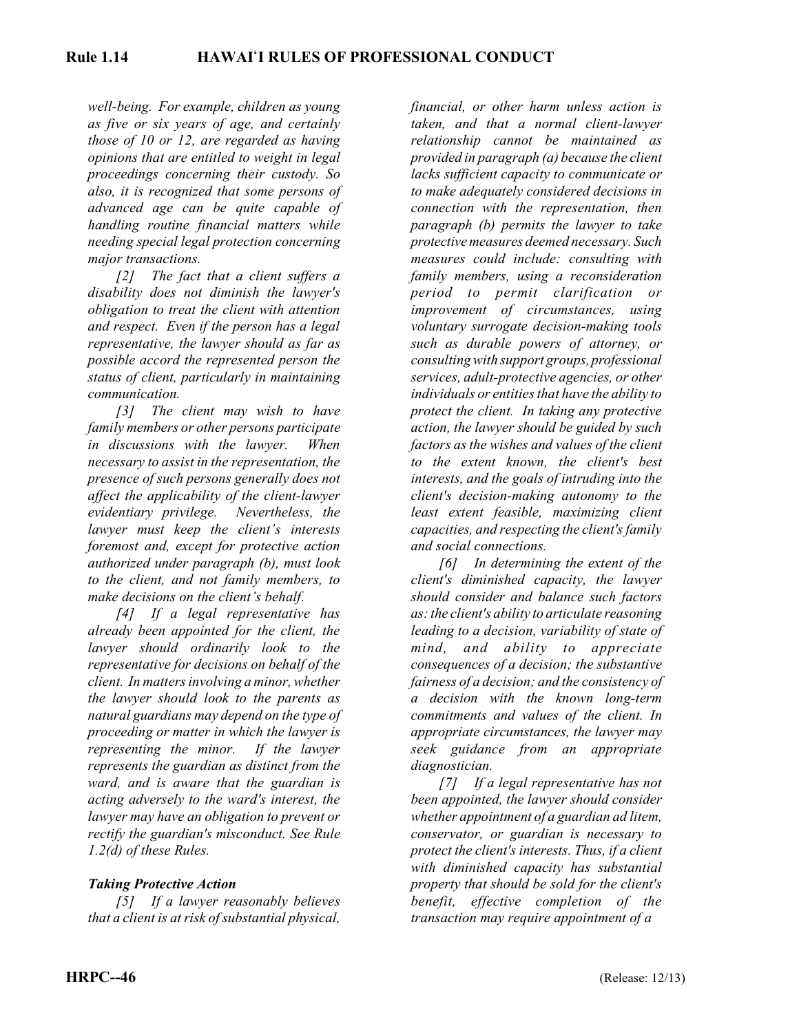*well-being. For example, children as young as five or six years of age, and certainly those of 10 or 12, are regarded as having opinions that are entitled to weight in legal proceedings concerning their custody. So also, it is recognized that some persons of advanced age can be quite capable of handling routine financial matters while needing special legal protection concerning major transactions.*

*[2] The fact that a client suffers a disability does not diminish the lawyer's obligation to treat the client with attention and respect. Even if the person has a legal representative, the lawyer should as far as possible accord the represented person the status of client, particularly in maintaining communication.*

*[3] The client may wish to have family members or other persons participate in discussions with the lawyer. When necessary to assist in the representation, the presence of such persons generally does not affect the applicability of the client-lawyer evidentiary privilege. Nevertheless, the lawyer must keep the client's interests foremost and, except for protective action authorized under paragraph (b), must look to the client, and not family members, to make decisions on the client's behalf.*

*[4] If a legal representative has already been appointed for the client, the lawyer should ordinarily look to the representative for decisions on behalf of the client. In matters involving a minor, whether the lawyer should look to the parents as natural guardians may depend on the type of proceeding or matter in which the lawyer is representing the minor. If the lawyer represents the guardian as distinct from the ward, and is aware that the guardian is acting adversely to the ward's interest, the lawyer may have an obligation to prevent or rectify the guardian's misconduct. See Rule 1.2(d) of these Rules.*

***Taking Protective Action***

*[5] If a lawyer reasonably believes that a client is at risk of substantial physical, financial, or other harm unless action is taken, and that a normal client-lawyer relationship cannot be maintained as provided in paragraph (a) because the client lacks sufficient capacity to communicate or to make adequately considered decisions in connection with the representation, then paragraph (b) permits the lawyer to take protective measures deemed necessary. Such measures could include: consulting with family members, using a reconsideration period to permit clarification or improvement of circumstances, using voluntary surrogate decision-making tools such as durable powers of attorney, or consulting with support groups, professional services, adult-protective agencies, or other individuals or entities that have the ability to protect the client. In taking any protective action, the lawyer should be guided by such factors as the wishes and values of the client to the extent known, the client's best interests, and the goals of intruding into the client's decision-making autonomy to the least extent feasible, maximizing client capacities, and respecting the client's family and social connections.*

*[6] In determining the extent of the client's diminished capacity, the lawyer should consider and balance such factors as: the client's ability to articulate reasoning leading to a decision, variability of state of mind, and ability to appreciate consequences of a decision; the substantive fairness of a decision; and the consistency of a decision with the known long-term commitments and values of the client. In appropriate circumstances, the lawyer may seek guidance from an appropriate diagnostician.*

*[7] If a legal representative has not been appointed, the lawyer should consider whether appointment of a guardian ad litem, conservator, or guardian is necessary to protect the client's interests. Thus, if a client with diminished capacity has substantial property that should be sold for the client's benefit, effective completion of the transaction may require appointment of a*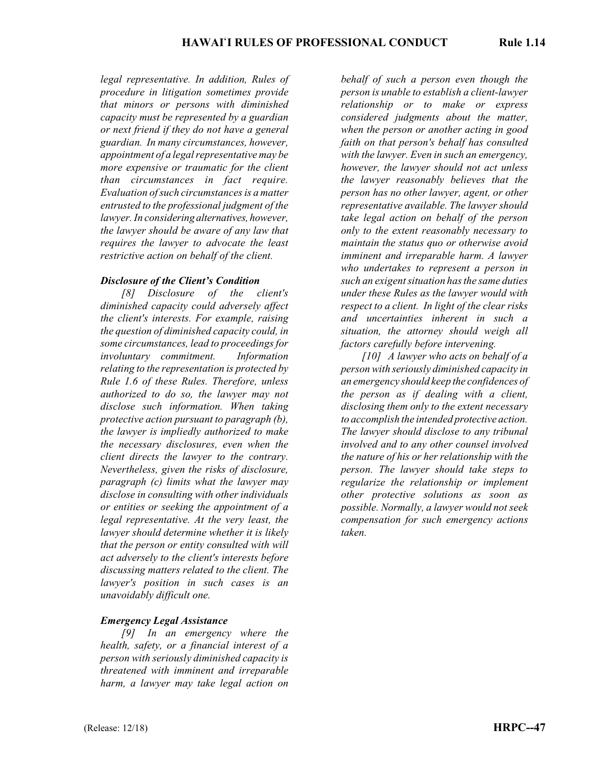*legal representative. In addition, Rules of procedure in litigation sometimes provide that minors or persons with diminished capacity must be represented by a guardian or next friend if they do not have a general guardian. In many circumstances, however, appointment of a legal representative may be more expensive or traumatic for the client than circumstances in fact require. Evaluation of such circumstances is a matter entrusted to the professional judgment of the lawyer. In considering alternatives, however, the lawyer should be aware of any law that requires the lawyer to advocate the least restrictive action on behalf of the client.*

***Disclosure of the Client's Condition***

*[8] Disclosure of the client's diminished capacity could adversely affect the client's interests. For example, raising the question of diminished capacity could, in some circumstances, lead to proceedings for involuntary commitment. Information relating to the representation is protected by Rule 1.6 of these Rules. Therefore, unless authorized to do so, the lawyer may not disclose such information. When taking protective action pursuant to paragraph (b), the lawyer is impliedly authorized to make the necessary disclosures, even when the client directs the lawyer to the contrary. Nevertheless, given the risks of disclosure, paragraph (c) limits what the lawyer may disclose in consulting with other individuals or entities or seeking the appointment of a legal representative. At the very least, the lawyer should determine whether it is likely that the person or entity consulted with will act adversely to the client's interests before discussing matters related to the client. The lawyer's position in such cases is an unavoidably difficult one.*

***Emergency Legal Assistance***

*[9] In an emergency where the health, safety, or a financial interest of a person with seriously diminished capacity is threatened with imminent and irreparable harm, a lawyer may take legal action on behalf of such a person even though the person is unable to establish a client-lawyer relationship or to make or express considered judgments about the matter, when the person or another acting in good faith on that person's behalf has consulted with the lawyer. Even in such an emergency, however, the lawyer should not act unless the lawyer reasonably believes that the person has no other lawyer, agent, or other representative available. The lawyer should take legal action on behalf of the person only to the extent reasonably necessary to maintain the status quo or otherwise avoid imminent and irreparable harm. A lawyer who undertakes to represent a person in such an exigent situation has the same duties under these Rules as the lawyer would with respect to a client. In light of the clear risks and uncertainties inherent in such a situation, the attorney should weigh all factors carefully before intervening.*

*[10] A lawyer who acts on behalf of a person with seriously diminished capacity in an emergency should keep the confidences of the person as if dealing with a client, disclosing them only to the extent necessary to accomplish the intended protective action. The lawyer should disclose to any tribunal involved and to any other counsel involved the nature of his or her relationship with the person. The lawyer should take steps to regularize the relationship or implement other protective solutions as soon as possible. Normally, a lawyer would not seek compensation for such emergency actions taken.*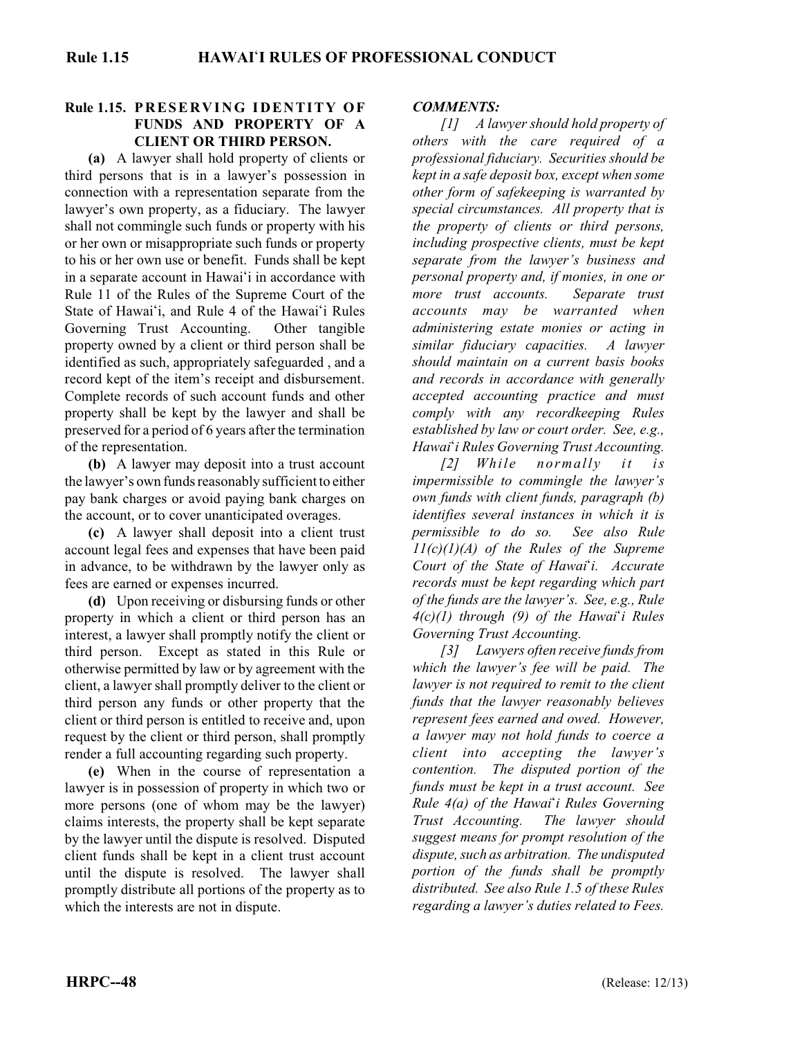## Rule 1.15. PRESERVING IDENTITY OF FUNDS AND PROPERTY OF A CLIENT OR THIRD PERSON.

**(a)** A lawyer shall hold property of clients or third persons that is in a lawyer's possession in connection with a representation separate from the lawyer's own property, as a fiduciary. The lawyer shall not commingle such funds or property with his or her own or misappropriate such funds or property to his or her own use or benefit. Funds shall be kept in a separate account in Hawaiʻi in accordance with Rule 11 of the Rules of the Supreme Court of the State of Hawaiʻi, and Rule 4 of the Hawaiʻi Rules Governing Trust Accounting. Other tangible property owned by a client or third person shall be identified as such, appropriately safeguarded , and a record kept of the item's receipt and disbursement. Complete records of such account funds and other property shall be kept by the lawyer and shall be preserved for a period of 6 years after the termination of the representation.

**(b)** A lawyer may deposit into a trust account the lawyer's own funds reasonably sufficient to either pay bank charges or avoid paying bank charges on the account, or to cover unanticipated overages.

**(c)** A lawyer shall deposit into a client trust account legal fees and expenses that have been paid in advance, to be withdrawn by the lawyer only as fees are earned or expenses incurred.

**(d)** Upon receiving or disbursing funds or other property in which a client or third person has an interest, a lawyer shall promptly notify the client or third person. Except as stated in this Rule or otherwise permitted by law or by agreement with the client, a lawyer shall promptly deliver to the client or third person any funds or other property that the client or third person is entitled to receive and, upon request by the client or third person, shall promptly render a full accounting regarding such property.

**(e)** When in the course of representation a lawyer is in possession of property in which two or more persons (one of whom may be the lawyer) claims interests, the property shall be kept separate by the lawyer until the dispute is resolved. Disputed client funds shall be kept in a client trust account until the dispute is resolved. The lawyer shall promptly distribute all portions of the property as to which the interests are not in dispute.

***COMMENTS:***

*[1] A lawyer should hold property of others with the care required of a professional fiduciary. Securities should be kept in a safe deposit box, except when some other form of safekeeping is warranted by special circumstances. All property that is the property of clients or third persons, including prospective clients, must be kept separate from the lawyer's business and personal property and, if monies, in one or more trust accounts. Separate trust accounts may be warranted when administering estate monies or acting in similar fiduciary capacities. A lawyer should maintain on a current basis books and records in accordance with generally accepted accounting practice and must comply with any recordkeeping Rules established by law or court order. See, e.g., Hawaiʻi Rules Governing Trust Accounting.*

*[2] While normally it is impermissible to commingle the lawyer's own funds with client funds, paragraph (b) identifies several instances in which it is permissible to do so. See also Rule 11(c)(1)(A) of the Rules of the Supreme Court of the State of Hawaiʻi. Accurate records must be kept regarding which part of the funds are the lawyer's. See, e.g., Rule 4(c)(1) through (9) of the Hawaiʻi Rules Governing Trust Accounting.*

*[3] Lawyers often receive funds from which the lawyer's fee will be paid. The lawyer is not required to remit to the client funds that the lawyer reasonably believes represent fees earned and owed. However, a lawyer may not hold funds to coerce a client into accepting the lawyer's contention. The disputed portion of the funds must be kept in a trust account. See Rule 4(a) of the Hawaiʻi Rules Governing Trust Accounting. The lawyer should suggest means for prompt resolution of the dispute, such as arbitration. The undisputed portion of the funds shall be promptly distributed. See also Rule 1.5 of these Rules regarding a lawyer's duties related to Fees.*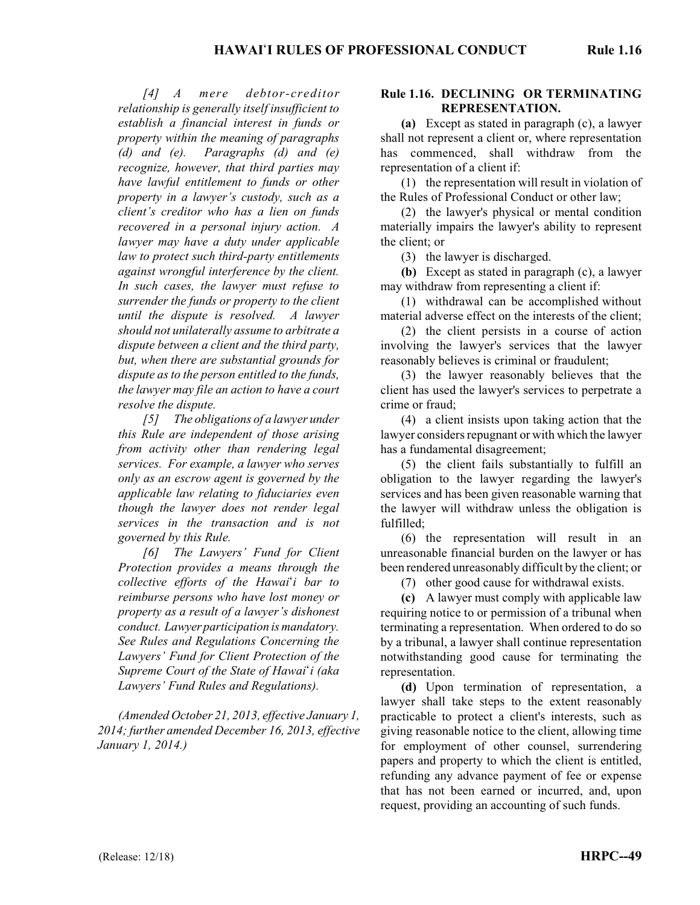*[4] A mere debtor-creditor relationship is generally itself insufficient to establish a financial interest in funds or property within the meaning of paragraphs (d) and (e). Paragraphs (d) and (e) recognize, however, that third parties may have lawful entitlement to funds or other property in a lawyer's custody, such as a client's creditor who has a lien on funds recovered in a personal injury action. A lawyer may have a duty under applicable law to protect such third-party entitlements against wrongful interference by the client. In such cases, the lawyer must refuse to surrender the funds or property to the client until the dispute is resolved. A lawyer should not unilaterally assume to arbitrate a dispute between a client and the third party, but, when there are substantial grounds for dispute as to the person entitled to the funds, the lawyer may file an action to have a court resolve the dispute.*

*[5] The obligations of a lawyer under this Rule are independent of those arising from activity other than rendering legal services. For example, a lawyer who serves only as an escrow agent is governed by the applicable law relating to fiduciaries even though the lawyer does not render legal services in the transaction and is not governed by this Rule.*

*[6] The Lawyers' Fund for Client Protection provides a means through the collective efforts of the Hawai'i bar to reimburse persons who have lost money or property as a result of a lawyer's dishonest conduct. Lawyer participation is mandatory. See Rules and Regulations Concerning the Lawyers' Fund for Client Protection of the Supreme Court of the State of Hawai'i (aka Lawyers' Fund Rules and Regulations).*

*(Amended October 21, 2013, effective January 1, 2014; further amended December 16, 2013, effective January 1, 2014.)*

## Rule 1.16. DECLINING OR TERMINATING REPRESENTATION.

**(a)** Except as stated in paragraph (c), a lawyer shall not represent a client or, where representation has commenced, shall withdraw from the representation of a client if:

(1) the representation will result in violation of the Rules of Professional Conduct or other law;

(2) the lawyer's physical or mental condition materially impairs the lawyer's ability to represent the client; or

(3) the lawyer is discharged.

**(b)** Except as stated in paragraph (c), a lawyer may withdraw from representing a client if:

(1) withdrawal can be accomplished without material adverse effect on the interests of the client;

(2) the client persists in a course of action involving the lawyer's services that the lawyer reasonably believes is criminal or fraudulent;

(3) the lawyer reasonably believes that the client has used the lawyer's services to perpetrate a crime or fraud;

(4) a client insists upon taking action that the lawyer considers repugnant or with which the lawyer has a fundamental disagreement;

(5) the client fails substantially to fulfill an obligation to the lawyer regarding the lawyer's services and has been given reasonable warning that the lawyer will withdraw unless the obligation is fulfilled;

(6) the representation will result in an unreasonable financial burden on the lawyer or has been rendered unreasonably difficult by the client; or

(7) other good cause for withdrawal exists.

**(c)** A lawyer must comply with applicable law requiring notice to or permission of a tribunal when terminating a representation. When ordered to do so by a tribunal, a lawyer shall continue representation notwithstanding good cause for terminating the representation.

**(d)** Upon termination of representation, a lawyer shall take steps to the extent reasonably practicable to protect a client's interests, such as giving reasonable notice to the client, allowing time for employment of other counsel, surrendering papers and property to which the client is entitled, refunding any advance payment of fee or expense that has not been earned or incurred, and, upon request, providing an accounting of such funds.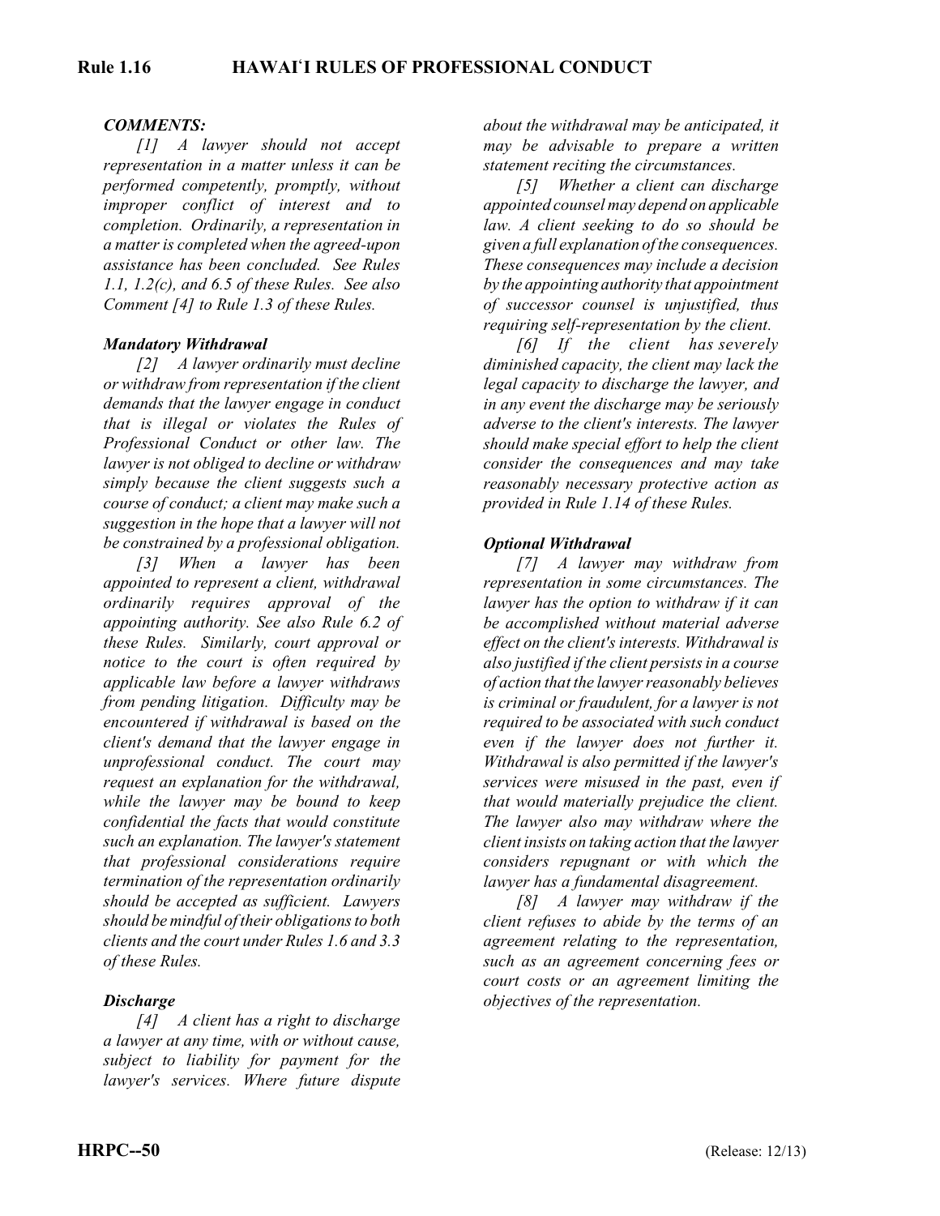***COMMENTS:***

*[1] A lawyer should not accept representation in a matter unless it can be performed competently, promptly, without improper conflict of interest and to completion. Ordinarily, a representation in a matter is completed when the agreed-upon assistance has been concluded. See Rules 1.1, 1.2(c), and 6.5 of these Rules. See also Comment [4] to Rule 1.3 of these Rules.*

***Mandatory Withdrawal***

*[2] A lawyer ordinarily must decline or withdraw from representation if the client demands that the lawyer engage in conduct that is illegal or violates the Rules of Professional Conduct or other law. The lawyer is not obliged to decline or withdraw simply because the client suggests such a course of conduct; a client may make such a suggestion in the hope that a lawyer will not be constrained by a professional obligation.*

*[3] When a lawyer has been appointed to represent a client, withdrawal ordinarily requires approval of the appointing authority. See also Rule 6.2 of these Rules. Similarly, court approval or notice to the court is often required by applicable law before a lawyer withdraws from pending litigation. Difficulty may be encountered if withdrawal is based on the client's demand that the lawyer engage in unprofessional conduct. The court may request an explanation for the withdrawal, while the lawyer may be bound to keep confidential the facts that would constitute such an explanation. The lawyer's statement that professional considerations require termination of the representation ordinarily should be accepted as sufficient. Lawyers should be mindful of their obligations to both clients and the court under Rules 1.6 and 3.3 of these Rules.*

***Discharge***

*[4] A client has a right to discharge a lawyer at any time, with or without cause, subject to liability for payment for the lawyer's services. Where future dispute about the withdrawal may be anticipated, it may be advisable to prepare a written statement reciting the circumstances.*

*[5] Whether a client can discharge appointed counsel may depend on applicable law. A client seeking to do so should be given a full explanation of the consequences. These consequences may include a decision by the appointing authority that appointment of successor counsel is unjustified, thus requiring self-representation by the client.*

*[6] If the client has severely diminished capacity, the client may lack the legal capacity to discharge the lawyer, and in any event the discharge may be seriously adverse to the client's interests. The lawyer should make special effort to help the client consider the consequences and may take reasonably necessary protective action as provided in Rule 1.14 of these Rules.*

***Optional Withdrawal***

*[7] A lawyer may withdraw from representation in some circumstances. The lawyer has the option to withdraw if it can be accomplished without material adverse effect on the client's interests. Withdrawal is also justified if the client persists in a course of action that the lawyer reasonably believes is criminal or fraudulent, for a lawyer is not required to be associated with such conduct even if the lawyer does not further it. Withdrawal is also permitted if the lawyer's services were misused in the past, even if that would materially prejudice the client. The lawyer also may withdraw where the client insists on taking action that the lawyer considers repugnant or with which the lawyer has a fundamental disagreement.*

*[8] A lawyer may withdraw if the client refuses to abide by the terms of an agreement relating to the representation, such as an agreement concerning fees or court costs or an agreement limiting the objectives of the representation.*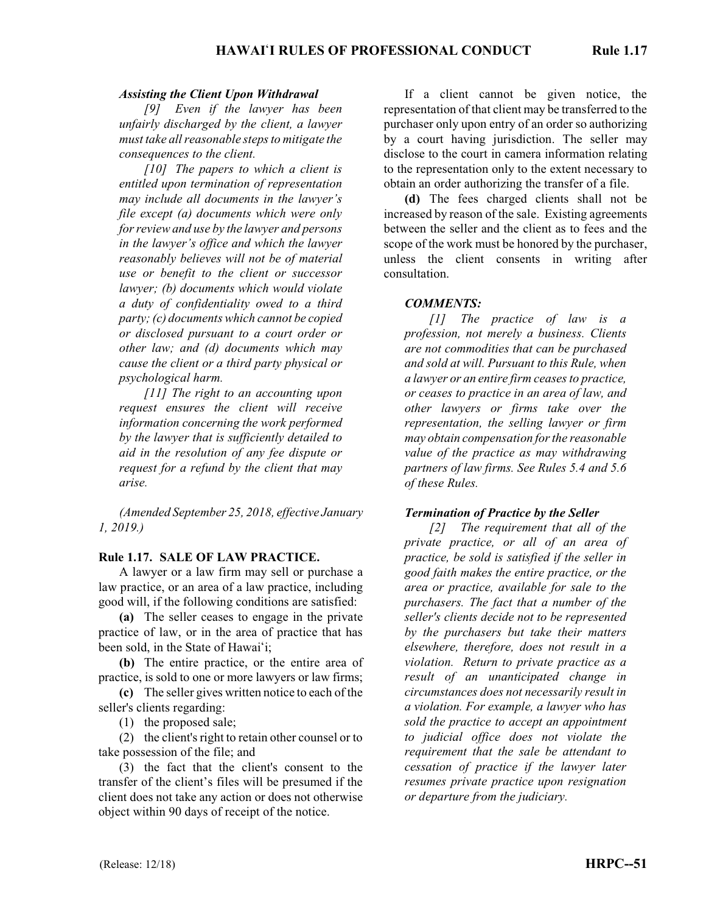*Assisting the Client Upon Withdrawal*

*[9] Even if the lawyer has been unfairly discharged by the client, a lawyer must take all reasonable steps to mitigate the consequences to the client.*

*[10] The papers to which a client is entitled upon termination of representation may include all documents in the lawyer's file except (a) documents which were only for review and use by the lawyer and persons in the lawyer's office and which the lawyer reasonably believes will not be of material use or benefit to the client or successor lawyer; (b) documents which would violate a duty of confidentiality owed to a third party; (c) documents which cannot be copied or disclosed pursuant to a court order or other law; and (d) documents which may cause the client or a third party physical or psychological harm.*

*[11] The right to an accounting upon request ensures the client will receive information concerning the work performed by the lawyer that is sufficiently detailed to aid in the resolution of any fee dispute or request for a refund by the client that may arise.*

*(Amended September 25, 2018, effective January 1, 2019.)*

**Rule 1.17. SALE OF LAW PRACTICE.**

A lawyer or a law firm may sell or purchase a law practice, or an area of a law practice, including good will, if the following conditions are satisfied:

**(a)** The seller ceases to engage in the private practice of law, or in the area of practice that has been sold, in the State of Hawaiʻi;

**(b)** The entire practice, or the entire area of practice, is sold to one or more lawyers or law firms;

**(c)** The seller gives written notice to each of the seller's clients regarding:

(1) the proposed sale;

(2) the client's right to retain other counsel or to take possession of the file; and

(3) the fact that the client's consent to the transfer of the client's files will be presumed if the client does not take any action or does not otherwise object within 90 days of receipt of the notice.

If a client cannot be given notice, the representation of that client may be transferred to the purchaser only upon entry of an order so authorizing by a court having jurisdiction. The seller may disclose to the court in camera information relating to the representation only to the extent necessary to obtain an order authorizing the transfer of a file.

**(d)** The fees charged clients shall not be increased by reason of the sale. Existing agreements between the seller and the client as to fees and the scope of the work must be honored by the purchaser, unless the client consents in writing after consultation.

***COMMENTS:***

*[1] The practice of law is a profession, not merely a business. Clients are not commodities that can be purchased and sold at will. Pursuant to this Rule, when a lawyer or an entire firm ceases to practice, or ceases to practice in an area of law, and other lawyers or firms take over the representation, the selling lawyer or firm may obtain compensation for the reasonable value of the practice as may withdrawing partners of law firms. See Rules 5.4 and 5.6 of these Rules.*

***Termination of Practice by the Seller***

*[2] The requirement that all of the private practice, or all of an area of practice, be sold is satisfied if the seller in good faith makes the entire practice, or the area or practice, available for sale to the purchasers. The fact that a number of the seller's clients decide not to be represented by the purchasers but take their matters elsewhere, therefore, does not result in a violation. Return to private practice as a result of an unanticipated change in circumstances does not necessarily result in a violation. For example, a lawyer who has sold the practice to accept an appointment to judicial office does not violate the requirement that the sale be attendant to cessation of practice if the lawyer later resumes private practice upon resignation or departure from the judiciary.*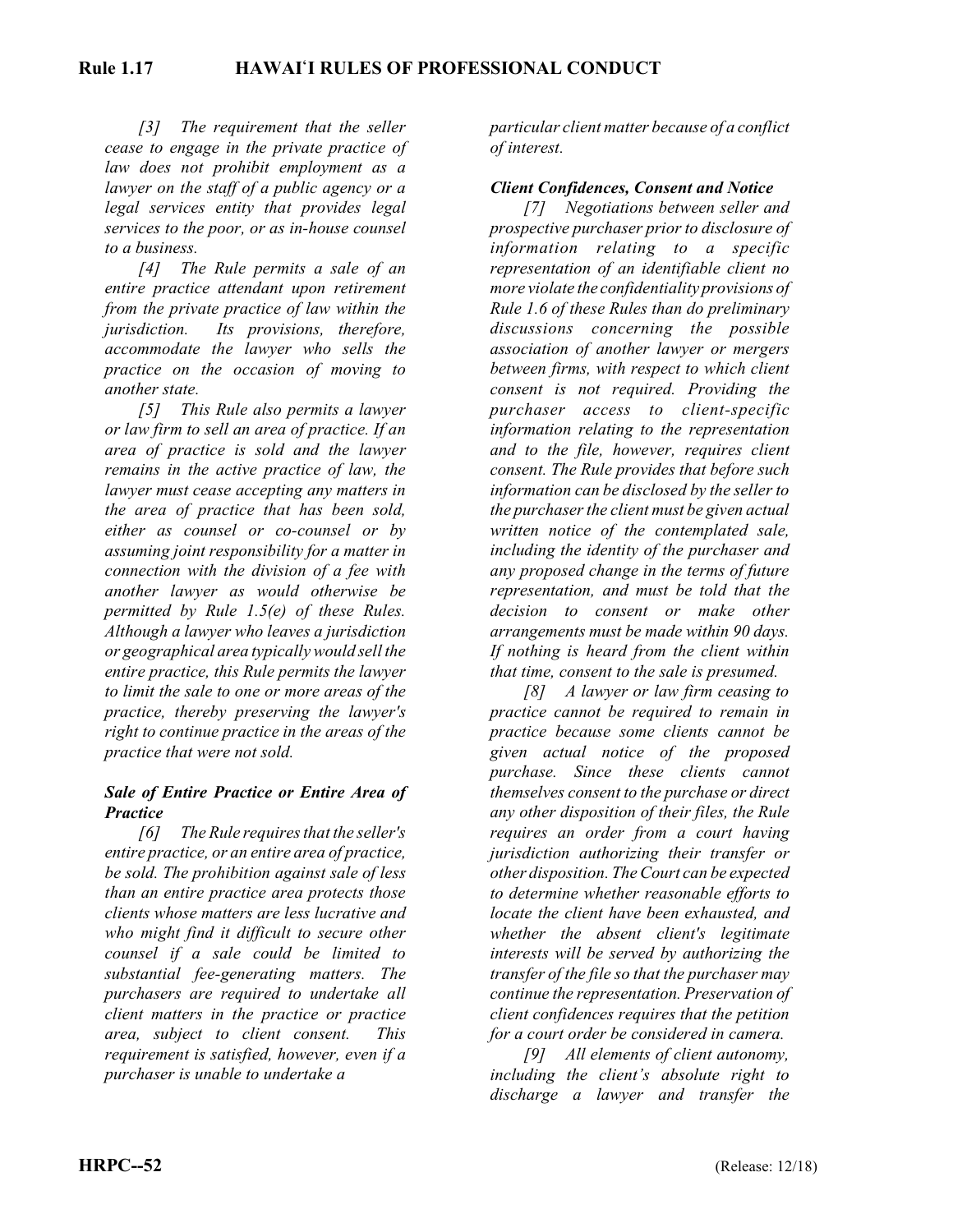*[3] The requirement that the seller cease to engage in the private practice of law does not prohibit employment as a lawyer on the staff of a public agency or a legal services entity that provides legal services to the poor, or as in-house counsel to a business.*

*[4] The Rule permits a sale of an entire practice attendant upon retirement from the private practice of law within the jurisdiction. Its provisions, therefore, accommodate the lawyer who sells the practice on the occasion of moving to another state.*

*[5] This Rule also permits a lawyer or law firm to sell an area of practice. If an area of practice is sold and the lawyer remains in the active practice of law, the lawyer must cease accepting any matters in the area of practice that has been sold, either as counsel or co-counsel or by assuming joint responsibility for a matter in connection with the division of a fee with another lawyer as would otherwise be permitted by Rule 1.5(e) of these Rules. Although a lawyer who leaves a jurisdiction or geographical area typically would sell the entire practice, this Rule permits the lawyer to limit the sale to one or more areas of the practice, thereby preserving the lawyer's right to continue practice in the areas of the practice that were not sold.*

### *Sale of Entire Practice or Entire Area of Practice*

*[6] The Rule requires that the seller's entire practice, or an entire area of practice, be sold. The prohibition against sale of less than an entire practice area protects those clients whose matters are less lucrative and who might find it difficult to secure other counsel if a sale could be limited to substantial fee-generating matters. The purchasers are required to undertake all client matters in the practice or practice area, subject to client consent. This requirement is satisfied, however, even if a purchaser is unable to undertake a particular client matter because of a conflict of interest.*

### *Client Confidences, Consent and Notice*

*[7] Negotiations between seller and prospective purchaser prior to disclosure of information relating to a specific representation of an identifiable client no more violate the confidentiality provisions of Rule 1.6 of these Rules than do preliminary discussions concerning the possible association of another lawyer or mergers between firms, with respect to which client consent is not required. Providing the purchaser access to client-specific information relating to the representation and to the file, however, requires client consent. The Rule provides that before such information can be disclosed by the seller to the purchaser the client must be given actual written notice of the contemplated sale, including the identity of the purchaser and any proposed change in the terms of future representation, and must be told that the decision to consent or make other arrangements must be made within 90 days. If nothing is heard from the client within that time, consent to the sale is presumed.*

*[8] A lawyer or law firm ceasing to practice cannot be required to remain in practice because some clients cannot be given actual notice of the proposed purchase. Since these clients cannot themselves consent to the purchase or direct any other disposition of their files, the Rule requires an order from a court having jurisdiction authorizing their transfer or other disposition. The Court can be expected to determine whether reasonable efforts to locate the client have been exhausted, and whether the absent client's legitimate interests will be served by authorizing the transfer of the file so that the purchaser may continue the representation. Preservation of client confidences requires that the petition for a court order be considered in camera.*

*[9] All elements of client autonomy, including the client's absolute right to discharge a lawyer and transfer the*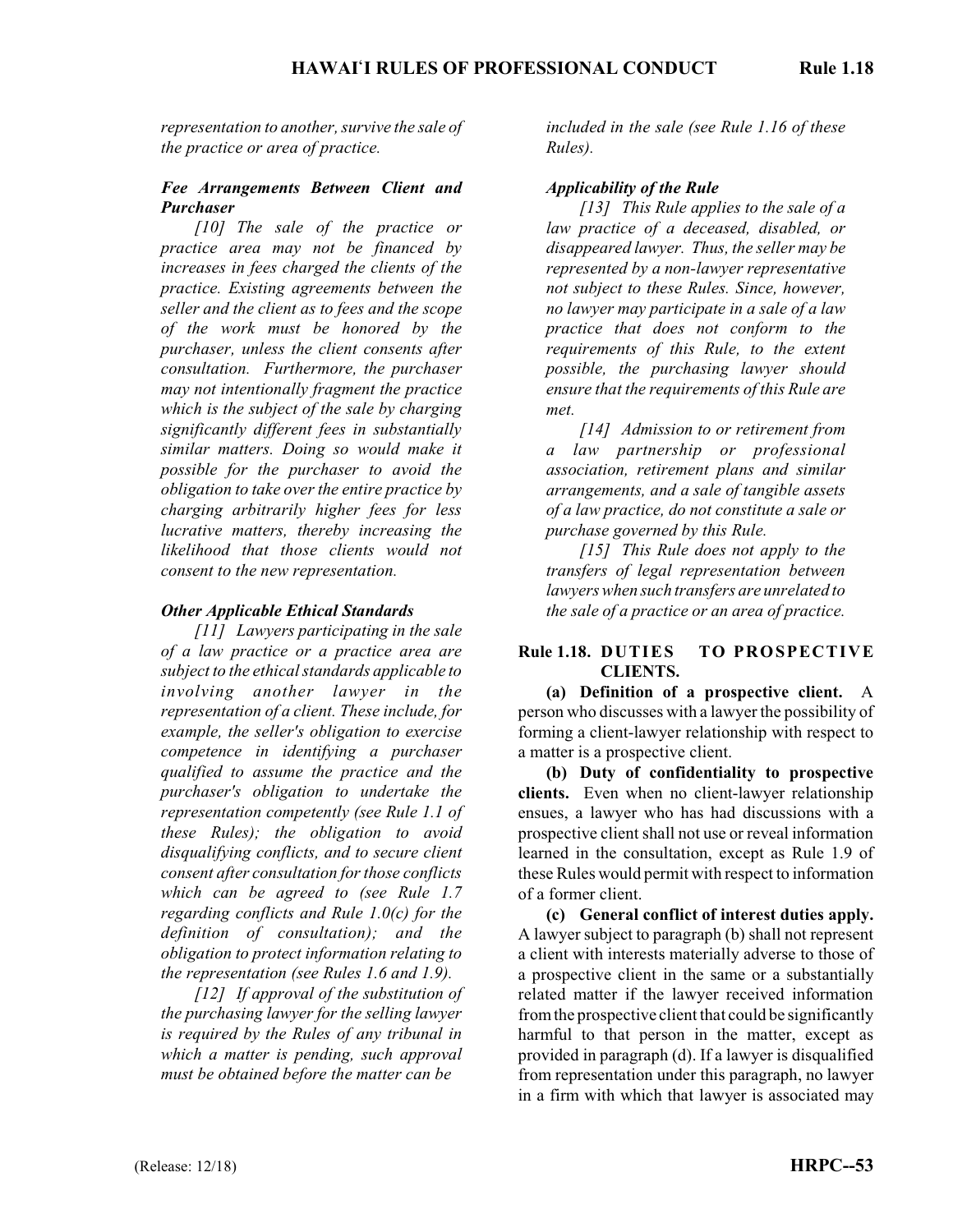*representation to another, survive the sale of the practice or area of practice.*

***Fee Arrangements Between Client and Purchaser***

*[10] The sale of the practice or practice area may not be financed by increases in fees charged the clients of the practice. Existing agreements between the seller and the client as to fees and the scope of the work must be honored by the purchaser, unless the client consents after consultation. Furthermore, the purchaser may not intentionally fragment the practice which is the subject of the sale by charging significantly different fees in substantially similar matters. Doing so would make it possible for the purchaser to avoid the obligation to take over the entire practice by charging arbitrarily higher fees for less lucrative matters, thereby increasing the likelihood that those clients would not consent to the new representation.*

***Other Applicable Ethical Standards***

*[11] Lawyers participating in the sale of a law practice or a practice area are subject to the ethical standards applicable to involving another lawyer in the representation of a client. These include, for example, the seller's obligation to exercise competence in identifying a purchaser qualified to assume the practice and the purchaser's obligation to undertake the representation competently (see Rule 1.1 of these Rules); the obligation to avoid disqualifying conflicts, and to secure client consent after consultation for those conflicts which can be agreed to (see Rule 1.7 regarding conflicts and Rule 1.0(c) for the definition of consultation); and the obligation to protect information relating to the representation (see Rules 1.6 and 1.9).*

*[12] If approval of the substitution of the purchasing lawyer for the selling lawyer is required by the Rules of any tribunal in which a matter is pending, such approval must be obtained before the matter can be included in the sale (see Rule 1.16 of these Rules).*

***Applicability of the Rule***

*[13] This Rule applies to the sale of a law practice of a deceased, disabled, or disappeared lawyer. Thus, the seller may be represented by a non-lawyer representative not subject to these Rules. Since, however, no lawyer may participate in a sale of a law practice that does not conform to the requirements of this Rule, to the extent possible, the purchasing lawyer should ensure that the requirements of this Rule are met.*

*[14] Admission to or retirement from a law partnership or professional association, retirement plans and similar arrangements, and a sale of tangible assets of a law practice, do not constitute a sale or purchase governed by this Rule.*

*[15] This Rule does not apply to the transfers of legal representation between lawyers when such transfers are unrelated to the sale of a practice or an area of practice.*

## Rule 1.18. DUTIES TO PROSPECTIVE CLIENTS.

**(a) Definition of a prospective client.** A person who discusses with a lawyer the possibility of forming a client-lawyer relationship with respect to a matter is a prospective client.

**(b) Duty of confidentiality to prospective clients.** Even when no client-lawyer relationship ensues, a lawyer who has had discussions with a prospective client shall not use or reveal information learned in the consultation, except as Rule 1.9 of these Rules would permit with respect to information of a former client.

**(c) General conflict of interest duties apply.** A lawyer subject to paragraph (b) shall not represent a client with interests materially adverse to those of a prospective client in the same or a substantially related matter if the lawyer received information from the prospective client that could be significantly harmful to that person in the matter, except as provided in paragraph (d). If a lawyer is disqualified from representation under this paragraph, no lawyer in a firm with which that lawyer is associated may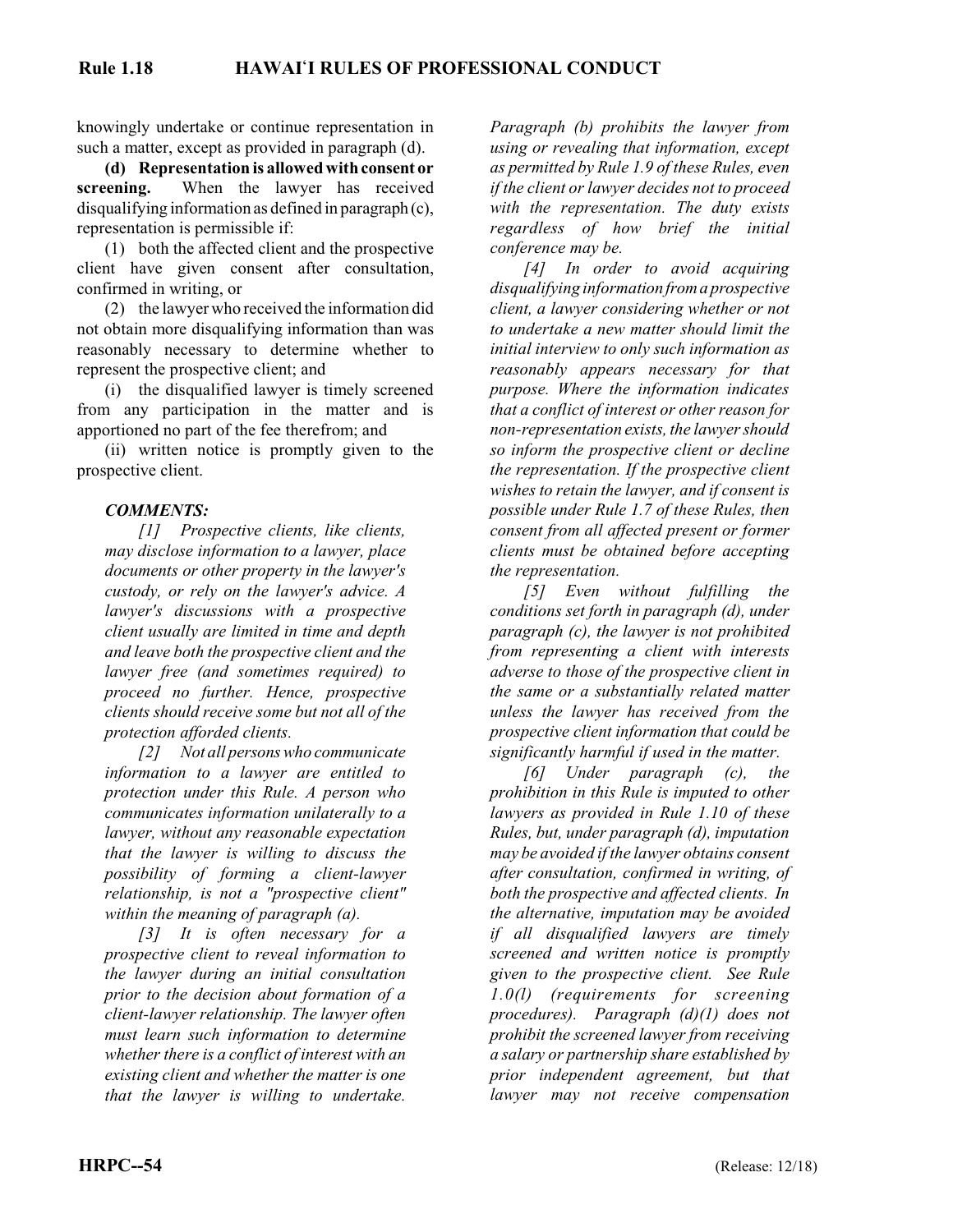knowingly undertake or continue representation in such a matter, except as provided in paragraph (d).

**(d) Representation is allowed with consent or screening.** When the lawyer has received disqualifying information as defined in paragraph (c), representation is permissible if:

(1) both the affected client and the prospective client have given consent after consultation, confirmed in writing, or

(2) the lawyer who received the information did not obtain more disqualifying information than was reasonably necessary to determine whether to represent the prospective client; and

(i) the disqualified lawyer is timely screened from any participation in the matter and is apportioned no part of the fee therefrom; and

(ii) written notice is promptly given to the prospective client.

***COMMENTS:***

*[1] Prospective clients, like clients, may disclose information to a lawyer, place documents or other property in the lawyer's custody, or rely on the lawyer's advice. A lawyer's discussions with a prospective client usually are limited in time and depth and leave both the prospective client and the lawyer free (and sometimes required) to proceed no further. Hence, prospective clients should receive some but not all of the protection afforded clients.*

*[2] Not all persons who communicate information to a lawyer are entitled to protection under this Rule. A person who communicates information unilaterally to a lawyer, without any reasonable expectation that the lawyer is willing to discuss the possibility of forming a client-lawyer relationship, is not a "prospective client" within the meaning of paragraph (a).*

*[3] It is often necessary for a prospective client to reveal information to the lawyer during an initial consultation prior to the decision about formation of a client-lawyer relationship. The lawyer often must learn such information to determine whether there is a conflict of interest with an existing client and whether the matter is one that the lawyer is willing to undertake. Paragraph (b) prohibits the lawyer from using or revealing that information, except as permitted by Rule 1.9 of these Rules, even if the client or lawyer decides not to proceed with the representation. The duty exists regardless of how brief the initial conference may be.*

*[4] In order to avoid acquiring disqualifying information from a prospective client, a lawyer considering whether or not to undertake a new matter should limit the initial interview to only such information as reasonably appears necessary for that purpose. Where the information indicates that a conflict of interest or other reason for non-representation exists, the lawyer should so inform the prospective client or decline the representation. If the prospective client wishes to retain the lawyer, and if consent is possible under Rule 1.7 of these Rules, then consent from all affected present or former clients must be obtained before accepting the representation.*

*[5] Even without fulfilling the conditions set forth in paragraph (d), under paragraph (c), the lawyer is not prohibited from representing a client with interests adverse to those of the prospective client in the same or a substantially related matter unless the lawyer has received from the prospective client information that could be significantly harmful if used in the matter.*

*[6] Under paragraph (c), the prohibition in this Rule is imputed to other lawyers as provided in Rule 1.10 of these Rules, but, under paragraph (d), imputation may be avoided if the lawyer obtains consent after consultation, confirmed in writing, of both the prospective and affected clients. In the alternative, imputation may be avoided if all disqualified lawyers are timely screened and written notice is promptly given to the prospective client. See Rule 1.0(l) (requirements for screening procedures). Paragraph (d)(1) does not prohibit the screened lawyer from receiving a salary or partnership share established by prior independent agreement, but that lawyer may not receive compensation*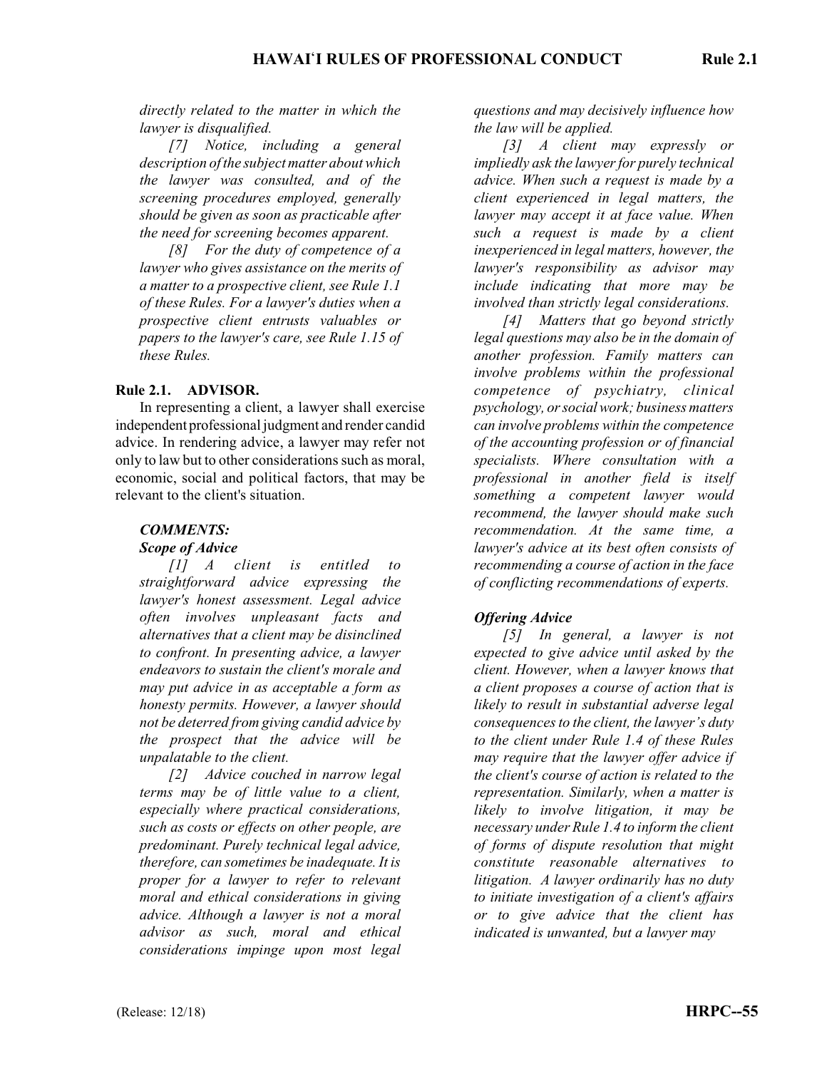*directly related to the matter in which the lawyer is disqualified.*

*[7] Notice, including a general description of the subject matter about which the lawyer was consulted, and of the screening procedures employed, generally should be given as soon as practicable after the need for screening becomes apparent.*

*[8] For the duty of competence of a lawyer who gives assistance on the merits of a matter to a prospective client, see Rule 1.1 of these Rules. For a lawyer's duties when a prospective client entrusts valuables or papers to the lawyer's care, see Rule 1.15 of these Rules.*

## Rule 2.1. ADVISOR.

In representing a client, a lawyer shall exercise independent professional judgment and render candid advice. In rendering advice, a lawyer may refer not only to law but to other considerations such as moral, economic, social and political factors, that may be relevant to the client's situation.

### *COMMENTS:*

#### *Scope of Advice*

*[1] A client is entitled to straightforward advice expressing the lawyer's honest assessment. Legal advice often involves unpleasant facts and alternatives that a client may be disinclined to confront. In presenting advice, a lawyer endeavors to sustain the client's morale and may put advice in as acceptable a form as honesty permits. However, a lawyer should not be deterred from giving candid advice by the prospect that the advice will be unpalatable to the client.*

*[2] Advice couched in narrow legal terms may be of little value to a client, especially where practical considerations, such as costs or effects on other people, are predominant. Purely technical legal advice, therefore, can sometimes be inadequate. It is proper for a lawyer to refer to relevant moral and ethical considerations in giving advice. Although a lawyer is not a moral advisor as such, moral and ethical considerations impinge upon most legal questions and may decisively influence how the law will be applied.*

*[3] A client may expressly or impliedly ask the lawyer for purely technical advice. When such a request is made by a client experienced in legal matters, the lawyer may accept it at face value. When such a request is made by a client inexperienced in legal matters, however, the lawyer's responsibility as advisor may include indicating that more may be involved than strictly legal considerations.*

*[4] Matters that go beyond strictly legal questions may also be in the domain of another profession. Family matters can involve problems within the professional competence of psychiatry, clinical psychology, or social work; business matters can involve problems within the competence of the accounting profession or of financial specialists. Where consultation with a professional in another field is itself something a competent lawyer would recommend, the lawyer should make such recommendation. At the same time, a lawyer's advice at its best often consists of recommending a course of action in the face of conflicting recommendations of experts.*

#### *Offering Advice*

*[5] In general, a lawyer is not expected to give advice until asked by the client. However, when a lawyer knows that a client proposes a course of action that is likely to result in substantial adverse legal consequences to the client, the lawyer's duty to the client under Rule 1.4 of these Rules may require that the lawyer offer advice if the client's course of action is related to the representation. Similarly, when a matter is likely to involve litigation, it may be necessary under Rule 1.4 to inform the client of forms of dispute resolution that might constitute reasonable alternatives to litigation. A lawyer ordinarily has no duty to initiate investigation of a client's affairs or to give advice that the client has indicated is unwanted, but a lawyer may*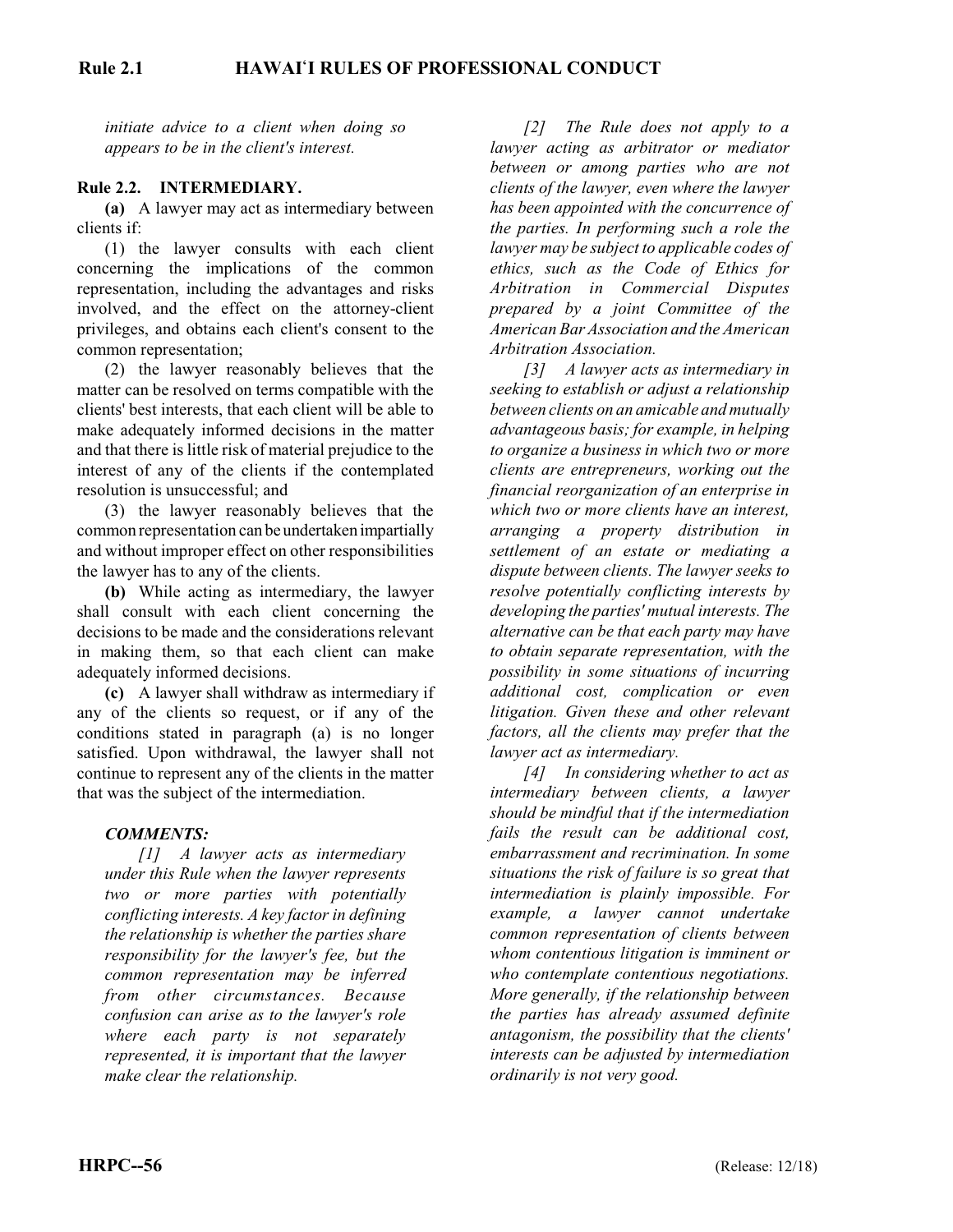*initiate advice to a client when doing so appears to be in the client's interest.*

### Rule 2.2. INTERMEDIARY.

**(a)** A lawyer may act as intermediary between clients if:

(1) the lawyer consults with each client concerning the implications of the common representation, including the advantages and risks involved, and the effect on the attorney-client privileges, and obtains each client's consent to the common representation;

(2) the lawyer reasonably believes that the matter can be resolved on terms compatible with the clients' best interests, that each client will be able to make adequately informed decisions in the matter and that there is little risk of material prejudice to the interest of any of the clients if the contemplated resolution is unsuccessful; and

(3) the lawyer reasonably believes that the common representation can be undertaken impartially and without improper effect on other responsibilities the lawyer has to any of the clients.

**(b)** While acting as intermediary, the lawyer shall consult with each client concerning the decisions to be made and the considerations relevant in making them, so that each client can make adequately informed decisions.

**(c)** A lawyer shall withdraw as intermediary if any of the clients so request, or if any of the conditions stated in paragraph (a) is no longer satisfied. Upon withdrawal, the lawyer shall not continue to represent any of the clients in the matter that was the subject of the intermediation.

***COMMENTS:***

*[1] A lawyer acts as intermediary under this Rule when the lawyer represents two or more parties with potentially conflicting interests. A key factor in defining the relationship is whether the parties share responsibility for the lawyer's fee, but the common representation may be inferred from other circumstances. Because confusion can arise as to the lawyer's role where each party is not separately represented, it is important that the lawyer make clear the relationship.*

*[2] The Rule does not apply to a lawyer acting as arbitrator or mediator between or among parties who are not clients of the lawyer, even where the lawyer has been appointed with the concurrence of the parties. In performing such a role the lawyer may be subject to applicable codes of ethics, such as the Code of Ethics for Arbitration in Commercial Disputes prepared by a joint Committee of the American Bar Association and the American Arbitration Association.*

*[3] A lawyer acts as intermediary in seeking to establish or adjust a relationship between clients on an amicable and mutually advantageous basis; for example, in helping to organize a business in which two or more clients are entrepreneurs, working out the financial reorganization of an enterprise in which two or more clients have an interest, arranging a property distribution in settlement of an estate or mediating a dispute between clients. The lawyer seeks to resolve potentially conflicting interests by developing the parties' mutual interests. The alternative can be that each party may have to obtain separate representation, with the possibility in some situations of incurring additional cost, complication or even litigation. Given these and other relevant factors, all the clients may prefer that the lawyer act as intermediary.*

*[4] In considering whether to act as intermediary between clients, a lawyer should be mindful that if the intermediation fails the result can be additional cost, embarrassment and recrimination. In some situations the risk of failure is so great that intermediation is plainly impossible. For example, a lawyer cannot undertake common representation of clients between whom contentious litigation is imminent or who contemplate contentious negotiations. More generally, if the relationship between the parties has already assumed definite antagonism, the possibility that the clients' interests can be adjusted by intermediation ordinarily is not very good.*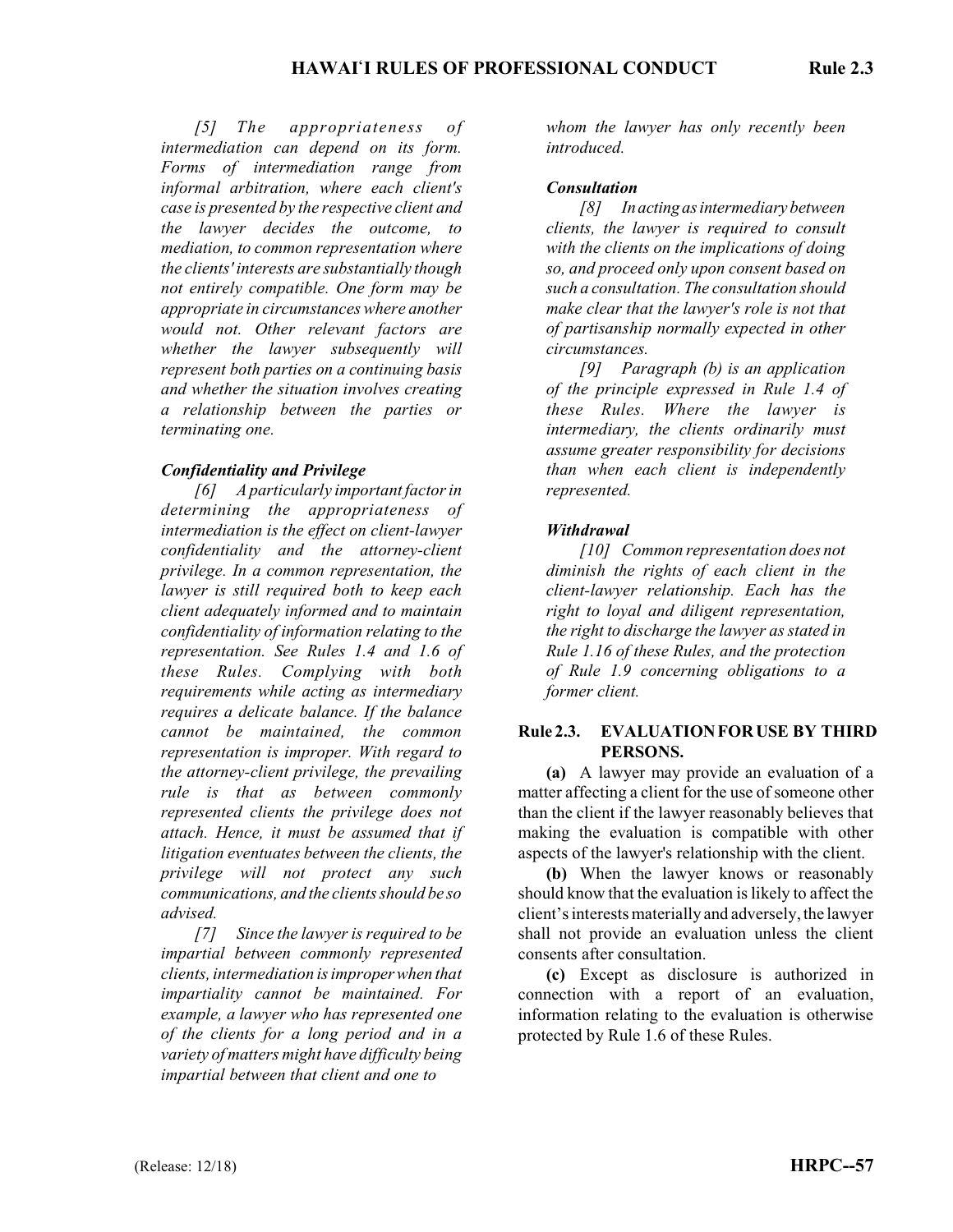*[5] The appropriateness of intermediation can depend on its form. Forms of intermediation range from informal arbitration, where each client's case is presented by the respective client and the lawyer decides the outcome, to mediation, to common representation where the clients' interests are substantially though not entirely compatible. One form may be appropriate in circumstances where another would not. Other relevant factors are whether the lawyer subsequently will represent both parties on a continuing basis and whether the situation involves creating a relationship between the parties or terminating one.*

***Confidentiality and Privilege***

*[6] A particularly important factor in determining the appropriateness of intermediation is the effect on client-lawyer confidentiality and the attorney-client privilege. In a common representation, the lawyer is still required both to keep each client adequately informed and to maintain confidentiality of information relating to the representation. See Rules 1.4 and 1.6 of these Rules. Complying with both requirements while acting as intermediary requires a delicate balance. If the balance cannot be maintained, the common representation is improper. With regard to the attorney-client privilege, the prevailing rule is that as between commonly represented clients the privilege does not attach. Hence, it must be assumed that if litigation eventuates between the clients, the privilege will not protect any such communications, and the clients should be so advised.*

*[7] Since the lawyer is required to be impartial between commonly represented clients, intermediation is improper when that impartiality cannot be maintained. For example, a lawyer who has represented one of the clients for a long period and in a variety of matters might have difficulty being impartial between that client and one to whom the lawyer has only recently been introduced.*

***Consultation***

*[8] In acting as intermediary between clients, the lawyer is required to consult with the clients on the implications of doing so, and proceed only upon consent based on such a consultation. The consultation should make clear that the lawyer's role is not that of partisanship normally expected in other circumstances.*

*[9] Paragraph (b) is an application of the principle expressed in Rule 1.4 of these Rules. Where the lawyer is intermediary, the clients ordinarily must assume greater responsibility for decisions than when each client is independently represented.*

***Withdrawal***

*[10] Common representation does not diminish the rights of each client in the client-lawyer relationship. Each has the right to loyal and diligent representation, the right to discharge the lawyer as stated in Rule 1.16 of these Rules, and the protection of Rule 1.9 concerning obligations to a former client.*

## Rule 2.3. EVALUATION FOR USE BY THIRD PERSONS.

**(a)** A lawyer may provide an evaluation of a matter affecting a client for the use of someone other than the client if the lawyer reasonably believes that making the evaluation is compatible with other aspects of the lawyer's relationship with the client.

**(b)** When the lawyer knows or reasonably should know that the evaluation is likely to affect the client's interests materially and adversely, the lawyer shall not provide an evaluation unless the client consents after consultation.

**(c)** Except as disclosure is authorized in connection with a report of an evaluation, information relating to the evaluation is otherwise protected by Rule 1.6 of these Rules.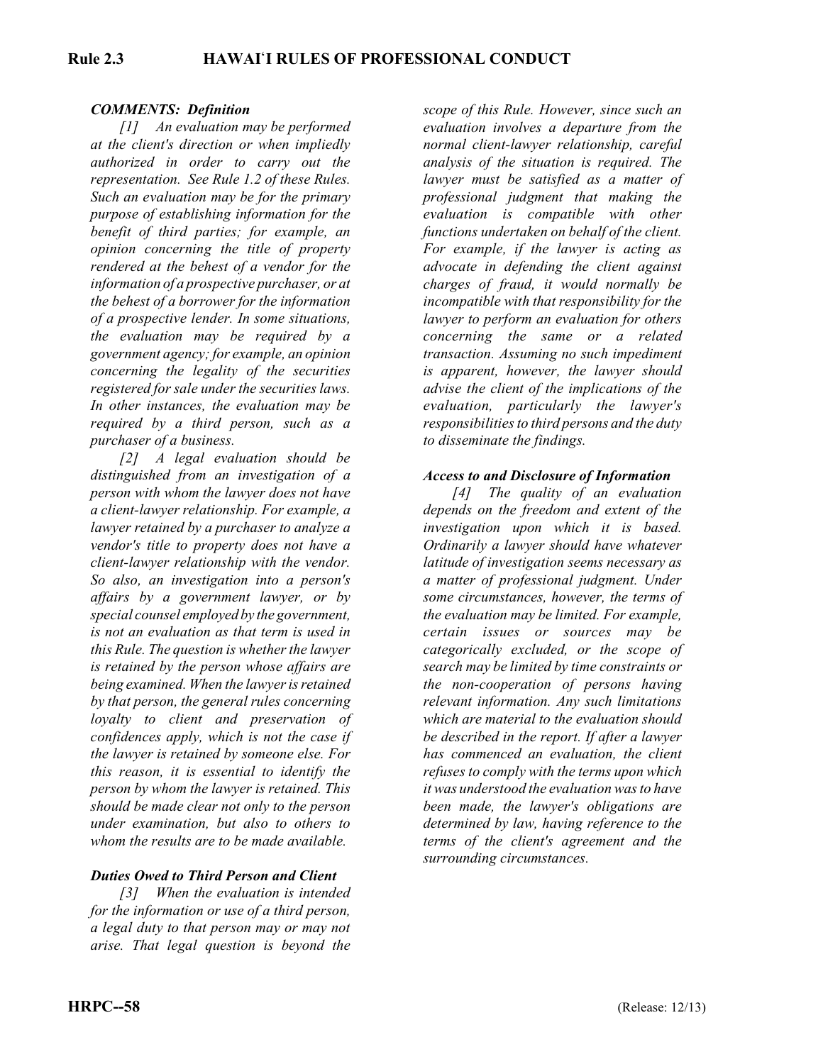### *COMMENTS: Definition*

*[1] An evaluation may be performed at the client's direction or when impliedly authorized in order to carry out the representation. See Rule 1.2 of these Rules. Such an evaluation may be for the primary purpose of establishing information for the benefit of third parties; for example, an opinion concerning the title of property rendered at the behest of a vendor for the information of a prospective purchaser, or at the behest of a borrower for the information of a prospective lender. In some situations, the evaluation may be required by a government agency; for example, an opinion concerning the legality of the securities registered for sale under the securities laws. In other instances, the evaluation may be required by a third person, such as a purchaser of a business.*

*[2] A legal evaluation should be distinguished from an investigation of a person with whom the lawyer does not have a client-lawyer relationship. For example, a lawyer retained by a purchaser to analyze a vendor's title to property does not have a client-lawyer relationship with the vendor. So also, an investigation into a person's affairs by a government lawyer, or by special counsel employed by the government, is not an evaluation as that term is used in this Rule. The question is whether the lawyer is retained by the person whose affairs are being examined. When the lawyer is retained by that person, the general rules concerning loyalty to client and preservation of confidences apply, which is not the case if the lawyer is retained by someone else. For this reason, it is essential to identify the person by whom the lawyer is retained. This should be made clear not only to the person under examination, but also to others to whom the results are to be made available.*

### *Duties Owed to Third Person and Client*

*[3] When the evaluation is intended for the information or use of a third person, a legal duty to that person may or may not arise. That legal question is beyond the scope of this Rule. However, since such an evaluation involves a departure from the normal client-lawyer relationship, careful analysis of the situation is required. The lawyer must be satisfied as a matter of professional judgment that making the evaluation is compatible with other functions undertaken on behalf of the client. For example, if the lawyer is acting as advocate in defending the client against charges of fraud, it would normally be incompatible with that responsibility for the lawyer to perform an evaluation for others concerning the same or a related transaction. Assuming no such impediment is apparent, however, the lawyer should advise the client of the implications of the evaluation, particularly the lawyer's responsibilities to third persons and the duty to disseminate the findings.*

### *Access to and Disclosure of Information*

*[4] The quality of an evaluation depends on the freedom and extent of the investigation upon which it is based. Ordinarily a lawyer should have whatever latitude of investigation seems necessary as a matter of professional judgment. Under some circumstances, however, the terms of the evaluation may be limited. For example, certain issues or sources may be categorically excluded, or the scope of search may be limited by time constraints or the non-cooperation of persons having relevant information. Any such limitations which are material to the evaluation should be described in the report. If after a lawyer has commenced an evaluation, the client refuses to comply with the terms upon which it was understood the evaluation was to have been made, the lawyer's obligations are determined by law, having reference to the terms of the client's agreement and the surrounding circumstances.*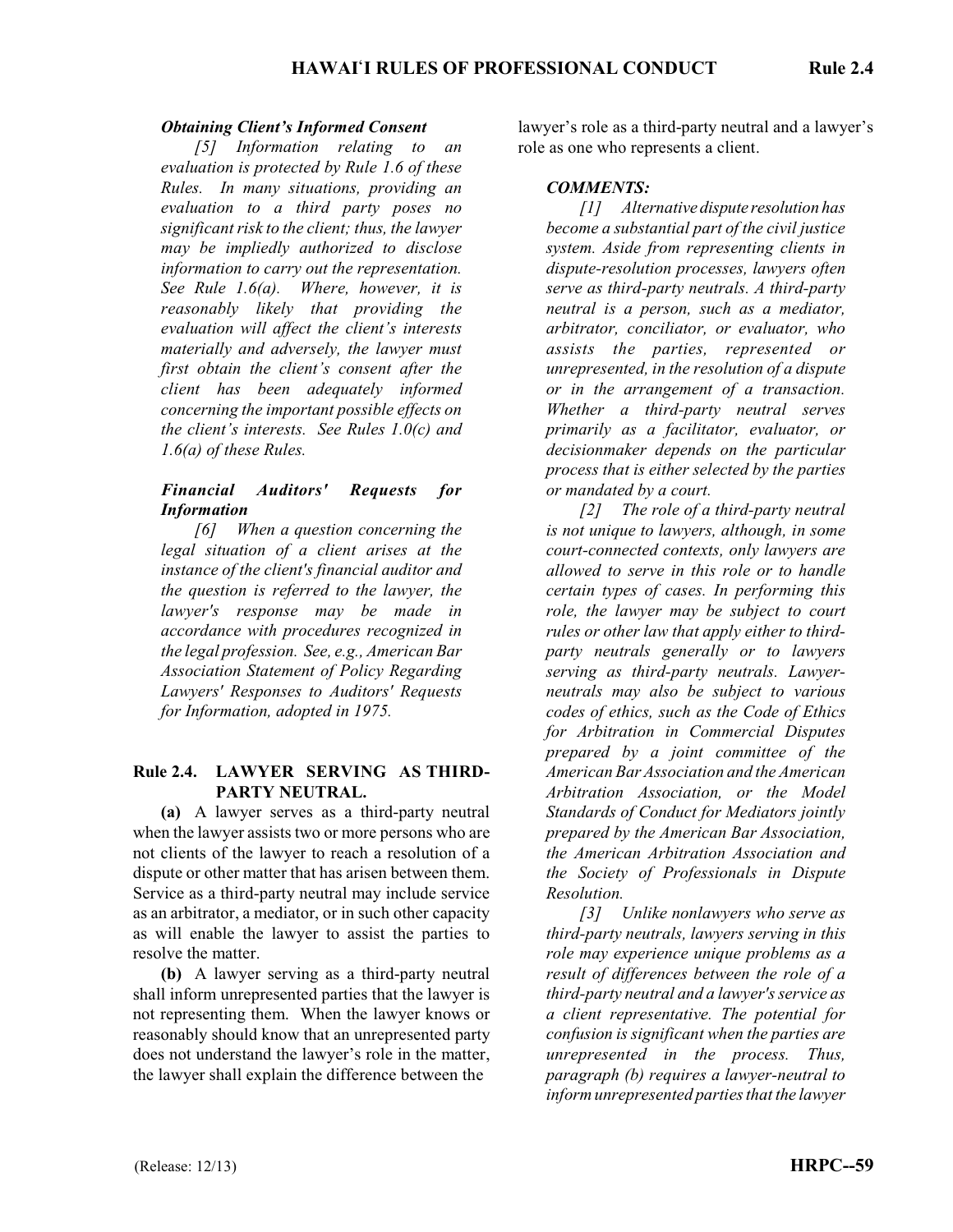### *Obtaining Client's Informed Consent*

*[5] Information relating to an evaluation is protected by Rule 1.6 of these Rules. In many situations, providing an evaluation to a third party poses no significant risk to the client; thus, the lawyer may be impliedly authorized to disclose information to carry out the representation. See Rule 1.6(a). Where, however, it is reasonably likely that providing the evaluation will affect the client's interests materially and adversely, the lawyer must first obtain the client's consent after the client has been adequately informed concerning the important possible effects on the client's interests. See Rules 1.0(c) and 1.6(a) of these Rules.*

### *Financial Auditors' Requests for Information*

*[6] When a question concerning the legal situation of a client arises at the instance of the client's financial auditor and the question is referred to the lawyer, the lawyer's response may be made in accordance with procedures recognized in the legal profession. See, e.g., American Bar Association Statement of Policy Regarding Lawyers' Responses to Auditors' Requests for Information, adopted in 1975.*

## Rule 2.4. LAWYER SERVING AS THIRD-PARTY NEUTRAL.

**(a)** A lawyer serves as a third-party neutral when the lawyer assists two or more persons who are not clients of the lawyer to reach a resolution of a dispute or other matter that has arisen between them. Service as a third-party neutral may include service as an arbitrator, a mediator, or in such other capacity as will enable the lawyer to assist the parties to resolve the matter.

**(b)** A lawyer serving as a third-party neutral shall inform unrepresented parties that the lawyer is not representing them. When the lawyer knows or reasonably should know that an unrepresented party does not understand the lawyer's role in the matter, the lawyer shall explain the difference between the lawyer's role as a third-party neutral and a lawyer's role as one who represents a client.

### *COMMENTS:*

*[1] Alternative dispute resolution has become a substantial part of the civil justice system. Aside from representing clients in dispute-resolution processes, lawyers often serve as third-party neutrals. A third-party neutral is a person, such as a mediator, arbitrator, conciliator, or evaluator, who assists the parties, represented or unrepresented, in the resolution of a dispute or in the arrangement of a transaction. Whether a third-party neutral serves primarily as a facilitator, evaluator, or decisionmaker depends on the particular process that is either selected by the parties or mandated by a court.*

*[2] The role of a third-party neutral is not unique to lawyers, although, in some court-connected contexts, only lawyers are allowed to serve in this role or to handle certain types of cases. In performing this role, the lawyer may be subject to court rules or other law that apply either to third-party neutrals generally or to lawyers serving as third-party neutrals. Lawyer-neutrals may also be subject to various codes of ethics, such as the Code of Ethics for Arbitration in Commercial Disputes prepared by a joint committee of the American Bar Association and the American Arbitration Association, or the Model Standards of Conduct for Mediators jointly prepared by the American Bar Association, the American Arbitration Association and the Society of Professionals in Dispute Resolution.*

*[3] Unlike nonlawyers who serve as third-party neutrals, lawyers serving in this role may experience unique problems as a result of differences between the role of a third-party neutral and a lawyer's service as a client representative. The potential for confusion is significant when the parties are unrepresented in the process. Thus, paragraph (b) requires a lawyer-neutral to inform unrepresented parties that the lawyer*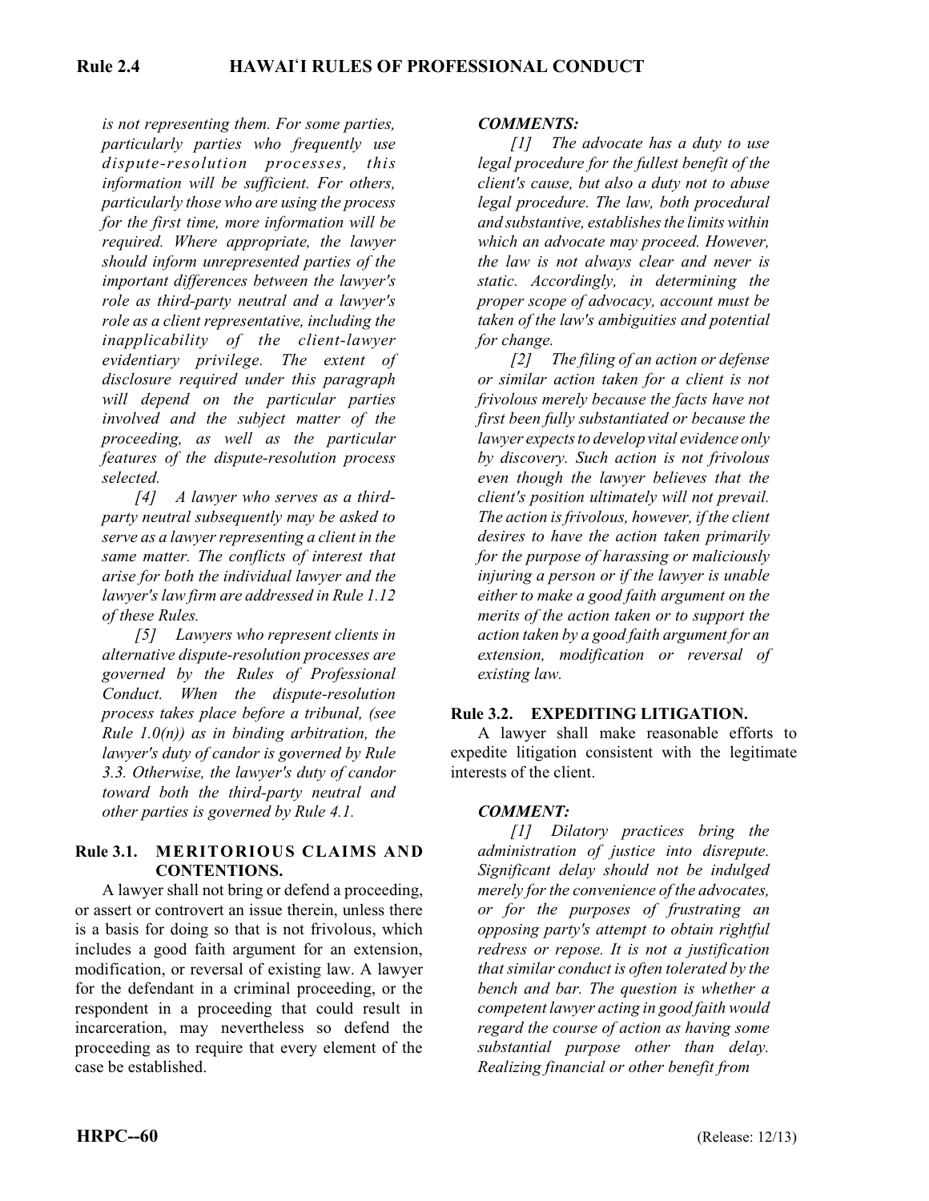*is not representing them. For some parties, particularly parties who frequently use dispute-resolution processes, this information will be sufficient. For others, particularly those who are using the process for the first time, more information will be required. Where appropriate, the lawyer should inform unrepresented parties of the important differences between the lawyer's role as third-party neutral and a lawyer's role as a client representative, including the inapplicability of the client-lawyer evidentiary privilege. The extent of disclosure required under this paragraph will depend on the particular parties involved and the subject matter of the proceeding, as well as the particular features of the dispute-resolution process selected.*

*[4] A lawyer who serves as a third-party neutral subsequently may be asked to serve as a lawyer representing a client in the same matter. The conflicts of interest that arise for both the individual lawyer and the lawyer's law firm are addressed in Rule 1.12 of these Rules.*

*[5] Lawyers who represent clients in alternative dispute-resolution processes are governed by the Rules of Professional Conduct. When the dispute-resolution process takes place before a tribunal, (see Rule 1.0(n)) as in binding arbitration, the lawyer's duty of candor is governed by Rule 3.3. Otherwise, the lawyer's duty of candor toward both the third-party neutral and other parties is governed by Rule 4.1.*

**Rule 3.1. MERITORIOUS CLAIMS AND CONTENTIONS.**

A lawyer shall not bring or defend a proceeding, or assert or controvert an issue therein, unless there is a basis for doing so that is not frivolous, which includes a good faith argument for an extension, modification, or reversal of existing law. A lawyer for the defendant in a criminal proceeding, or the respondent in a proceeding that could result in incarceration, may nevertheless so defend the proceeding as to require that every element of the case be established.

***COMMENTS:***

*[1] The advocate has a duty to use legal procedure for the fullest benefit of the client's cause, but also a duty not to abuse legal procedure. The law, both procedural and substantive, establishes the limits within which an advocate may proceed. However, the law is not always clear and never is static. Accordingly, in determining the proper scope of advocacy, account must be taken of the law's ambiguities and potential for change.*

*[2] The filing of an action or defense or similar action taken for a client is not frivolous merely because the facts have not first been fully substantiated or because the lawyer expects to develop vital evidence only by discovery. Such action is not frivolous even though the lawyer believes that the client's position ultimately will not prevail. The action is frivolous, however, if the client desires to have the action taken primarily for the purpose of harassing or maliciously injuring a person or if the lawyer is unable either to make a good faith argument on the merits of the action taken or to support the action taken by a good faith argument for an extension, modification or reversal of existing law.*

**Rule 3.2. EXPEDITING LITIGATION.**

A lawyer shall make reasonable efforts to expedite litigation consistent with the legitimate interests of the client.

***COMMENT:***

*[1] Dilatory practices bring the administration of justice into disrepute. Significant delay should not be indulged merely for the convenience of the advocates, or for the purposes of frustrating an opposing party's attempt to obtain rightful redress or repose. It is not a justification that similar conduct is often tolerated by the bench and bar. The question is whether a competent lawyer acting in good faith would regard the course of action as having some substantial purpose other than delay. Realizing financial or other benefit from*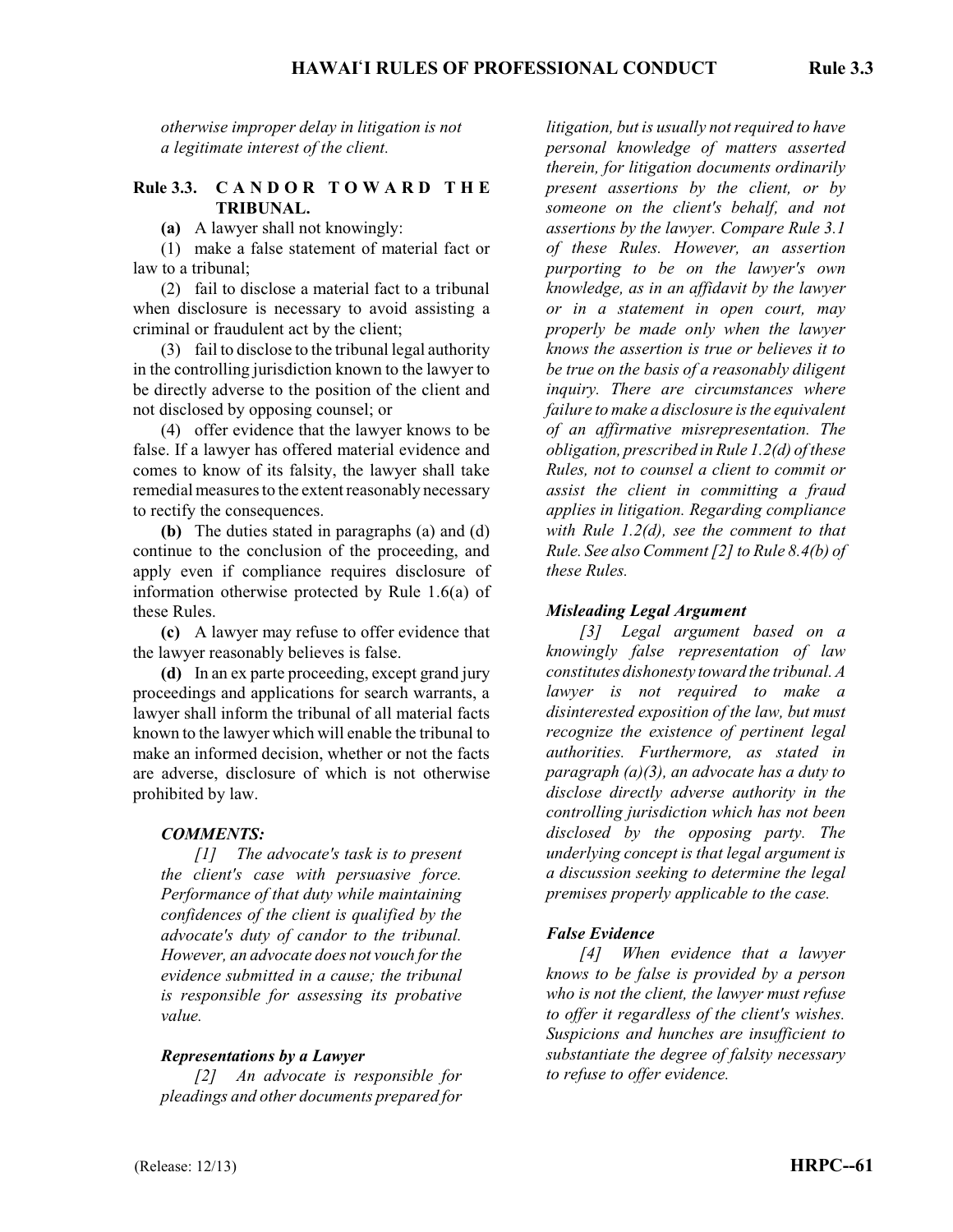*otherwise improper delay in litigation is not a legitimate interest of the client.*

## Rule 3.3. CANDOR TOWARD THE TRIBUNAL.

**(a)** A lawyer shall not knowingly:

(1) make a false statement of material fact or law to a tribunal;

(2) fail to disclose a material fact to a tribunal when disclosure is necessary to avoid assisting a criminal or fraudulent act by the client;

(3) fail to disclose to the tribunal legal authority in the controlling jurisdiction known to the lawyer to be directly adverse to the position of the client and not disclosed by opposing counsel; or

(4) offer evidence that the lawyer knows to be false. If a lawyer has offered material evidence and comes to know of its falsity, the lawyer shall take remedial measures to the extent reasonably necessary to rectify the consequences.

**(b)** The duties stated in paragraphs (a) and (d) continue to the conclusion of the proceeding, and apply even if compliance requires disclosure of information otherwise protected by Rule 1.6(a) of these Rules.

**(c)** A lawyer may refuse to offer evidence that the lawyer reasonably believes is false.

**(d)** In an ex parte proceeding, except grand jury proceedings and applications for search warrants, a lawyer shall inform the tribunal of all material facts known to the lawyer which will enable the tribunal to make an informed decision, whether or not the facts are adverse, disclosure of which is not otherwise prohibited by law.

### *COMMENTS:*

*[1] The advocate's task is to present the client's case with persuasive force. Performance of that duty while maintaining confidences of the client is qualified by the advocate's duty of candor to the tribunal. However, an advocate does not vouch for the evidence submitted in a cause; the tribunal is responsible for assessing its probative value.*

#### *Representations by a Lawyer*

*[2] An advocate is responsible for pleadings and other documents prepared for litigation, but is usually not required to have personal knowledge of matters asserted therein, for litigation documents ordinarily present assertions by the client, or by someone on the client's behalf, and not assertions by the lawyer. Compare Rule 3.1 of these Rules. However, an assertion purporting to be on the lawyer's own knowledge, as in an affidavit by the lawyer or in a statement in open court, may properly be made only when the lawyer knows the assertion is true or believes it to be true on the basis of a reasonably diligent inquiry. There are circumstances where failure to make a disclosure is the equivalent of an affirmative misrepresentation. The obligation, prescribed in Rule 1.2(d) of these Rules, not to counsel a client to commit or assist the client in committing a fraud applies in litigation. Regarding compliance with Rule 1.2(d), see the comment to that Rule. See also Comment [2] to Rule 8.4(b) of these Rules.*

#### *Misleading Legal Argument*

*[3] Legal argument based on a knowingly false representation of law constitutes dishonesty toward the tribunal. A lawyer is not required to make a disinterested exposition of the law, but must recognize the existence of pertinent legal authorities. Furthermore, as stated in paragraph (a)(3), an advocate has a duty to disclose directly adverse authority in the controlling jurisdiction which has not been disclosed by the opposing party. The underlying concept is that legal argument is a discussion seeking to determine the legal premises properly applicable to the case.*

#### *False Evidence*

*[4] When evidence that a lawyer knows to be false is provided by a person who is not the client, the lawyer must refuse to offer it regardless of the client's wishes. Suspicions and hunches are insufficient to substantiate the degree of falsity necessary to refuse to offer evidence.*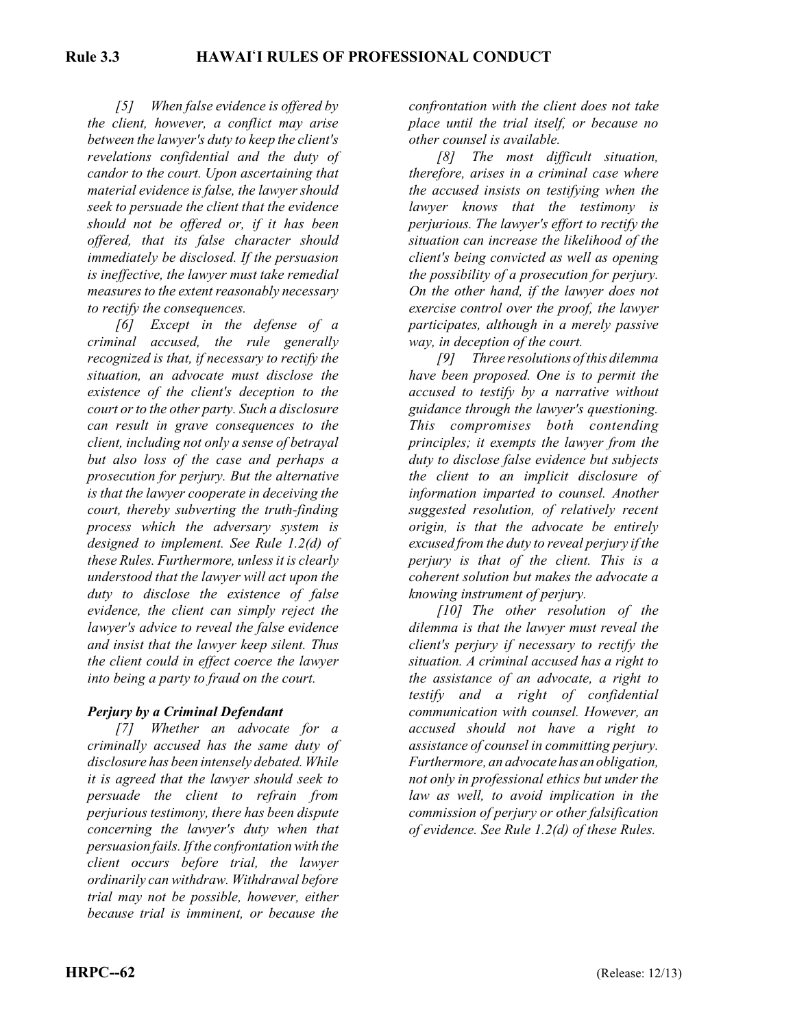*[5] When false evidence is offered by the client, however, a conflict may arise between the lawyer's duty to keep the client's revelations confidential and the duty of candor to the court. Upon ascertaining that material evidence is false, the lawyer should seek to persuade the client that the evidence should not be offered or, if it has been offered, that its false character should immediately be disclosed. If the persuasion is ineffective, the lawyer must take remedial measures to the extent reasonably necessary to rectify the consequences.*

*[6] Except in the defense of a criminal accused, the rule generally recognized is that, if necessary to rectify the situation, an advocate must disclose the existence of the client's deception to the court or to the other party. Such a disclosure can result in grave consequences to the client, including not only a sense of betrayal but also loss of the case and perhaps a prosecution for perjury. But the alternative is that the lawyer cooperate in deceiving the court, thereby subverting the truth-finding process which the adversary system is designed to implement. See Rule 1.2(d) of these Rules. Furthermore, unless it is clearly understood that the lawyer will act upon the duty to disclose the existence of false evidence, the client can simply reject the lawyer's advice to reveal the false evidence and insist that the lawyer keep silent. Thus the client could in effect coerce the lawyer into being a party to fraud on the court.*

***Perjury by a Criminal Defendant***

*[7] Whether an advocate for a criminally accused has the same duty of disclosure has been intensely debated. While it is agreed that the lawyer should seek to persuade the client to refrain from perjurious testimony, there has been dispute concerning the lawyer's duty when that persuasion fails. If the confrontation with the client occurs before trial, the lawyer ordinarily can withdraw. Withdrawal before trial may not be possible, however, either because trial is imminent, or because the confrontation with the client does not take place until the trial itself, or because no other counsel is available.*

*[8] The most difficult situation, therefore, arises in a criminal case where the accused insists on testifying when the lawyer knows that the testimony is perjurious. The lawyer's effort to rectify the situation can increase the likelihood of the client's being convicted as well as opening the possibility of a prosecution for perjury. On the other hand, if the lawyer does not exercise control over the proof, the lawyer participates, although in a merely passive way, in deception of the court.*

*[9] Three resolutions of this dilemma have been proposed. One is to permit the accused to testify by a narrative without guidance through the lawyer's questioning. This compromises both contending principles; it exempts the lawyer from the duty to disclose false evidence but subjects the client to an implicit disclosure of information imparted to counsel. Another suggested resolution, of relatively recent origin, is that the advocate be entirely excused from the duty to reveal perjury if the perjury is that of the client. This is a coherent solution but makes the advocate a knowing instrument of perjury.*

*[10] The other resolution of the dilemma is that the lawyer must reveal the client's perjury if necessary to rectify the situation. A criminal accused has a right to the assistance of an advocate, a right to testify and a right of confidential communication with counsel. However, an accused should not have a right to assistance of counsel in committing perjury. Furthermore, an advocate has an obligation, not only in professional ethics but under the law as well, to avoid implication in the commission of perjury or other falsification of evidence. See Rule 1.2(d) of these Rules.*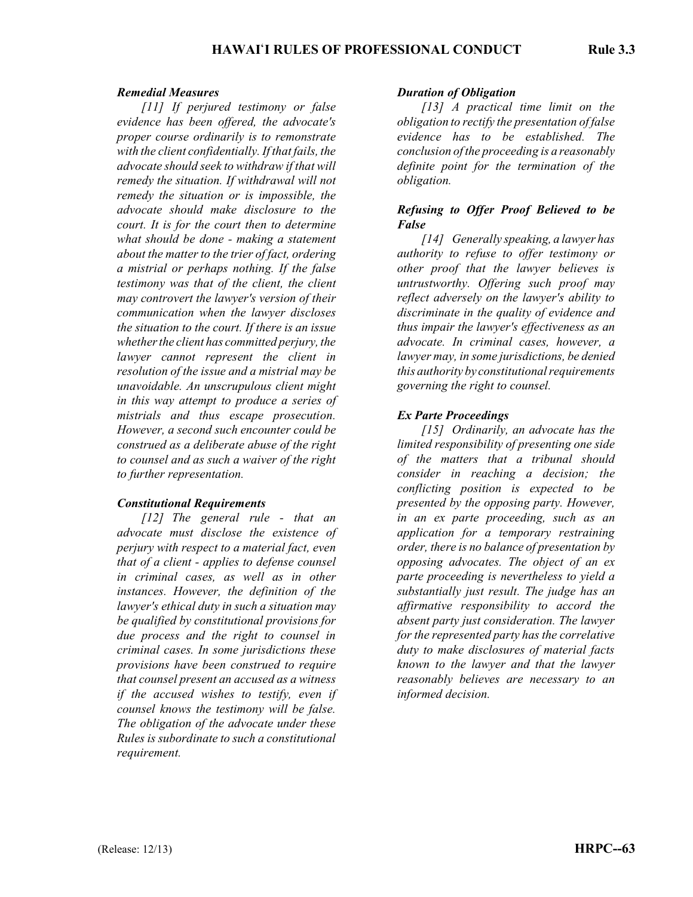### *Remedial Measures*

*[11] If perjured testimony or false evidence has been offered, the advocate's proper course ordinarily is to remonstrate with the client confidentially. If that fails, the advocate should seek to withdraw if that will remedy the situation. If withdrawal will not remedy the situation or is impossible, the advocate should make disclosure to the court. It is for the court then to determine what should be done - making a statement about the matter to the trier of fact, ordering a mistrial or perhaps nothing. If the false testimony was that of the client, the client may controvert the lawyer's version of their communication when the lawyer discloses the situation to the court. If there is an issue whether the client has committed perjury, the lawyer cannot represent the client in resolution of the issue and a mistrial may be unavoidable. An unscrupulous client might in this way attempt to produce a series of mistrials and thus escape prosecution. However, a second such encounter could be construed as a deliberate abuse of the right to counsel and as such a waiver of the right to further representation.*

### *Constitutional Requirements*

*[12] The general rule - that an advocate must disclose the existence of perjury with respect to a material fact, even that of a client - applies to defense counsel in criminal cases, as well as in other instances. However, the definition of the lawyer's ethical duty in such a situation may be qualified by constitutional provisions for due process and the right to counsel in criminal cases. In some jurisdictions these provisions have been construed to require that counsel present an accused as a witness if the accused wishes to testify, even if counsel knows the testimony will be false. The obligation of the advocate under these Rules is subordinate to such a constitutional requirement.*

### *Duration of Obligation*

*[13] A practical time limit on the obligation to rectify the presentation of false evidence has to be established. The conclusion of the proceeding is a reasonably definite point for the termination of the obligation.*

### *Refusing to Offer Proof Believed to be False*

*[14] Generally speaking, a lawyer has authority to refuse to offer testimony or other proof that the lawyer believes is untrustworthy. Offering such proof may reflect adversely on the lawyer's ability to discriminate in the quality of evidence and thus impair the lawyer's effectiveness as an advocate. In criminal cases, however, a lawyer may, in some jurisdictions, be denied this authority by constitutional requirements governing the right to counsel.*

### *Ex Parte Proceedings*

*[15] Ordinarily, an advocate has the limited responsibility of presenting one side of the matters that a tribunal should consider in reaching a decision; the conflicting position is expected to be presented by the opposing party. However, in an ex parte proceeding, such as an application for a temporary restraining order, there is no balance of presentation by opposing advocates. The object of an ex parte proceeding is nevertheless to yield a substantially just result. The judge has an affirmative responsibility to accord the absent party just consideration. The lawyer for the represented party has the correlative duty to make disclosures of material facts known to the lawyer and that the lawyer reasonably believes are necessary to an informed decision.*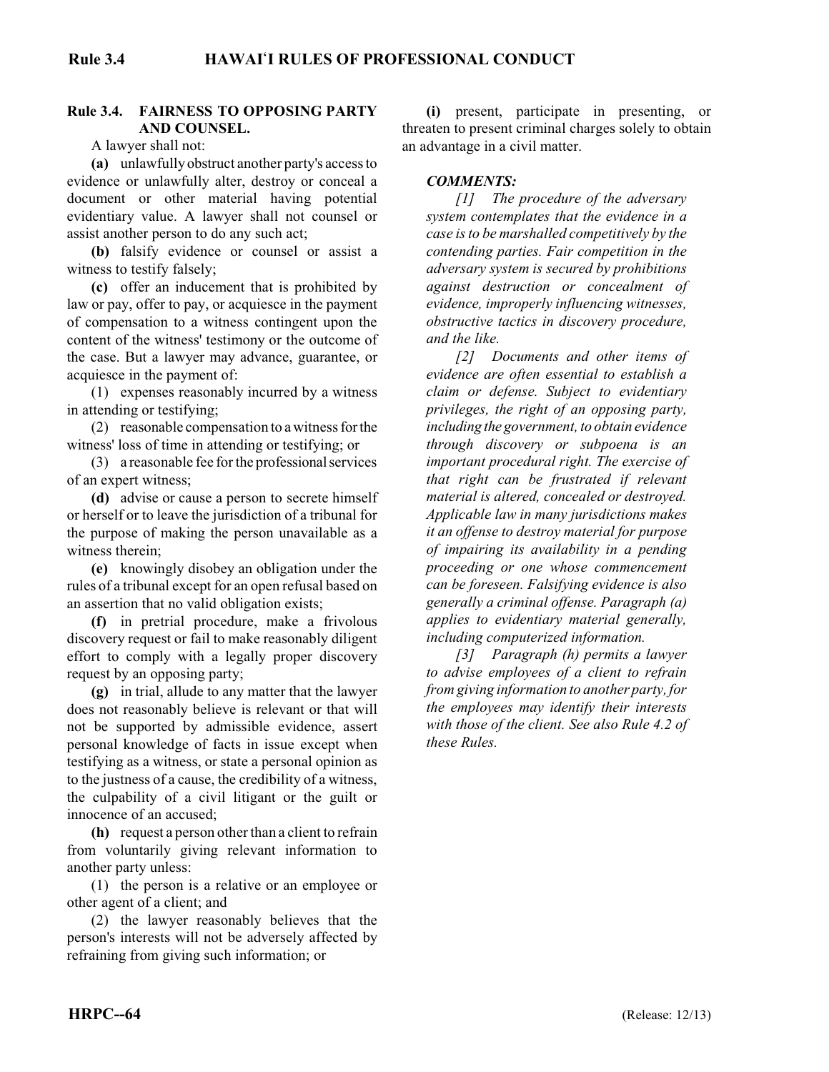## Rule 3.4. FAIRNESS TO OPPOSING PARTY AND COUNSEL.

A lawyer shall not:

**(a)** unlawfully obstruct another party's access to evidence or unlawfully alter, destroy or conceal a document or other material having potential evidentiary value. A lawyer shall not counsel or assist another person to do any such act;

**(b)** falsify evidence or counsel or assist a witness to testify falsely;

**(c)** offer an inducement that is prohibited by law or pay, offer to pay, or acquiesce in the payment of compensation to a witness contingent upon the content of the witness' testimony or the outcome of the case. But a lawyer may advance, guarantee, or acquiesce in the payment of:

(1) expenses reasonably incurred by a witness in attending or testifying;

(2) reasonable compensation to a witness for the witness' loss of time in attending or testifying; or

(3) a reasonable fee for the professional services of an expert witness;

**(d)** advise or cause a person to secrete himself or herself or to leave the jurisdiction of a tribunal for the purpose of making the person unavailable as a witness therein;

**(e)** knowingly disobey an obligation under the rules of a tribunal except for an open refusal based on an assertion that no valid obligation exists;

**(f)** in pretrial procedure, make a frivolous discovery request or fail to make reasonably diligent effort to comply with a legally proper discovery request by an opposing party;

**(g)** in trial, allude to any matter that the lawyer does not reasonably believe is relevant or that will not be supported by admissible evidence, assert personal knowledge of facts in issue except when testifying as a witness, or state a personal opinion as to the justness of a cause, the credibility of a witness, the culpability of a civil litigant or the guilt or innocence of an accused;

**(h)** request a person other than a client to refrain from voluntarily giving relevant information to another party unless:

(1) the person is a relative or an employee or other agent of a client; and

(2) the lawyer reasonably believes that the person's interests will not be adversely affected by refraining from giving such information; or

**(i)** present, participate in presenting, or threaten to present criminal charges solely to obtain an advantage in a civil matter.

### *COMMENTS:*

*[1] The procedure of the adversary system contemplates that the evidence in a case is to be marshalled competitively by the contending parties. Fair competition in the adversary system is secured by prohibitions against destruction or concealment of evidence, improperly influencing witnesses, obstructive tactics in discovery procedure, and the like.*

*[2] Documents and other items of evidence are often essential to establish a claim or defense. Subject to evidentiary privileges, the right of an opposing party, including the government, to obtain evidence through discovery or subpoena is an important procedural right. The exercise of that right can be frustrated if relevant material is altered, concealed or destroyed. Applicable law in many jurisdictions makes it an offense to destroy material for purpose of impairing its availability in a pending proceeding or one whose commencement can be foreseen. Falsifying evidence is also generally a criminal offense. Paragraph (a) applies to evidentiary material generally, including computerized information.*

*[3] Paragraph (h) permits a lawyer to advise employees of a client to refrain from giving information to another party, for the employees may identify their interests with those of the client. See also Rule 4.2 of these Rules.*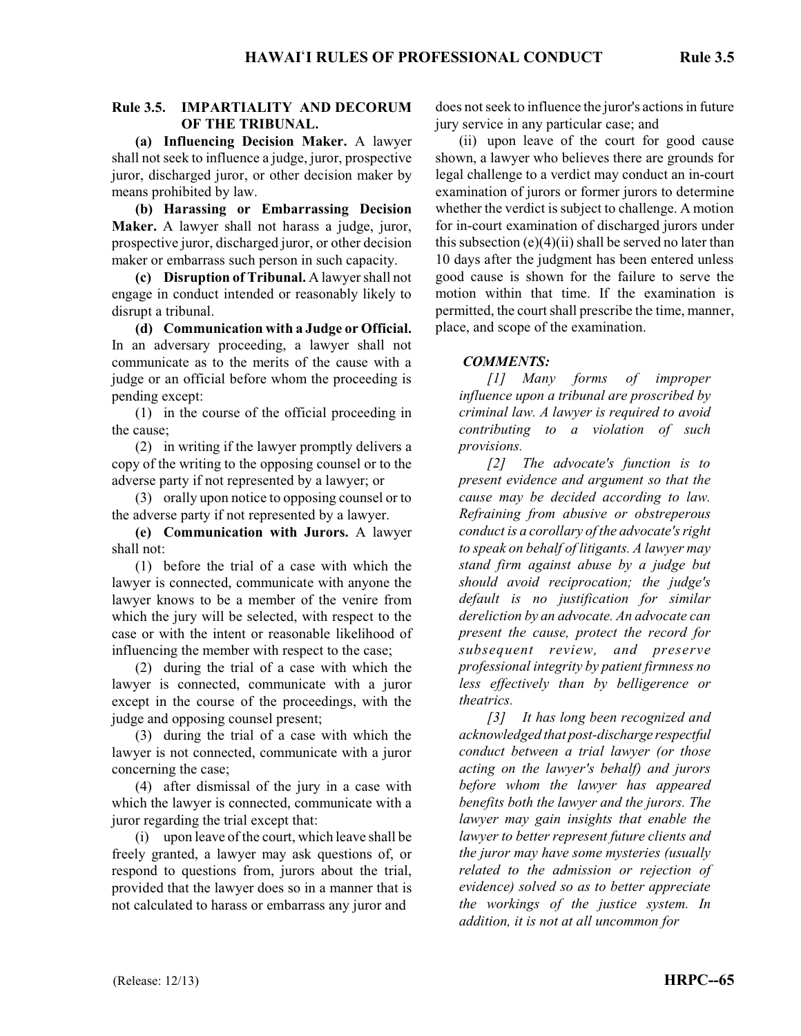### Rule 3.5. IMPARTIALITY AND DECORUM OF THE TRIBUNAL.

**(a) Influencing Decision Maker.** A lawyer shall not seek to influence a judge, juror, prospective juror, discharged juror, or other decision maker by means prohibited by law.

**(b) Harassing or Embarrassing Decision Maker.** A lawyer shall not harass a judge, juror, prospective juror, discharged juror, or other decision maker or embarrass such person in such capacity.

**(c) Disruption of Tribunal.** A lawyer shall not engage in conduct intended or reasonably likely to disrupt a tribunal.

**(d) Communication with a Judge or Official.** In an adversary proceeding, a lawyer shall not communicate as to the merits of the cause with a judge or an official before whom the proceeding is pending except:

(1) in the course of the official proceeding in the cause;

(2) in writing if the lawyer promptly delivers a copy of the writing to the opposing counsel or to the adverse party if not represented by a lawyer; or

(3) orally upon notice to opposing counsel or to the adverse party if not represented by a lawyer.

**(e) Communication with Jurors.** A lawyer shall not:

(1) before the trial of a case with which the lawyer is connected, communicate with anyone the lawyer knows to be a member of the venire from which the jury will be selected, with respect to the case or with the intent or reasonable likelihood of influencing the member with respect to the case;

(2) during the trial of a case with which the lawyer is connected, communicate with a juror except in the course of the proceedings, with the judge and opposing counsel present;

(3) during the trial of a case with which the lawyer is not connected, communicate with a juror concerning the case;

(4) after dismissal of the jury in a case with which the lawyer is connected, communicate with a juror regarding the trial except that:

(i) upon leave of the court, which leave shall be freely granted, a lawyer may ask questions of, or respond to questions from, jurors about the trial, provided that the lawyer does so in a manner that is not calculated to harass or embarrass any juror and does not seek to influence the juror's actions in future jury service in any particular case; and

(ii) upon leave of the court for good cause shown, a lawyer who believes there are grounds for legal challenge to a verdict may conduct an in-court examination of jurors or former jurors to determine whether the verdict is subject to challenge. A motion for in-court examination of discharged jurors under this subsection (e)(4)(ii) shall be served no later than 10 days after the judgment has been entered unless good cause is shown for the failure to serve the motion within that time. If the examination is permitted, the court shall prescribe the time, manner, place, and scope of the examination.

***COMMENTS:***

*[1] Many forms of improper influence upon a tribunal are proscribed by criminal law. A lawyer is required to avoid contributing to a violation of such provisions.*

*[2] The advocate's function is to present evidence and argument so that the cause may be decided according to law. Refraining from abusive or obstreperous conduct is a corollary of the advocate's right to speak on behalf of litigants. A lawyer may stand firm against abuse by a judge but should avoid reciprocation; the judge's default is no justification for similar dereliction by an advocate. An advocate can present the cause, protect the record for subsequent review, and preserve professional integrity by patient firmness no less effectively than by belligerence or theatrics.*

*[3] It has long been recognized and acknowledged that post-discharge respectful conduct between a trial lawyer (or those acting on the lawyer's behalf) and jurors before whom the lawyer has appeared benefits both the lawyer and the jurors. The lawyer may gain insights that enable the lawyer to better represent future clients and the juror may have some mysteries (usually related to the admission or rejection of evidence) solved so as to better appreciate the workings of the justice system. In addition, it is not at all uncommon for*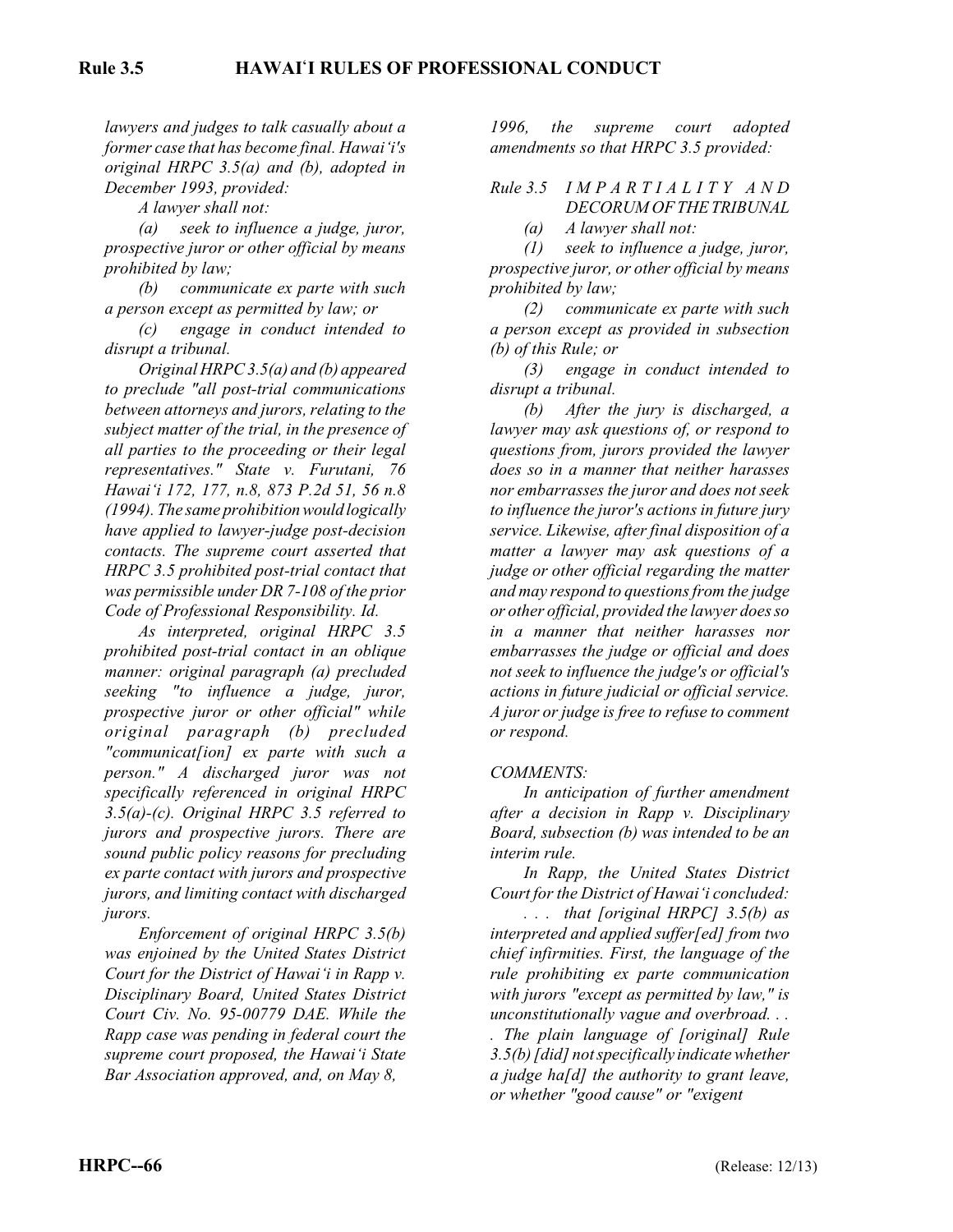*lawyers and judges to talk casually about a former case that has become final. Hawai'i's original HRPC 3.5(a) and (b), adopted in December 1993, provided:*

*A lawyer shall not:*

*(a) seek to influence a judge, juror, prospective juror or other official by means prohibited by law;*

*(b) communicate ex parte with such a person except as permitted by law; or*

*(c) engage in conduct intended to disrupt a tribunal.*

*Original HRPC 3.5(a) and (b) appeared to preclude "all post-trial communications between attorneys and jurors, relating to the subject matter of the trial, in the presence of all parties to the proceeding or their legal representatives." State v. Furutani, 76 Hawai'i 172, 177, n.8, 873 P.2d 51, 56 n.8 (1994). The same prohibition would logically have applied to lawyer-judge post-decision contacts. The supreme court asserted that HRPC 3.5 prohibited post-trial contact that was permissible under DR 7-108 of the prior Code of Professional Responsibility. Id.*

*As interpreted, original HRPC 3.5 prohibited post-trial contact in an oblique manner: original paragraph (a) precluded seeking "to influence a judge, juror, prospective juror or other official" while original paragraph (b) precluded "communicat[ion] ex parte with such a person." A discharged juror was not specifically referenced in original HRPC 3.5(a)-(c). Original HRPC 3.5 referred to jurors and prospective jurors. There are sound public policy reasons for precluding ex parte contact with jurors and prospective jurors, and limiting contact with discharged jurors.*

*Enforcement of original HRPC 3.5(b) was enjoined by the United States District Court for the District of Hawai'i in Rapp v. Disciplinary Board, United States District Court Civ. No. 95-00779 DAE. While the Rapp case was pending in federal court the supreme court proposed, the Hawai'i State Bar Association approved, and, on May 8, 1996, the supreme court adopted amendments so that HRPC 3.5 provided:*

*Rule 3.5 IMPARTIALITY AND DECORUM OF THE TRIBUNAL*

*(a) A lawyer shall not:*

*(1) seek to influence a judge, juror, prospective juror, or other official by means prohibited by law;*

*(2) communicate ex parte with such a person except as provided in subsection (b) of this Rule; or*

*(3) engage in conduct intended to disrupt a tribunal.*

*(b) After the jury is discharged, a lawyer may ask questions of, or respond to questions from, jurors provided the lawyer does so in a manner that neither harasses nor embarrasses the juror and does not seek to influence the juror's actions in future jury service. Likewise, after final disposition of a matter a lawyer may ask questions of a judge or other official regarding the matter and may respond to questions from the judge or other official, provided the lawyer does so in a manner that neither harasses nor embarrasses the judge or official and does not seek to influence the judge's or official's actions in future judicial or official service. A juror or judge is free to refuse to comment or respond.*

*COMMENTS:*

*In anticipation of further amendment after a decision in Rapp v. Disciplinary Board, subsection (b) was intended to be an interim rule.*

*In Rapp, the United States District Court for the District of Hawai'i concluded:*

*. . . that [original HRPC] 3.5(b) as interpreted and applied suffer[ed] from two chief infirmities. First, the language of the rule prohibiting ex parte communication with jurors "except as permitted by law," is unconstitutionally vague and overbroad. . . . The plain language of [original] Rule 3.5(b) [did] not specifically indicate whether a judge ha[d] the authority to grant leave, or whether "good cause" or "exigent*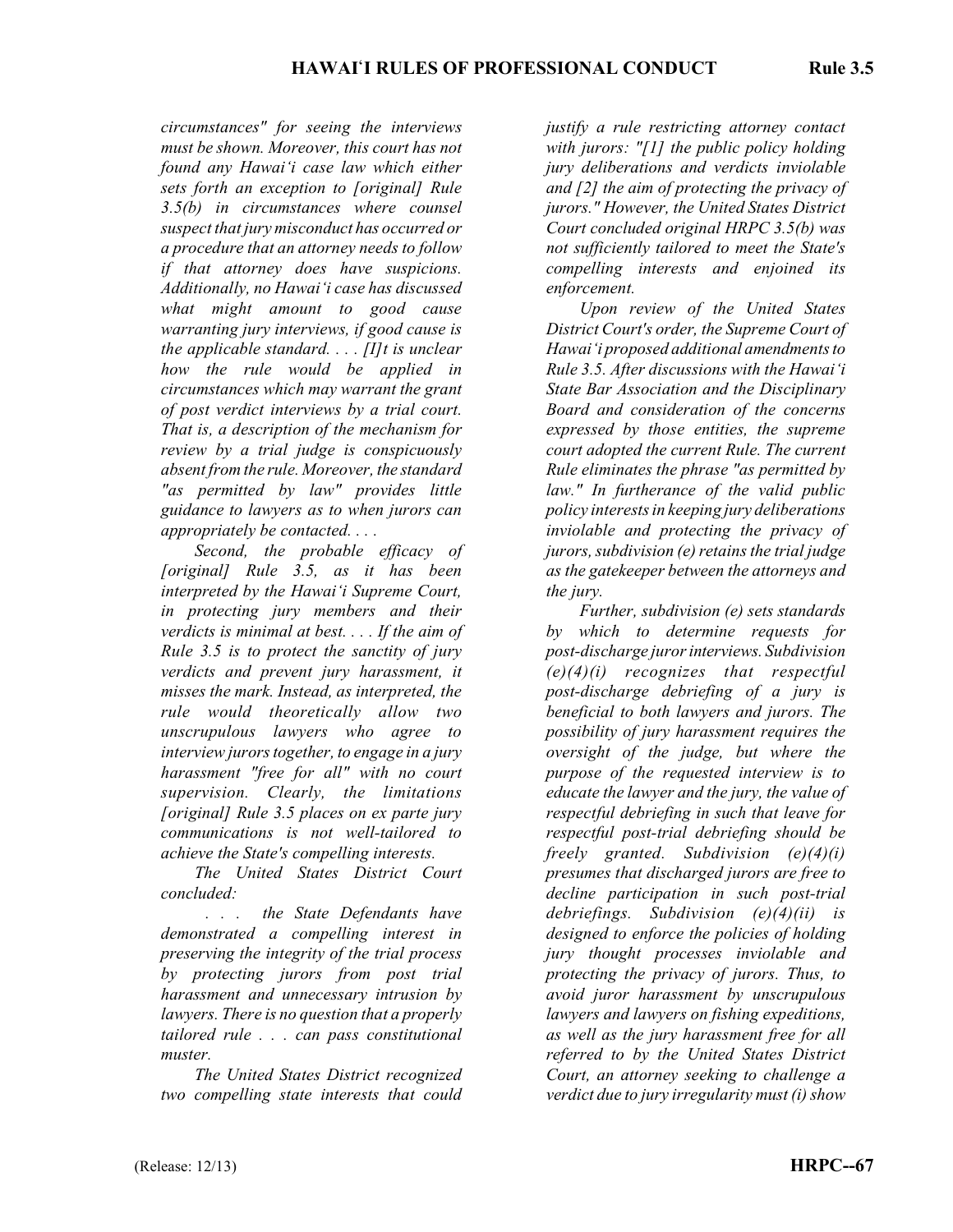*circumstances" for seeing the interviews must be shown. Moreover, this court has not found any Hawai'i case law which either sets forth an exception to [original] Rule 3.5(b) in circumstances where counsel suspect that jury misconduct has occurred or a procedure that an attorney needs to follow if that attorney does have suspicions. Additionally, no Hawai'i case has discussed what might amount to good cause warranting jury interviews, if good cause is the applicable standard. . . . [I]t is unclear how the rule would be applied in circumstances which may warrant the grant of post verdict interviews by a trial court. That is, a description of the mechanism for review by a trial judge is conspicuously absent from the rule. Moreover, the standard "as permitted by law" provides little guidance to lawyers as to when jurors can appropriately be contacted. . . .*

*Second, the probable efficacy of [original] Rule 3.5, as it has been interpreted by the Hawai'i Supreme Court, in protecting jury members and their verdicts is minimal at best. . . . If the aim of Rule 3.5 is to protect the sanctity of jury verdicts and prevent jury harassment, it misses the mark. Instead, as interpreted, the rule would theoretically allow two unscrupulous lawyers who agree to interview jurors together, to engage in a jury harassment "free for all" with no court supervision. Clearly, the limitations [original] Rule 3.5 places on ex parte jury communications is not well-tailored to achieve the State's compelling interests.*

*The United States District Court concluded:*

*. . . the State Defendants have demonstrated a compelling interest in preserving the integrity of the trial process by protecting jurors from post trial harassment and unnecessary intrusion by lawyers. There is no question that a properly tailored rule . . . can pass constitutional muster.*

*The United States District recognized two compelling state interests that could justify a rule restricting attorney contact with jurors: "[1] the public policy holding jury deliberations and verdicts inviolable and [2] the aim of protecting the privacy of jurors." However, the United States District Court concluded original HRPC 3.5(b) was not sufficiently tailored to meet the State's compelling interests and enjoined its enforcement.*

*Upon review of the United States District Court's order, the Supreme Court of Hawai'i proposed additional amendments to Rule 3.5. After discussions with the Hawai'i State Bar Association and the Disciplinary Board and consideration of the concerns expressed by those entities, the supreme court adopted the current Rule. The current Rule eliminates the phrase "as permitted by law." In furtherance of the valid public policy interests in keeping jury deliberations inviolable and protecting the privacy of jurors, subdivision (e) retains the trial judge as the gatekeeper between the attorneys and the jury.*

*Further, subdivision (e) sets standards by which to determine requests for post-discharge juror interviews. Subdivision (e)(4)(i) recognizes that respectful post-discharge debriefing of a jury is beneficial to both lawyers and jurors. The possibility of jury harassment requires the oversight of the judge, but where the purpose of the requested interview is to educate the lawyer and the jury, the value of respectful debriefing in such that leave for respectful post-trial debriefing should be freely granted. Subdivision (e)(4)(i) presumes that discharged jurors are free to decline participation in such post-trial debriefings. Subdivision (e)(4)(ii) is designed to enforce the policies of holding jury thought processes inviolable and protecting the privacy of jurors. Thus, to avoid juror harassment by unscrupulous lawyers and lawyers on fishing expeditions, as well as the jury harassment free for all referred to by the United States District Court, an attorney seeking to challenge a verdict due to jury irregularity must (i) show*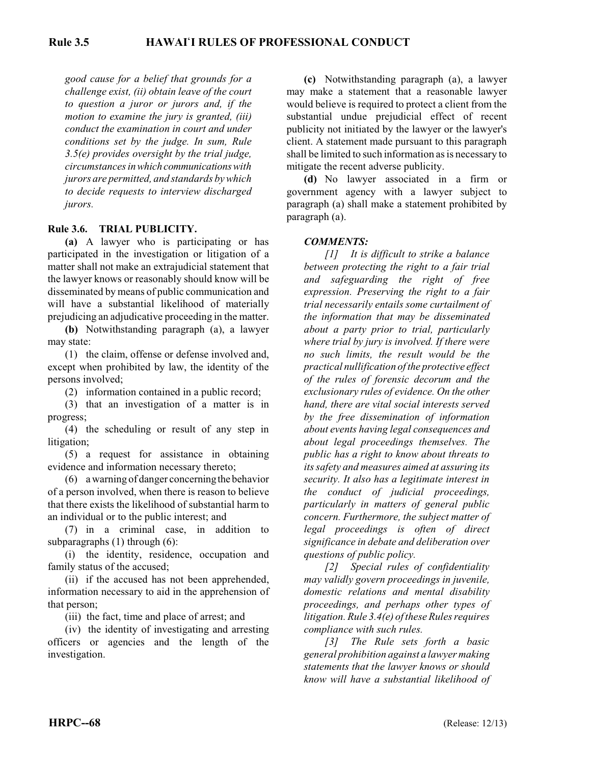*good cause for a belief that grounds for a challenge exist, (ii) obtain leave of the court to question a juror or jurors and, if the motion to examine the jury is granted, (iii) conduct the examination in court and under conditions set by the judge. In sum, Rule 3.5(e) provides oversight by the trial judge, circumstances in which communications with jurors are permitted, and standards by which to decide requests to interview discharged jurors.*

## Rule 3.6. TRIAL PUBLICITY.

**(a)** A lawyer who is participating or has participated in the investigation or litigation of a matter shall not make an extrajudicial statement that the lawyer knows or reasonably should know will be disseminated by means of public communication and will have a substantial likelihood of materially prejudicing an adjudicative proceeding in the matter.

**(b)** Notwithstanding paragraph (a), a lawyer may state:

(1) the claim, offense or defense involved and, except when prohibited by law, the identity of the persons involved;

(2) information contained in a public record;

(3) that an investigation of a matter is in progress;

(4) the scheduling or result of any step in litigation;

(5) a request for assistance in obtaining evidence and information necessary thereto;

(6) a warning of danger concerning the behavior of a person involved, when there is reason to believe that there exists the likelihood of substantial harm to an individual or to the public interest; and

(7) in a criminal case, in addition to subparagraphs (1) through (6):

(i) the identity, residence, occupation and family status of the accused;

(ii) if the accused has not been apprehended, information necessary to aid in the apprehension of that person;

(iii) the fact, time and place of arrest; and

(iv) the identity of investigating and arresting officers or agencies and the length of the investigation.

**(c)** Notwithstanding paragraph (a), a lawyer may make a statement that a reasonable lawyer would believe is required to protect a client from the substantial undue prejudicial effect of recent publicity not initiated by the lawyer or the lawyer's client. A statement made pursuant to this paragraph shall be limited to such information as is necessary to mitigate the recent adverse publicity.

**(d)** No lawyer associated in a firm or government agency with a lawyer subject to paragraph (a) shall make a statement prohibited by paragraph (a).

***COMMENTS:***

*[1] It is difficult to strike a balance between protecting the right to a fair trial and safeguarding the right of free expression. Preserving the right to a fair trial necessarily entails some curtailment of the information that may be disseminated about a party prior to trial, particularly where trial by jury is involved. If there were no such limits, the result would be the practical nullification of the protective effect of the rules of forensic decorum and the exclusionary rules of evidence. On the other hand, there are vital social interests served by the free dissemination of information about events having legal consequences and about legal proceedings themselves. The public has a right to know about threats to its safety and measures aimed at assuring its security. It also has a legitimate interest in the conduct of judicial proceedings, particularly in matters of general public concern. Furthermore, the subject matter of legal proceedings is often of direct significance in debate and deliberation over questions of public policy.*

*[2] Special rules of confidentiality may validly govern proceedings in juvenile, domestic relations and mental disability proceedings, and perhaps other types of litigation. Rule 3.4(e) of these Rules requires compliance with such rules.*

*[3] The Rule sets forth a basic general prohibition against a lawyer making statements that the lawyer knows or should know will have a substantial likelihood of*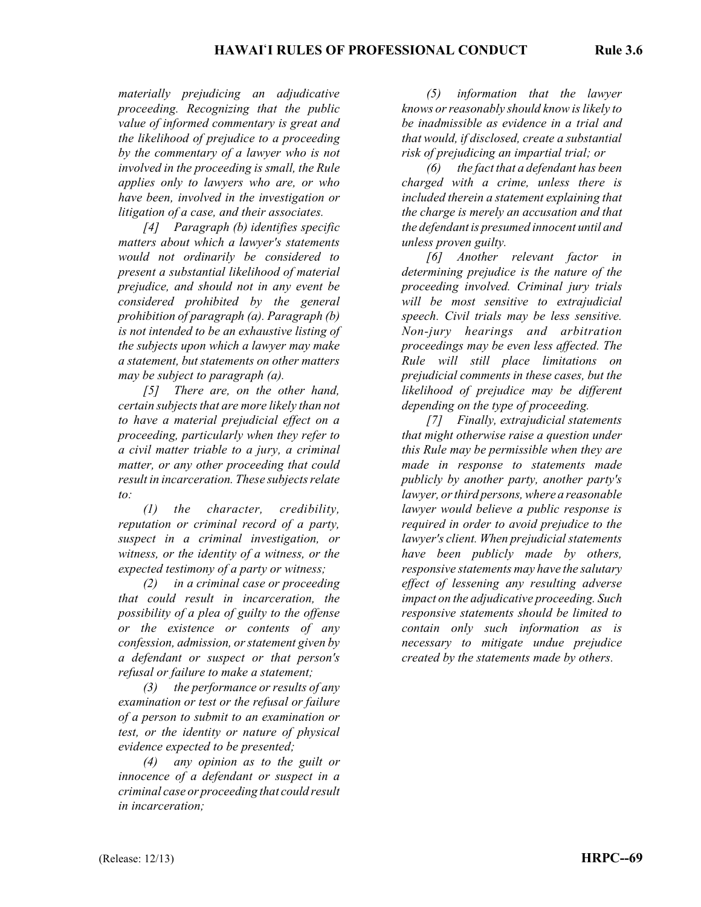*materially prejudicing an adjudicative proceeding. Recognizing that the public value of informed commentary is great and the likelihood of prejudice to a proceeding by the commentary of a lawyer who is not involved in the proceeding is small, the Rule applies only to lawyers who are, or who have been, involved in the investigation or litigation of a case, and their associates.*

*[4] Paragraph (b) identifies specific matters about which a lawyer's statements would not ordinarily be considered to present a substantial likelihood of material prejudice, and should not in any event be considered prohibited by the general prohibition of paragraph (a). Paragraph (b) is not intended to be an exhaustive listing of the subjects upon which a lawyer may make a statement, but statements on other matters may be subject to paragraph (a).*

*[5] There are, on the other hand, certain subjects that are more likely than not to have a material prejudicial effect on a proceeding, particularly when they refer to a civil matter triable to a jury, a criminal matter, or any other proceeding that could result in incarceration. These subjects relate to:*

*(1) the character, credibility, reputation or criminal record of a party, suspect in a criminal investigation, or witness, or the identity of a witness, or the expected testimony of a party or witness;*

*(2) in a criminal case or proceeding that could result in incarceration, the possibility of a plea of guilty to the offense or the existence or contents of any confession, admission, or statement given by a defendant or suspect or that person's refusal or failure to make a statement;*

*(3) the performance or results of any examination or test or the refusal or failure of a person to submit to an examination or test, or the identity or nature of physical evidence expected to be presented;*

*(4) any opinion as to the guilt or innocence of a defendant or suspect in a criminal case or proceeding that could result in incarceration;*

*(5) information that the lawyer knows or reasonably should know is likely to be inadmissible as evidence in a trial and that would, if disclosed, create a substantial risk of prejudicing an impartial trial; or*

*(6) the fact that a defendant has been charged with a crime, unless there is included therein a statement explaining that the charge is merely an accusation and that the defendant is presumed innocent until and unless proven guilty.*

*[6] Another relevant factor in determining prejudice is the nature of the proceeding involved. Criminal jury trials will be most sensitive to extrajudicial speech. Civil trials may be less sensitive. Non-jury hearings and arbitration proceedings may be even less affected. The Rule will still place limitations on prejudicial comments in these cases, but the likelihood of prejudice may be different depending on the type of proceeding.*

*[7] Finally, extrajudicial statements that might otherwise raise a question under this Rule may be permissible when they are made in response to statements made publicly by another party, another party's lawyer, or third persons, where a reasonable lawyer would believe a public response is required in order to avoid prejudice to the lawyer's client. When prejudicial statements have been publicly made by others, responsive statements may have the salutary effect of lessening any resulting adverse impact on the adjudicative proceeding. Such responsive statements should be limited to contain only such information as is necessary to mitigate undue prejudice created by the statements made by others.*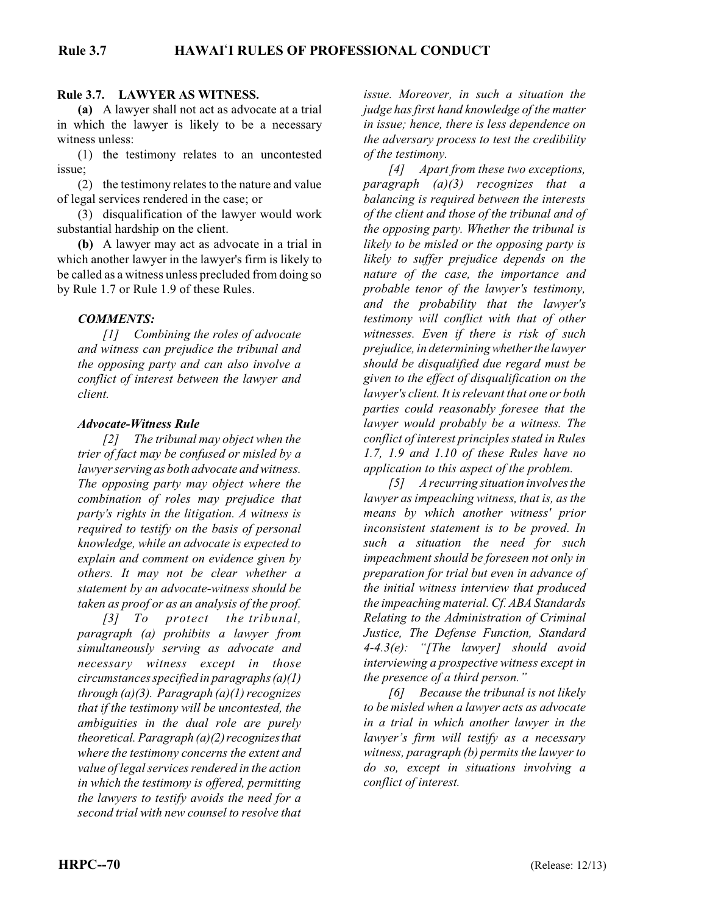## Rule 3.7. LAWYER AS WITNESS.

**(a)** A lawyer shall not act as advocate at a trial in which the lawyer is likely to be a necessary witness unless:

(1) the testimony relates to an uncontested issue;

(2) the testimony relates to the nature and value of legal services rendered in the case; or

(3) disqualification of the lawyer would work substantial hardship on the client.

**(b)** A lawyer may act as advocate in a trial in which another lawyer in the lawyer's firm is likely to be called as a witness unless precluded from doing so by Rule 1.7 or Rule 1.9 of these Rules.

### *COMMENTS:*

*[1] Combining the roles of advocate and witness can prejudice the tribunal and the opposing party and can also involve a conflict of interest between the lawyer and client.*

#### *Advocate-Witness Rule*

*[2] The tribunal may object when the trier of fact may be confused or misled by a lawyer serving as both advocate and witness. The opposing party may object where the combination of roles may prejudice that party's rights in the litigation. A witness is required to testify on the basis of personal knowledge, while an advocate is expected to explain and comment on evidence given by others. It may not be clear whether a statement by an advocate-witness should be taken as proof or as an analysis of the proof.*

*[3] To protect the tribunal, paragraph (a) prohibits a lawyer from simultaneously serving as advocate and necessary witness except in those circumstances specified in paragraphs (a)(1) through (a)(3). Paragraph (a)(1) recognizes that if the testimony will be uncontested, the ambiguities in the dual role are purely theoretical. Paragraph (a)(2) recognizes that where the testimony concerns the extent and value of legal services rendered in the action in which the testimony is offered, permitting the lawyers to testify avoids the need for a second trial with new counsel to resolve that issue. Moreover, in such a situation the judge has first hand knowledge of the matter in issue; hence, there is less dependence on the adversary process to test the credibility of the testimony.*

*[4] Apart from these two exceptions, paragraph (a)(3) recognizes that a balancing is required between the interests of the client and those of the tribunal and of the opposing party. Whether the tribunal is likely to be misled or the opposing party is likely to suffer prejudice depends on the nature of the case, the importance and probable tenor of the lawyer's testimony, and the probability that the lawyer's testimony will conflict with that of other witnesses. Even if there is risk of such prejudice, in determining whether the lawyer should be disqualified due regard must be given to the effect of disqualification on the lawyer's client. It is relevant that one or both parties could reasonably foresee that the lawyer would probably be a witness. The conflict of interest principles stated in Rules 1.7, 1.9 and 1.10 of these Rules have no application to this aspect of the problem.*

*[5] A recurring situation involves the lawyer as impeaching witness, that is, as the means by which another witness' prior inconsistent statement is to be proved. In such a situation the need for such impeachment should be foreseen not only in preparation for trial but even in advance of the initial witness interview that produced the impeaching material. Cf. ABA Standards Relating to the Administration of Criminal Justice, The Defense Function, Standard 4-4.3(e): "[The lawyer] should avoid interviewing a prospective witness except in the presence of a third person."*

*[6] Because the tribunal is not likely to be misled when a lawyer acts as advocate in a trial in which another lawyer in the lawyer's firm will testify as a necessary witness, paragraph (b) permits the lawyer to do so, except in situations involving a conflict of interest.*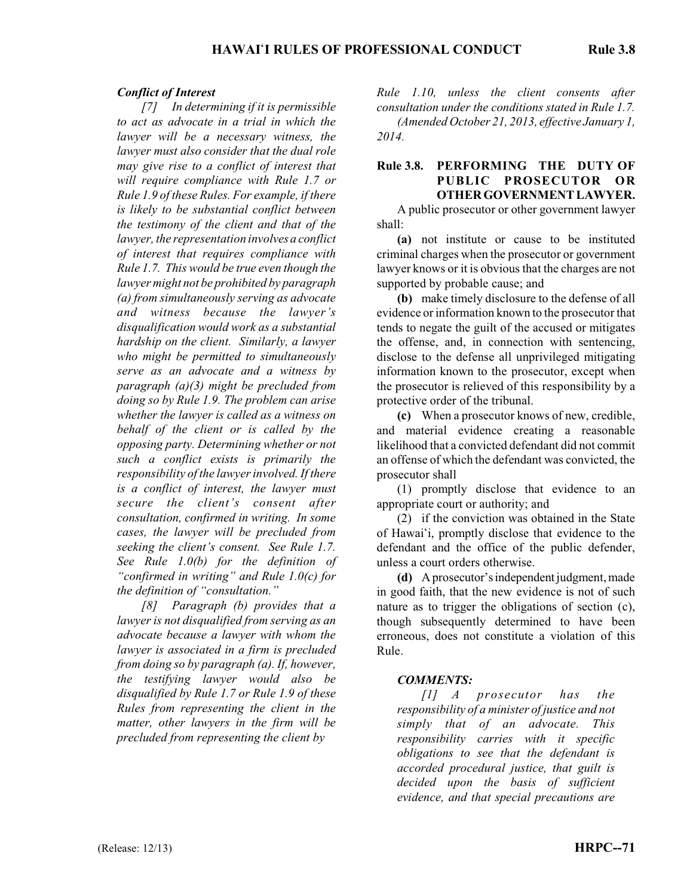### *Conflict of Interest*

*[7] In determining if it is permissible to act as advocate in a trial in which the lawyer will be a necessary witness, the lawyer must also consider that the dual role may give rise to a conflict of interest that will require compliance with Rule 1.7 or Rule 1.9 of these Rules. For example, if there is likely to be substantial conflict between the testimony of the client and that of the lawyer, the representation involves a conflict of interest that requires compliance with Rule 1.7. This would be true even though the lawyer might not be prohibited by paragraph (a) from simultaneously serving as advocate and witness because the lawyer's disqualification would work as a substantial hardship on the client. Similarly, a lawyer who might be permitted to simultaneously serve as an advocate and a witness by paragraph (a)(3) might be precluded from doing so by Rule 1.9. The problem can arise whether the lawyer is called as a witness on behalf of the client or is called by the opposing party. Determining whether or not such a conflict exists is primarily the responsibility of the lawyer involved. If there is a conflict of interest, the lawyer must secure the client's consent after consultation, confirmed in writing. In some cases, the lawyer will be precluded from seeking the client's consent. See Rule 1.7. See Rule 1.0(b) for the definition of "confirmed in writing" and Rule 1.0(c) for the definition of "consultation."*

*[8] Paragraph (b) provides that a lawyer is not disqualified from serving as an advocate because a lawyer with whom the lawyer is associated in a firm is precluded from doing so by paragraph (a). If, however, the testifying lawyer would also be disqualified by Rule 1.7 or Rule 1.9 of these Rules from representing the client in the matter, other lawyers in the firm will be precluded from representing the client by Rule 1.10, unless the client consents after consultation under the conditions stated in Rule 1.7.*

*(Amended October 21, 2013, effective January 1, 2014.*

## Rule 3.8. PERFORMING THE DUTY OF PUBLIC PROSECUTOR OR OTHER GOVERNMENT LAWYER.

A public prosecutor or other government lawyer shall:

**(a)** not institute or cause to be instituted criminal charges when the prosecutor or government lawyer knows or it is obvious that the charges are not supported by probable cause; and

**(b)** make timely disclosure to the defense of all evidence or information known to the prosecutor that tends to negate the guilt of the accused or mitigates the offense, and, in connection with sentencing, disclose to the defense all unprivileged mitigating information known to the prosecutor, except when the prosecutor is relieved of this responsibility by a protective order of the tribunal.

**(c)** When a prosecutor knows of new, credible, and material evidence creating a reasonable likelihood that a convicted defendant did not commit an offense of which the defendant was convicted, the prosecutor shall

(1) promptly disclose that evidence to an appropriate court or authority; and

(2) if the conviction was obtained in the State of Hawai‘i, promptly disclose that evidence to the defendant and the office of the public defender, unless a court orders otherwise.

**(d)** A prosecutor's independent judgment, made in good faith, that the new evidence is not of such nature as to trigger the obligations of section (c), though subsequently determined to have been erroneous, does not constitute a violation of this Rule.

### *COMMENTS:*

*[1] A prosecutor has the responsibility of a minister of justice and not simply that of an advocate. This responsibility carries with it specific obligations to see that the defendant is accorded procedural justice, that guilt is decided upon the basis of sufficient evidence, and that special precautions are*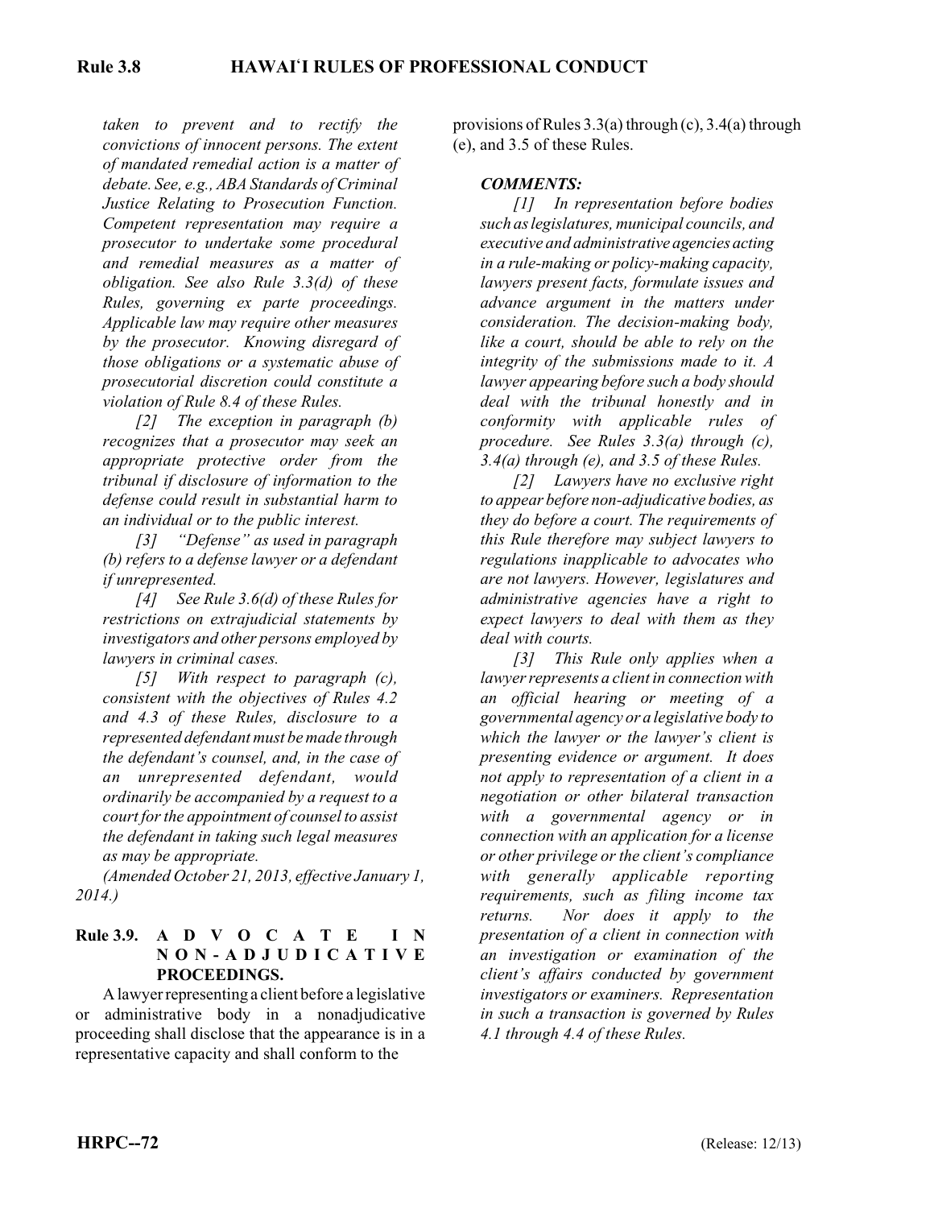*taken to prevent and to rectify the convictions of innocent persons. The extent of mandated remedial action is a matter of debate. See, e.g., ABA Standards of Criminal Justice Relating to Prosecution Function. Competent representation may require a prosecutor to undertake some procedural and remedial measures as a matter of obligation. See also Rule 3.3(d) of these Rules, governing ex parte proceedings. Applicable law may require other measures by the prosecutor. Knowing disregard of those obligations or a systematic abuse of prosecutorial discretion could constitute a violation of Rule 8.4 of these Rules.*

*[2] The exception in paragraph (b) recognizes that a prosecutor may seek an appropriate protective order from the tribunal if disclosure of information to the defense could result in substantial harm to an individual or to the public interest.*

*[3] "Defense" as used in paragraph (b) refers to a defense lawyer or a defendant if unrepresented.*

*[4] See Rule 3.6(d) of these Rules for restrictions on extrajudicial statements by investigators and other persons employed by lawyers in criminal cases.*

*[5] With respect to paragraph (c), consistent with the objectives of Rules 4.2 and 4.3 of these Rules, disclosure to a represented defendant must be made through the defendant's counsel, and, in the case of an unrepresented defendant, would ordinarily be accompanied by a request to a court for the appointment of counsel to assist the defendant in taking such legal measures as may be appropriate.*

*(Amended October 21, 2013, effective January 1, 2014.)*

## Rule 3.9. ADVOCATE IN NON-ADJUDICATIVE PROCEEDINGS.

A lawyer representing a client before a legislative or administrative body in a nonadjudicative proceeding shall disclose that the appearance is in a representative capacity and shall conform to the provisions of Rules 3.3(a) through (c), 3.4(a) through (e), and 3.5 of these Rules.

***COMMENTS:***

*[1] In representation before bodies such as legislatures, municipal councils, and executive and administrative agencies acting in a rule-making or policy-making capacity, lawyers present facts, formulate issues and advance argument in the matters under consideration. The decision-making body, like a court, should be able to rely on the integrity of the submissions made to it. A lawyer appearing before such a body should deal with the tribunal honestly and in conformity with applicable rules of procedure. See Rules 3.3(a) through (c), 3.4(a) through (e), and 3.5 of these Rules.*

*[2] Lawyers have no exclusive right to appear before non-adjudicative bodies, as they do before a court. The requirements of this Rule therefore may subject lawyers to regulations inapplicable to advocates who are not lawyers. However, legislatures and administrative agencies have a right to expect lawyers to deal with them as they deal with courts.*

*[3] This Rule only applies when a lawyer represents a client in connection with an official hearing or meeting of a governmental agency or a legislative body to which the lawyer or the lawyer's client is presenting evidence or argument. It does not apply to representation of a client in a negotiation or other bilateral transaction with a governmental agency or in connection with an application for a license or other privilege or the client's compliance with generally applicable reporting requirements, such as filing income tax returns. Nor does it apply to the presentation of a client in connection with an investigation or examination of the client's affairs conducted by government investigators or examiners. Representation in such a transaction is governed by Rules 4.1 through 4.4 of these Rules.*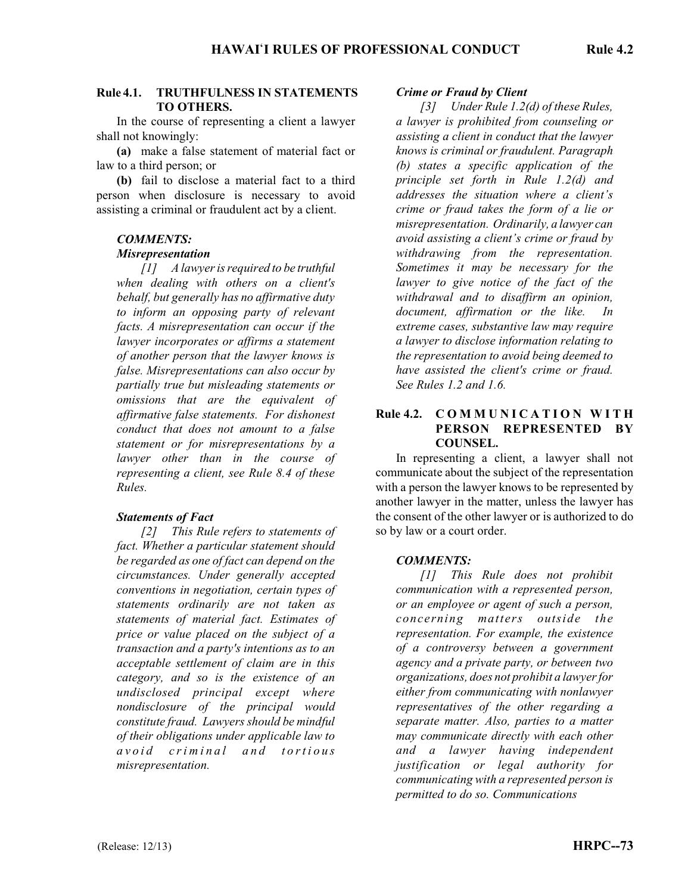## Rule 4.1. TRUTHFULNESS IN STATEMENTS TO OTHERS.

In the course of representing a client a lawyer shall not knowingly:

**(a)** make a false statement of material fact or law to a third person; or

**(b)** fail to disclose a material fact to a third person when disclosure is necessary to avoid assisting a criminal or fraudulent act by a client.

### *COMMENTS:*

#### *Misrepresentation*

*[1] A lawyer is required to be truthful when dealing with others on a client's behalf, but generally has no affirmative duty to inform an opposing party of relevant facts. A misrepresentation can occur if the lawyer incorporates or affirms a statement of another person that the lawyer knows is false. Misrepresentations can also occur by partially true but misleading statements or omissions that are the equivalent of affirmative false statements. For dishonest conduct that does not amount to a false statement or for misrepresentations by a lawyer other than in the course of representing a client, see Rule 8.4 of these Rules.*

#### *Statements of Fact*

*[2] This Rule refers to statements of fact. Whether a particular statement should be regarded as one of fact can depend on the circumstances. Under generally accepted conventions in negotiation, certain types of statements ordinarily are not taken as statements of material fact. Estimates of price or value placed on the subject of a transaction and a party's intentions as to an acceptable settlement of claim are in this category, and so is the existence of an undisclosed principal except where nondisclosure of the principal would constitute fraud. Lawyers should be mindful of their obligations under applicable law to avoid criminal and tortious misrepresentation.*

#### *Crime or Fraud by Client*

*[3] Under Rule 1.2(d) of these Rules, a lawyer is prohibited from counseling or assisting a client in conduct that the lawyer knows is criminal or fraudulent. Paragraph (b) states a specific application of the principle set forth in Rule 1.2(d) and addresses the situation where a client's crime or fraud takes the form of a lie or misrepresentation. Ordinarily, a lawyer can avoid assisting a client's crime or fraud by withdrawing from the representation. Sometimes it may be necessary for the lawyer to give notice of the fact of the withdrawal and to disaffirm an opinion, document, affirmation or the like. In extreme cases, substantive law may require a lawyer to disclose information relating to the representation to avoid being deemed to have assisted the client's crime or fraud. See Rules 1.2 and 1.6.*

## Rule 4.2. COMMUNICATION WITH PERSON REPRESENTED BY COUNSEL.

In representing a client, a lawyer shall not communicate about the subject of the representation with a person the lawyer knows to be represented by another lawyer in the matter, unless the lawyer has the consent of the other lawyer or is authorized to do so by law or a court order.

### *COMMENTS:*

*[1] This Rule does not prohibit communication with a represented person, or an employee or agent of such a person, concerning matters outside the representation. For example, the existence of a controversy between a government agency and a private party, or between two organizations, does not prohibit a lawyer for either from communicating with nonlawyer representatives of the other regarding a separate matter. Also, parties to a matter may communicate directly with each other and a lawyer having independent justification or legal authority for communicating with a represented person is permitted to do so. Communications*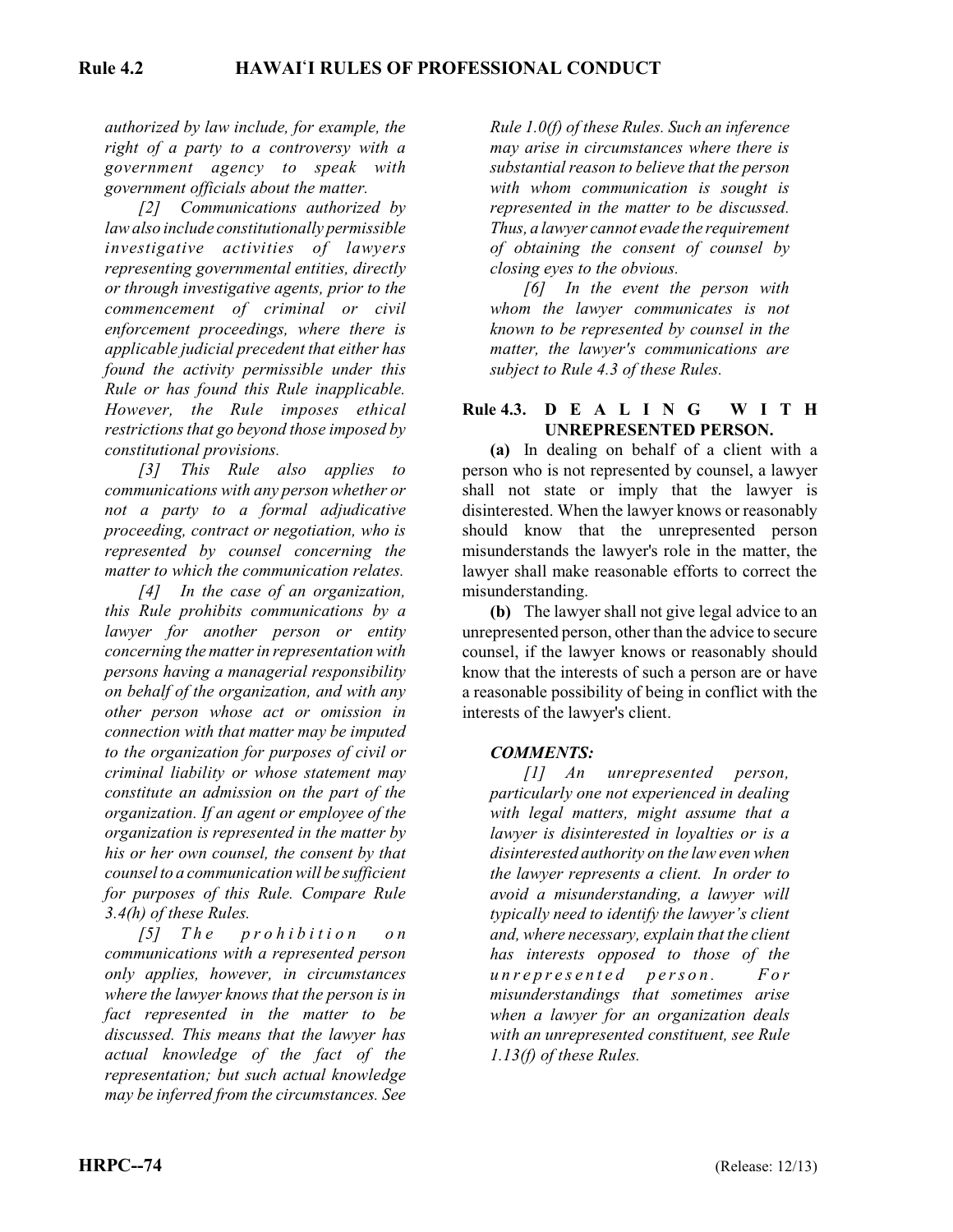*authorized by law include, for example, the right of a party to a controversy with a government agency to speak with government officials about the matter.*

*[2] Communications authorized by law also include constitutionally permissible investigative activities of lawyers representing governmental entities, directly or through investigative agents, prior to the commencement of criminal or civil enforcement proceedings, where there is applicable judicial precedent that either has found the activity permissible under this Rule or has found this Rule inapplicable. However, the Rule imposes ethical restrictions that go beyond those imposed by constitutional provisions.*

*[3] This Rule also applies to communications with any person whether or not a party to a formal adjudicative proceeding, contract or negotiation, who is represented by counsel concerning the matter to which the communication relates.*

*[4] In the case of an organization, this Rule prohibits communications by a lawyer for another person or entity concerning the matter in representation with persons having a managerial responsibility on behalf of the organization, and with any other person whose act or omission in connection with that matter may be imputed to the organization for purposes of civil or criminal liability or whose statement may constitute an admission on the part of the organization. If an agent or employee of the organization is represented in the matter by his or her own counsel, the consent by that counsel to a communication will be sufficient for purposes of this Rule. Compare Rule 3.4(h) of these Rules.*

*[5] The prohibition on communications with a represented person only applies, however, in circumstances where the lawyer knows that the person is in fact represented in the matter to be discussed. This means that the lawyer has actual knowledge of the fact of the representation; but such actual knowledge may be inferred from the circumstances. See Rule 1.0(f) of these Rules. Such an inference may arise in circumstances where there is substantial reason to believe that the person with whom communication is sought is represented in the matter to be discussed. Thus, a lawyer cannot evade the requirement of obtaining the consent of counsel by closing eyes to the obvious.*

*[6] In the event the person with whom the lawyer communicates is not known to be represented by counsel in the matter, the lawyer's communications are subject to Rule 4.3 of these Rules.*

## Rule 4.3. DEALING WITH UNREPRESENTED PERSON.

**(a)** In dealing on behalf of a client with a person who is not represented by counsel, a lawyer shall not state or imply that the lawyer is disinterested. When the lawyer knows or reasonably should know that the unrepresented person misunderstands the lawyer's role in the matter, the lawyer shall make reasonable efforts to correct the misunderstanding.

**(b)** The lawyer shall not give legal advice to an unrepresented person, other than the advice to secure counsel, if the lawyer knows or reasonably should know that the interests of such a person are or have a reasonable possibility of being in conflict with the interests of the lawyer's client.

***COMMENTS:***

*[1] An unrepresented person, particularly one not experienced in dealing with legal matters, might assume that a lawyer is disinterested in loyalties or is a disinterested authority on the law even when the lawyer represents a client. In order to avoid a misunderstanding, a lawyer will typically need to identify the lawyer's client and, where necessary, explain that the client has interests opposed to those of the unrepresented person. For misunderstandings that sometimes arise when a lawyer for an organization deals with an unrepresented constituent, see Rule 1.13(f) of these Rules.*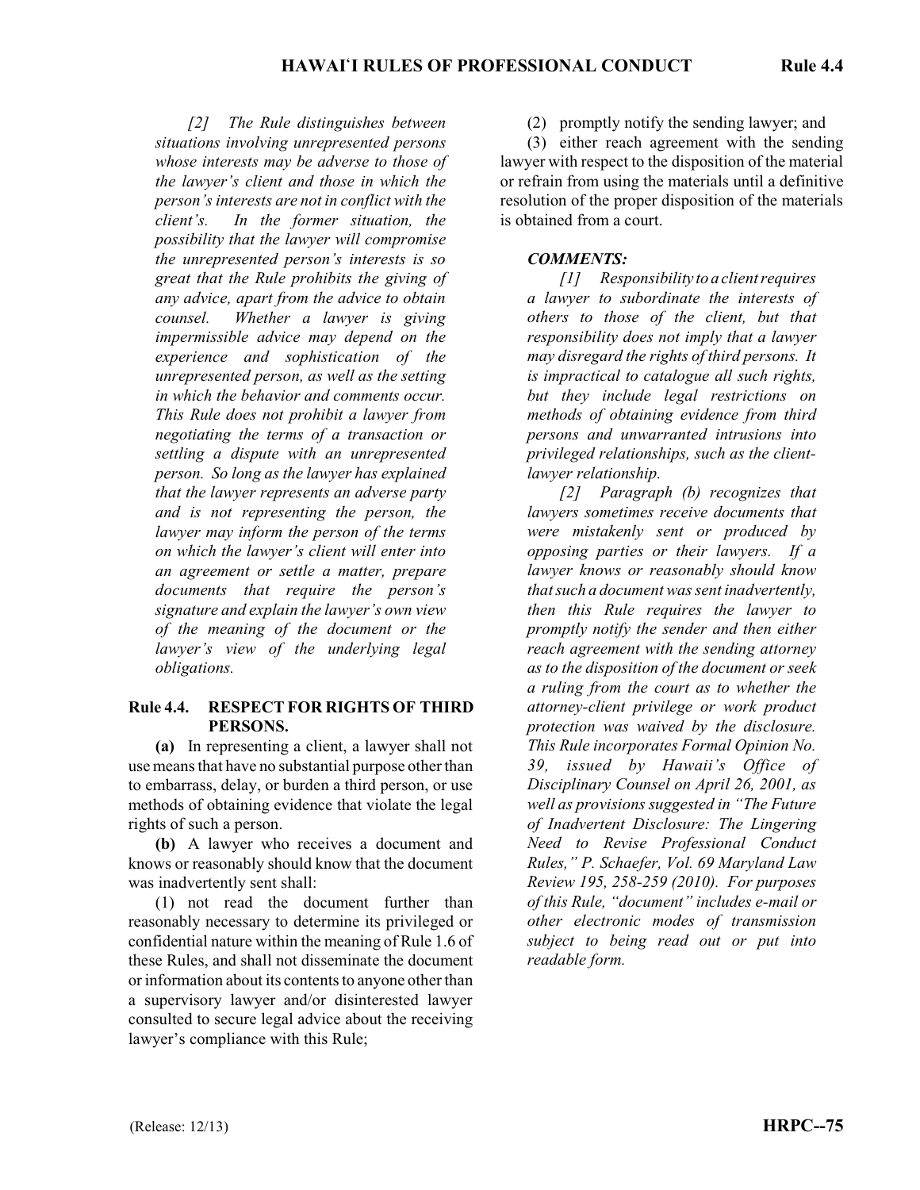*[2] The Rule distinguishes between situations involving unrepresented persons whose interests may be adverse to those of the lawyer's client and those in which the person's interests are not in conflict with the client's. In the former situation, the possibility that the lawyer will compromise the unrepresented person's interests is so great that the Rule prohibits the giving of any advice, apart from the advice to obtain counsel. Whether a lawyer is giving impermissible advice may depend on the experience and sophistication of the unrepresented person, as well as the setting in which the behavior and comments occur. This Rule does not prohibit a lawyer from negotiating the terms of a transaction or settling a dispute with an unrepresented person. So long as the lawyer has explained that the lawyer represents an adverse party and is not representing the person, the lawyer may inform the person of the terms on which the lawyer's client will enter into an agreement or settle a matter, prepare documents that require the person's signature and explain the lawyer's own view of the meaning of the document or the lawyer's view of the underlying legal obligations.*

## Rule 4.4. RESPECT FOR RIGHTS OF THIRD PERSONS.

**(a)** In representing a client, a lawyer shall not use means that have no substantial purpose other than to embarrass, delay, or burden a third person, or use methods of obtaining evidence that violate the legal rights of such a person.

**(b)** A lawyer who receives a document and knows or reasonably should know that the document was inadvertently sent shall:

(1) not read the document further than reasonably necessary to determine its privileged or confidential nature within the meaning of Rule 1.6 of these Rules, and shall not disseminate the document or information about its contents to anyone other than a supervisory lawyer and/or disinterested lawyer consulted to secure legal advice about the receiving lawyer's compliance with this Rule;

(2) promptly notify the sending lawyer; and

(3) either reach agreement with the sending lawyer with respect to the disposition of the material or refrain from using the materials until a definitive resolution of the proper disposition of the materials is obtained from a court.

### *COMMENTS:*

*[1] Responsibility to a client requires a lawyer to subordinate the interests of others to those of the client, but that responsibility does not imply that a lawyer may disregard the rights of third persons. It is impractical to catalogue all such rights, but they include legal restrictions on methods of obtaining evidence from third persons and unwarranted intrusions into privileged relationships, such as the client-lawyer relationship.*

*[2] Paragraph (b) recognizes that lawyers sometimes receive documents that were mistakenly sent or produced by opposing parties or their lawyers. If a lawyer knows or reasonably should know that such a document was sent inadvertently, then this Rule requires the lawyer to promptly notify the sender and then either reach agreement with the sending attorney as to the disposition of the document or seek a ruling from the court as to whether the attorney-client privilege or work product protection was waived by the disclosure. This Rule incorporates Formal Opinion No. 39, issued by Hawaii's Office of Disciplinary Counsel on April 26, 2001, as well as provisions suggested in "The Future of Inadvertent Disclosure: The Lingering Need to Revise Professional Conduct Rules," P. Schaefer, Vol. 69 Maryland Law Review 195, 258-259 (2010). For purposes of this Rule, "document" includes e-mail or other electronic modes of transmission subject to being read out or put into readable form.*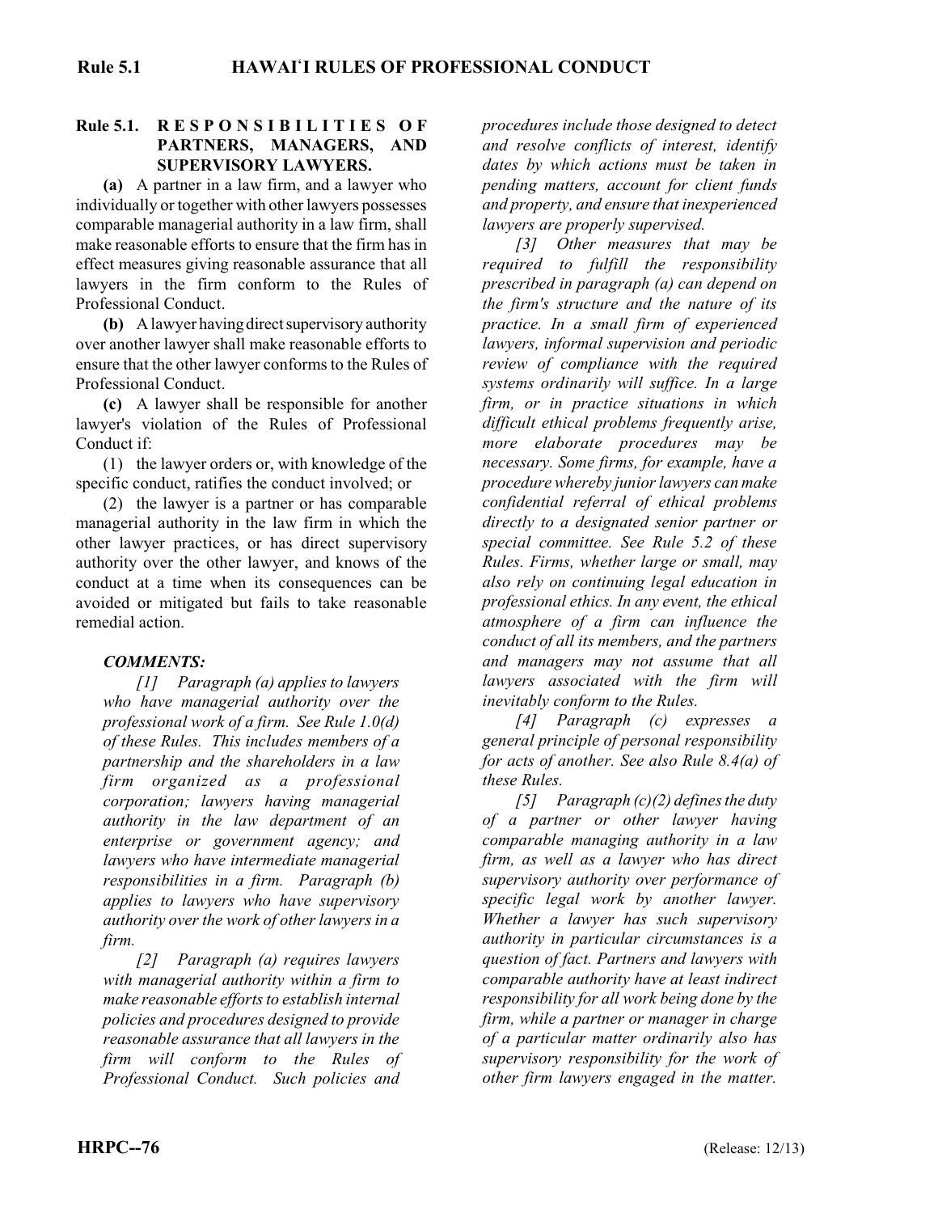## Rule 5.1. RESPONSIBILITIES OF PARTNERS, MANAGERS, AND SUPERVISORY LAWYERS.

**(a)** A partner in a law firm, and a lawyer who individually or together with other lawyers possesses comparable managerial authority in a law firm, shall make reasonable efforts to ensure that the firm has in effect measures giving reasonable assurance that all lawyers in the firm conform to the Rules of Professional Conduct.

**(b)** A lawyer having direct supervisory authority over another lawyer shall make reasonable efforts to ensure that the other lawyer conforms to the Rules of Professional Conduct.

**(c)** A lawyer shall be responsible for another lawyer's violation of the Rules of Professional Conduct if:

(1) the lawyer orders or, with knowledge of the specific conduct, ratifies the conduct involved; or

(2) the lawyer is a partner or has comparable managerial authority in the law firm in which the other lawyer practices, or has direct supervisory authority over the other lawyer, and knows of the conduct at a time when its consequences can be avoided or mitigated but fails to take reasonable remedial action.

### *COMMENTS:*

*[1] Paragraph (a) applies to lawyers who have managerial authority over the professional work of a firm. See Rule 1.0(d) of these Rules. This includes members of a partnership and the shareholders in a law firm organized as a professional corporation; lawyers having managerial authority in the law department of an enterprise or government agency; and lawyers who have intermediate managerial responsibilities in a firm. Paragraph (b) applies to lawyers who have supervisory authority over the work of other lawyers in a firm.*

*[2] Paragraph (a) requires lawyers with managerial authority within a firm to make reasonable efforts to establish internal policies and procedures designed to provide reasonable assurance that all lawyers in the firm will conform to the Rules of Professional Conduct. Such policies and procedures include those designed to detect and resolve conflicts of interest, identify dates by which actions must be taken in pending matters, account for client funds and property, and ensure that inexperienced lawyers are properly supervised.*

*[3] Other measures that may be required to fulfill the responsibility prescribed in paragraph (a) can depend on the firm's structure and the nature of its practice. In a small firm of experienced lawyers, informal supervision and periodic review of compliance with the required systems ordinarily will suffice. In a large firm, or in practice situations in which difficult ethical problems frequently arise, more elaborate procedures may be necessary. Some firms, for example, have a procedure whereby junior lawyers can make confidential referral of ethical problems directly to a designated senior partner or special committee. See Rule 5.2 of these Rules. Firms, whether large or small, may also rely on continuing legal education in professional ethics. In any event, the ethical atmosphere of a firm can influence the conduct of all its members, and the partners and managers may not assume that all lawyers associated with the firm will inevitably conform to the Rules.*

*[4] Paragraph (c) expresses a general principle of personal responsibility for acts of another. See also Rule 8.4(a) of these Rules.*

*[5] Paragraph (c)(2) defines the duty of a partner or other lawyer having comparable managing authority in a law firm, as well as a lawyer who has direct supervisory authority over performance of specific legal work by another lawyer. Whether a lawyer has such supervisory authority in particular circumstances is a question of fact. Partners and lawyers with comparable authority have at least indirect responsibility for all work being done by the firm, while a partner or manager in charge of a particular matter ordinarily also has supervisory responsibility for the work of other firm lawyers engaged in the matter.*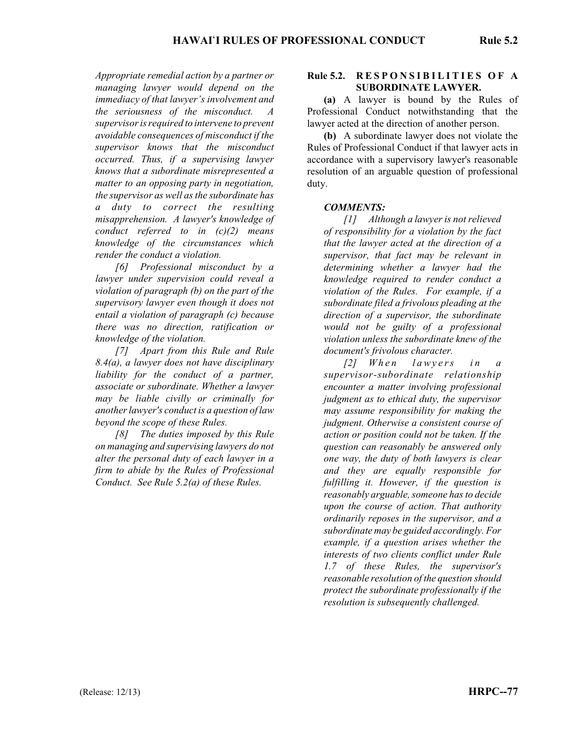*Appropriate remedial action by a partner or managing lawyer would depend on the immediacy of that lawyer's involvement and the seriousness of the misconduct. A supervisor is required to intervene to prevent avoidable consequences of misconduct if the supervisor knows that the misconduct occurred. Thus, if a supervising lawyer knows that a subordinate misrepresented a matter to an opposing party in negotiation, the supervisor as well as the subordinate has a duty to correct the resulting misapprehension. A lawyer's knowledge of conduct referred to in (c)(2) means knowledge of the circumstances which render the conduct a violation.*

*[6] Professional misconduct by a lawyer under supervision could reveal a violation of paragraph (b) on the part of the supervisory lawyer even though it does not entail a violation of paragraph (c) because there was no direction, ratification or knowledge of the violation.*

*[7] Apart from this Rule and Rule 8.4(a), a lawyer does not have disciplinary liability for the conduct of a partner, associate or subordinate. Whether a lawyer may be liable civilly or criminally for another lawyer's conduct is a question of law beyond the scope of these Rules.*

*[8] The duties imposed by this Rule on managing and supervising lawyers do not alter the personal duty of each lawyer in a firm to abide by the Rules of Professional Conduct. See Rule 5.2(a) of these Rules.*

## Rule 5.2. RESPONSIBILITIES OF A SUBORDINATE LAWYER.

**(a)** A lawyer is bound by the Rules of Professional Conduct notwithstanding that the lawyer acted at the direction of another person.

**(b)** A subordinate lawyer does not violate the Rules of Professional Conduct if that lawyer acts in accordance with a supervisory lawyer's reasonable resolution of an arguable question of professional duty.

***COMMENTS:***

*[1] Although a lawyer is not relieved of responsibility for a violation by the fact that the lawyer acted at the direction of a supervisor, that fact may be relevant in determining whether a lawyer had the knowledge required to render conduct a violation of the Rules. For example, if a subordinate filed a frivolous pleading at the direction of a supervisor, the subordinate would not be guilty of a professional violation unless the subordinate knew of the document's frivolous character.*

*[2] When lawyers in a supervisor-subordinate relationship encounter a matter involving professional judgment as to ethical duty, the supervisor may assume responsibility for making the judgment. Otherwise a consistent course of action or position could not be taken. If the question can reasonably be answered only one way, the duty of both lawyers is clear and they are equally responsible for fulfilling it. However, if the question is reasonably arguable, someone has to decide upon the course of action. That authority ordinarily reposes in the supervisor, and a subordinate may be guided accordingly. For example, if a question arises whether the interests of two clients conflict under Rule 1.7 of these Rules, the supervisor's reasonable resolution of the question should protect the subordinate professionally if the resolution is subsequently challenged.*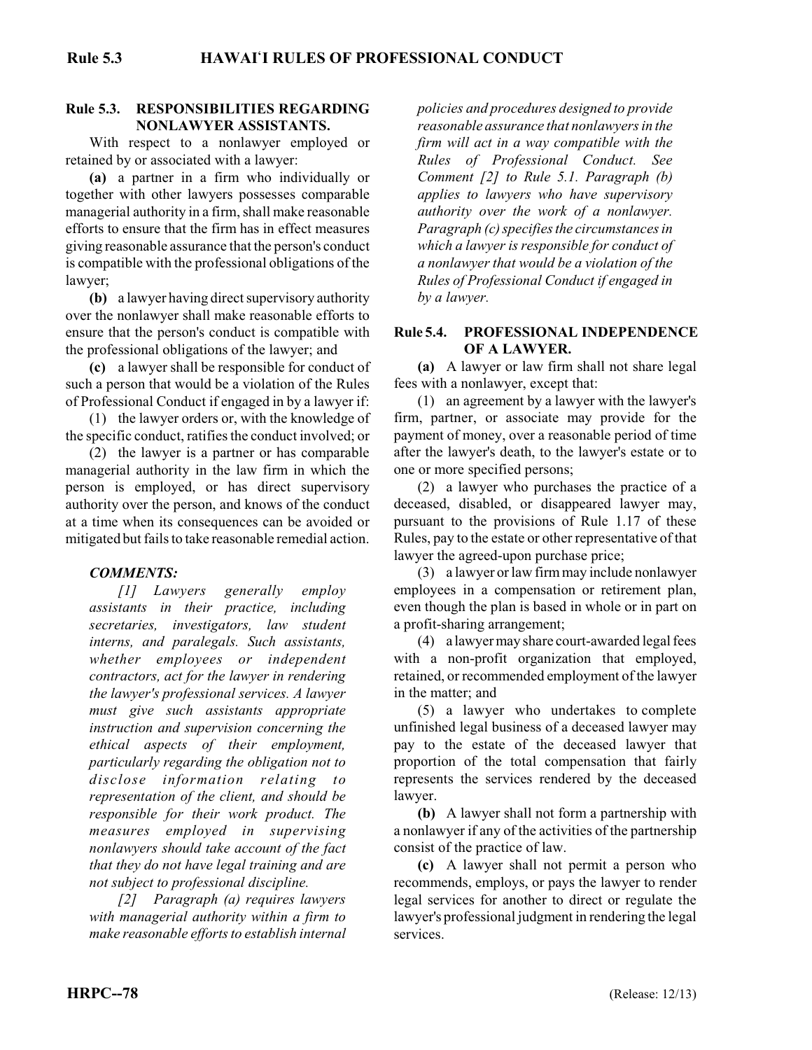## Rule 5.3. RESPONSIBILITIES REGARDING NONLAWYER ASSISTANTS.

With respect to a nonlawyer employed or retained by or associated with a lawyer:

**(a)** a partner in a firm who individually or together with other lawyers possesses comparable managerial authority in a firm, shall make reasonable efforts to ensure that the firm has in effect measures giving reasonable assurance that the person's conduct is compatible with the professional obligations of the lawyer;

**(b)** a lawyer having direct supervisory authority over the nonlawyer shall make reasonable efforts to ensure that the person's conduct is compatible with the professional obligations of the lawyer; and

**(c)** a lawyer shall be responsible for conduct of such a person that would be a violation of the Rules of Professional Conduct if engaged in by a lawyer if:

(1) the lawyer orders or, with the knowledge of the specific conduct, ratifies the conduct involved; or

(2) the lawyer is a partner or has comparable managerial authority in the law firm in which the person is employed, or has direct supervisory authority over the person, and knows of the conduct at a time when its consequences can be avoided or mitigated but fails to take reasonable remedial action.

***COMMENTS:***

*[1] Lawyers generally employ assistants in their practice, including secretaries, investigators, law student interns, and paralegals. Such assistants, whether employees or independent contractors, act for the lawyer in rendering the lawyer's professional services. A lawyer must give such assistants appropriate instruction and supervision concerning the ethical aspects of their employment, particularly regarding the obligation not to disclose information relating to representation of the client, and should be responsible for their work product. The measures employed in supervising nonlawyers should take account of the fact that they do not have legal training and are not subject to professional discipline.*

*[2] Paragraph (a) requires lawyers with managerial authority within a firm to make reasonable efforts to establish internal policies and procedures designed to provide reasonable assurance that nonlawyers in the firm will act in a way compatible with the Rules of Professional Conduct. See Comment [2] to Rule 5.1. Paragraph (b) applies to lawyers who have supervisory authority over the work of a nonlawyer. Paragraph (c) specifies the circumstances in which a lawyer is responsible for conduct of a nonlawyer that would be a violation of the Rules of Professional Conduct if engaged in by a lawyer.*

## Rule 5.4. PROFESSIONAL INDEPENDENCE OF A LAWYER.

**(a)** A lawyer or law firm shall not share legal fees with a nonlawyer, except that:

(1) an agreement by a lawyer with the lawyer's firm, partner, or associate may provide for the payment of money, over a reasonable period of time after the lawyer's death, to the lawyer's estate or to one or more specified persons;

(2) a lawyer who purchases the practice of a deceased, disabled, or disappeared lawyer may, pursuant to the provisions of Rule 1.17 of these Rules, pay to the estate or other representative of that lawyer the agreed-upon purchase price;

(3) a lawyer or law firm may include nonlawyer employees in a compensation or retirement plan, even though the plan is based in whole or in part on a profit-sharing arrangement;

(4) a lawyer may share court-awarded legal fees with a non-profit organization that employed, retained, or recommended employment of the lawyer in the matter; and

(5) a lawyer who undertakes to complete unfinished legal business of a deceased lawyer may pay to the estate of the deceased lawyer that proportion of the total compensation that fairly represents the services rendered by the deceased lawyer.

**(b)** A lawyer shall not form a partnership with a nonlawyer if any of the activities of the partnership consist of the practice of law.

**(c)** A lawyer shall not permit a person who recommends, employs, or pays the lawyer to render legal services for another to direct or regulate the lawyer's professional judgment in rendering the legal services.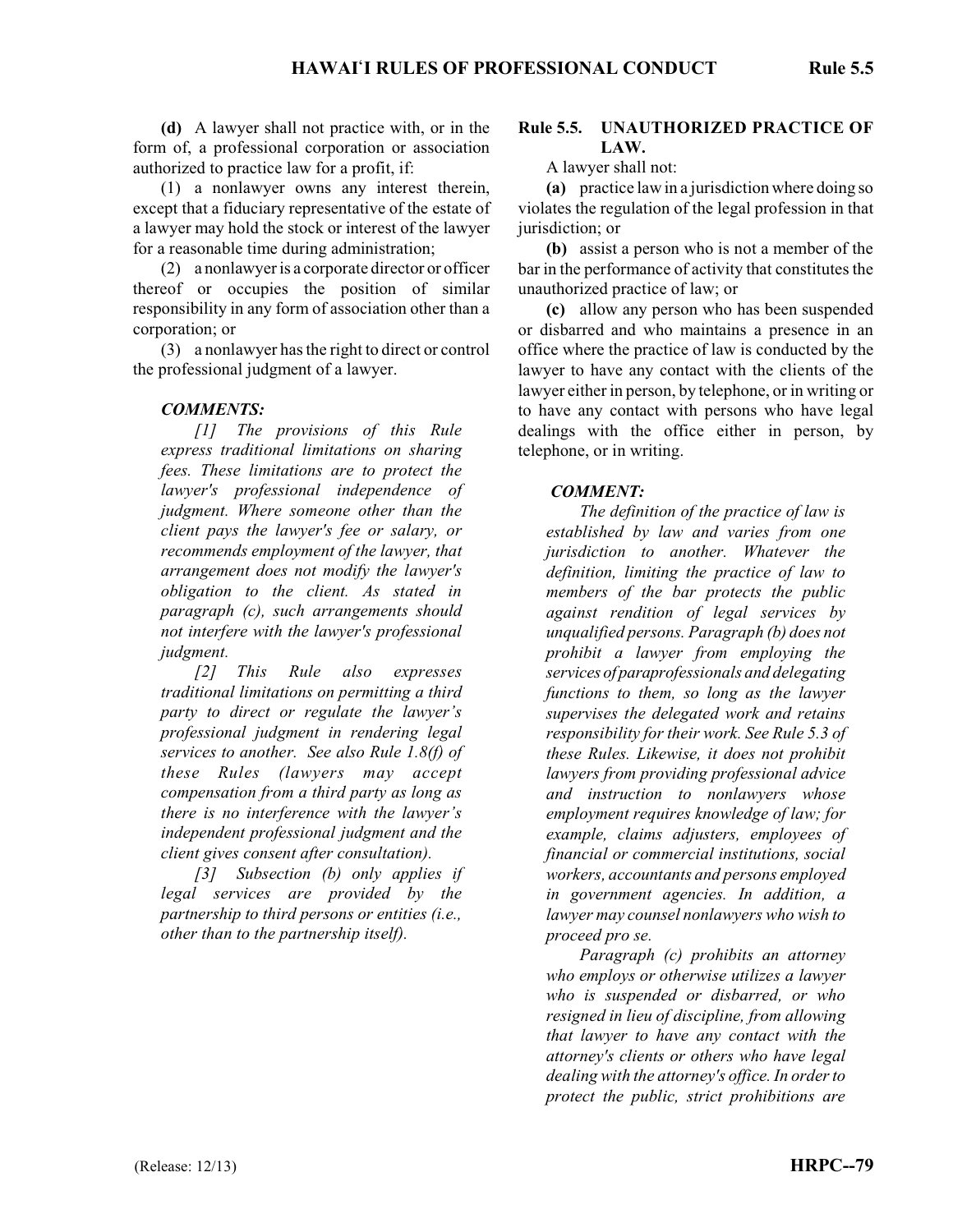**(d)** A lawyer shall not practice with, or in the form of, a professional corporation or association authorized to practice law for a profit, if:

(1) a nonlawyer owns any interest therein, except that a fiduciary representative of the estate of a lawyer may hold the stock or interest of the lawyer for a reasonable time during administration;

(2) a nonlawyer is a corporate director or officer thereof or occupies the position of similar responsibility in any form of association other than a corporation; or

(3) a nonlawyer has the right to direct or control the professional judgment of a lawyer.

***COMMENTS:***

*[1] The provisions of this Rule express traditional limitations on sharing fees. These limitations are to protect the lawyer's professional independence of judgment. Where someone other than the client pays the lawyer's fee or salary, or recommends employment of the lawyer, that arrangement does not modify the lawyer's obligation to the client. As stated in paragraph (c), such arrangements should not interfere with the lawyer's professional judgment.*

*[2] This Rule also expresses traditional limitations on permitting a third party to direct or regulate the lawyer's professional judgment in rendering legal services to another. See also Rule 1.8(f) of these Rules (lawyers may accept compensation from a third party as long as there is no interference with the lawyer's independent professional judgment and the client gives consent after consultation).*

*[3] Subsection (b) only applies if legal services are provided by the partnership to third persons or entities (i.e., other than to the partnership itself).*

## Rule 5.5. UNAUTHORIZED PRACTICE OF LAW.

A lawyer shall not:

**(a)** practice law in a jurisdiction where doing so violates the regulation of the legal profession in that jurisdiction; or

**(b)** assist a person who is not a member of the bar in the performance of activity that constitutes the unauthorized practice of law; or

**(c)** allow any person who has been suspended or disbarred and who maintains a presence in an office where the practice of law is conducted by the lawyer to have any contact with the clients of the lawyer either in person, by telephone, or in writing or to have any contact with persons who have legal dealings with the office either in person, by telephone, or in writing.

***COMMENT:***

*The definition of the practice of law is established by law and varies from one jurisdiction to another. Whatever the definition, limiting the practice of law to members of the bar protects the public against rendition of legal services by unqualified persons. Paragraph (b) does not prohibit a lawyer from employing the services of paraprofessionals and delegating functions to them, so long as the lawyer supervises the delegated work and retains responsibility for their work. See Rule 5.3 of these Rules. Likewise, it does not prohibit lawyers from providing professional advice and instruction to nonlawyers whose employment requires knowledge of law; for example, claims adjusters, employees of financial or commercial institutions, social workers, accountants and persons employed in government agencies. In addition, a lawyer may counsel nonlawyers who wish to proceed pro se.*

*Paragraph (c) prohibits an attorney who employs or otherwise utilizes a lawyer who is suspended or disbarred, or who resigned in lieu of discipline, from allowing that lawyer to have any contact with the attorney's clients or others who have legal dealing with the attorney's office. In order to protect the public, strict prohibitions are*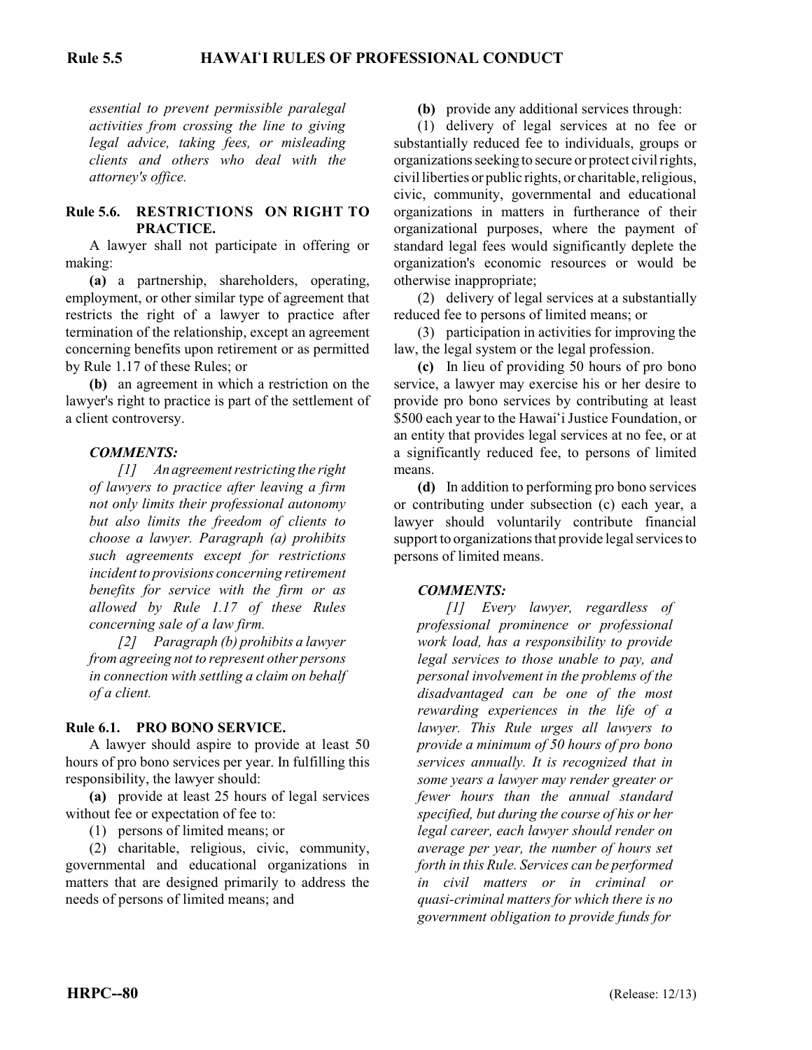*essential to prevent permissible paralegal activities from crossing the line to giving legal advice, taking fees, or misleading clients and others who deal with the attorney's office.*

## Rule 5.6. RESTRICTIONS ON RIGHT TO PRACTICE.

A lawyer shall not participate in offering or making:

**(a)** a partnership, shareholders, operating, employment, or other similar type of agreement that restricts the right of a lawyer to practice after termination of the relationship, except an agreement concerning benefits upon retirement or as permitted by Rule 1.17 of these Rules; or

**(b)** an agreement in which a restriction on the lawyer's right to practice is part of the settlement of a client controversy.

### *COMMENTS:*

*[1] An agreement restricting the right of lawyers to practice after leaving a firm not only limits their professional autonomy but also limits the freedom of clients to choose a lawyer. Paragraph (a) prohibits such agreements except for restrictions incident to provisions concerning retirement benefits for service with the firm or as allowed by Rule 1.17 of these Rules concerning sale of a law firm.*

*[2] Paragraph (b) prohibits a lawyer from agreeing not to represent other persons in connection with settling a claim on behalf of a client.*

## Rule 6.1. PRO BONO SERVICE.

A lawyer should aspire to provide at least 50 hours of pro bono services per year. In fulfilling this responsibility, the lawyer should:

**(a)** provide at least 25 hours of legal services without fee or expectation of fee to:

(1) persons of limited means; or

(2) charitable, religious, civic, community, governmental and educational organizations in matters that are designed primarily to address the needs of persons of limited means; and

**(b)** provide any additional services through:

(1) delivery of legal services at no fee or substantially reduced fee to individuals, groups or organizations seeking to secure or protect civil rights, civil liberties or public rights, or charitable, religious, civic, community, governmental and educational organizations in matters in furtherance of their organizational purposes, where the payment of standard legal fees would significantly deplete the organization's economic resources or would be otherwise inappropriate;

(2) delivery of legal services at a substantially reduced fee to persons of limited means; or

(3) participation in activities for improving the law, the legal system or the legal profession.

**(c)** In lieu of providing 50 hours of pro bono service, a lawyer may exercise his or her desire to provide pro bono services by contributing at least $500 each year to the Hawaiʻi Justice Foundation, or an entity that provides legal services at no fee, or at a significantly reduced fee, to persons of limited means.

**(d)** In addition to performing pro bono services or contributing under subsection (c) each year, a lawyer should voluntarily contribute financial support to organizations that provide legal services to persons of limited means.

### *COMMENTS:*

*[1] Every lawyer, regardless of professional prominence or professional work load, has a responsibility to provide legal services to those unable to pay, and personal involvement in the problems of the disadvantaged can be one of the most rewarding experiences in the life of a lawyer. This Rule urges all lawyers to provide a minimum of 50 hours of pro bono services annually. It is recognized that in some years a lawyer may render greater or fewer hours than the annual standard specified, but during the course of his or her legal career, each lawyer should render on average per year, the number of hours set forth in this Rule. Services can be performed in civil matters or in criminal or quasi-criminal matters for which there is no government obligation to provide funds for*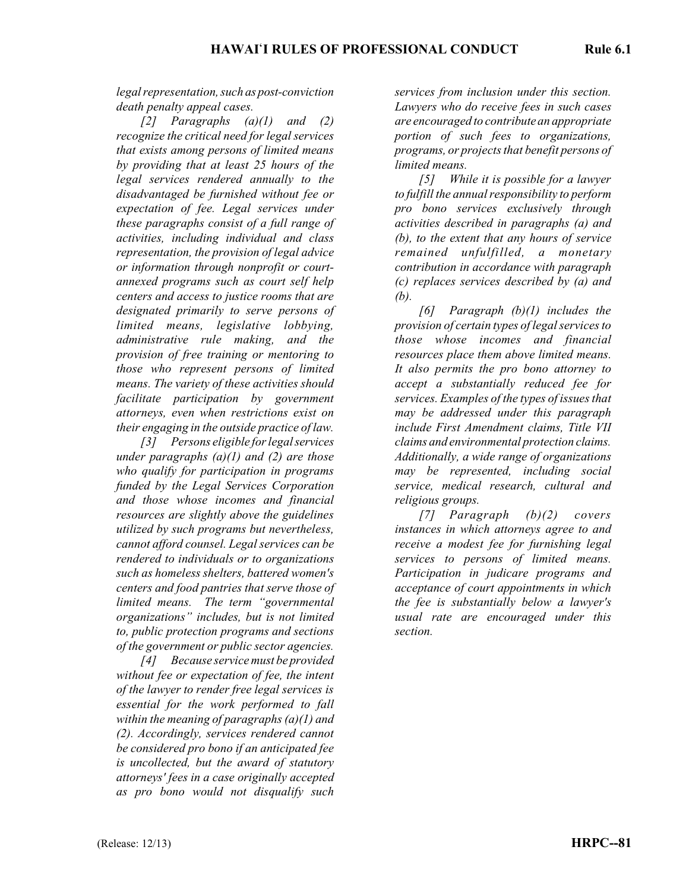*legal representation, such as post-conviction death penalty appeal cases.*

*[2] Paragraphs (a)(1) and (2) recognize the critical need for legal services that exists among persons of limited means by providing that at least 25 hours of the legal services rendered annually to the disadvantaged be furnished without fee or expectation of fee. Legal services under these paragraphs consist of a full range of activities, including individual and class representation, the provision of legal advice or information through nonprofit or court-annexed programs such as court self help centers and access to justice rooms that are designated primarily to serve persons of limited means, legislative lobbying, administrative rule making, and the provision of free training or mentoring to those who represent persons of limited means. The variety of these activities should facilitate participation by government attorneys, even when restrictions exist on their engaging in the outside practice of law.*

*[3] Persons eligible for legal services under paragraphs (a)(1) and (2) are those who qualify for participation in programs funded by the Legal Services Corporation and those whose incomes and financial resources are slightly above the guidelines utilized by such programs but nevertheless, cannot afford counsel. Legal services can be rendered to individuals or to organizations such as homeless shelters, battered women's centers and food pantries that serve those of limited means. The term "governmental organizations" includes, but is not limited to, public protection programs and sections of the government or public sector agencies.*

*[4] Because service must be provided without fee or expectation of fee, the intent of the lawyer to render free legal services is essential for the work performed to fall within the meaning of paragraphs (a)(1) and (2). Accordingly, services rendered cannot be considered pro bono if an anticipated fee is uncollected, but the award of statutory attorneys' fees in a case originally accepted as pro bono would not disqualify such services from inclusion under this section. Lawyers who do receive fees in such cases are encouraged to contribute an appropriate portion of such fees to organizations, programs, or projects that benefit persons of limited means.*

*[5] While it is possible for a lawyer to fulfill the annual responsibility to perform pro bono services exclusively through activities described in paragraphs (a) and (b), to the extent that any hours of service remained unfulfilled, a monetary contribution in accordance with paragraph (c) replaces services described by (a) and (b).*

*[6] Paragraph (b)(1) includes the provision of certain types of legal services to those whose incomes and financial resources place them above limited means. It also permits the pro bono attorney to accept a substantially reduced fee for services. Examples of the types of issues that may be addressed under this paragraph include First Amendment claims, Title VII claims and environmental protection claims. Additionally, a wide range of organizations may be represented, including social service, medical research, cultural and religious groups.*

*[7] Paragraph (b)(2) covers instances in which attorneys agree to and receive a modest fee for furnishing legal services to persons of limited means. Participation in judicare programs and acceptance of court appointments in which the fee is substantially below a lawyer's usual rate are encouraged under this section.*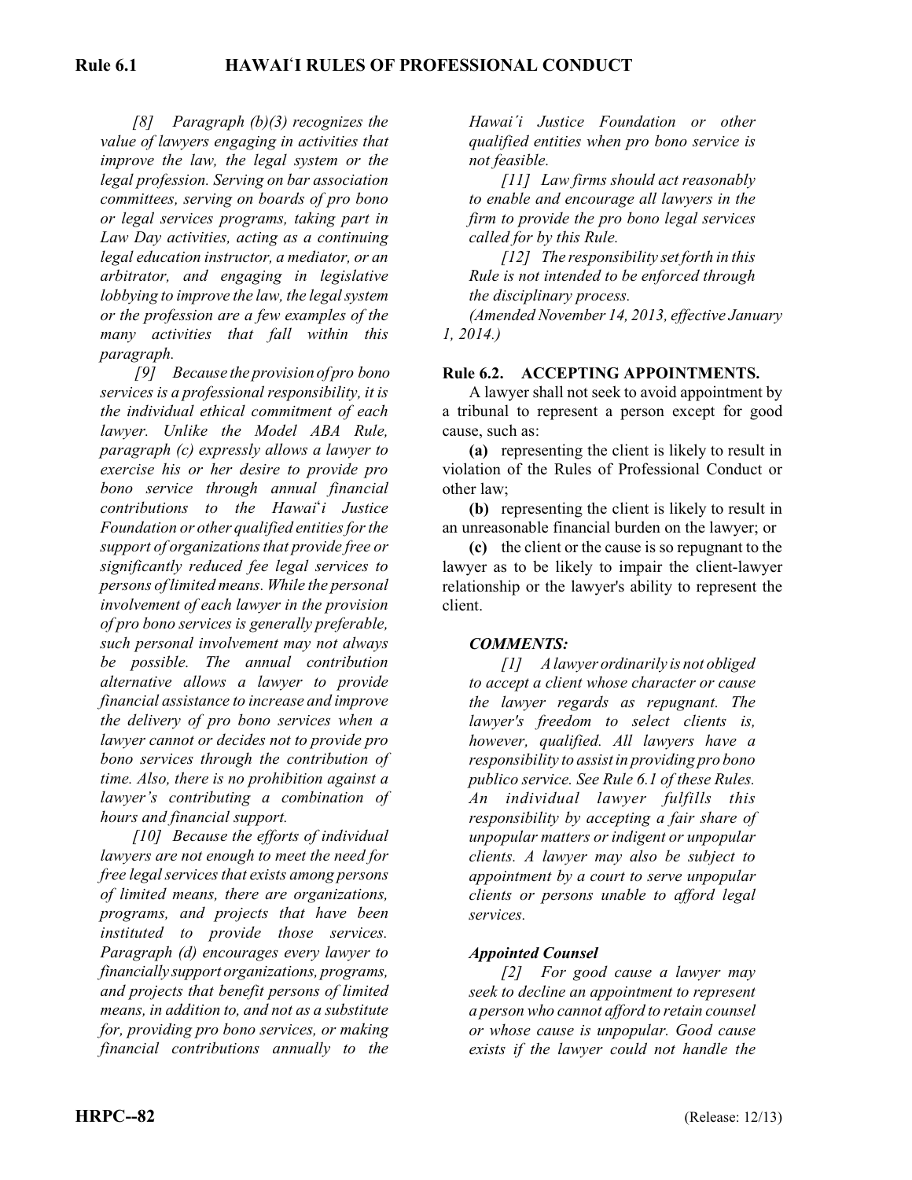*[8] Paragraph (b)(3) recognizes the value of lawyers engaging in activities that improve the law, the legal system or the legal profession. Serving on bar association committees, serving on boards of pro bono or legal services programs, taking part in Law Day activities, acting as a continuing legal education instructor, a mediator, or an arbitrator, and engaging in legislative lobbying to improve the law, the legal system or the profession are a few examples of the many activities that fall within this paragraph.*

*[9] Because the provision of pro bono services is a professional responsibility, it is the individual ethical commitment of each lawyer. Unlike the Model ABA Rule, paragraph (c) expressly allows a lawyer to exercise his or her desire to provide pro bono service through annual financial contributions to the Hawai'i Justice Foundation or other qualified entities for the support of organizations that provide free or significantly reduced fee legal services to persons of limited means. While the personal involvement of each lawyer in the provision of pro bono services is generally preferable, such personal involvement may not always be possible. The annual contribution alternative allows a lawyer to provide financial assistance to increase and improve the delivery of pro bono services when a lawyer cannot or decides not to provide pro bono services through the contribution of time. Also, there is no prohibition against a lawyer's contributing a combination of hours and financial support.*

*[10] Because the efforts of individual lawyers are not enough to meet the need for free legal services that exists among persons of limited means, there are organizations, programs, and projects that have been instituted to provide those services. Paragraph (d) encourages every lawyer to financially support organizations, programs, and projects that benefit persons of limited means, in addition to, and not as a substitute for, providing pro bono services, or making financial contributions annually to the Hawai'i Justice Foundation or other qualified entities when pro bono service is not feasible.*

*[11] Law firms should act reasonably to enable and encourage all lawyers in the firm to provide the pro bono legal services called for by this Rule.*

*[12] The responsibility set forth in this Rule is not intended to be enforced through the disciplinary process.*

*(Amended November 14, 2013, effective January 1, 2014.)*

### Rule 6.2. ACCEPTING APPOINTMENTS.

A lawyer shall not seek to avoid appointment by a tribunal to represent a person except for good cause, such as:

**(a)** representing the client is likely to result in violation of the Rules of Professional Conduct or other law;

**(b)** representing the client is likely to result in an unreasonable financial burden on the lawyer; or

**(c)** the client or the cause is so repugnant to the lawyer as to be likely to impair the client-lawyer relationship or the lawyer's ability to represent the client.

***COMMENTS:***

*[1] A lawyer ordinarily is not obliged to accept a client whose character or cause the lawyer regards as repugnant. The lawyer's freedom to select clients is, however, qualified. All lawyers have a responsibility to assist in providing pro bono publico service. See Rule 6.1 of these Rules. An individual lawyer fulfills this responsibility by accepting a fair share of unpopular matters or indigent or unpopular clients. A lawyer may also be subject to appointment by a court to serve unpopular clients or persons unable to afford legal services.*

***Appointed Counsel***

*[2] For good cause a lawyer may seek to decline an appointment to represent a person who cannot afford to retain counsel or whose cause is unpopular. Good cause exists if the lawyer could not handle the*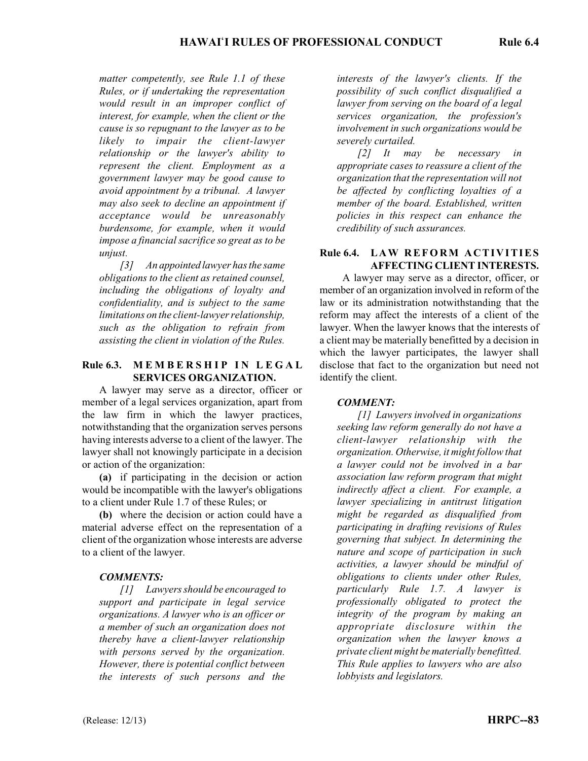*matter competently, see Rule 1.1 of these Rules, or if undertaking the representation would result in an improper conflict of interest, for example, when the client or the cause is so repugnant to the lawyer as to be likely to impair the client-lawyer relationship or the lawyer's ability to represent the client. Employment as a government lawyer may be good cause to avoid appointment by a tribunal. A lawyer may also seek to decline an appointment if acceptance would be unreasonably burdensome, for example, when it would impose a financial sacrifice so great as to be unjust.*

*[3] An appointed lawyer has the same obligations to the client as retained counsel, including the obligations of loyalty and confidentiality, and is subject to the same limitations on the client-lawyer relationship, such as the obligation to refrain from assisting the client in violation of the Rules.*

## Rule 6.3. MEMBERSHIP IN LEGAL SERVICES ORGANIZATION.

A lawyer may serve as a director, officer or member of a legal services organization, apart from the law firm in which the lawyer practices, notwithstanding that the organization serves persons having interests adverse to a client of the lawyer. The lawyer shall not knowingly participate in a decision or action of the organization:

**(a)** if participating in the decision or action would be incompatible with the lawyer's obligations to a client under Rule 1.7 of these Rules; or

**(b)** where the decision or action could have a material adverse effect on the representation of a client of the organization whose interests are adverse to a client of the lawyer.

***COMMENTS:***

*[1] Lawyers should be encouraged to support and participate in legal service organizations. A lawyer who is an officer or a member of such an organization does not thereby have a client-lawyer relationship with persons served by the organization. However, there is potential conflict between the interests of such persons and the interests of the lawyer's clients. If the possibility of such conflict disqualified a lawyer from serving on the board of a legal services organization, the profession's involvement in such organizations would be severely curtailed.*

*[2] It may be necessary in appropriate cases to reassure a client of the organization that the representation will not be affected by conflicting loyalties of a member of the board. Established, written policies in this respect can enhance the credibility of such assurances.*

## Rule 6.4. LAW REFORM ACTIVITIES AFFECTING CLIENT INTERESTS.

A lawyer may serve as a director, officer, or member of an organization involved in reform of the law or its administration notwithstanding that the reform may affect the interests of a client of the lawyer. When the lawyer knows that the interests of a client may be materially benefitted by a decision in which the lawyer participates, the lawyer shall disclose that fact to the organization but need not identify the client.

***COMMENT:***

*[1] Lawyers involved in organizations seeking law reform generally do not have a client-lawyer relationship with the organization. Otherwise, it might follow that a lawyer could not be involved in a bar association law reform program that might indirectly affect a client. For example, a lawyer specializing in antitrust litigation might be regarded as disqualified from participating in drafting revisions of Rules governing that subject. In determining the nature and scope of participation in such activities, a lawyer should be mindful of obligations to clients under other Rules, particularly Rule 1.7. A lawyer is professionally obligated to protect the integrity of the program by making an appropriate disclosure within the organization when the lawyer knows a private client might be materially benefitted. This Rule applies to lawyers who are also lobbyists and legislators.*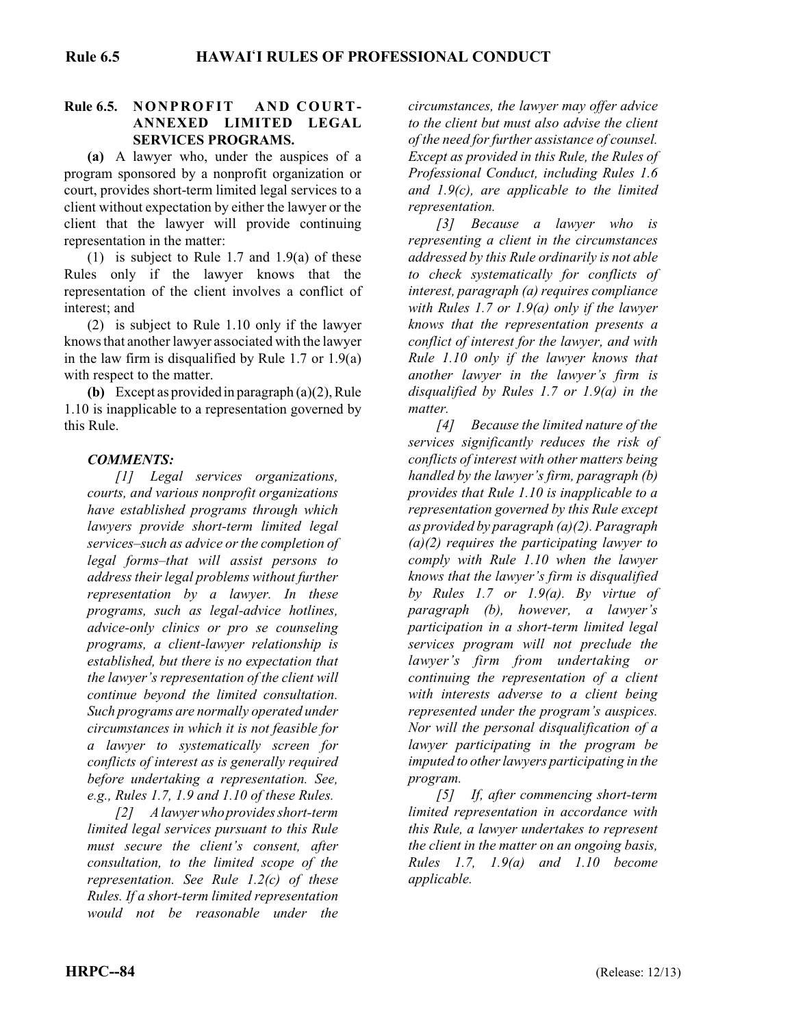## Rule 6.5. NONPROFIT AND COURT-ANNEXED LIMITED LEGAL SERVICES PROGRAMS.

**(a)** A lawyer who, under the auspices of a program sponsored by a nonprofit organization or court, provides short-term limited legal services to a client without expectation by either the lawyer or the client that the lawyer will provide continuing representation in the matter:

(1) is subject to Rule 1.7 and 1.9(a) of these Rules only if the lawyer knows that the representation of the client involves a conflict of interest; and

(2) is subject to Rule 1.10 only if the lawyer knows that another lawyer associated with the lawyer in the law firm is disqualified by Rule 1.7 or 1.9(a) with respect to the matter.

**(b)** Except as provided in paragraph (a)(2), Rule 1.10 is inapplicable to a representation governed by this Rule.

### *COMMENTS:*

*[1] Legal services organizations, courts, and various nonprofit organizations have established programs through which lawyers provide short-term limited legal services–such as advice or the completion of legal forms–that will assist persons to address their legal problems without further representation by a lawyer. In these programs, such as legal-advice hotlines, advice-only clinics or pro se counseling programs, a client-lawyer relationship is established, but there is no expectation that the lawyer's representation of the client will continue beyond the limited consultation. Such programs are normally operated under circumstances in which it is not feasible for a lawyer to systematically screen for conflicts of interest as is generally required before undertaking a representation. See, e.g., Rules 1.7, 1.9 and 1.10 of these Rules.*

*[2] A lawyer who provides short-term limited legal services pursuant to this Rule must secure the client's consent, after consultation, to the limited scope of the representation. See Rule 1.2(c) of these Rules. If a short-term limited representation would not be reasonable under the circumstances, the lawyer may offer advice to the client but must also advise the client of the need for further assistance of counsel. Except as provided in this Rule, the Rules of Professional Conduct, including Rules 1.6 and 1.9(c), are applicable to the limited representation.*

*[3] Because a lawyer who is representing a client in the circumstances addressed by this Rule ordinarily is not able to check systematically for conflicts of interest, paragraph (a) requires compliance with Rules 1.7 or 1.9(a) only if the lawyer knows that the representation presents a conflict of interest for the lawyer, and with Rule 1.10 only if the lawyer knows that another lawyer in the lawyer's firm is disqualified by Rules 1.7 or 1.9(a) in the matter.*

*[4] Because the limited nature of the services significantly reduces the risk of conflicts of interest with other matters being handled by the lawyer's firm, paragraph (b) provides that Rule 1.10 is inapplicable to a representation governed by this Rule except as provided by paragraph (a)(2). Paragraph (a)(2) requires the participating lawyer to comply with Rule 1.10 when the lawyer knows that the lawyer's firm is disqualified by Rules 1.7 or 1.9(a). By virtue of paragraph (b), however, a lawyer's participation in a short-term limited legal services program will not preclude the lawyer's firm from undertaking or continuing the representation of a client with interests adverse to a client being represented under the program's auspices. Nor will the personal disqualification of a lawyer participating in the program be imputed to other lawyers participating in the program.*

*[5] If, after commencing short-term limited representation in accordance with this Rule, a lawyer undertakes to represent the client in the matter on an ongoing basis, Rules 1.7, 1.9(a) and 1.10 become applicable.*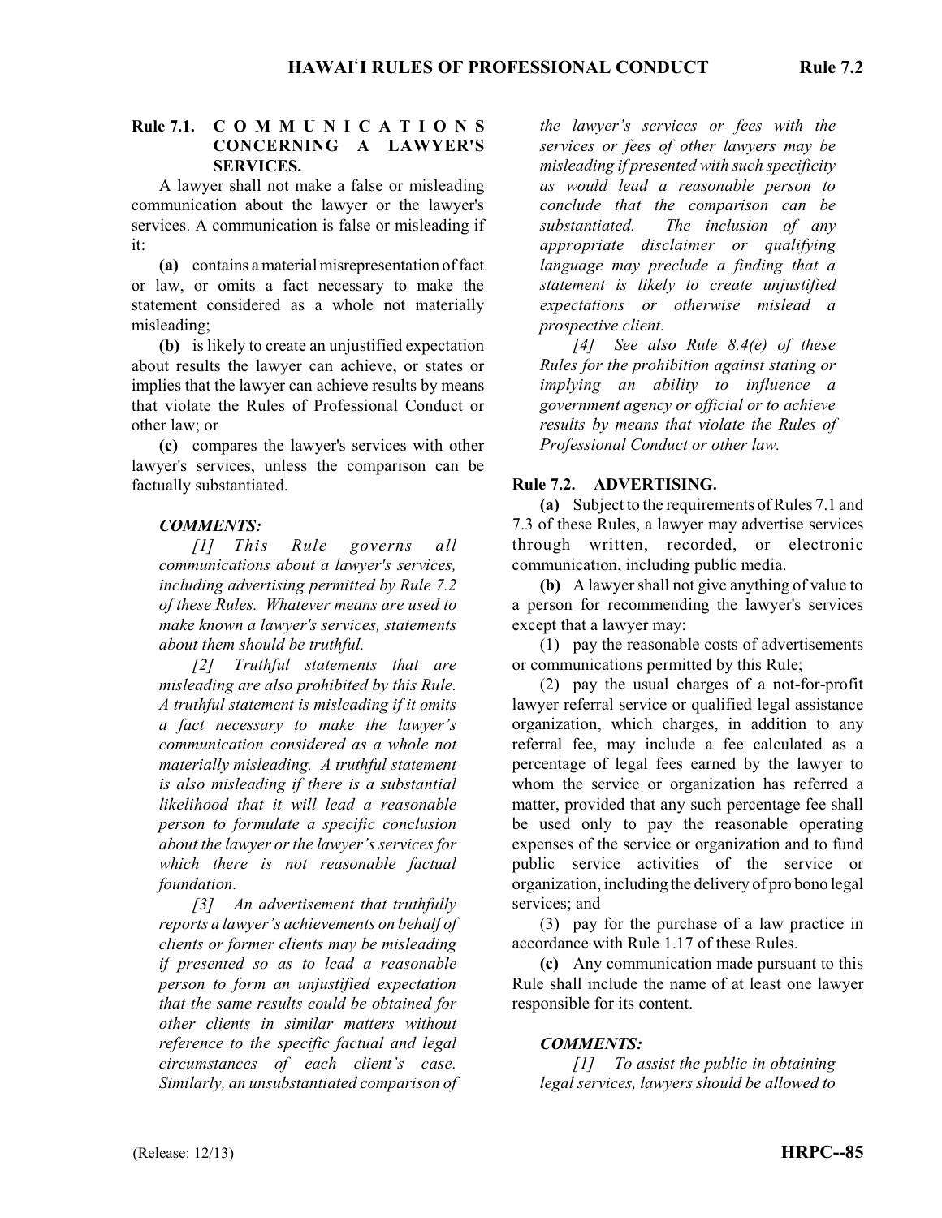## Rule 7.1. COMMUNICATIONS CONCERNING A LAWYER'S SERVICES.

A lawyer shall not make a false or misleading communication about the lawyer or the lawyer's services. A communication is false or misleading if it:

**(a)** contains a material misrepresentation of fact or law, or omits a fact necessary to make the statement considered as a whole not materially misleading;

**(b)** is likely to create an unjustified expectation about results the lawyer can achieve, or states or implies that the lawyer can achieve results by means that violate the Rules of Professional Conduct or other law; or

**(c)** compares the lawyer's services with other lawyer's services, unless the comparison can be factually substantiated.

### *COMMENTS:*

*[1] This Rule governs all communications about a lawyer's services, including advertising permitted by Rule 7.2 of these Rules. Whatever means are used to make known a lawyer's services, statements about them should be truthful.*

*[2] Truthful statements that are misleading are also prohibited by this Rule. A truthful statement is misleading if it omits a fact necessary to make the lawyer's communication considered as a whole not materially misleading. A truthful statement is also misleading if there is a substantial likelihood that it will lead a reasonable person to formulate a specific conclusion about the lawyer or the lawyer's services for which there is not reasonable factual foundation.*

*[3] An advertisement that truthfully reports a lawyer's achievements on behalf of clients or former clients may be misleading if presented so as to lead a reasonable person to form an unjustified expectation that the same results could be obtained for other clients in similar matters without reference to the specific factual and legal circumstances of each client's case. Similarly, an unsubstantiated comparison of the lawyer's services or fees with the services or fees of other lawyers may be misleading if presented with such specificity as would lead a reasonable person to conclude that the comparison can be substantiated. The inclusion of any appropriate disclaimer or qualifying language may preclude a finding that a statement is likely to create unjustified expectations or otherwise mislead a prospective client.*

*[4] See also Rule 8.4(e) of these Rules for the prohibition against stating or implying an ability to influence a government agency or official or to achieve results by means that violate the Rules of Professional Conduct or other law.*

## Rule 7.2. ADVERTISING.

**(a)** Subject to the requirements of Rules 7.1 and 7.3 of these Rules, a lawyer may advertise services through written, recorded, or electronic communication, including public media.

**(b)** A lawyer shall not give anything of value to a person for recommending the lawyer's services except that a lawyer may:

(1) pay the reasonable costs of advertisements or communications permitted by this Rule;

(2) pay the usual charges of a not-for-profit lawyer referral service or qualified legal assistance organization, which charges, in addition to any referral fee, may include a fee calculated as a percentage of legal fees earned by the lawyer to whom the service or organization has referred a matter, provided that any such percentage fee shall be used only to pay the reasonable operating expenses of the service or organization and to fund public service activities of the service or organization, including the delivery of pro bono legal services; and

(3) pay for the purchase of a law practice in accordance with Rule 1.17 of these Rules.

**(c)** Any communication made pursuant to this Rule shall include the name of at least one lawyer responsible for its content.

### *COMMENTS:*

*[1] To assist the public in obtaining legal services, lawyers should be allowed to*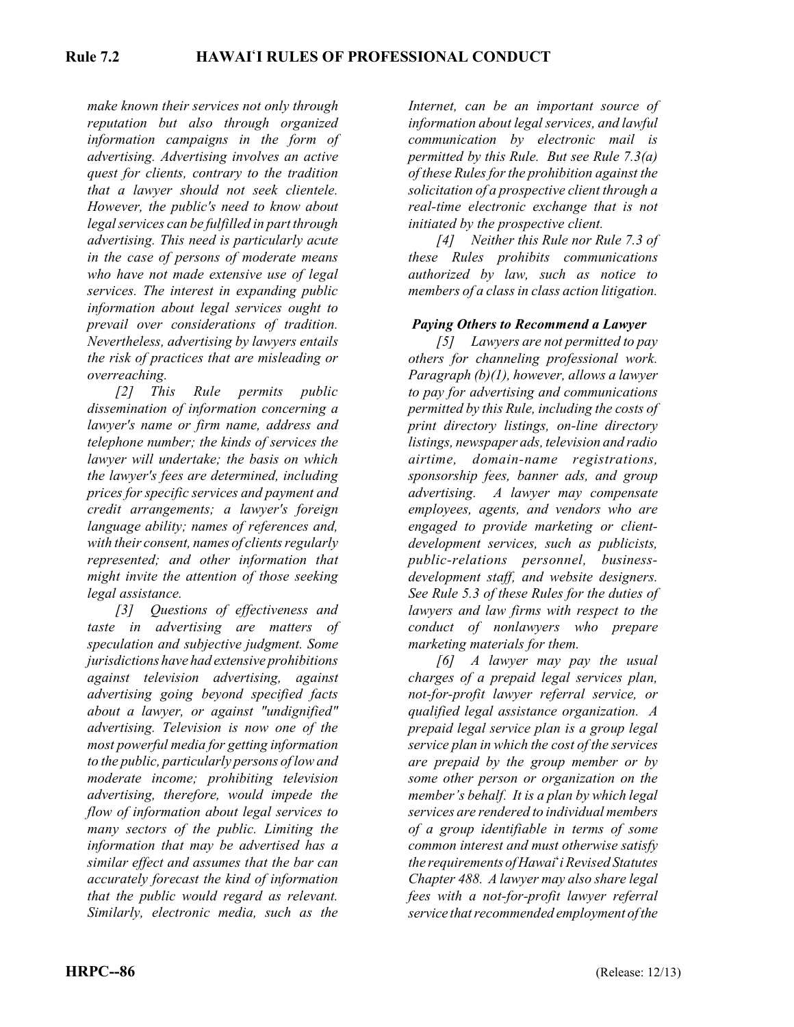*make known their services not only through reputation but also through organized information campaigns in the form of advertising. Advertising involves an active quest for clients, contrary to the tradition that a lawyer should not seek clientele. However, the public's need to know about legal services can be fulfilled in part through advertising. This need is particularly acute in the case of persons of moderate means who have not made extensive use of legal services. The interest in expanding public information about legal services ought to prevail over considerations of tradition. Nevertheless, advertising by lawyers entails the risk of practices that are misleading or overreaching.*

*[2] This Rule permits public dissemination of information concerning a lawyer's name or firm name, address and telephone number; the kinds of services the lawyer will undertake; the basis on which the lawyer's fees are determined, including prices for specific services and payment and credit arrangements; a lawyer's foreign language ability; names of references and, with their consent, names of clients regularly represented; and other information that might invite the attention of those seeking legal assistance.*

*[3] Questions of effectiveness and taste in advertising are matters of speculation and subjective judgment. Some jurisdictions have had extensive prohibitions against television advertising, against advertising going beyond specified facts about a lawyer, or against "undignified" advertising. Television is now one of the most powerful media for getting information to the public, particularly persons of low and moderate income; prohibiting television advertising, therefore, would impede the flow of information about legal services to many sectors of the public. Limiting the information that may be advertised has a similar effect and assumes that the bar can accurately forecast the kind of information that the public would regard as relevant. Similarly, electronic media, such as the Internet, can be an important source of information about legal services, and lawful communication by electronic mail is permitted by this Rule. But see Rule 7.3(a) of these Rules for the prohibition against the solicitation of a prospective client through a real-time electronic exchange that is not initiated by the prospective client.*

*[4] Neither this Rule nor Rule 7.3 of these Rules prohibits communications authorized by law, such as notice to members of a class in class action litigation.*

***Paying Others to Recommend a Lawyer***

*[5] Lawyers are not permitted to pay others for channeling professional work. Paragraph (b)(1), however, allows a lawyer to pay for advertising and communications permitted by this Rule, including the costs of print directory listings, on-line directory listings, newspaper ads, television and radio airtime, domain-name registrations, sponsorship fees, banner ads, and group advertising. A lawyer may compensate employees, agents, and vendors who are engaged to provide marketing or client-development services, such as publicists, public-relations personnel, business-development staff, and website designers. See Rule 5.3 of these Rules for the duties of lawyers and law firms with respect to the conduct of nonlawyers who prepare marketing materials for them.*

*[6] A lawyer may pay the usual charges of a prepaid legal services plan, not-for-profit lawyer referral service, or qualified legal assistance organization. A prepaid legal service plan is a group legal service plan in which the cost of the services are prepaid by the group member or by some other person or organization on the member's behalf. It is a plan by which legal services are rendered to individual members of a group identifiable in terms of some common interest and must otherwise satisfy the requirements of Hawai'i Revised Statutes Chapter 488. A lawyer may also share legal fees with a not-for-profit lawyer referral service that recommended employment of the*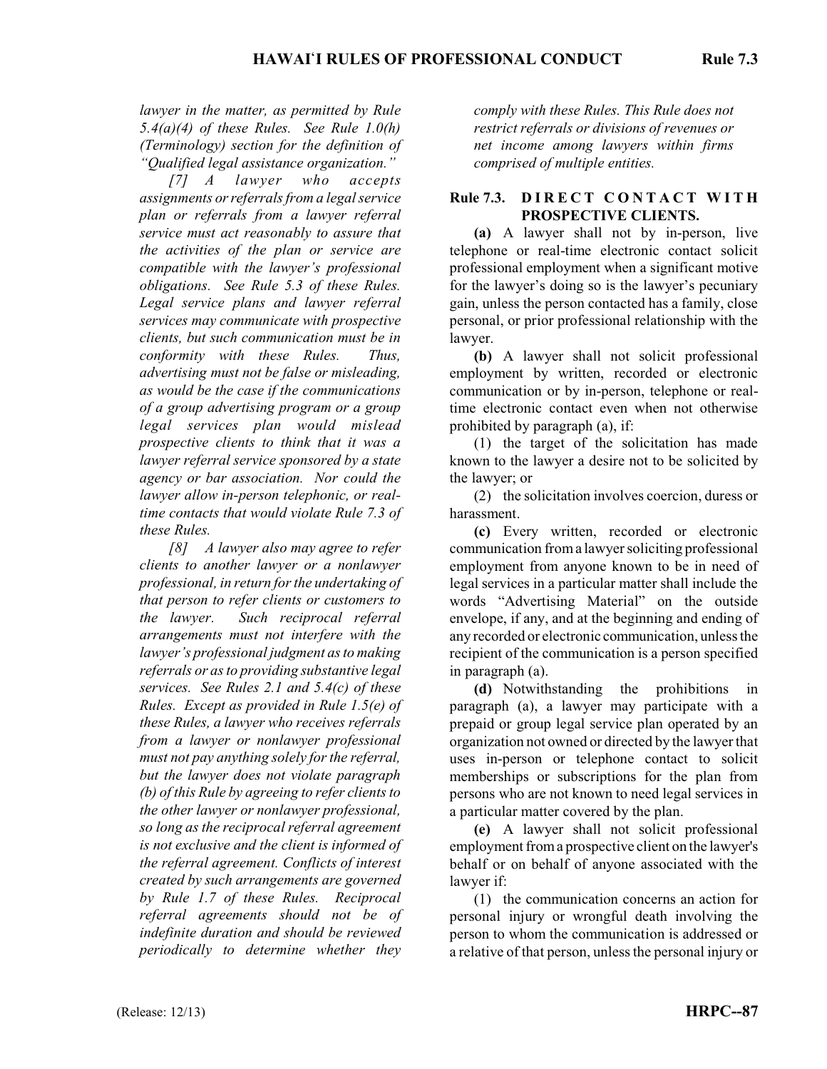*lawyer in the matter, as permitted by Rule 5.4(a)(4) of these Rules. See Rule 1.0(h) (Terminology) section for the definition of "Qualified legal assistance organization."*

*[7] A lawyer who accepts assignments or referrals from a legal service plan or referrals from a lawyer referral service must act reasonably to assure that the activities of the plan or service are compatible with the lawyer's professional obligations. See Rule 5.3 of these Rules. Legal service plans and lawyer referral services may communicate with prospective clients, but such communication must be in conformity with these Rules. Thus, advertising must not be false or misleading, as would be the case if the communications of a group advertising program or a group legal services plan would mislead prospective clients to think that it was a lawyer referral service sponsored by a state agency or bar association. Nor could the lawyer allow in-person telephonic, or real-time contacts that would violate Rule 7.3 of these Rules.*

*[8] A lawyer also may agree to refer clients to another lawyer or a nonlawyer professional, in return for the undertaking of that person to refer clients or customers to the lawyer. Such reciprocal referral arrangements must not interfere with the lawyer's professional judgment as to making referrals or as to providing substantive legal services. See Rules 2.1 and 5.4(c) of these Rules. Except as provided in Rule 1.5(e) of these Rules, a lawyer who receives referrals from a lawyer or nonlawyer professional must not pay anything solely for the referral, but the lawyer does not violate paragraph (b) of this Rule by agreeing to refer clients to the other lawyer or nonlawyer professional, so long as the reciprocal referral agreement is not exclusive and the client is informed of the referral agreement. Conflicts of interest created by such arrangements are governed by Rule 1.7 of these Rules. Reciprocal referral agreements should not be of indefinite duration and should be reviewed periodically to determine whether they comply with these Rules. This Rule does not restrict referrals or divisions of revenues or net income among lawyers within firms comprised of multiple entities.*

## Rule 7.3. DIRECT CONTACT WITH PROSPECTIVE CLIENTS.

**(a)** A lawyer shall not by in-person, live telephone or real-time electronic contact solicit professional employment when a significant motive for the lawyer's doing so is the lawyer's pecuniary gain, unless the person contacted has a family, close personal, or prior professional relationship with the lawyer.

**(b)** A lawyer shall not solicit professional employment by written, recorded or electronic communication or by in-person, telephone or real-time electronic contact even when not otherwise prohibited by paragraph (a), if:

(1) the target of the solicitation has made known to the lawyer a desire not to be solicited by the lawyer; or

(2) the solicitation involves coercion, duress or harassment.

**(c)** Every written, recorded or electronic communication from a lawyer soliciting professional employment from anyone known to be in need of legal services in a particular matter shall include the words "Advertising Material" on the outside envelope, if any, and at the beginning and ending of any recorded or electronic communication, unless the recipient of the communication is a person specified in paragraph (a).

**(d)** Notwithstanding the prohibitions in paragraph (a), a lawyer may participate with a prepaid or group legal service plan operated by an organization not owned or directed by the lawyer that uses in-person or telephone contact to solicit memberships or subscriptions for the plan from persons who are not known to need legal services in a particular matter covered by the plan.

**(e)** A lawyer shall not solicit professional employment from a prospective client on the lawyer's behalf or on behalf of anyone associated with the lawyer if:

(1) the communication concerns an action for personal injury or wrongful death involving the person to whom the communication is addressed or a relative of that person, unless the personal injury or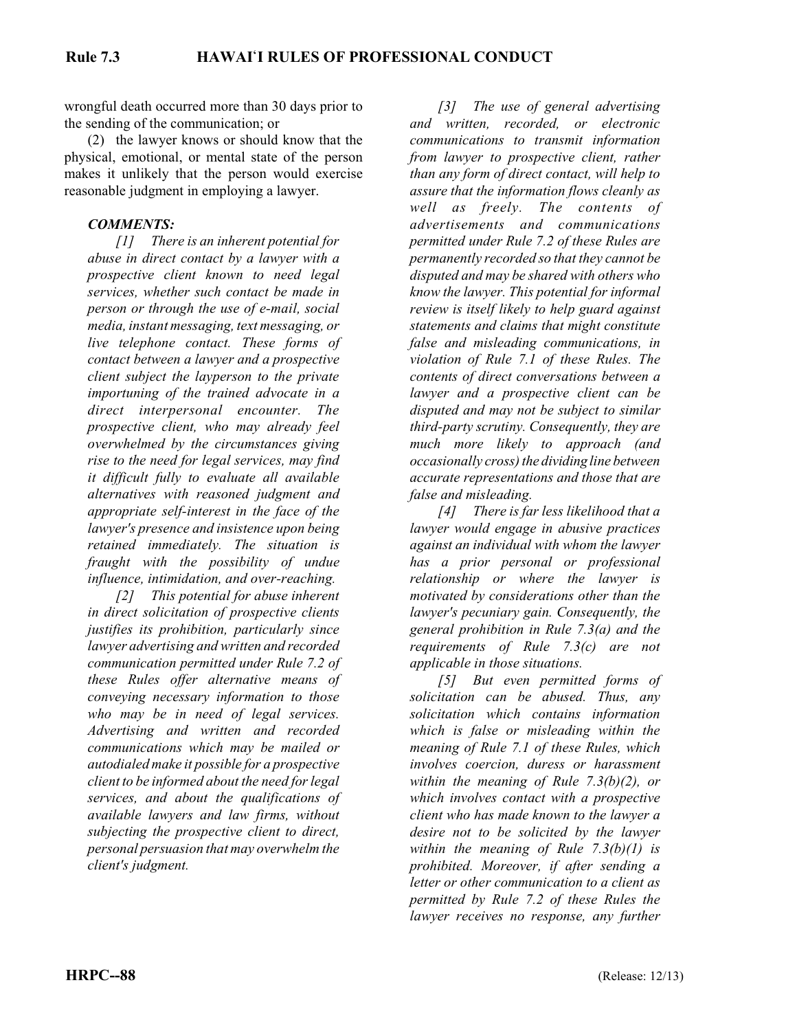wrongful death occurred more than 30 days prior to the sending of the communication; or

(2) the lawyer knows or should know that the physical, emotional, or mental state of the person makes it unlikely that the person would exercise reasonable judgment in employing a lawyer.

***COMMENTS:***

*[1] There is an inherent potential for abuse in direct contact by a lawyer with a prospective client known to need legal services, whether such contact be made in person or through the use of e-mail, social media, instant messaging, text messaging, or live telephone contact. These forms of contact between a lawyer and a prospective client subject the layperson to the private importuning of the trained advocate in a direct interpersonal encounter. The prospective client, who may already feel overwhelmed by the circumstances giving rise to the need for legal services, may find it difficult fully to evaluate all available alternatives with reasoned judgment and appropriate self-interest in the face of the lawyer's presence and insistence upon being retained immediately. The situation is fraught with the possibility of undue influence, intimidation, and over-reaching.*

*[2] This potential for abuse inherent in direct solicitation of prospective clients justifies its prohibition, particularly since lawyer advertising and written and recorded communication permitted under Rule 7.2 of these Rules offer alternative means of conveying necessary information to those who may be in need of legal services. Advertising and written and recorded communications which may be mailed or autodialed make it possible for a prospective client to be informed about the need for legal services, and about the qualifications of available lawyers and law firms, without subjecting the prospective client to direct, personal persuasion that may overwhelm the client's judgment.*

*[3] The use of general advertising and written, recorded, or electronic communications to transmit information from lawyer to prospective client, rather than any form of direct contact, will help to assure that the information flows cleanly as well as freely. The contents of advertisements and communications permitted under Rule 7.2 of these Rules are permanently recorded so that they cannot be disputed and may be shared with others who know the lawyer. This potential for informal review is itself likely to help guard against statements and claims that might constitute false and misleading communications, in violation of Rule 7.1 of these Rules. The contents of direct conversations between a lawyer and a prospective client can be disputed and may not be subject to similar third-party scrutiny. Consequently, they are much more likely to approach (and occasionally cross) the dividing line between accurate representations and those that are false and misleading.*

*[4] There is far less likelihood that a lawyer would engage in abusive practices against an individual with whom the lawyer has a prior personal or professional relationship or where the lawyer is motivated by considerations other than the lawyer's pecuniary gain. Consequently, the general prohibition in Rule 7.3(a) and the requirements of Rule 7.3(c) are not applicable in those situations.*

*[5] But even permitted forms of solicitation can be abused. Thus, any solicitation which contains information which is false or misleading within the meaning of Rule 7.1 of these Rules, which involves coercion, duress or harassment within the meaning of Rule 7.3(b)(2), or which involves contact with a prospective client who has made known to the lawyer a desire not to be solicited by the lawyer within the meaning of Rule 7.3(b)(1) is prohibited. Moreover, if after sending a letter or other communication to a client as permitted by Rule 7.2 of these Rules the lawyer receives no response, any further*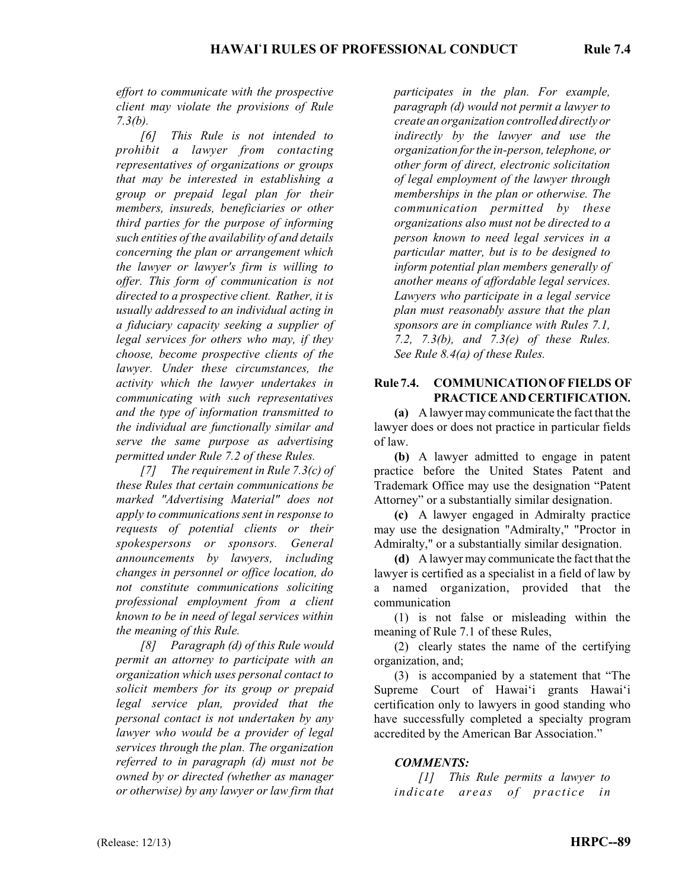*effort to communicate with the prospective client may violate the provisions of Rule 7.3(b).*

*[6] This Rule is not intended to prohibit a lawyer from contacting representatives of organizations or groups that may be interested in establishing a group or prepaid legal plan for their members, insureds, beneficiaries or other third parties for the purpose of informing such entities of the availability of and details concerning the plan or arrangement which the lawyer or lawyer's firm is willing to offer. This form of communication is not directed to a prospective client. Rather, it is usually addressed to an individual acting in a fiduciary capacity seeking a supplier of legal services for others who may, if they choose, become prospective clients of the lawyer. Under these circumstances, the activity which the lawyer undertakes in communicating with such representatives and the type of information transmitted to the individual are functionally similar and serve the same purpose as advertising permitted under Rule 7.2 of these Rules.*

*[7] The requirement in Rule 7.3(c) of these Rules that certain communications be marked "Advertising Material" does not apply to communications sent in response to requests of potential clients or their spokespersons or sponsors. General announcements by lawyers, including changes in personnel or office location, do not constitute communications soliciting professional employment from a client known to be in need of legal services within the meaning of this Rule.*

*[8] Paragraph (d) of this Rule would permit an attorney to participate with an organization which uses personal contact to solicit members for its group or prepaid legal service plan, provided that the personal contact is not undertaken by any lawyer who would be a provider of legal services through the plan. The organization referred to in paragraph (d) must not be owned by or directed (whether as manager or otherwise) by any lawyer or law firm that participates in the plan. For example, paragraph (d) would not permit a lawyer to create an organization controlled directly or indirectly by the lawyer and use the organization for the in-person, telephone, or other form of direct, electronic solicitation of legal employment of the lawyer through memberships in the plan or otherwise. The communication permitted by these organizations also must not be directed to a person known to need legal services in a particular matter, but is to be designed to inform potential plan members generally of another means of affordable legal services. Lawyers who participate in a legal service plan must reasonably assure that the plan sponsors are in compliance with Rules 7.1, 7.2, 7.3(b), and 7.3(e) of these Rules. See Rule 8.4(a) of these Rules.*

## Rule 7.4. COMMUNICATION OF FIELDS OF PRACTICE AND CERTIFICATION.

**(a)** A lawyer may communicate the fact that the lawyer does or does not practice in particular fields of law.

**(b)** A lawyer admitted to engage in patent practice before the United States Patent and Trademark Office may use the designation "Patent Attorney" or a substantially similar designation.

**(c)** A lawyer engaged in Admiralty practice may use the designation "Admiralty," "Proctor in Admiralty," or a substantially similar designation.

**(d)** A lawyer may communicate the fact that the lawyer is certified as a specialist in a field of law by a named organization, provided that the communication

(1) is not false or misleading within the meaning of Rule 7.1 of these Rules,

(2) clearly states the name of the certifying organization, and;

(3) is accompanied by a statement that "The Supreme Court of Hawai'i grants Hawai'i certification only to lawyers in good standing who have successfully completed a specialty program accredited by the American Bar Association."

***COMMENTS:***

*[1] This Rule permits a lawyer to indicate areas of practice in*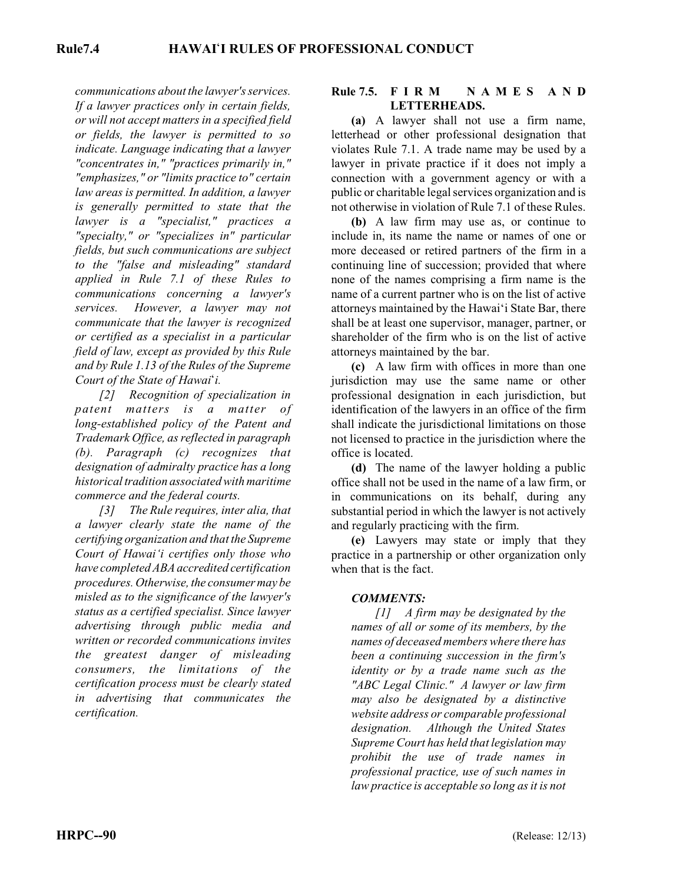*communications about the lawyer's services. If a lawyer practices only in certain fields, or will not accept matters in a specified field or fields, the lawyer is permitted to so indicate. Language indicating that a lawyer "concentrates in," "practices primarily in," "emphasizes," or "limits practice to" certain law areas is permitted. In addition, a lawyer is generally permitted to state that the lawyer is a "specialist," practices a "specialty," or "specializes in" particular fields, but such communications are subject to the "false and misleading" standard applied in Rule 7.1 of these Rules to communications concerning a lawyer's services. However, a lawyer may not communicate that the lawyer is recognized or certified as a specialist in a particular field of law, except as provided by this Rule and by Rule 1.13 of the Rules of the Supreme Court of the State of Hawai*'*i.*

*[2] Recognition of specialization in patent matters is a matter of long-established policy of the Patent and Trademark Office, as reflected in paragraph (b). Paragraph (c) recognizes that designation of admiralty practice has a long historical tradition associated with maritime commerce and the federal courts.*

*[3] The Rule requires, inter alia, that a lawyer clearly state the name of the certifying organization and that the Supreme Court of Hawai'i certifies only those who have completed ABA accredited certification procedures. Otherwise, the consumer may be misled as to the significance of the lawyer's status as a certified specialist. Since lawyer advertising through public media and written or recorded communications invites the greatest danger of misleading consumers, the limitations of the certification process must be clearly stated in advertising that communicates the certification.*

## Rule 7.5. FIRM NAMES AND LETTERHEADS.

**(a)** A lawyer shall not use a firm name, letterhead or other professional designation that violates Rule 7.1. A trade name may be used by a lawyer in private practice if it does not imply a connection with a government agency or with a public or charitable legal services organization and is not otherwise in violation of Rule 7.1 of these Rules.

**(b)** A law firm may use as, or continue to include in, its name the name or names of one or more deceased or retired partners of the firm in a continuing line of succession; provided that where none of the names comprising a firm name is the name of a current partner who is on the list of active attorneys maintained by the Hawai'i State Bar, there shall be at least one supervisor, manager, partner, or shareholder of the firm who is on the list of active attorneys maintained by the bar.

**(c)** A law firm with offices in more than one jurisdiction may use the same name or other professional designation in each jurisdiction, but identification of the lawyers in an office of the firm shall indicate the jurisdictional limitations on those not licensed to practice in the jurisdiction where the office is located.

**(d)** The name of the lawyer holding a public office shall not be used in the name of a law firm, or in communications on its behalf, during any substantial period in which the lawyer is not actively and regularly practicing with the firm.

**(e)** Lawyers may state or imply that they practice in a partnership or other organization only when that is the fact.

***COMMENTS:***

*[1] A firm may be designated by the names of all or some of its members, by the names of deceased members where there has been a continuing succession in the firm's identity or by a trade name such as the "ABC Legal Clinic." A lawyer or law firm may also be designated by a distinctive website address or comparable professional designation. Although the United States Supreme Court has held that legislation may prohibit the use of trade names in professional practice, use of such names in law practice is acceptable so long as it is not*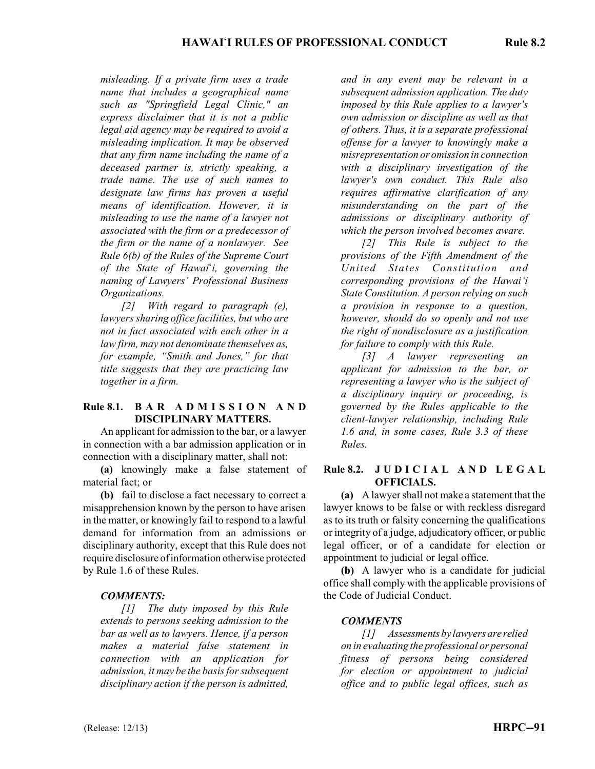*misleading. If a private firm uses a trade name that includes a geographical name such as "Springfield Legal Clinic," an express disclaimer that it is not a public legal aid agency may be required to avoid a misleading implication. It may be observed that any firm name including the name of a deceased partner is, strictly speaking, a trade name. The use of such names to designate law firms has proven a useful means of identification. However, it is misleading to use the name of a lawyer not associated with the firm or a predecessor of the firm or the name of a nonlawyer. See Rule 6(b) of the Rules of the Supreme Court of the State of Hawai'i, governing the naming of Lawyers' Professional Business Organizations.*

*[2] With regard to paragraph (e), lawyers sharing office facilities, but who are not in fact associated with each other in a law firm, may not denominate themselves as, for example, "Smith and Jones," for that title suggests that they are practicing law together in a firm.*

### Rule 8.1. BAR ADMISSION AND DISCIPLINARY MATTERS.

An applicant for admission to the bar, or a lawyer in connection with a bar admission application or in connection with a disciplinary matter, shall not:

**(a)** knowingly make a false statement of material fact; or

**(b)** fail to disclose a fact necessary to correct a misapprehension known by the person to have arisen in the matter, or knowingly fail to respond to a lawful demand for information from an admissions or disciplinary authority, except that this Rule does not require disclosure of information otherwise protected by Rule 1.6 of these Rules.

***COMMENTS:***

*[1] The duty imposed by this Rule extends to persons seeking admission to the bar as well as to lawyers. Hence, if a person makes a material false statement in connection with an application for admission, it may be the basis for subsequent disciplinary action if the person is admitted, and in any event may be relevant in a subsequent admission application. The duty imposed by this Rule applies to a lawyer's own admission or discipline as well as that of others. Thus, it is a separate professional offense for a lawyer to knowingly make a misrepresentation or omission in connection with a disciplinary investigation of the lawyer's own conduct. This Rule also requires affirmative clarification of any misunderstanding on the part of the admissions or disciplinary authority of which the person involved becomes aware.*

*[2] This Rule is subject to the provisions of the Fifth Amendment of the United States Constitution and corresponding provisions of the Hawai'i State Constitution. A person relying on such a provision in response to a question, however, should do so openly and not use the right of nondisclosure as a justification for failure to comply with this Rule.*

*[3] A lawyer representing an applicant for admission to the bar, or representing a lawyer who is the subject of a disciplinary inquiry or proceeding, is governed by the Rules applicable to the client-lawyer relationship, including Rule 1.6 and, in some cases, Rule 3.3 of these Rules.*

### Rule 8.2. JUDICIAL AND LEGAL OFFICIALS.

**(a)** A lawyer shall not make a statement that the lawyer knows to be false or with reckless disregard as to its truth or falsity concerning the qualifications or integrity of a judge, adjudicatory officer, or public legal officer, or of a candidate for election or appointment to judicial or legal office.

**(b)** A lawyer who is a candidate for judicial office shall comply with the applicable provisions of the Code of Judicial Conduct.

***COMMENTS***

*[1] Assessments by lawyers are relied on in evaluating the professional or personal fitness of persons being considered for election or appointment to judicial office and to public legal offices, such as*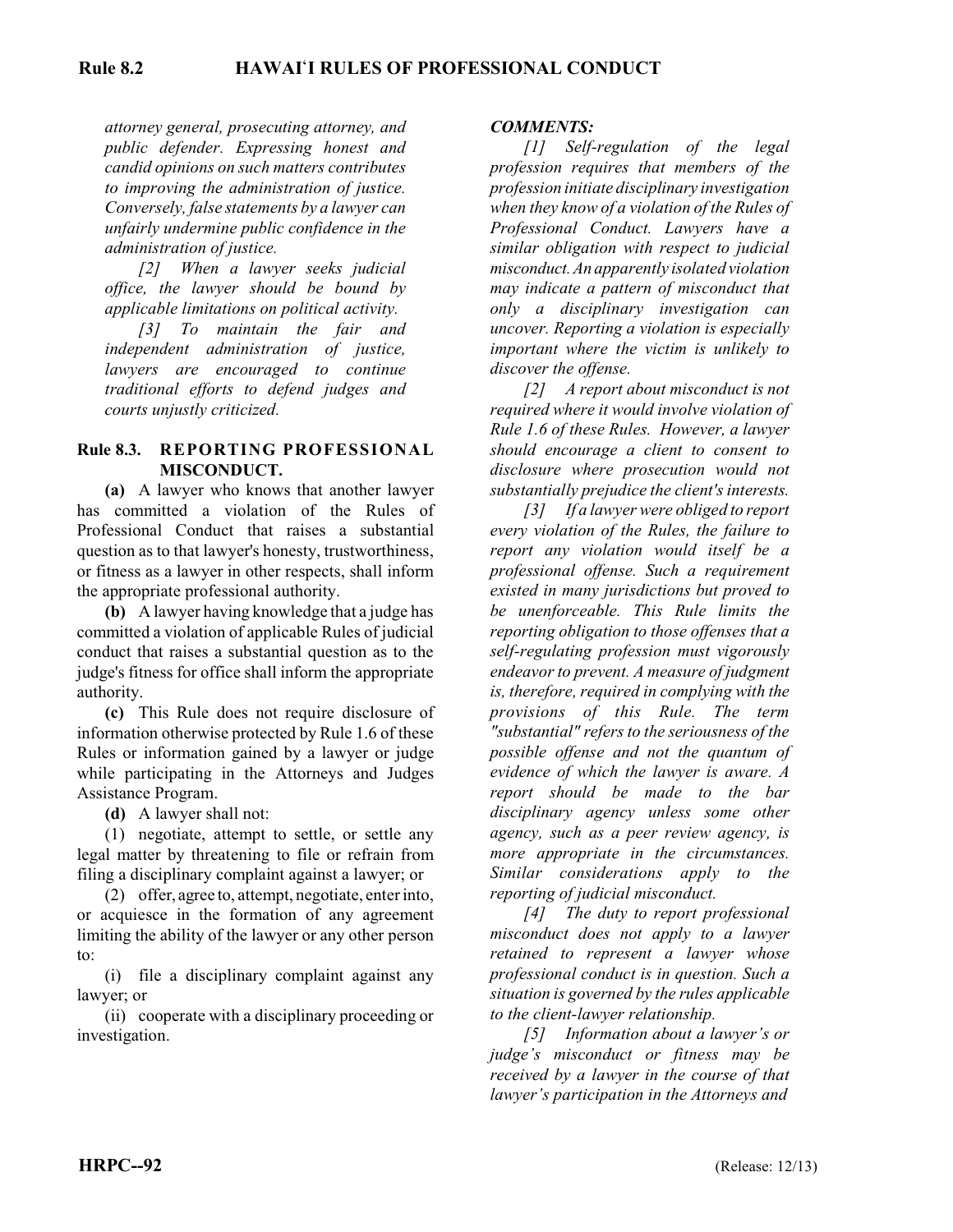*attorney general, prosecuting attorney, and public defender. Expressing honest and candid opinions on such matters contributes to improving the administration of justice. Conversely, false statements by a lawyer can unfairly undermine public confidence in the administration of justice.*

*[2] When a lawyer seeks judicial office, the lawyer should be bound by applicable limitations on political activity.*

*[3] To maintain the fair and independent administration of justice, lawyers are encouraged to continue traditional efforts to defend judges and courts unjustly criticized.*

## Rule 8.3. REPORTING PROFESSIONAL MISCONDUCT.

**(a)** A lawyer who knows that another lawyer has committed a violation of the Rules of Professional Conduct that raises a substantial question as to that lawyer's honesty, trustworthiness, or fitness as a lawyer in other respects, shall inform the appropriate professional authority.

**(b)** A lawyer having knowledge that a judge has committed a violation of applicable Rules of judicial conduct that raises a substantial question as to the judge's fitness for office shall inform the appropriate authority.

**(c)** This Rule does not require disclosure of information otherwise protected by Rule 1.6 of these Rules or information gained by a lawyer or judge while participating in the Attorneys and Judges Assistance Program.

**(d)** A lawyer shall not:

(1) negotiate, attempt to settle, or settle any legal matter by threatening to file or refrain from filing a disciplinary complaint against a lawyer; or

(2) offer, agree to, attempt, negotiate, enter into, or acquiesce in the formation of any agreement limiting the ability of the lawyer or any other person to:

(i) file a disciplinary complaint against any lawyer; or

(ii) cooperate with a disciplinary proceeding or investigation.

***COMMENTS:***

*[1] Self-regulation of the legal profession requires that members of the profession initiate disciplinary investigation when they know of a violation of the Rules of Professional Conduct. Lawyers have a similar obligation with respect to judicial misconduct. An apparently isolated violation may indicate a pattern of misconduct that only a disciplinary investigation can uncover. Reporting a violation is especially important where the victim is unlikely to discover the offense.*

*[2] A report about misconduct is not required where it would involve violation of Rule 1.6 of these Rules. However, a lawyer should encourage a client to consent to disclosure where prosecution would not substantially prejudice the client's interests.*

*[3] If a lawyer were obliged to report every violation of the Rules, the failure to report any violation would itself be a professional offense. Such a requirement existed in many jurisdictions but proved to be unenforceable. This Rule limits the reporting obligation to those offenses that a self-regulating profession must vigorously endeavor to prevent. A measure of judgment is, therefore, required in complying with the provisions of this Rule. The term "substantial" refers to the seriousness of the possible offense and not the quantum of evidence of which the lawyer is aware. A report should be made to the bar disciplinary agency unless some other agency, such as a peer review agency, is more appropriate in the circumstances. Similar considerations apply to the reporting of judicial misconduct.*

*[4] The duty to report professional misconduct does not apply to a lawyer retained to represent a lawyer whose professional conduct is in question. Such a situation is governed by the rules applicable to the client-lawyer relationship.*

*[5] Information about a lawyer's or judge's misconduct or fitness may be received by a lawyer in the course of that lawyer's participation in the Attorneys and*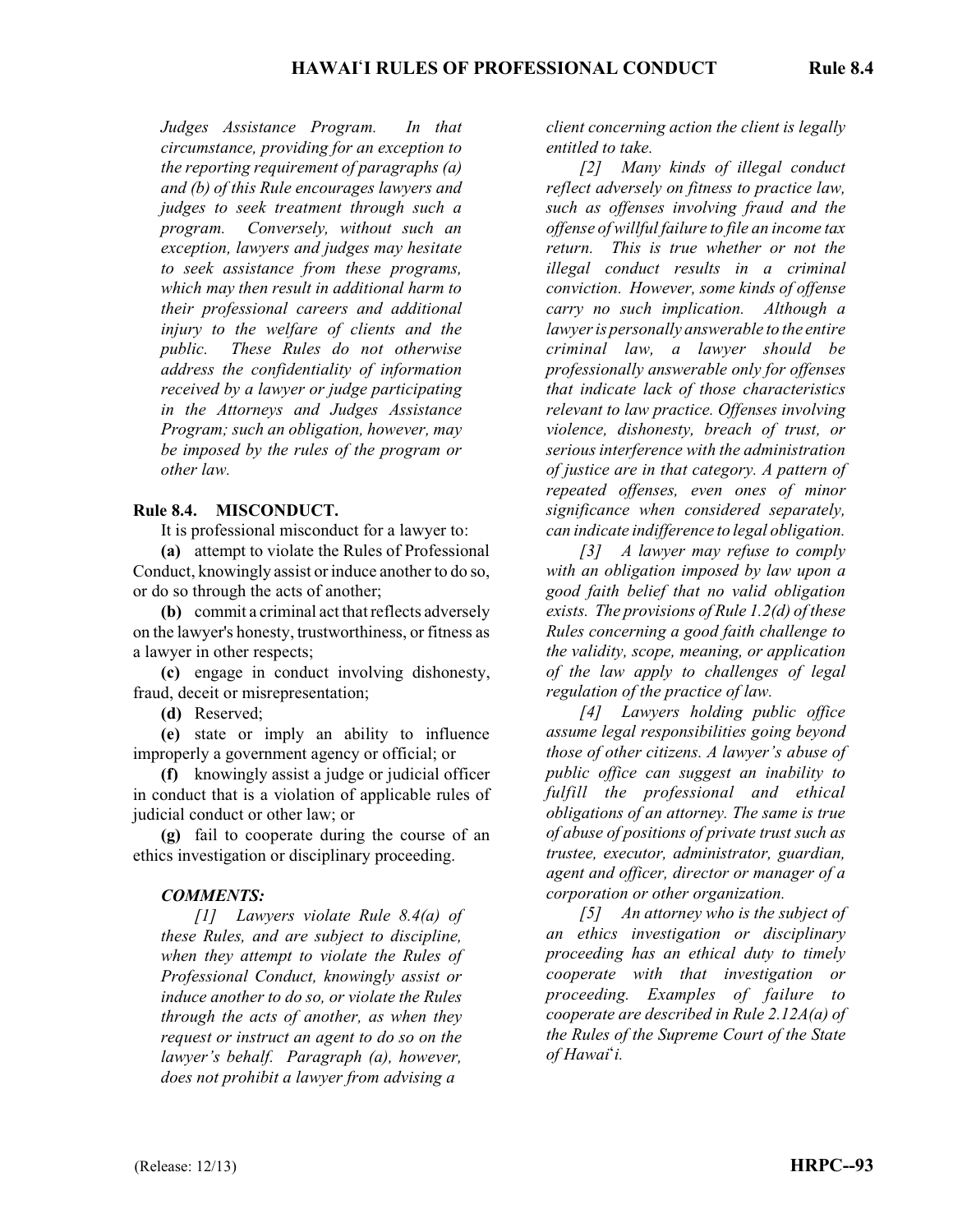*Judges Assistance Program. In that circumstance, providing for an exception to the reporting requirement of paragraphs (a) and (b) of this Rule encourages lawyers and judges to seek treatment through such a program. Conversely, without such an exception, lawyers and judges may hesitate to seek assistance from these programs, which may then result in additional harm to their professional careers and additional injury to the welfare of clients and the public. These Rules do not otherwise address the confidentiality of information received by a lawyer or judge participating in the Attorneys and Judges Assistance Program; such an obligation, however, may be imposed by the rules of the program or other law.*

**Rule 8.4. MISCONDUCT.**

It is professional misconduct for a lawyer to:

**(a)** attempt to violate the Rules of Professional Conduct, knowingly assist or induce another to do so, or do so through the acts of another;

**(b)** commit a criminal act that reflects adversely on the lawyer's honesty, trustworthiness, or fitness as a lawyer in other respects;

**(c)** engage in conduct involving dishonesty, fraud, deceit or misrepresentation;

**(d)** Reserved;

**(e)** state or imply an ability to influence improperly a government agency or official; or

**(f)** knowingly assist a judge or judicial officer in conduct that is a violation of applicable rules of judicial conduct or other law; or

**(g)** fail to cooperate during the course of an ethics investigation or disciplinary proceeding.

***COMMENTS:***

*[1] Lawyers violate Rule 8.4(a) of these Rules, and are subject to discipline, when they attempt to violate the Rules of Professional Conduct, knowingly assist or induce another to do so, or violate the Rules through the acts of another, as when they request or instruct an agent to do so on the lawyer's behalf. Paragraph (a), however, does not prohibit a lawyer from advising a client concerning action the client is legally entitled to take.*

*[2] Many kinds of illegal conduct reflect adversely on fitness to practice law, such as offenses involving fraud and the offense of willful failure to file an income tax return. This is true whether or not the illegal conduct results in a criminal conviction. However, some kinds of offense carry no such implication. Although a lawyer is personally answerable to the entire criminal law, a lawyer should be professionally answerable only for offenses that indicate lack of those characteristics relevant to law practice. Offenses involving violence, dishonesty, breach of trust, or serious interference with the administration of justice are in that category. A pattern of repeated offenses, even ones of minor significance when considered separately, can indicate indifference to legal obligation.*

*[3] A lawyer may refuse to comply with an obligation imposed by law upon a good faith belief that no valid obligation exists. The provisions of Rule 1.2(d) of these Rules concerning a good faith challenge to the validity, scope, meaning, or application of the law apply to challenges of legal regulation of the practice of law.*

*[4] Lawyers holding public office assume legal responsibilities going beyond those of other citizens. A lawyer's abuse of public office can suggest an inability to fulfill the professional and ethical obligations of an attorney. The same is true of abuse of positions of private trust such as trustee, executor, administrator, guardian, agent and officer, director or manager of a corporation or other organization.*

*[5] An attorney who is the subject of an ethics investigation or disciplinary proceeding has an ethical duty to timely cooperate with that investigation or proceeding. Examples of failure to cooperate are described in Rule 2.12A(a) of the Rules of the Supreme Court of the State of Hawai'i.*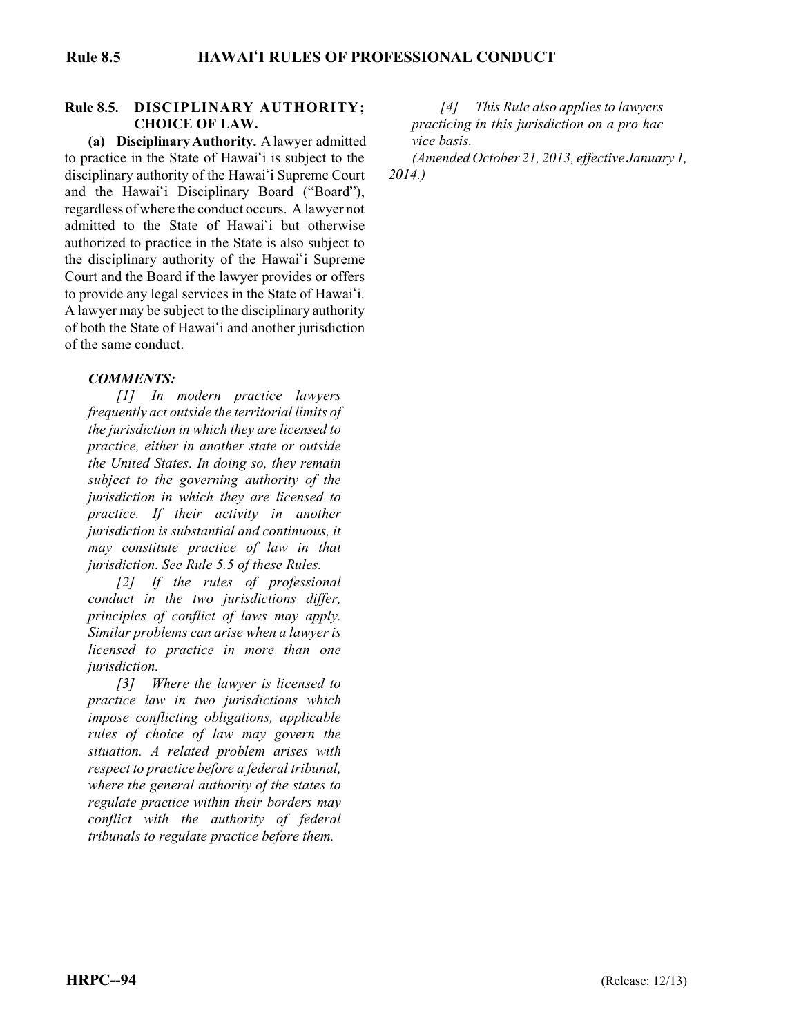## Rule 8.5. DISCIPLINARY AUTHORITY; CHOICE OF LAW.

**(a) Disciplinary Authority.** A lawyer admitted to practice in the State of Hawai'i is subject to the disciplinary authority of the Hawai'i Supreme Court and the Hawai'i Disciplinary Board ("Board"), regardless of where the conduct occurs. A lawyer not admitted to the State of Hawai'i but otherwise authorized to practice in the State is also subject to the disciplinary authority of the Hawai'i Supreme Court and the Board if the lawyer provides or offers to provide any legal services in the State of Hawai'i. A lawyer may be subject to the disciplinary authority of both the State of Hawai'i and another jurisdiction of the same conduct.

***COMMENTS:***

*[1] In modern practice lawyers frequently act outside the territorial limits of the jurisdiction in which they are licensed to practice, either in another state or outside the United States. In doing so, they remain subject to the governing authority of the jurisdiction in which they are licensed to practice. If their activity in another jurisdiction is substantial and continuous, it may constitute practice of law in that jurisdiction. See Rule 5.5 of these Rules.*

*[2] If the rules of professional conduct in the two jurisdictions differ, principles of conflict of laws may apply. Similar problems can arise when a lawyer is licensed to practice in more than one jurisdiction.*

*[3] Where the lawyer is licensed to practice law in two jurisdictions which impose conflicting obligations, applicable rules of choice of law may govern the situation. A related problem arises with respect to practice before a federal tribunal, where the general authority of the states to regulate practice within their borders may conflict with the authority of federal tribunals to regulate practice before them.*

*[4] This Rule also applies to lawyers practicing in this jurisdiction on a pro hac vice basis.*

*(Amended October 21, 2013, effective January 1, 2014.)*